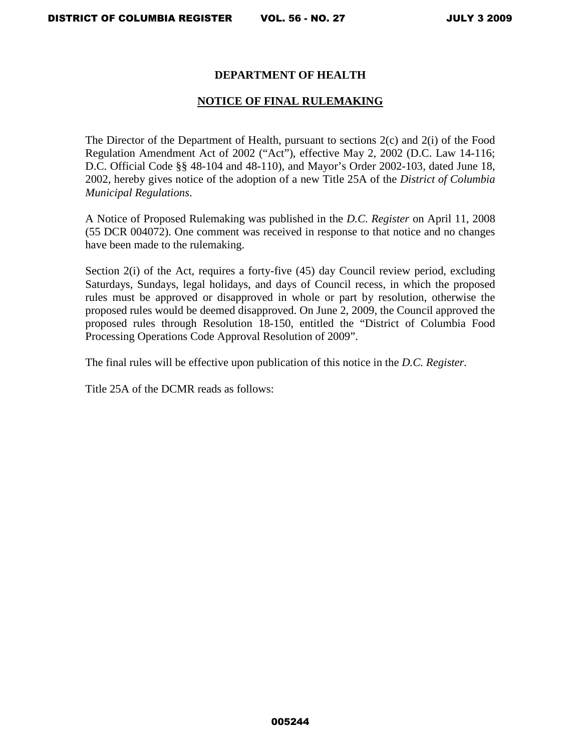## DEPARTMENT OF HEALTH

## NOTICE OF FINAL RULEMAKING

The Director of the Department of Health, pursuant to sections 2(c) and 2(i) of the Food Regulation Amendment Act of 2002 ("Act"), effective May 2, 2002 (D.C. Law 14-116; D.C. Official Code §§ 48-104 and 48-110), and Mayor's Order 2002-103, dated June 18, 2002, hereby gives notice of the adoption of a new Title 25A of the *District of Columbia Municipal Regulations*.

A Notice of Proposed Rulemaking was published in the *D.C. Register* on April 11, 2008 (55 DCR 004072). One comment was received in response to that notice and no changes have been made to the rulemaking.

Section 2(i) of the Act, requires a forty-five (45) day Council review period, excluding Saturdays, Sundays, legal holidays, and days of Council recess, in which the proposed rules must be approved or disapproved in whole or part by resolution, otherwise the proposed rules would be deemed disapproved. On June 2, 2009, the Council approved the proposed rules through Resolution 18-150, entitled the "District of Columbia Food Processing Operations Code Approval Resolution of 2009".

The final rules will be effective upon publication of this notice in the *D.C. Register*.

Title 25A of the DCMR reads as follows: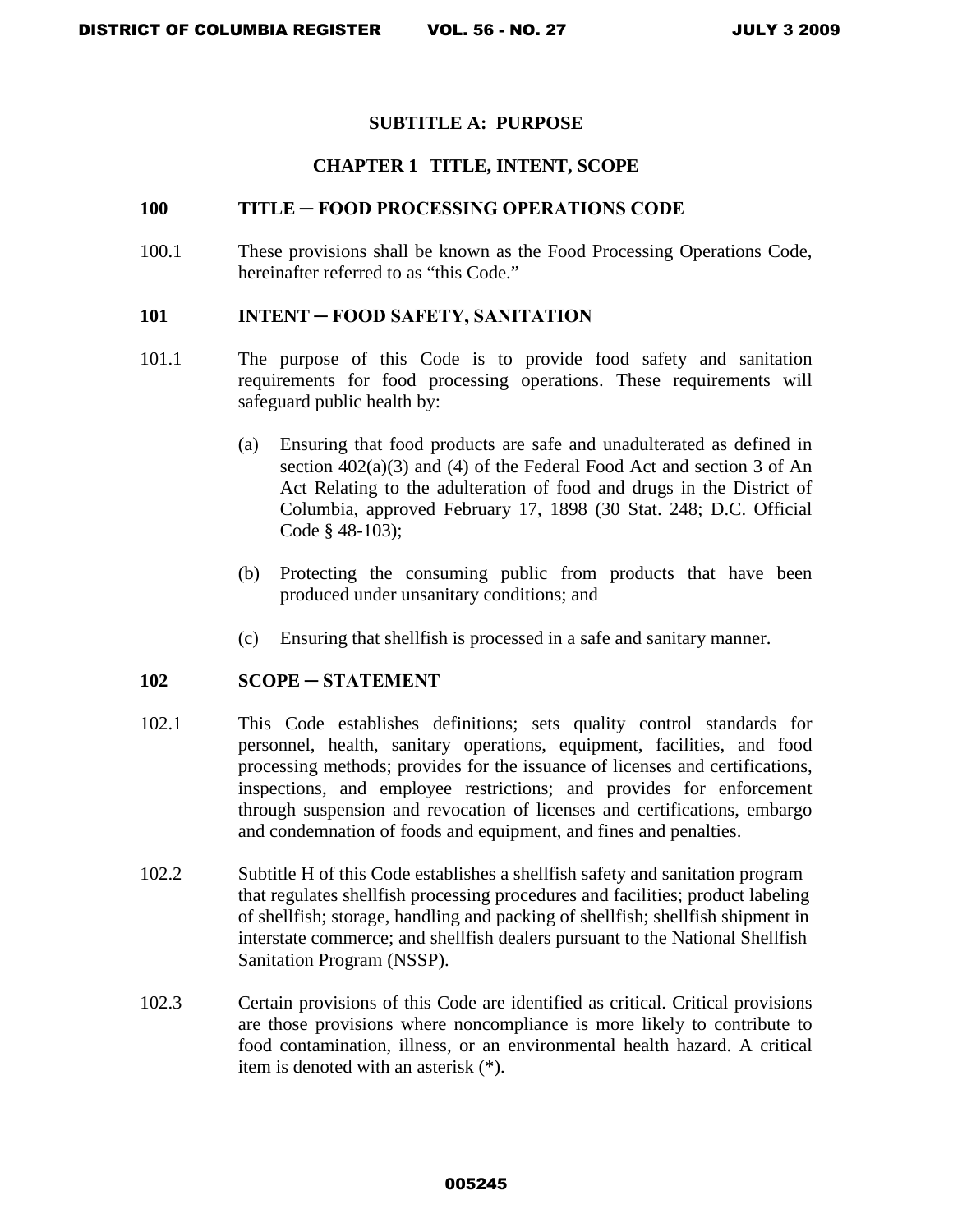## SUBTITLE A: PURPOSE

### CHAPTER 1 TITLE, INTENT, SCOPE

#### 100 TITLE ─ FOOD PROCESSING OPERATIONS CODE

100.1 These provisions shall be known as the Food Processing Operations Code, hereinafter referred to as "this Code."

#### 101 INTENT ─ FOOD SAFETY, SANITATION

101.1 The purpose of this Code is to provide food safety and sanitation requirements for food processing operations. These requirements will safeguard public health by:

(a) Ensuring that food products are safe and unadulterated as defined in section 402(a)(3) and (4) of the Federal Food Act and section 3 of An Act Relating to the adulteration of food and drugs in the District of Columbia, approved February 17, 1898 (30 Stat. 248; D.C. Official Code § 48-103);

(b) Protecting the consuming public from products that have been produced under unsanitary conditions; and

(c) Ensuring that shellfish is processed in a safe and sanitary manner.

#### 102 SCOPE ─ STATEMENT

102.1 This Code establishes definitions; sets quality control standards for personnel, health, sanitary operations, equipment, facilities, and food processing methods; provides for the issuance of licenses and certifications, inspections, and employee restrictions; and provides for enforcement through suspension and revocation of licenses and certifications, embargo and condemnation of foods and equipment, and fines and penalties.

102.2 Subtitle H of this Code establishes a shellfish safety and sanitation program that regulates shellfish processing procedures and facilities; product labeling of shellfish; storage, handling and packing of shellfish; shellfish shipment in interstate commerce; and shellfish dealers pursuant to the National Shellfish Sanitation Program (NSSP).

102.3 Certain provisions of this Code are identified as critical. Critical provisions are those provisions where noncompliance is more likely to contribute to food contamination, illness, or an environmental health hazard. A critical item is denoted with an asterisk (*).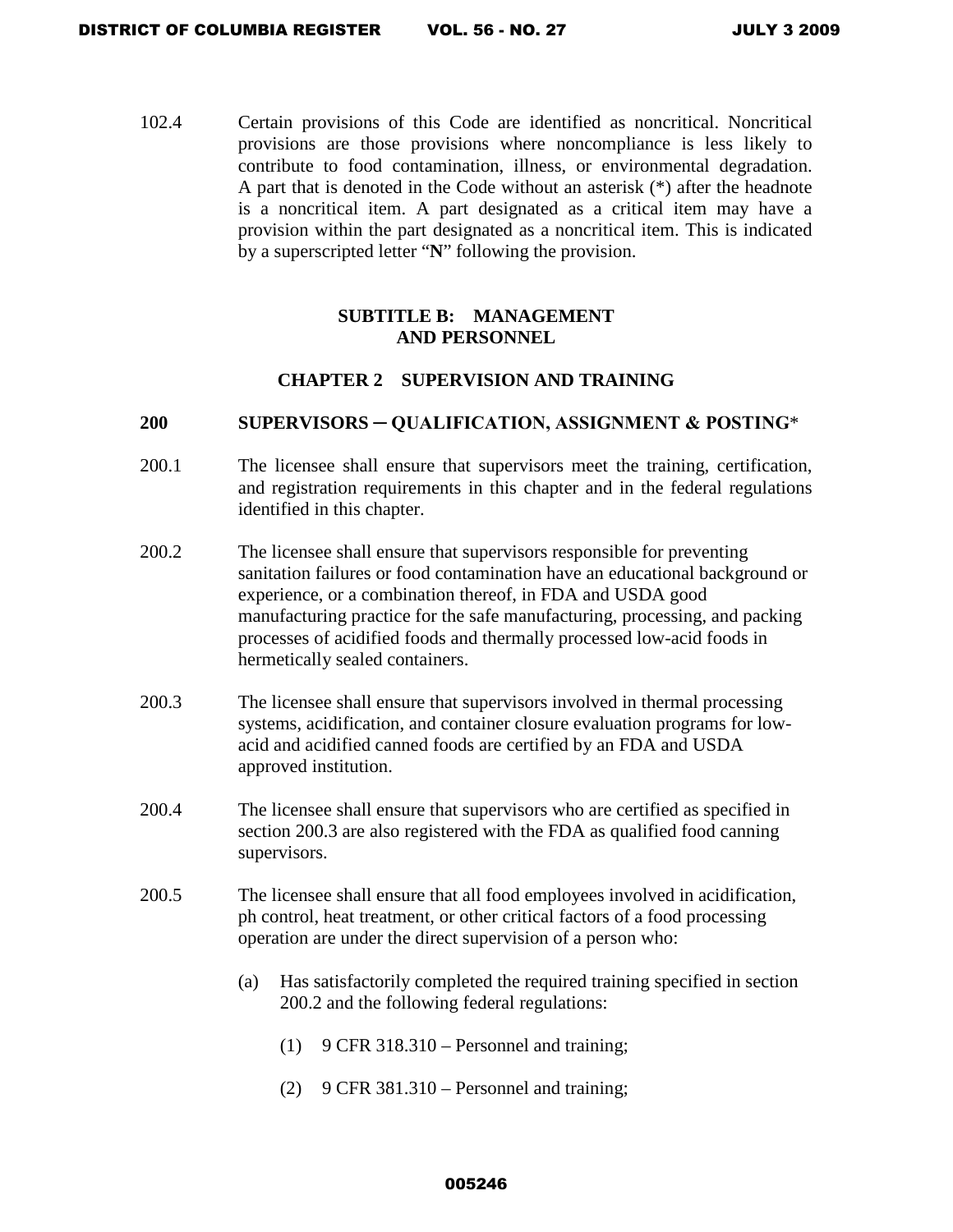102.4 Certain provisions of this Code are identified as noncritical. Noncritical provisions are those provisions where noncompliance is less likely to contribute to food contamination, illness, or environmental degradation. A part that is denoted in the Code without an asterisk (*) after the headnote is a noncritical item. A part designated as a critical item may have a provision within the part designated as a noncritical item. This is indicated by a superscripted letter "**N**" following the provision.

## SUBTITLE B: MANAGEMENT AND PERSONNEL

## CHAPTER 2 SUPERVISION AND TRAINING

### 200 SUPERVISORS – QUALIFICATION, ASSIGNMENT & POSTING*

200.1 The licensee shall ensure that supervisors meet the training, certification, and registration requirements in this chapter and in the federal regulations identified in this chapter.

200.2 The licensee shall ensure that supervisors responsible for preventing sanitation failures or food contamination have an educational background or experience, or a combination thereof, in FDA and USDA good manufacturing practice for the safe manufacturing, processing, and packing processes of acidified foods and thermally processed low-acid foods in hermetically sealed containers.

200.3 The licensee shall ensure that supervisors involved in thermal processing systems, acidification, and container closure evaluation programs for low-acid and acidified canned foods are certified by an FDA and USDA approved institution.

200.4 The licensee shall ensure that supervisors who are certified as specified in section 200.3 are also registered with the FDA as qualified food canning supervisors.

200.5 The licensee shall ensure that all food employees involved in acidification, ph control, heat treatment, or other critical factors of a food processing operation are under the direct supervision of a person who:

- (a) Has satisfactorily completed the required training specified in section 200.2 and the following federal regulations:
  - (1) 9 CFR 318.310 – Personnel and training;
  - (2) 9 CFR 381.310 – Personnel and training;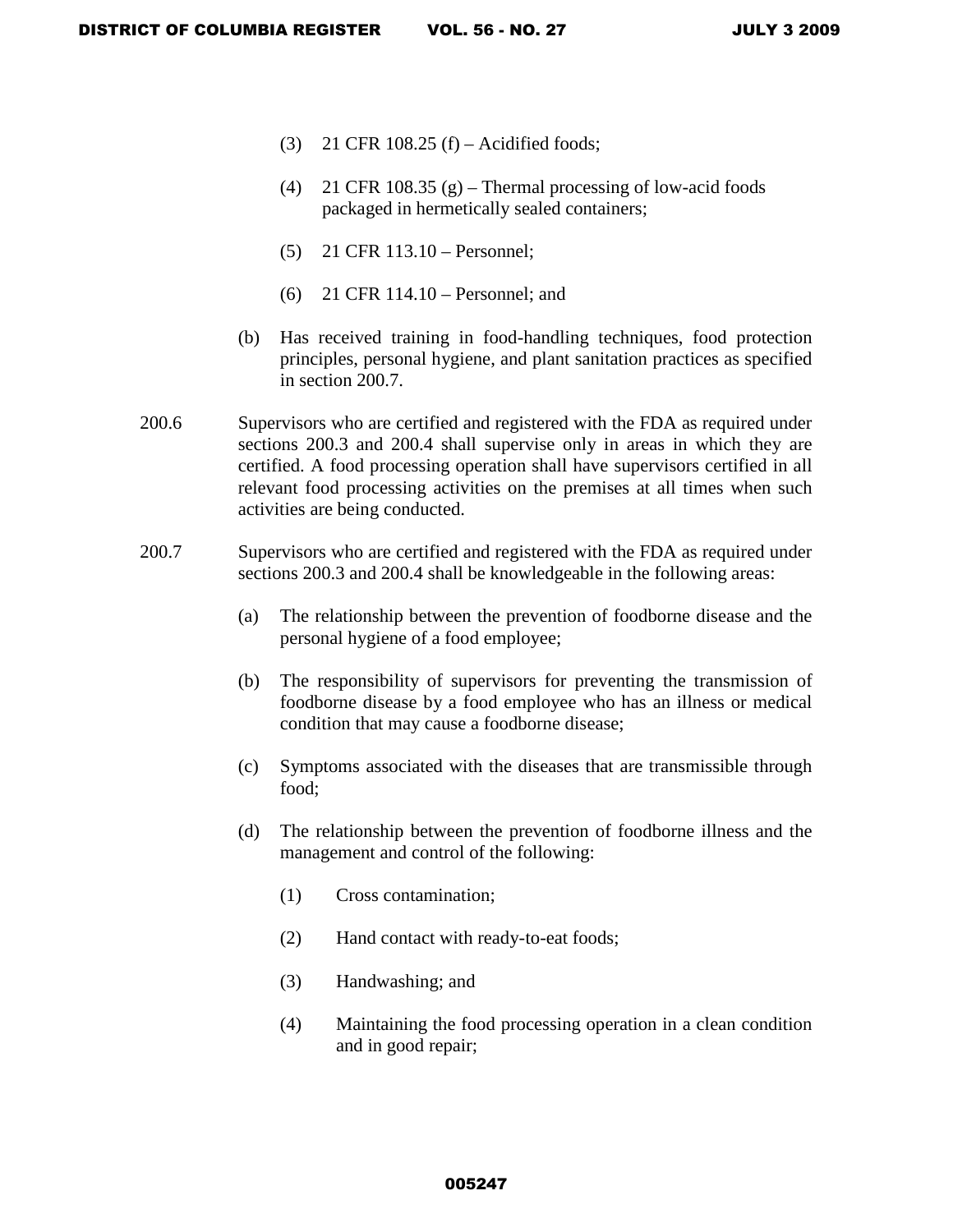(3) 21 CFR 108.25 (f) – Acidified foods;

(4) 21 CFR 108.35 (g) – Thermal processing of low-acid foods packaged in hermetically sealed containers;

(5) 21 CFR 113.10 – Personnel;

(6) 21 CFR 114.10 – Personnel; and

(b) Has received training in food-handling techniques, food protection principles, personal hygiene, and plant sanitation practices as specified in section 200.7.

200.6 Supervisors who are certified and registered with the FDA as required under sections 200.3 and 200.4 shall supervise only in areas in which they are certified. A food processing operation shall have supervisors certified in all relevant food processing activities on the premises at all times when such activities are being conducted.

200.7 Supervisors who are certified and registered with the FDA as required under sections 200.3 and 200.4 shall be knowledgeable in the following areas:

(a) The relationship between the prevention of foodborne disease and the personal hygiene of a food employee;

(b) The responsibility of supervisors for preventing the transmission of foodborne disease by a food employee who has an illness or medical condition that may cause a foodborne disease;

(c) Symptoms associated with the diseases that are transmissible through food;

(d) The relationship between the prevention of foodborne illness and the management and control of the following:

(1) Cross contamination;

(2) Hand contact with ready-to-eat foods;

(3) Handwashing; and

(4) Maintaining the food processing operation in a clean condition and in good repair;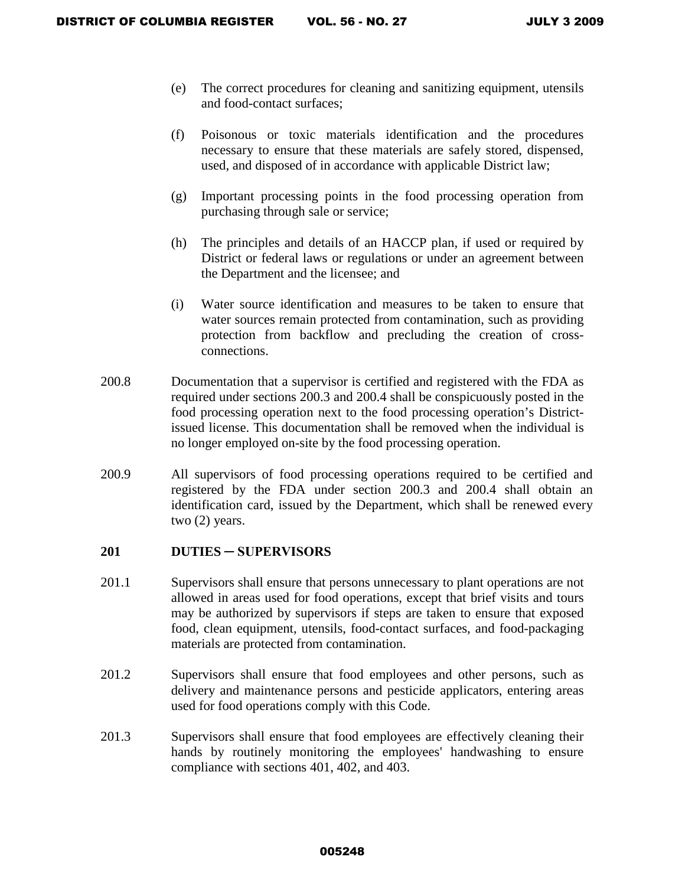(e) The correct procedures for cleaning and sanitizing equipment, utensils and food-contact surfaces;

(f) Poisonous or toxic materials identification and the procedures necessary to ensure that these materials are safely stored, dispensed, used, and disposed of in accordance with applicable District law;

(g) Important processing points in the food processing operation from purchasing through sale or service;

(h) The principles and details of an HACCP plan, if used or required by District or federal laws or regulations or under an agreement between the Department and the licensee; and

(i) Water source identification and measures to be taken to ensure that water sources remain protected from contamination, such as providing protection from backflow and precluding the creation of cross-connections.

200.8 Documentation that a supervisor is certified and registered with the FDA as required under sections 200.3 and 200.4 shall be conspicuously posted in the food processing operation next to the food processing operation's District-issued license. This documentation shall be removed when the individual is no longer employed on-site by the food processing operation.

200.9 All supervisors of food processing operations required to be certified and registered by the FDA under section 200.3 and 200.4 shall obtain an identification card, issued by the Department, which shall be renewed every two (2) years.

## 201 DUTIES – SUPERVISORS

201.1 Supervisors shall ensure that persons unnecessary to plant operations are not allowed in areas used for food operations, except that brief visits and tours may be authorized by supervisors if steps are taken to ensure that exposed food, clean equipment, utensils, food-contact surfaces, and food-packaging materials are protected from contamination.

201.2 Supervisors shall ensure that food employees and other persons, such as delivery and maintenance persons and pesticide applicators, entering areas used for food operations comply with this Code.

201.3 Supervisors shall ensure that food employees are effectively cleaning their hands by routinely monitoring the employees' handwashing to ensure compliance with sections 401, 402, and 403.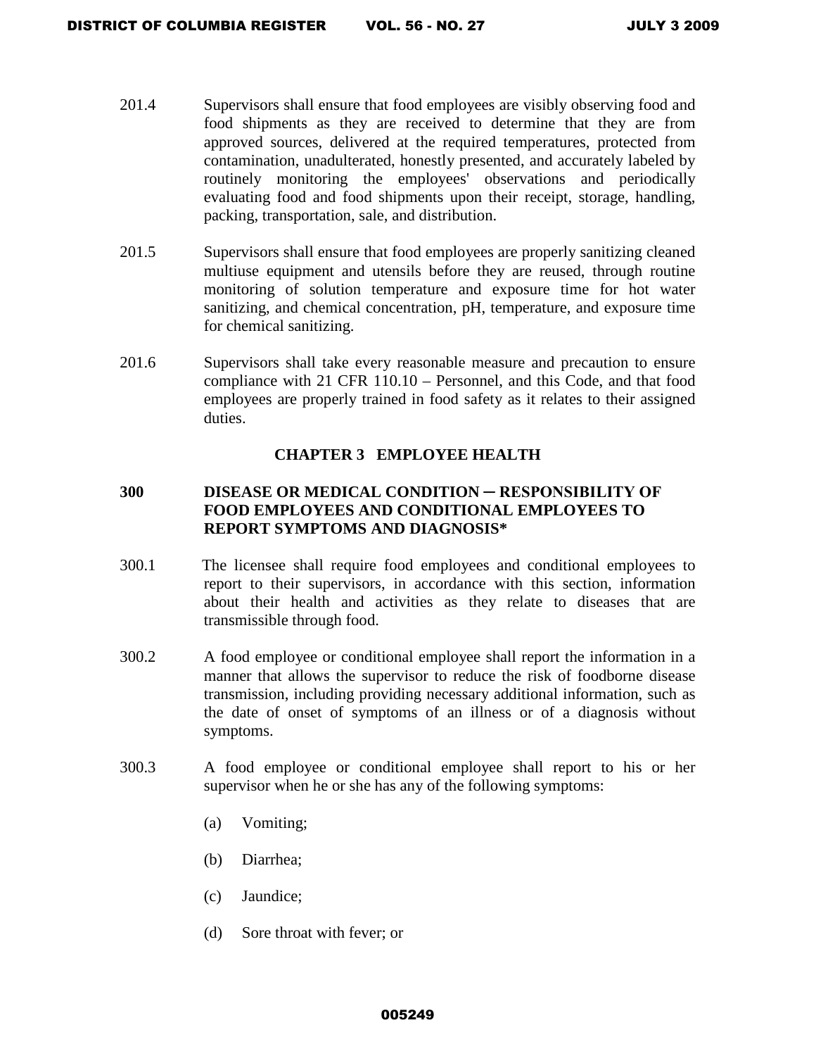201.4 Supervisors shall ensure that food employees are visibly observing food and food shipments as they are received to determine that they are from approved sources, delivered at the required temperatures, protected from contamination, unadulterated, honestly presented, and accurately labeled by routinely monitoring the employees' observations and periodically evaluating food and food shipments upon their receipt, storage, handling, packing, transportation, sale, and distribution.

201.5 Supervisors shall ensure that food employees are properly sanitizing cleaned multiuse equipment and utensils before they are reused, through routine monitoring of solution temperature and exposure time for hot water sanitizing, and chemical concentration, pH, temperature, and exposure time for chemical sanitizing.

201.6 Supervisors shall take every reasonable measure and precaution to ensure compliance with 21 CFR 110.10 – Personnel, and this Code, and that food employees are properly trained in food safety as it relates to their assigned duties.

## CHAPTER 3 EMPLOYEE HEALTH

### 300 DISEASE OR MEDICAL CONDITION ─ RESPONSIBILITY OF FOOD EMPLOYEES AND CONDITIONAL EMPLOYEES TO REPORT SYMPTOMS AND DIAGNOSIS*

300.1 The licensee shall require food employees and conditional employees to report to their supervisors, in accordance with this section, information about their health and activities as they relate to diseases that are transmissible through food.

300.2 A food employee or conditional employee shall report the information in a manner that allows the supervisor to reduce the risk of foodborne disease transmission, including providing necessary additional information, such as the date of onset of symptoms of an illness or of a diagnosis without symptoms.

300.3 A food employee or conditional employee shall report to his or her supervisor when he or she has any of the following symptoms:

(a) Vomiting;

(b) Diarrhea;

(c) Jaundice;

(d) Sore throat with fever; or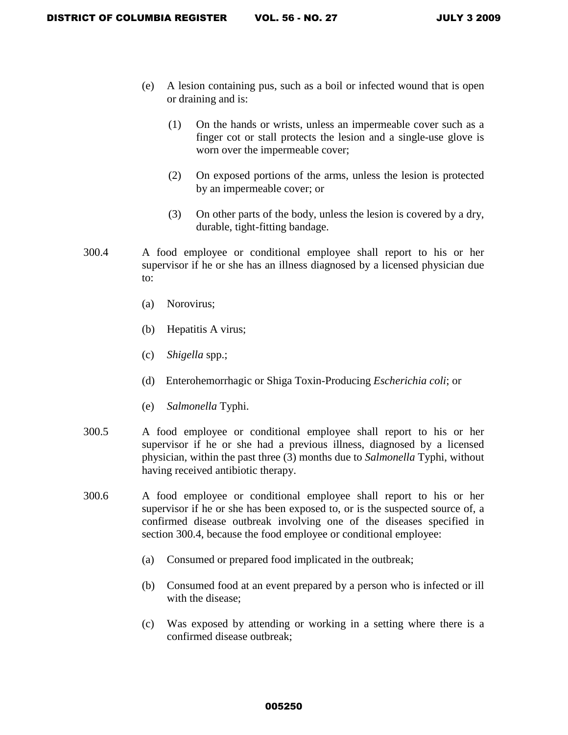(e) A lesion containing pus, such as a boil or infected wound that is open or draining and is:

  (1) On the hands or wrists, unless an impermeable cover such as a finger cot or stall protects the lesion and a single-use glove is worn over the impermeable cover;

  (2) On exposed portions of the arms, unless the lesion is protected by an impermeable cover; or

  (3) On other parts of the body, unless the lesion is covered by a dry, durable, tight-fitting bandage.

300.4 A food employee or conditional employee shall report to his or her supervisor if he or she has an illness diagnosed by a licensed physician due to:

(a) Norovirus;

(b) Hepatitis A virus;

(c) *Shigella* spp.;

(d) Enterohemorrhagic or Shiga Toxin-Producing *Escherichia coli*; or

(e) *Salmonella* Typhi.

300.5 A food employee or conditional employee shall report to his or her supervisor if he or she had a previous illness, diagnosed by a licensed physician, within the past three (3) months due to *Salmonella* Typhi, without having received antibiotic therapy.

300.6 A food employee or conditional employee shall report to his or her supervisor if he or she has been exposed to, or is the suspected source of, a confirmed disease outbreak involving one of the diseases specified in section 300.4, because the food employee or conditional employee:

(a) Consumed or prepared food implicated in the outbreak;

(b) Consumed food at an event prepared by a person who is infected or ill with the disease;

(c) Was exposed by attending or working in a setting where there is a confirmed disease outbreak;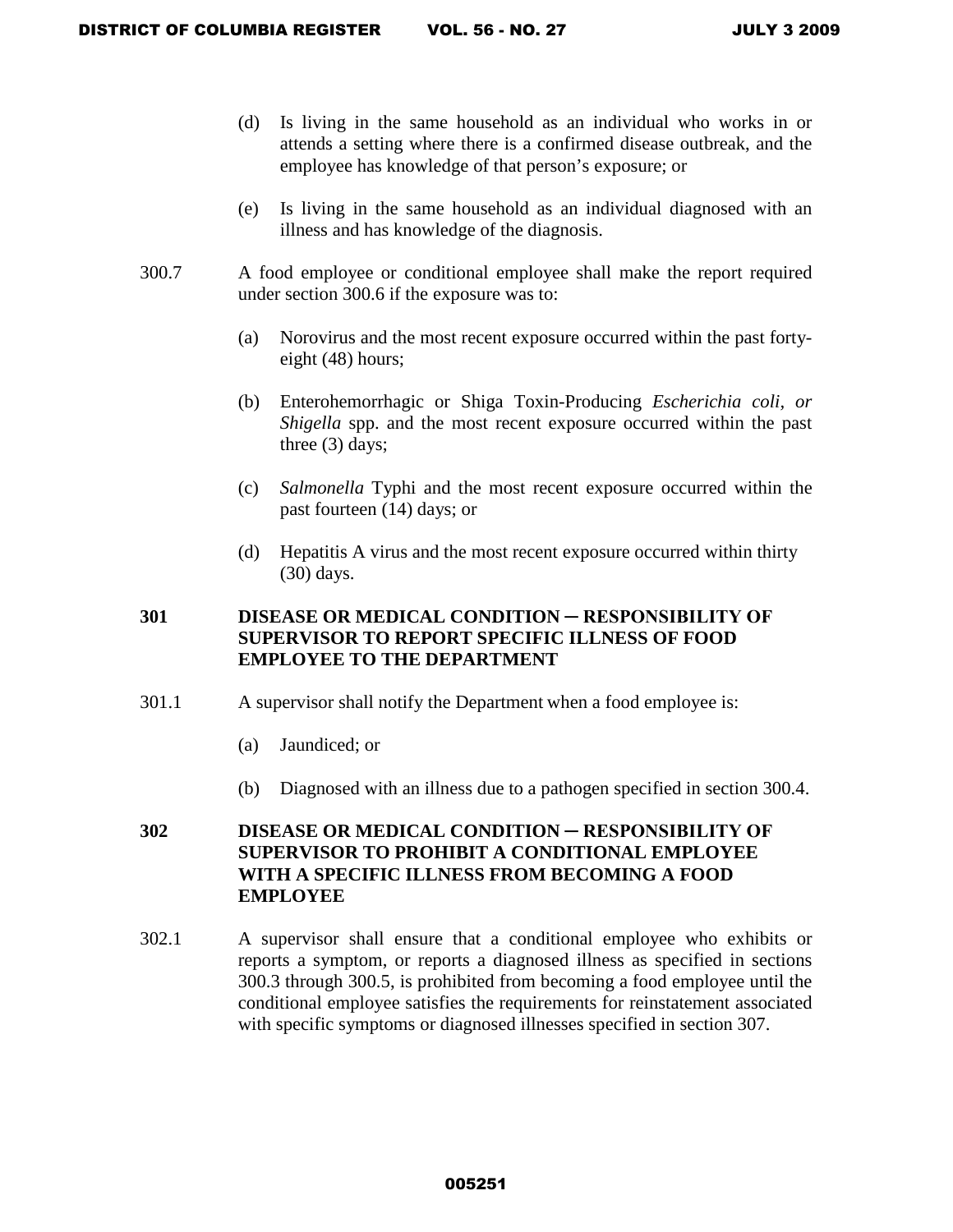(d) Is living in the same household as an individual who works in or attends a setting where there is a confirmed disease outbreak, and the employee has knowledge of that person's exposure; or

(e) Is living in the same household as an individual diagnosed with an illness and has knowledge of the diagnosis.

300.7 A food employee or conditional employee shall make the report required under section 300.6 if the exposure was to:

(a) Norovirus and the most recent exposure occurred within the past forty-eight (48) hours;

(b) Enterohemorrhagic or Shiga Toxin-Producing *Escherichia coli, or Shigella* spp. and the most recent exposure occurred within the past three (3) days;

(c) *Salmonella* Typhi and the most recent exposure occurred within the past fourteen (14) days; or

(d) Hepatitis A virus and the most recent exposure occurred within thirty (30) days.

## 301 DISEASE OR MEDICAL CONDITION ─ RESPONSIBILITY OF SUPERVISOR TO REPORT SPECIFIC ILLNESS OF FOOD EMPLOYEE TO THE DEPARTMENT

301.1 A supervisor shall notify the Department when a food employee is:

(a) Jaundiced; or

(b) Diagnosed with an illness due to a pathogen specified in section 300.4.

## 302 DISEASE OR MEDICAL CONDITION ─ RESPONSIBILITY OF SUPERVISOR TO PROHIBIT A CONDITIONAL EMPLOYEE WITH A SPECIFIC ILLNESS FROM BECOMING A FOOD EMPLOYEE

302.1 A supervisor shall ensure that a conditional employee who exhibits or reports a symptom, or reports a diagnosed illness as specified in sections 300.3 through 300.5, is prohibited from becoming a food employee until the conditional employee satisfies the requirements for reinstatement associated with specific symptoms or diagnosed illnesses specified in section 307.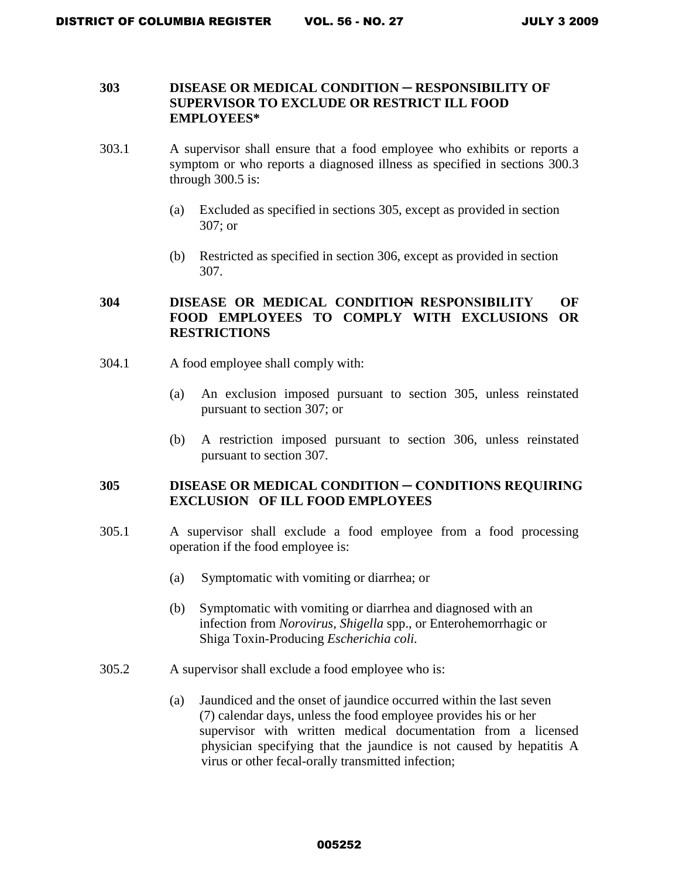**303 DISEASE OR MEDICAL CONDITION ─ RESPONSIBILITY OF SUPERVISOR TO EXCLUDE OR RESTRICT ILL FOOD EMPLOYEES***

303.1 A supervisor shall ensure that a food employee who exhibits or reports a symptom or who reports a diagnosed illness as specified in sections 300.3 through 300.5 is:

(a) Excluded as specified in sections 305, except as provided in section 307; or

(b) Restricted as specified in section 306, except as provided in section 307.

**304 DISEASE OR MEDICAL CONDITION ─ RESPONSIBILITY OF FOOD EMPLOYEES TO COMPLY WITH EXCLUSIONS OR RESTRICTIONS**

304.1 A food employee shall comply with:

(a) An exclusion imposed pursuant to section 305, unless reinstated pursuant to section 307; or

(b) A restriction imposed pursuant to section 306, unless reinstated pursuant to section 307.

**305 DISEASE OR MEDICAL CONDITION ─ CONDITIONS REQUIRING EXCLUSION OF ILL FOOD EMPLOYEES**

305.1 A supervisor shall exclude a food employee from a food processing operation if the food employee is:

(a) Symptomatic with vomiting or diarrhea; or

(b) Symptomatic with vomiting or diarrhea and diagnosed with an infection from *Norovirus, Shigella* spp., or Enterohemorrhagic or Shiga Toxin-Producing *Escherichia coli.*

305.2 A supervisor shall exclude a food employee who is:

(a) Jaundiced and the onset of jaundice occurred within the last seven (7) calendar days, unless the food employee provides his or her supervisor with written medical documentation from a licensed physician specifying that the jaundice is not caused by hepatitis A virus or other fecal-orally transmitted infection;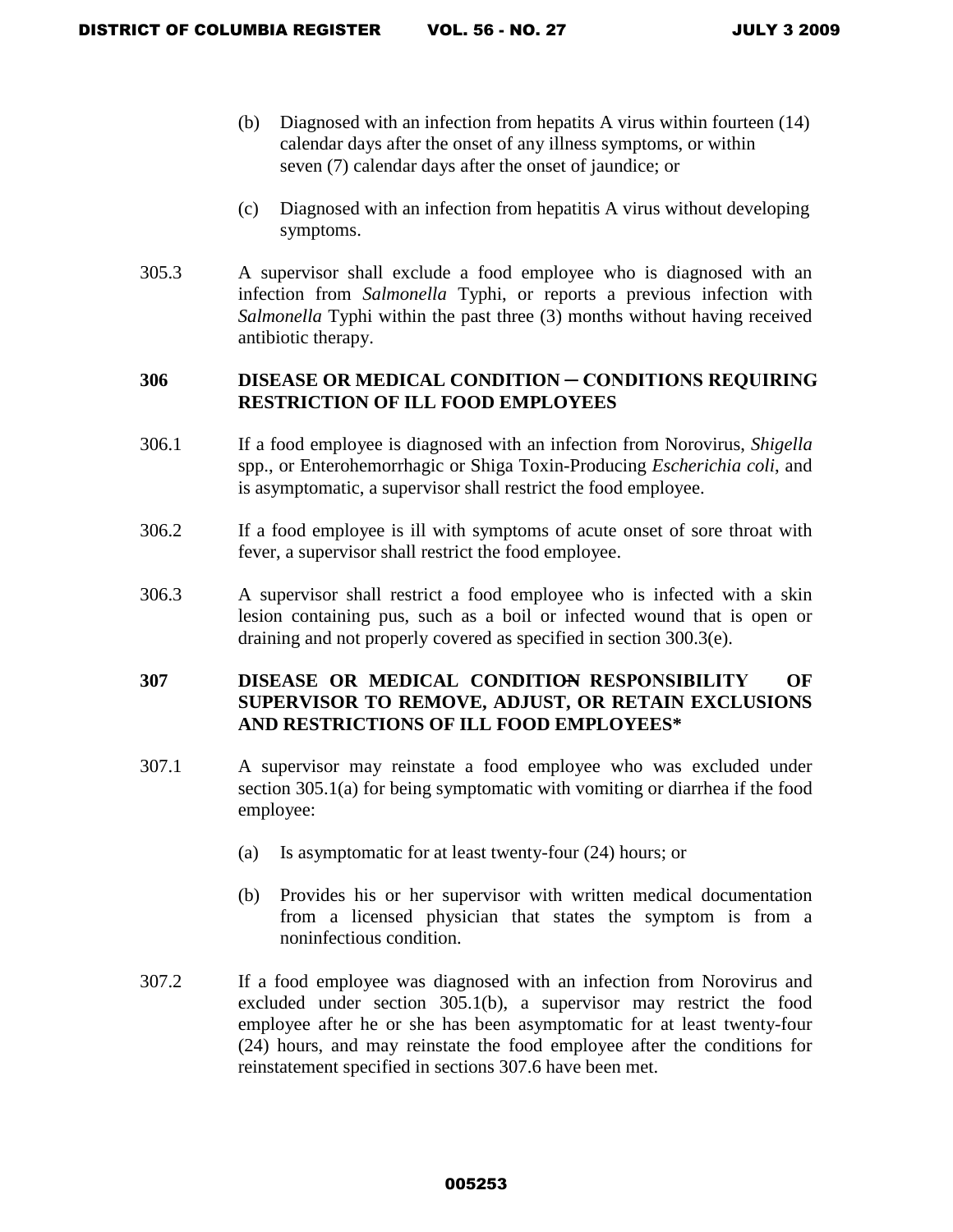(b) Diagnosed with an infection from hepatits A virus within fourteen (14) calendar days after the onset of any illness symptoms, or within seven (7) calendar days after the onset of jaundice; or

(c) Diagnosed with an infection from hepatitis A virus without developing symptoms.

305.3 A supervisor shall exclude a food employee who is diagnosed with an infection from *Salmonella* Typhi, or reports a previous infection with *Salmonella* Typhi within the past three (3) months without having received antibiotic therapy.

**306 DISEASE OR MEDICAL CONDITION ─ CONDITIONS REQUIRING RESTRICTION OF ILL FOOD EMPLOYEES**

306.1 If a food employee is diagnosed with an infection from Norovirus, *Shigella* spp., or Enterohemorrhagic or Shiga Toxin-Producing *Escherichia coli*, and is asymptomatic, a supervisor shall restrict the food employee.

306.2 If a food employee is ill with symptoms of acute onset of sore throat with fever, a supervisor shall restrict the food employee.

306.3 A supervisor shall restrict a food employee who is infected with a skin lesion containing pus, such as a boil or infected wound that is open or draining and not properly covered as specified in section 300.3(e).

**307 DISEASE OR MEDICAL CONDITION RESPONSIBILITY OF SUPERVISOR TO REMOVE, ADJUST, OR RETAIN EXCLUSIONS AND RESTRICTIONS OF ILL FOOD EMPLOYEES***

307.1 A supervisor may reinstate a food employee who was excluded under section 305.1(a) for being symptomatic with vomiting or diarrhea if the food employee:

(a) Is asymptomatic for at least twenty-four (24) hours; or

(b) Provides his or her supervisor with written medical documentation from a licensed physician that states the symptom is from a noninfectious condition.

307.2 If a food employee was diagnosed with an infection from Norovirus and excluded under section 305.1(b), a supervisor may restrict the food employee after he or she has been asymptomatic for at least twenty-four (24) hours, and may reinstate the food employee after the conditions for reinstatement specified in sections 307.6 have been met.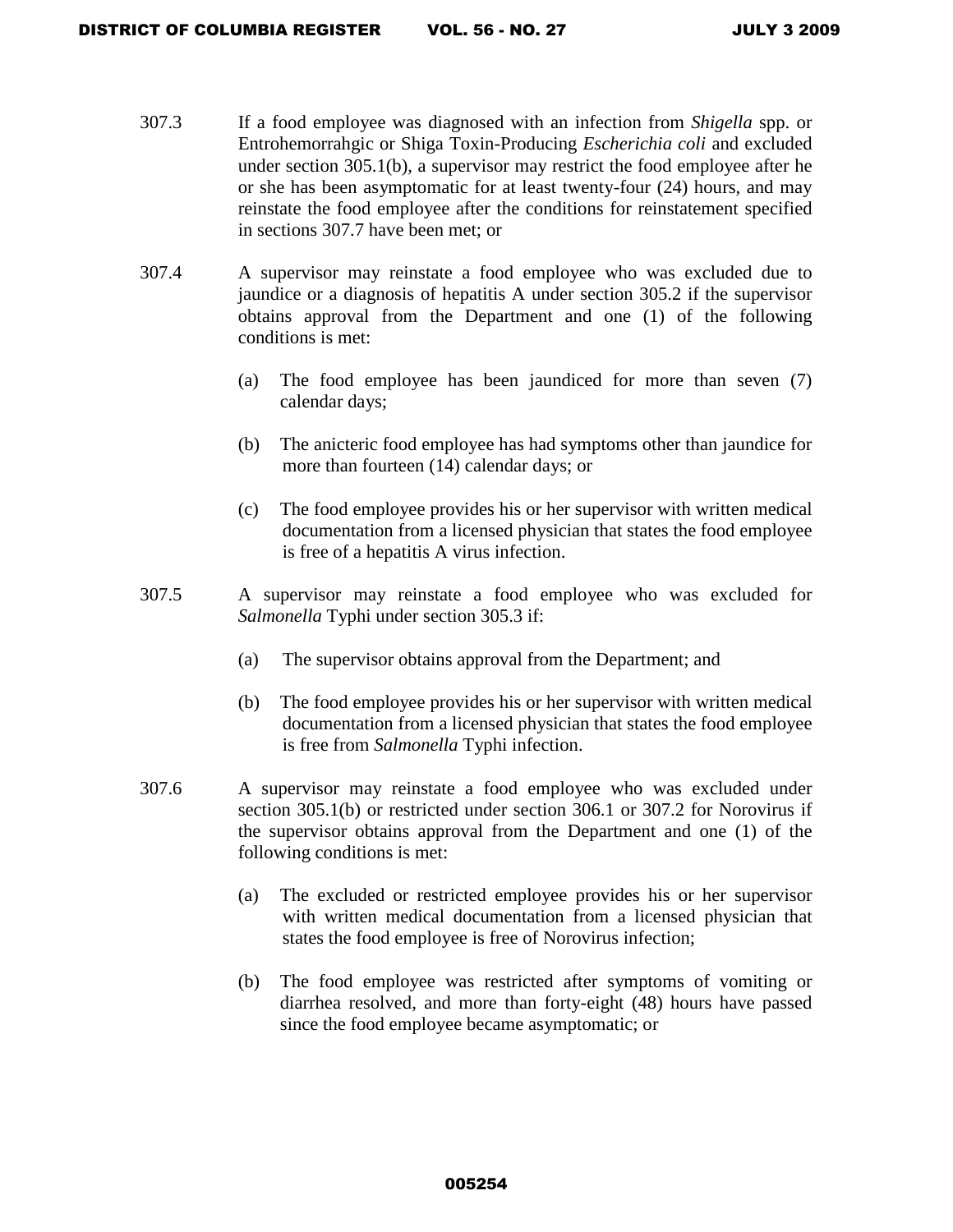307.3 If a food employee was diagnosed with an infection from *Shigella* spp. or Entrohemorrahgic or Shiga Toxin-Producing *Escherichia coli* and excluded under section 305.1(b), a supervisor may restrict the food employee after he or she has been asymptomatic for at least twenty-four (24) hours, and may reinstate the food employee after the conditions for reinstatement specified in sections 307.7 have been met; or

307.4 A supervisor may reinstate a food employee who was excluded due to jaundice or a diagnosis of hepatitis A under section 305.2 if the supervisor obtains approval from the Department and one (1) of the following conditions is met:

(a) The food employee has been jaundiced for more than seven (7) calendar days;

(b) The anicteric food employee has had symptoms other than jaundice for more than fourteen (14) calendar days; or

(c) The food employee provides his or her supervisor with written medical documentation from a licensed physician that states the food employee is free of a hepatitis A virus infection.

307.5 A supervisor may reinstate a food employee who was excluded for *Salmonella* Typhi under section 305.3 if:

(a) The supervisor obtains approval from the Department; and

(b) The food employee provides his or her supervisor with written medical documentation from a licensed physician that states the food employee is free from *Salmonella* Typhi infection.

307.6 A supervisor may reinstate a food employee who was excluded under section 305.1(b) or restricted under section 306.1 or 307.2 for Norovirus if the supervisor obtains approval from the Department and one (1) of the following conditions is met:

(a) The excluded or restricted employee provides his or her supervisor with written medical documentation from a licensed physician that states the food employee is free of Norovirus infection;

(b) The food employee was restricted after symptoms of vomiting or diarrhea resolved, and more than forty-eight (48) hours have passed since the food employee became asymptomatic; or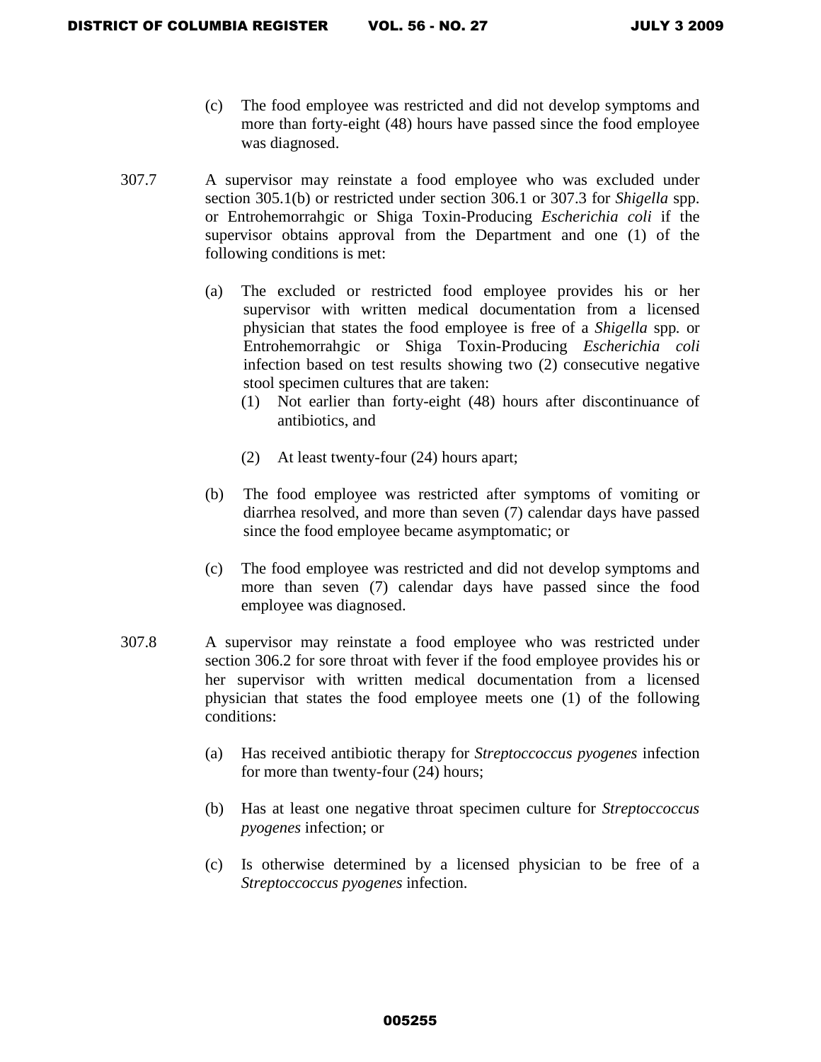(c) The food employee was restricted and did not develop symptoms and more than forty-eight (48) hours have passed since the food employee was diagnosed.

307.7 A supervisor may reinstate a food employee who was excluded under section 305.1(b) or restricted under section 306.1 or 307.3 for *Shigella* spp. or Entrohemorrahgic or Shiga Toxin-Producing *Escherichia coli* if the supervisor obtains approval from the Department and one (1) of the following conditions is met:

(a) The excluded or restricted food employee provides his or her supervisor with written medical documentation from a licensed physician that states the food employee is free of a *Shigella* spp. or Entrohemorrahgic or Shiga Toxin-Producing *Escherichia coli* infection based on test results showing two (2) consecutive negative stool specimen cultures that are taken:

(1) Not earlier than forty-eight (48) hours after discontinuance of antibiotics, and

(2) At least twenty-four (24) hours apart;

(b) The food employee was restricted after symptoms of vomiting or diarrhea resolved, and more than seven (7) calendar days have passed since the food employee became asymptomatic; or

(c) The food employee was restricted and did not develop symptoms and more than seven (7) calendar days have passed since the food employee was diagnosed.

307.8 A supervisor may reinstate a food employee who was restricted under section 306.2 for sore throat with fever if the food employee provides his or her supervisor with written medical documentation from a licensed physician that states the food employee meets one (1) of the following conditions:

(a) Has received antibiotic therapy for *Streptoccoccus pyogenes* infection for more than twenty-four (24) hours;

(b) Has at least one negative throat specimen culture for *Streptoccoccus pyogenes* infection; or

(c) Is otherwise determined by a licensed physician to be free of a *Streptoccoccus pyogenes* infection.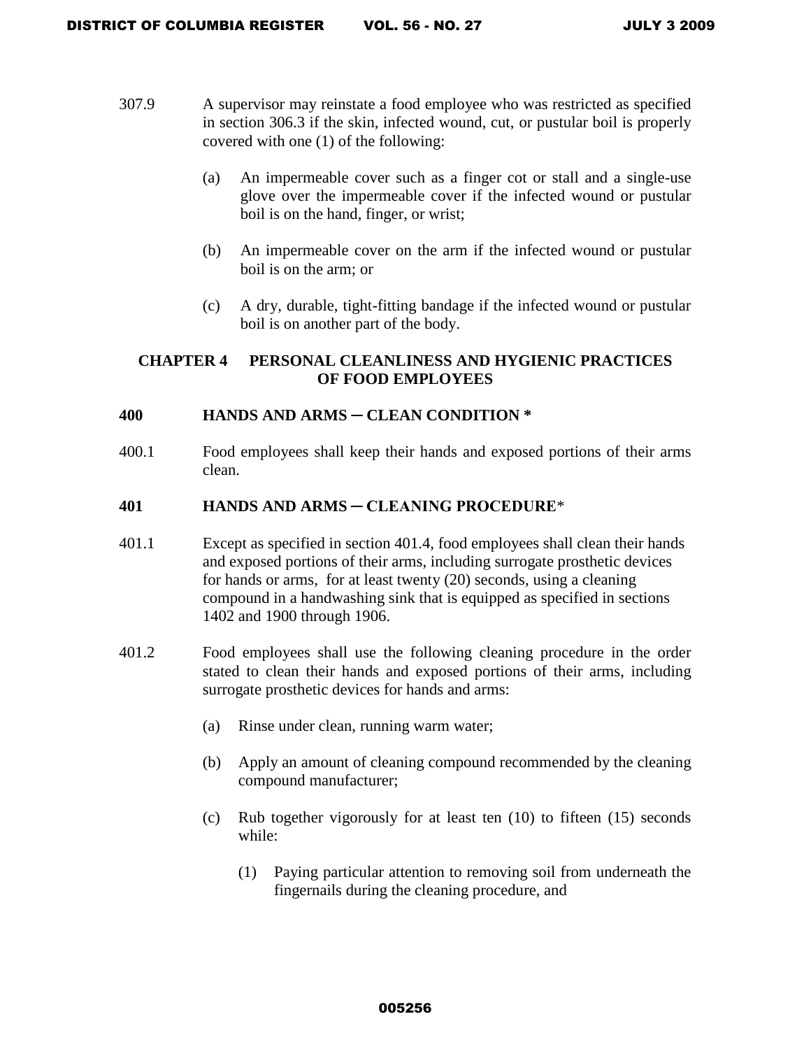307.9 A supervisor may reinstate a food employee who was restricted as specified in section 306.3 if the skin, infected wound, cut, or pustular boil is properly covered with one (1) of the following:

(a) An impermeable cover such as a finger cot or stall and a single-use glove over the impermeable cover if the infected wound or pustular boil is on the hand, finger, or wrist;

(b) An impermeable cover on the arm if the infected wound or pustular boil is on the arm; or

(c) A dry, durable, tight-fitting bandage if the infected wound or pustular boil is on another part of the body.

## CHAPTER 4 PERSONAL CLEANLINESS AND HYGIENIC PRACTICES OF FOOD EMPLOYEES

### 400 HANDS AND ARMS ─ CLEAN CONDITION *

400.1 Food employees shall keep their hands and exposed portions of their arms clean.

### 401 HANDS AND ARMS ─ CLEANING PROCEDURE*

401.1 Except as specified in section 401.4, food employees shall clean their hands and exposed portions of their arms, including surrogate prosthetic devices for hands or arms, for at least twenty (20) seconds, using a cleaning compound in a handwashing sink that is equipped as specified in sections 1402 and 1900 through 1906.

401.2 Food employees shall use the following cleaning procedure in the order stated to clean their hands and exposed portions of their arms, including surrogate prosthetic devices for hands and arms:

(a) Rinse under clean, running warm water;

(b) Apply an amount of cleaning compound recommended by the cleaning compound manufacturer;

(c) Rub together vigorously for at least ten (10) to fifteen (15) seconds while:

(1) Paying particular attention to removing soil from underneath the fingernails during the cleaning procedure, and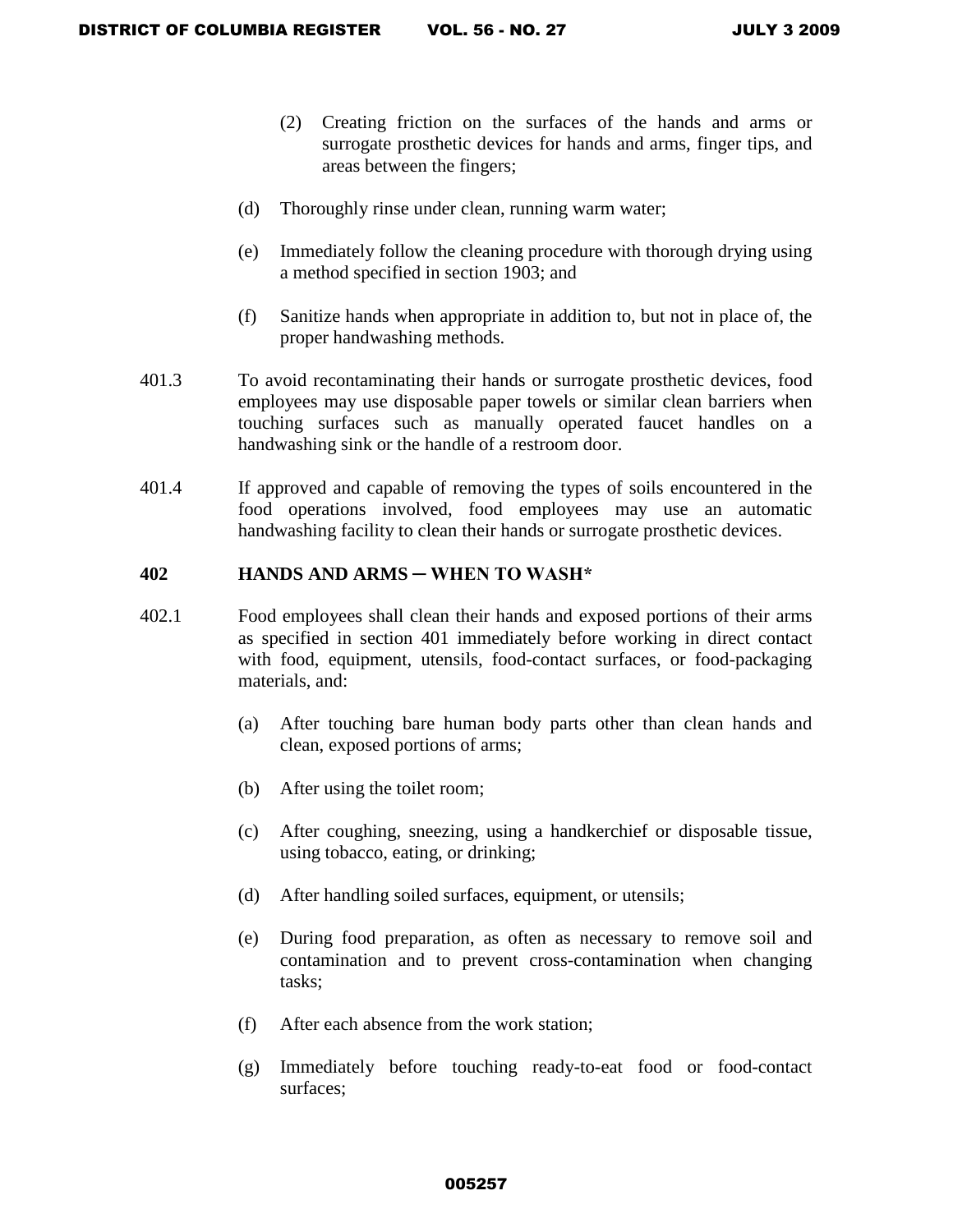(2) Creating friction on the surfaces of the hands and arms or surrogate prosthetic devices for hands and arms, finger tips, and areas between the fingers;

(d) Thoroughly rinse under clean, running warm water;

(e) Immediately follow the cleaning procedure with thorough drying using a method specified in section 1903; and

(f) Sanitize hands when appropriate in addition to, but not in place of, the proper handwashing methods.

401.3 To avoid recontaminating their hands or surrogate prosthetic devices, food employees may use disposable paper towels or similar clean barriers when touching surfaces such as manually operated faucet handles on a handwashing sink or the handle of a restroom door.

401.4 If approved and capable of removing the types of soils encountered in the food operations involved, food employees may use an automatic handwashing facility to clean their hands or surrogate prosthetic devices.

**402 HANDS AND ARMS – WHEN TO WASH***

402.1 Food employees shall clean their hands and exposed portions of their arms as specified in section 401 immediately before working in direct contact with food, equipment, utensils, food-contact surfaces, or food-packaging materials, and:

(a) After touching bare human body parts other than clean hands and clean, exposed portions of arms;

(b) After using the toilet room;

(c) After coughing, sneezing, using a handkerchief or disposable tissue, using tobacco, eating, or drinking;

(d) After handling soiled surfaces, equipment, or utensils;

(e) During food preparation, as often as necessary to remove soil and contamination and to prevent cross-contamination when changing tasks;

(f) After each absence from the work station;

(g) Immediately before touching ready-to-eat food or food-contact surfaces;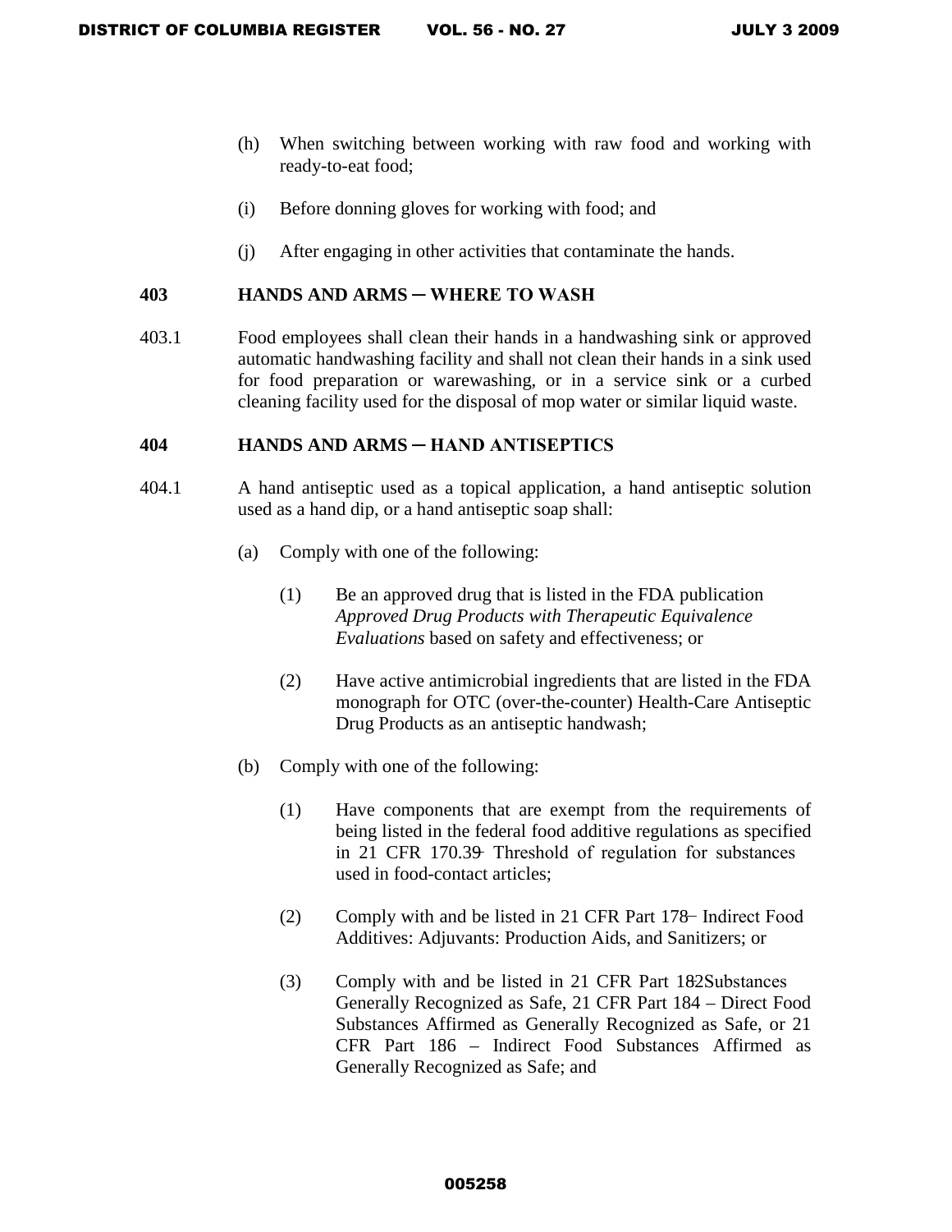(h) When switching between working with raw food and working with ready-to-eat food;

(i) Before donning gloves for working with food; and

(j) After engaging in other activities that contaminate the hands.

## 403 HANDS AND ARMS ─ WHERE TO WASH

403.1 Food employees shall clean their hands in a handwashing sink or approved automatic handwashing facility and shall not clean their hands in a sink used for food preparation or warewashing, or in a service sink or a curbed cleaning facility used for the disposal of mop water or similar liquid waste.

## 404 HANDS AND ARMS ─ HAND ANTISEPTICS

404.1 A hand antiseptic used as a topical application, a hand antiseptic solution used as a hand dip, or a hand antiseptic soap shall:

(a) Comply with one of the following:

(1) Be an approved drug that is listed in the FDA publication *Approved Drug Products with Therapeutic Equivalence Evaluations* based on safety and effectiveness; or

(2) Have active antimicrobial ingredients that are listed in the FDA monograph for OTC (over-the-counter) Health-Care Antiseptic Drug Products as an antiseptic handwash;

(b) Comply with one of the following:

(1) Have components that are exempt from the requirements of being listed in the federal food additive regulations as specified in 21 CFR 170.39 – Threshold of regulation for substances used in food-contact articles;

(2) Comply with and be listed in 21 CFR Part 178 – Indirect Food Additives: Adjuvants: Production Aids, and Sanitizers; or

(3) Comply with and be listed in 21 CFR Part 182 – Substances Generally Recognized as Safe, 21 CFR Part 184 – Direct Food Substances Affirmed as Generally Recognized as Safe, or 21 CFR Part 186 – Indirect Food Substances Affirmed as Generally Recognized as Safe; and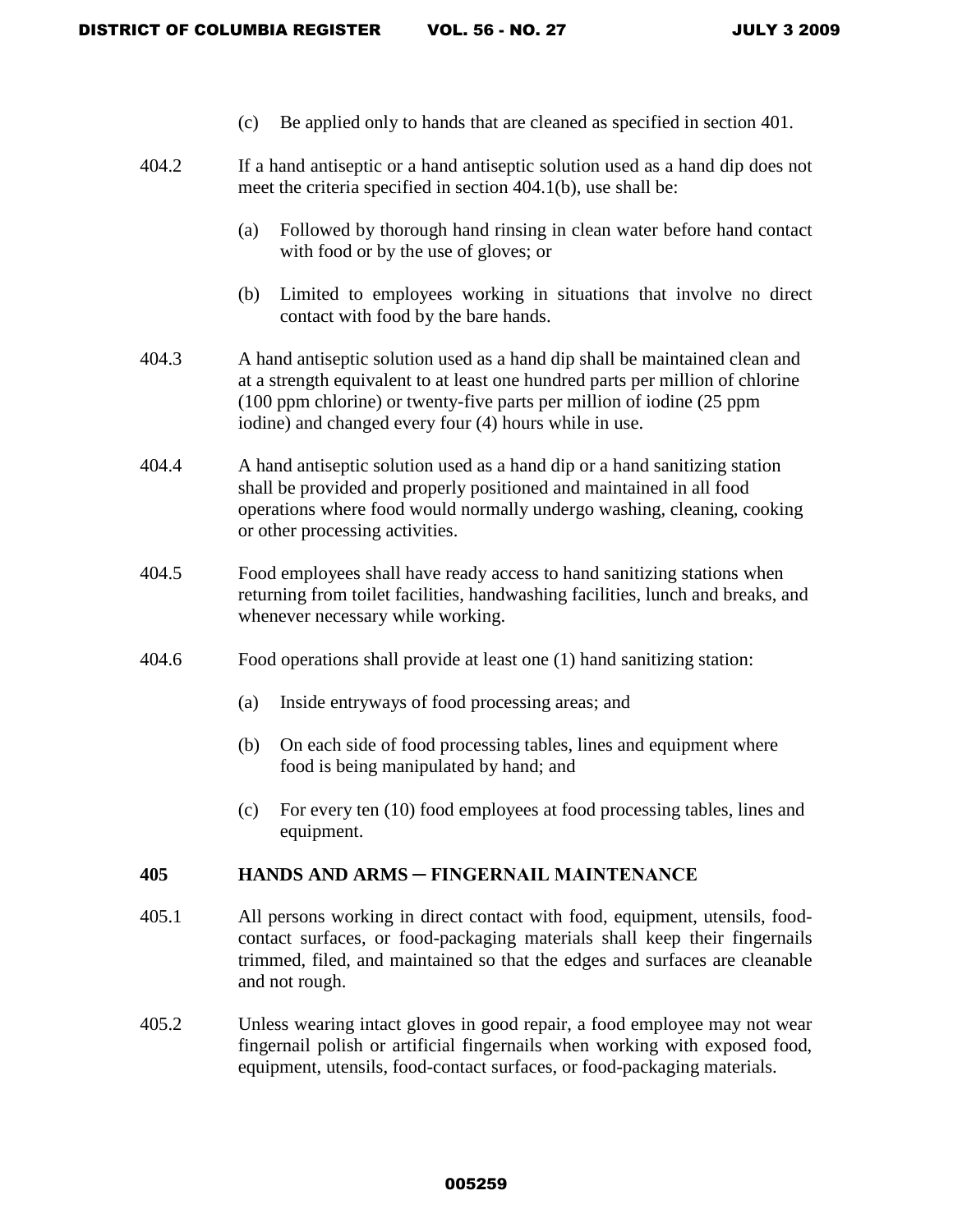(c) Be applied only to hands that are cleaned as specified in section 401.

404.2 If a hand antiseptic or a hand antiseptic solution used as a hand dip does not meet the criteria specified in section 404.1(b), use shall be:

(a) Followed by thorough hand rinsing in clean water before hand contact with food or by the use of gloves; or

(b) Limited to employees working in situations that involve no direct contact with food by the bare hands.

404.3 A hand antiseptic solution used as a hand dip shall be maintained clean and at a strength equivalent to at least one hundred parts per million of chlorine (100 ppm chlorine) or twenty-five parts per million of iodine (25 ppm iodine) and changed every four (4) hours while in use.

404.4 A hand antiseptic solution used as a hand dip or a hand sanitizing station shall be provided and properly positioned and maintained in all food operations where food would normally undergo washing, cleaning, cooking or other processing activities.

404.5 Food employees shall have ready access to hand sanitizing stations when returning from toilet facilities, handwashing facilities, lunch and breaks, and whenever necessary while working.

404.6 Food operations shall provide at least one (1) hand sanitizing station:

(a) Inside entryways of food processing areas; and

(b) On each side of food processing tables, lines and equipment where food is being manipulated by hand; and

(c) For every ten (10) food employees at food processing tables, lines and equipment.

## 405 HANDS AND ARMS – FINGERNAIL MAINTENANCE

405.1 All persons working in direct contact with food, equipment, utensils, food-contact surfaces, or food-packaging materials shall keep their fingernails trimmed, filed, and maintained so that the edges and surfaces are cleanable and not rough.

405.2 Unless wearing intact gloves in good repair, a food employee may not wear fingernail polish or artificial fingernails when working with exposed food, equipment, utensils, food-contact surfaces, or food-packaging materials.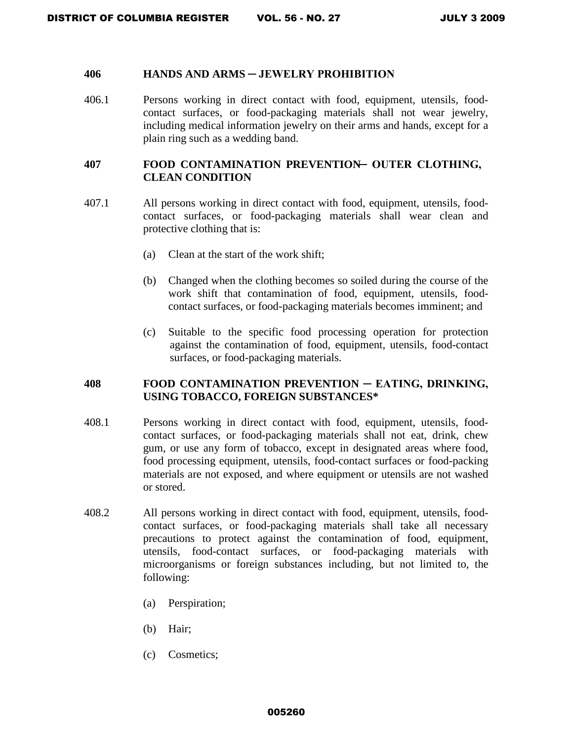### 406 HANDS AND ARMS ─ JEWELRY PROHIBITION

406.1 Persons working in direct contact with food, equipment, utensils, food-contact surfaces, or food-packaging materials shall not wear jewelry, including medical information jewelry on their arms and hands, except for a plain ring such as a wedding band.

### 407 FOOD CONTAMINATION PREVENTION─ OUTER CLOTHING, CLEAN CONDITION

407.1 All persons working in direct contact with food, equipment, utensils, food-contact surfaces, or food-packaging materials shall wear clean and protective clothing that is:

(a) Clean at the start of the work shift;

(b) Changed when the clothing becomes so soiled during the course of the work shift that contamination of food, equipment, utensils, food-contact surfaces, or food-packaging materials becomes imminent; and

(c) Suitable to the specific food processing operation for protection against the contamination of food, equipment, utensils, food-contact surfaces, or food-packaging materials.

### 408 FOOD CONTAMINATION PREVENTION ─ EATING, DRINKING, USING TOBACCO, FOREIGN SUBSTANCES*

408.1 Persons working in direct contact with food, equipment, utensils, food-contact surfaces, or food-packaging materials shall not eat, drink, chew gum, or use any form of tobacco, except in designated areas where food, food processing equipment, utensils, food-contact surfaces or food-packing materials are not exposed, and where equipment or utensils are not washed or stored.

408.2 All persons working in direct contact with food, equipment, utensils, food-contact surfaces, or food-packaging materials shall take all necessary precautions to protect against the contamination of food, equipment, utensils, food-contact surfaces, or food-packaging materials with microorganisms or foreign substances including, but not limited to, the following:

(a) Perspiration;

(b) Hair;

(c) Cosmetics;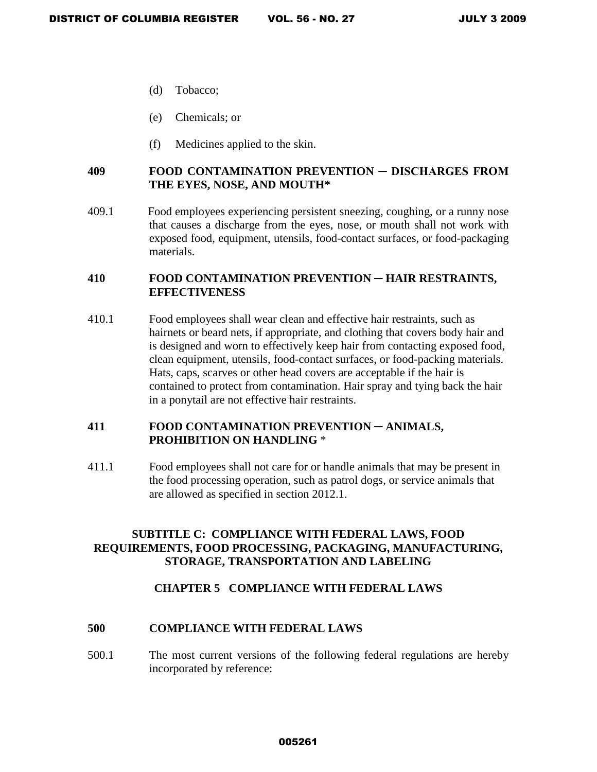(d) Tobacco;

(e) Chemicals; or

(f) Medicines applied to the skin.

**409 FOOD CONTAMINATION PREVENTION ─ DISCHARGES FROM THE EYES, NOSE, AND MOUTH***

409.1 Food employees experiencing persistent sneezing, coughing, or a runny nose that causes a discharge from the eyes, nose, or mouth shall not work with exposed food, equipment, utensils, food-contact surfaces, or food-packaging materials.

**410 FOOD CONTAMINATION PREVENTION ─ HAIR RESTRAINTS, EFFECTIVENESS**

410.1 Food employees shall wear clean and effective hair restraints, such as hairnets or beard nets, if appropriate, and clothing that covers body hair and is designed and worn to effectively keep hair from contacting exposed food, clean equipment, utensils, food-contact surfaces, or food-packing materials. Hats, caps, scarves or other head covers are acceptable if the hair is contained to protect from contamination. Hair spray and tying back the hair in a ponytail are not effective hair restraints.

**411 FOOD CONTAMINATION PREVENTION ─ ANIMALS, PROHIBITION ON HANDLING** *

411.1 Food employees shall not care for or handle animals that may be present in the food processing operation, such as patrol dogs, or service animals that are allowed as specified in section 2012.1.

## SUBTITLE C: COMPLIANCE WITH FEDERAL LAWS, FOOD REQUIREMENTS, FOOD PROCESSING, PACKAGING, MANUFACTURING, STORAGE, TRANSPORTATION AND LABELING

## CHAPTER 5 COMPLIANCE WITH FEDERAL LAWS

**500 COMPLIANCE WITH FEDERAL LAWS**

500.1 The most current versions of the following federal regulations are hereby incorporated by reference: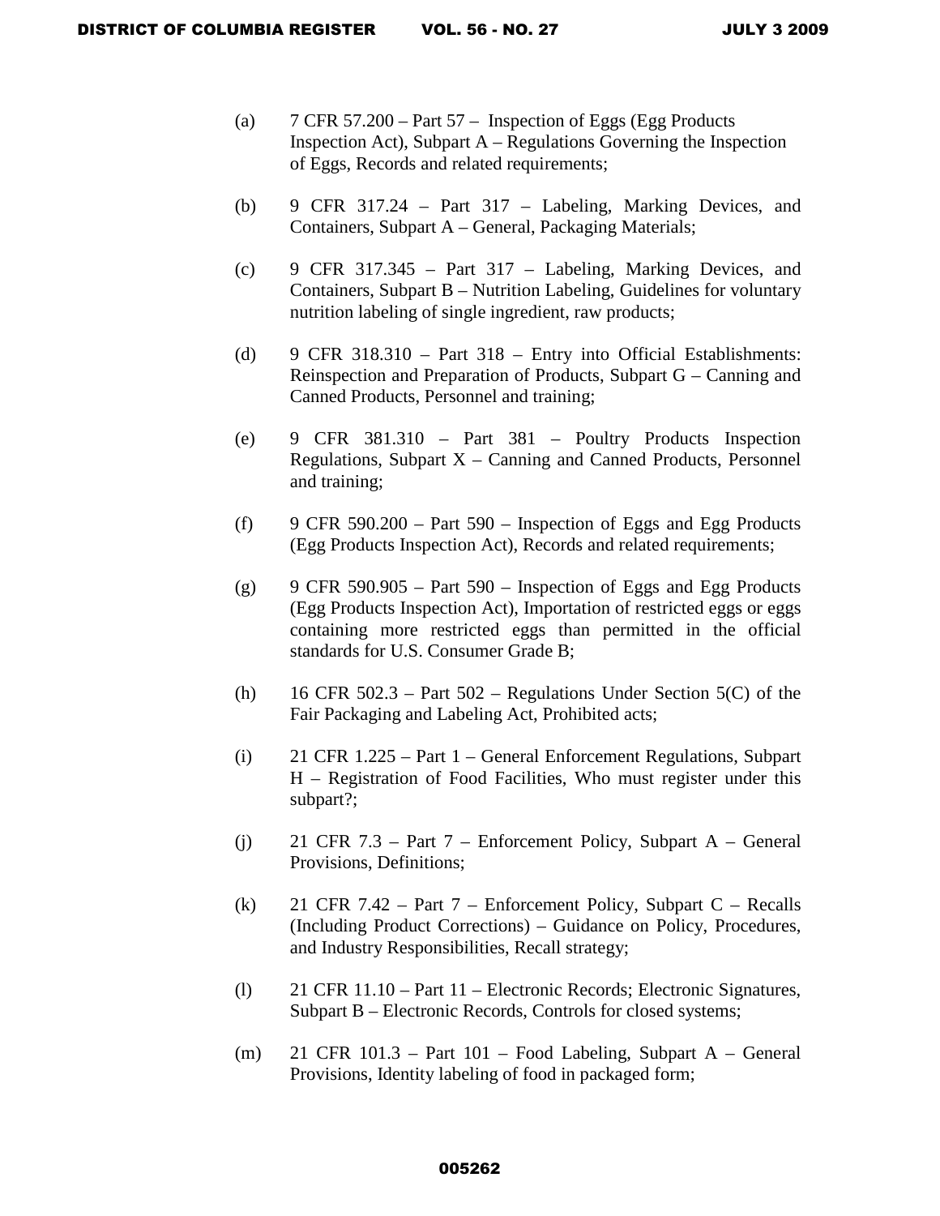(a) 7 CFR 57.200 – Part 57 – Inspection of Eggs (Egg Products Inspection Act), Subpart A – Regulations Governing the Inspection of Eggs, Records and related requirements;

(b) 9 CFR 317.24 – Part 317 – Labeling, Marking Devices, and Containers, Subpart A – General, Packaging Materials;

(c) 9 CFR 317.345 – Part 317 – Labeling, Marking Devices, and Containers, Subpart B – Nutrition Labeling, Guidelines for voluntary nutrition labeling of single ingredient, raw products;

(d) 9 CFR 318.310 – Part 318 – Entry into Official Establishments: Reinspection and Preparation of Products, Subpart G – Canning and Canned Products, Personnel and training;

(e) 9 CFR 381.310 – Part 381 – Poultry Products Inspection Regulations, Subpart X – Canning and Canned Products, Personnel and training;

(f) 9 CFR 590.200 – Part 590 – Inspection of Eggs and Egg Products (Egg Products Inspection Act), Records and related requirements;

(g) 9 CFR 590.905 – Part 590 – Inspection of Eggs and Egg Products (Egg Products Inspection Act), Importation of restricted eggs or eggs containing more restricted eggs than permitted in the official standards for U.S. Consumer Grade B;

(h) 16 CFR 502.3 – Part 502 – Regulations Under Section 5(C) of the Fair Packaging and Labeling Act, Prohibited acts;

(i) 21 CFR 1.225 – Part 1 – General Enforcement Regulations, Subpart H – Registration of Food Facilities, Who must register under this subpart?;

(j) 21 CFR 7.3 – Part 7 – Enforcement Policy, Subpart A – General Provisions, Definitions;

(k) 21 CFR 7.42 – Part 7 – Enforcement Policy, Subpart C – Recalls (Including Product Corrections) – Guidance on Policy, Procedures, and Industry Responsibilities, Recall strategy;

(l) 21 CFR 11.10 – Part 11 – Electronic Records; Electronic Signatures, Subpart B – Electronic Records, Controls for closed systems;

(m) 21 CFR 101.3 – Part 101 – Food Labeling, Subpart A – General Provisions, Identity labeling of food in packaged form;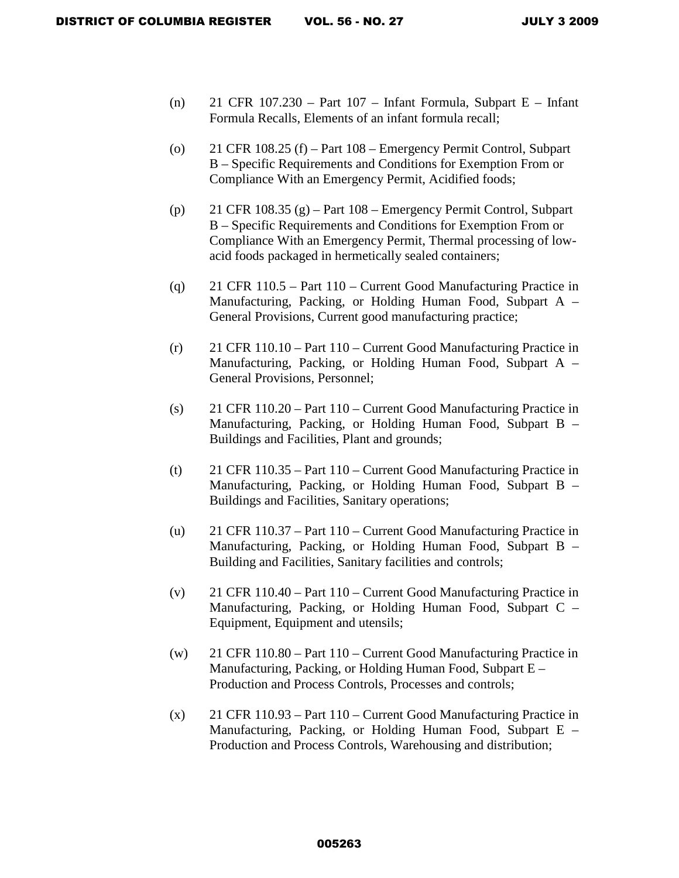(n) 21 CFR 107.230 – Part 107 – Infant Formula, Subpart E – Infant Formula Recalls, Elements of an infant formula recall;

(o) 21 CFR 108.25 (f) – Part 108 – Emergency Permit Control, Subpart B – Specific Requirements and Conditions for Exemption From or Compliance With an Emergency Permit, Acidified foods;

(p) 21 CFR 108.35 (g) – Part 108 – Emergency Permit Control, Subpart B – Specific Requirements and Conditions for Exemption From or Compliance With an Emergency Permit, Thermal processing of low-acid foods packaged in hermetically sealed containers;

(q) 21 CFR 110.5 – Part 110 – Current Good Manufacturing Practice in Manufacturing, Packing, or Holding Human Food, Subpart A – General Provisions, Current good manufacturing practice;

(r) 21 CFR 110.10 – Part 110 – Current Good Manufacturing Practice in Manufacturing, Packing, or Holding Human Food, Subpart A – General Provisions, Personnel;

(s) 21 CFR 110.20 – Part 110 – Current Good Manufacturing Practice in Manufacturing, Packing, or Holding Human Food, Subpart B – Buildings and Facilities, Plant and grounds;

(t) 21 CFR 110.35 – Part 110 – Current Good Manufacturing Practice in Manufacturing, Packing, or Holding Human Food, Subpart B – Buildings and Facilities, Sanitary operations;

(u) 21 CFR 110.37 – Part 110 – Current Good Manufacturing Practice in Manufacturing, Packing, or Holding Human Food, Subpart B – Building and Facilities, Sanitary facilities and controls;

(v) 21 CFR 110.40 – Part 110 – Current Good Manufacturing Practice in Manufacturing, Packing, or Holding Human Food, Subpart C – Equipment, Equipment and utensils;

(w) 21 CFR 110.80 – Part 110 – Current Good Manufacturing Practice in Manufacturing, Packing, or Holding Human Food, Subpart E – Production and Process Controls, Processes and controls;

(x) 21 CFR 110.93 – Part 110 – Current Good Manufacturing Practice in Manufacturing, Packing, or Holding Human Food, Subpart E – Production and Process Controls, Warehousing and distribution;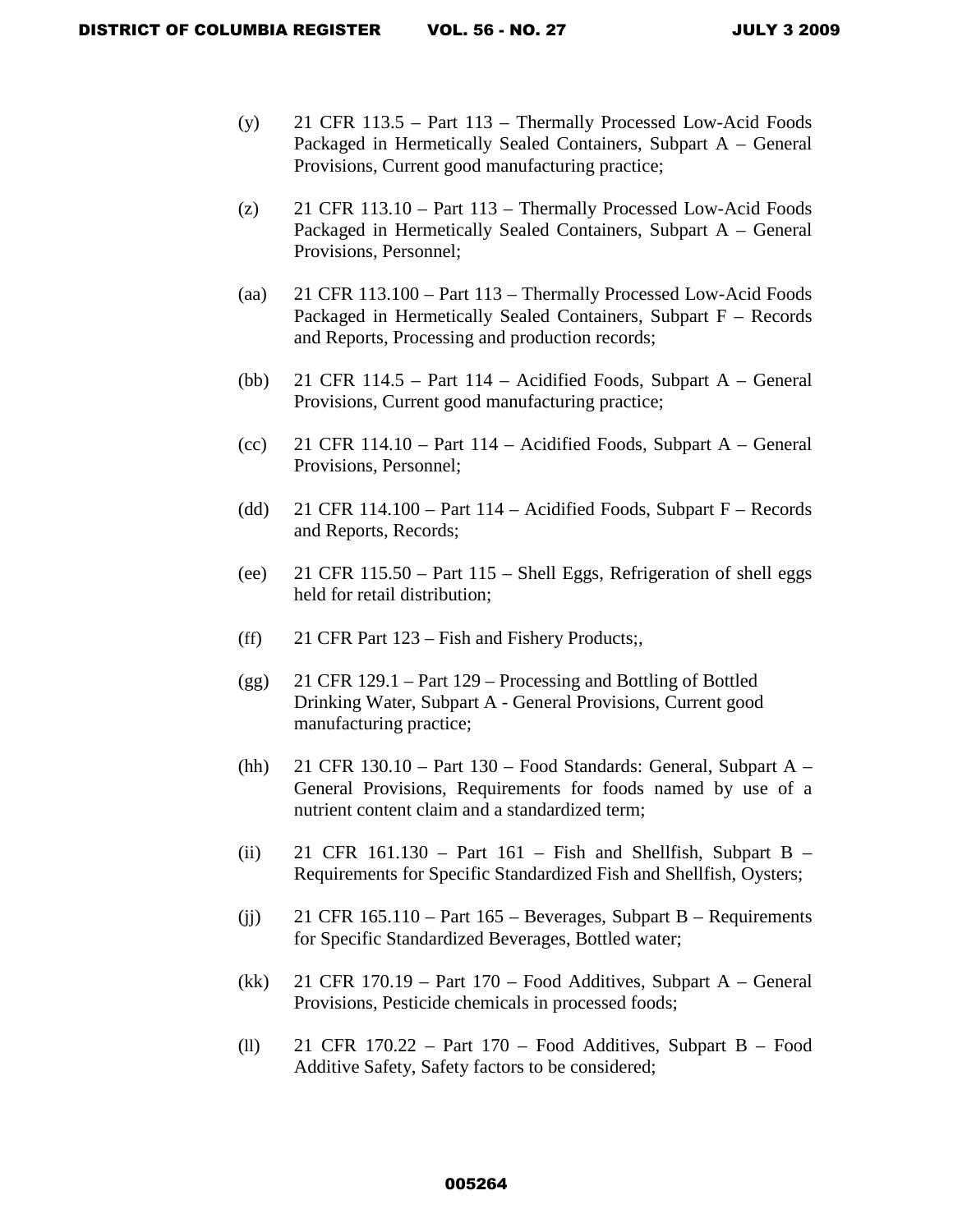(y) 21 CFR 113.5 – Part 113 – Thermally Processed Low-Acid Foods Packaged in Hermetically Sealed Containers, Subpart A – General Provisions, Current good manufacturing practice;

(z) 21 CFR 113.10 – Part 113 – Thermally Processed Low-Acid Foods Packaged in Hermetically Sealed Containers, Subpart A – General Provisions, Personnel;

(aa) 21 CFR 113.100 – Part 113 – Thermally Processed Low-Acid Foods Packaged in Hermetically Sealed Containers, Subpart F – Records and Reports, Processing and production records;

(bb) 21 CFR 114.5 – Part 114 – Acidified Foods, Subpart A – General Provisions, Current good manufacturing practice;

(cc) 21 CFR 114.10 – Part 114 – Acidified Foods, Subpart A – General Provisions, Personnel;

(dd) 21 CFR 114.100 – Part 114 – Acidified Foods, Subpart F – Records and Reports, Records;

(ee) 21 CFR 115.50 – Part 115 – Shell Eggs, Refrigeration of shell eggs held for retail distribution;

(ff) 21 CFR Part 123 – Fish and Fishery Products;,

(gg) 21 CFR 129.1 – Part 129 – Processing and Bottling of Bottled Drinking Water, Subpart A - General Provisions, Current good manufacturing practice;

(hh) 21 CFR 130.10 – Part 130 – Food Standards: General, Subpart A – General Provisions, Requirements for foods named by use of a nutrient content claim and a standardized term;

(ii) 21 CFR 161.130 – Part 161 – Fish and Shellfish, Subpart B – Requirements for Specific Standardized Fish and Shellfish, Oysters;

(jj) 21 CFR 165.110 – Part 165 – Beverages, Subpart B – Requirements for Specific Standardized Beverages, Bottled water;

(kk) 21 CFR 170.19 – Part 170 – Food Additives, Subpart A – General Provisions, Pesticide chemicals in processed foods;

(ll) 21 CFR 170.22 – Part 170 – Food Additives, Subpart B – Food Additive Safety, Safety factors to be considered;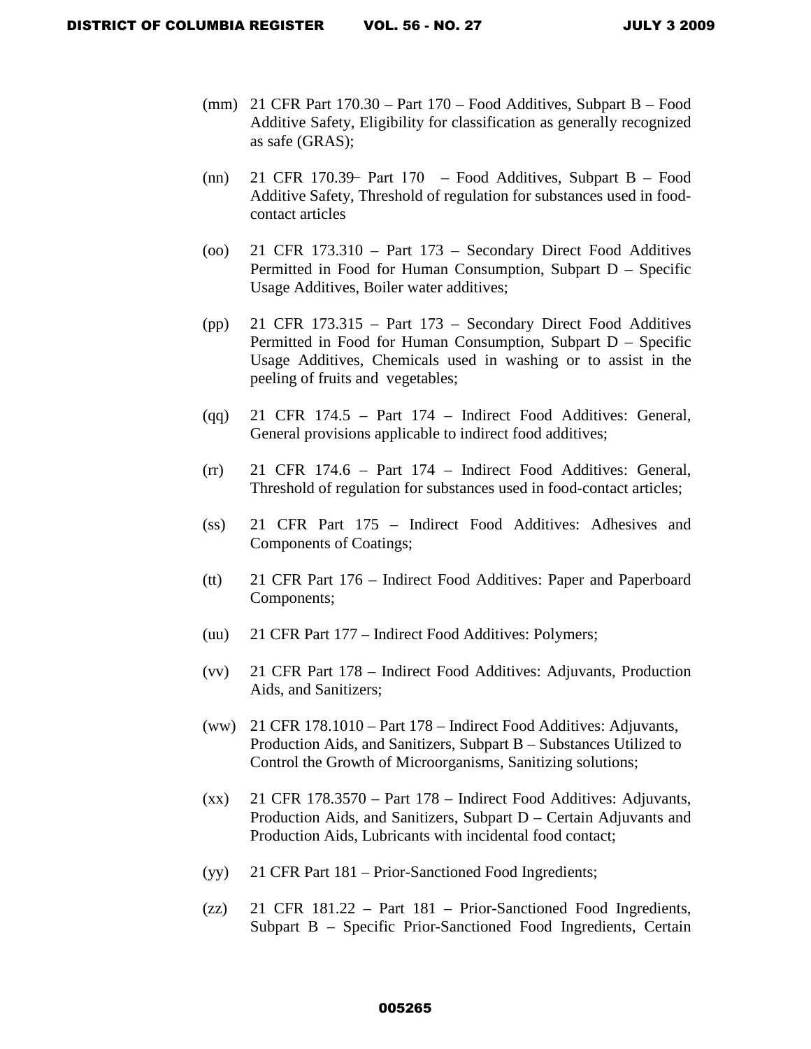(mm) 21 CFR Part 170.30 – Part 170 – Food Additives, Subpart B – Food Additive Safety, Eligibility for classification as generally recognized as safe (GRAS);

(nn) 21 CFR 170.39 – Part 170 – Food Additives, Subpart B – Food Additive Safety, Threshold of regulation for substances used in food-contact articles

(oo) 21 CFR 173.310 – Part 173 – Secondary Direct Food Additives Permitted in Food for Human Consumption, Subpart D – Specific Usage Additives, Boiler water additives;

(pp) 21 CFR 173.315 – Part 173 – Secondary Direct Food Additives Permitted in Food for Human Consumption, Subpart D – Specific Usage Additives, Chemicals used in washing or to assist in the peeling of fruits and vegetables;

(qq) 21 CFR 174.5 – Part 174 – Indirect Food Additives: General, General provisions applicable to indirect food additives;

(rr) 21 CFR 174.6 – Part 174 – Indirect Food Additives: General, Threshold of regulation for substances used in food-contact articles;

(ss) 21 CFR Part 175 – Indirect Food Additives: Adhesives and Components of Coatings;

(tt) 21 CFR Part 176 – Indirect Food Additives: Paper and Paperboard Components;

(uu) 21 CFR Part 177 – Indirect Food Additives: Polymers;

(vv) 21 CFR Part 178 – Indirect Food Additives: Adjuvants, Production Aids, and Sanitizers;

(ww) 21 CFR 178.1010 – Part 178 – Indirect Food Additives: Adjuvants, Production Aids, and Sanitizers, Subpart B – Substances Utilized to Control the Growth of Microorganisms, Sanitizing solutions;

(xx) 21 CFR 178.3570 – Part 178 – Indirect Food Additives: Adjuvants, Production Aids, and Sanitizers, Subpart D – Certain Adjuvants and Production Aids, Lubricants with incidental food contact;

(yy) 21 CFR Part 181 – Prior-Sanctioned Food Ingredients;

(zz) 21 CFR 181.22 – Part 181 – Prior-Sanctioned Food Ingredients, Subpart B – Specific Prior-Sanctioned Food Ingredients, Certain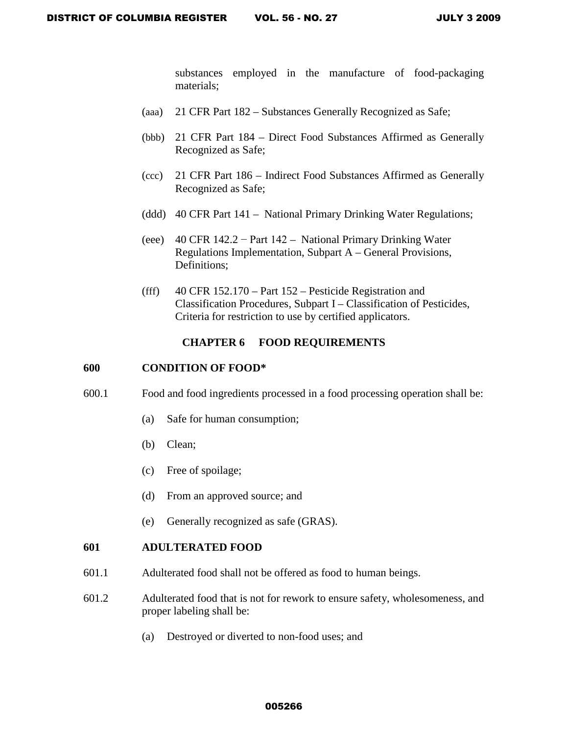substances employed in the manufacture of food-packaging materials;

(aaa) 21 CFR Part 182 – Substances Generally Recognized as Safe;

(bbb) 21 CFR Part 184 – Direct Food Substances Affirmed as Generally Recognized as Safe;

(ccc) 21 CFR Part 186 – Indirect Food Substances Affirmed as Generally Recognized as Safe;

(ddd) 40 CFR Part 141 – National Primary Drinking Water Regulations;

(eee) 40 CFR 142.2 − Part 142 – National Primary Drinking Water Regulations Implementation, Subpart A – General Provisions, Definitions;

(fff) 40 CFR 152.170 – Part 152 – Pesticide Registration and Classification Procedures, Subpart I – Classification of Pesticides, Criteria for restriction to use by certified applicators.

## CHAPTER 6 FOOD REQUIREMENTS

### 600 CONDITION OF FOOD*

600.1 Food and food ingredients processed in a food processing operation shall be:

(a) Safe for human consumption;

(b) Clean;

(c) Free of spoilage;

(d) From an approved source; and

(e) Generally recognized as safe (GRAS).

### 601 ADULTERATED FOOD

601.1 Adulterated food shall not be offered as food to human beings.

601.2 Adulterated food that is not for rework to ensure safety, wholesomeness, and proper labeling shall be:

(a) Destroyed or diverted to non-food uses; and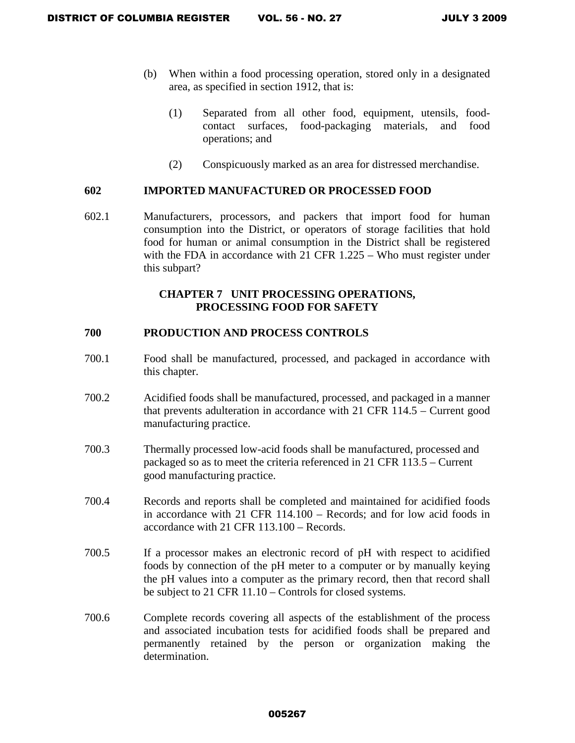(b) When within a food processing operation, stored only in a designated area, as specified in section 1912, that is:

(1) Separated from all other food, equipment, utensils, food-contact surfaces, food-packaging materials, and food operations; and

(2) Conspicuously marked as an area for distressed merchandise.

**602 IMPORTED MANUFACTURED OR PROCESSED FOOD**

602.1 Manufacturers, processors, and packers that import food for human consumption into the District, or operators of storage facilities that hold food for human or animal consumption in the District shall be registered with the FDA in accordance with 21 CFR 1.225 – Who must register under this subpart?

## CHAPTER 7 UNIT PROCESSING OPERATIONS, PROCESSING FOOD FOR SAFETY

**700 PRODUCTION AND PROCESS CONTROLS**

700.1 Food shall be manufactured, processed, and packaged in accordance with this chapter.

700.2 Acidified foods shall be manufactured, processed, and packaged in a manner that prevents adulteration in accordance with 21 CFR 114.5 – Current good manufacturing practice.

700.3 Thermally processed low-acid foods shall be manufactured, processed and packaged so as to meet the criteria referenced in 21 CFR 113.5 – Current good manufacturing practice.

700.4 Records and reports shall be completed and maintained for acidified foods in accordance with 21 CFR 114.100 – Records; and for low acid foods in accordance with 21 CFR 113.100 – Records.

700.5 If a processor makes an electronic record of pH with respect to acidified foods by connection of the pH meter to a computer or by manually keying the pH values into a computer as the primary record, then that record shall be subject to 21 CFR 11.10 – Controls for closed systems.

700.6 Complete records covering all aspects of the establishment of the process and associated incubation tests for acidified foods shall be prepared and permanently retained by the person or organization making the determination.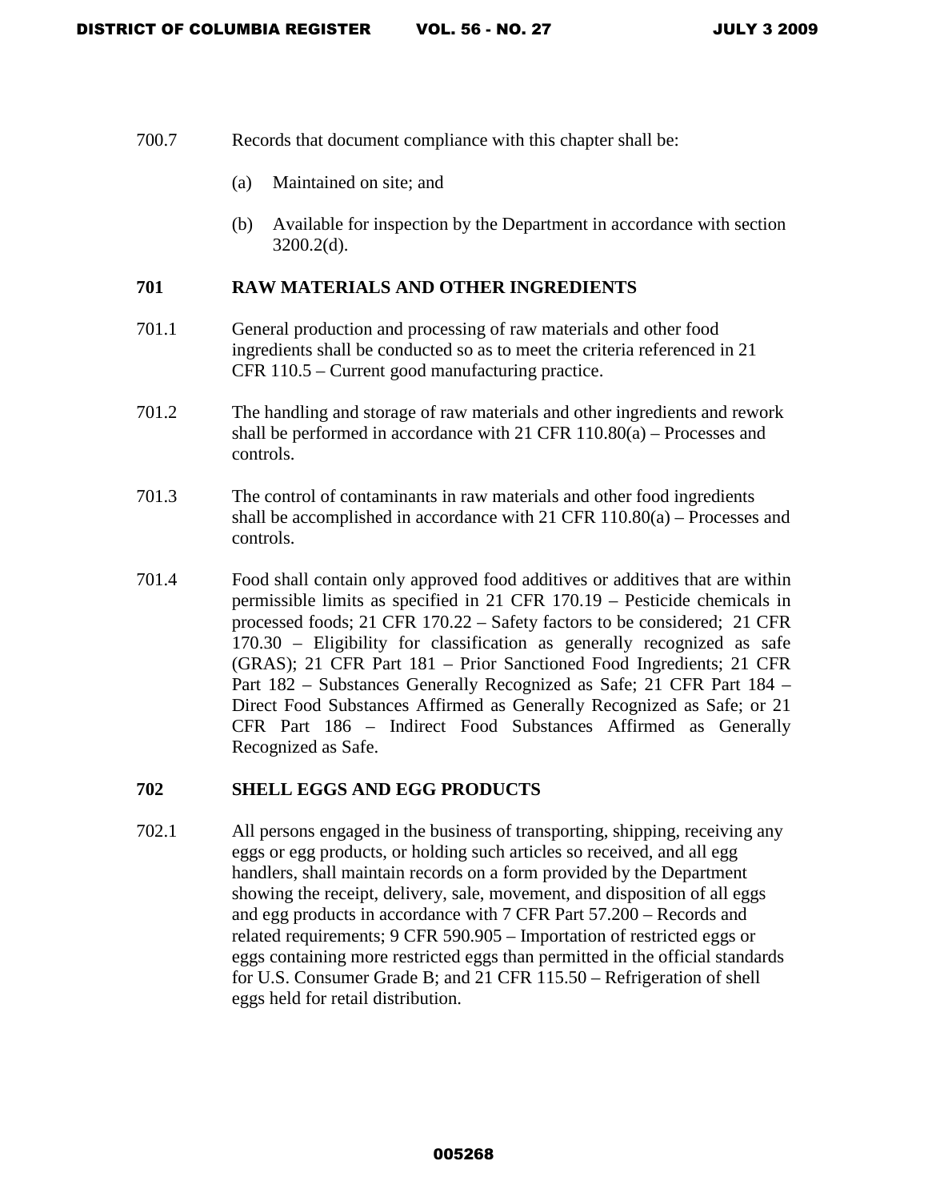700.7 Records that document compliance with this chapter shall be:

(a) Maintained on site; and

(b) Available for inspection by the Department in accordance with section 3200.2(d).

## 701 RAW MATERIALS AND OTHER INGREDIENTS

701.1 General production and processing of raw materials and other food ingredients shall be conducted so as to meet the criteria referenced in 21 CFR 110.5 – Current good manufacturing practice.

701.2 The handling and storage of raw materials and other ingredients and rework shall be performed in accordance with 21 CFR 110.80(a) – Processes and controls.

701.3 The control of contaminants in raw materials and other food ingredients shall be accomplished in accordance with 21 CFR 110.80(a) – Processes and controls.

701.4 Food shall contain only approved food additives or additives that are within permissible limits as specified in 21 CFR 170.19 – Pesticide chemicals in processed foods; 21 CFR 170.22 – Safety factors to be considered; 21 CFR 170.30 – Eligibility for classification as generally recognized as safe (GRAS); 21 CFR Part 181 – Prior Sanctioned Food Ingredients; 21 CFR Part 182 – Substances Generally Recognized as Safe; 21 CFR Part 184 – Direct Food Substances Affirmed as Generally Recognized as Safe; or 21 CFR Part 186 – Indirect Food Substances Affirmed as Generally Recognized as Safe.

## 702 SHELL EGGS AND EGG PRODUCTS

702.1 All persons engaged in the business of transporting, shipping, receiving any eggs or egg products, or holding such articles so received, and all egg handlers, shall maintain records on a form provided by the Department showing the receipt, delivery, sale, movement, and disposition of all eggs and egg products in accordance with 7 CFR Part 57.200 – Records and related requirements; 9 CFR 590.905 – Importation of restricted eggs or eggs containing more restricted eggs than permitted in the official standards for U.S. Consumer Grade B; and 21 CFR 115.50 – Refrigeration of shell eggs held for retail distribution.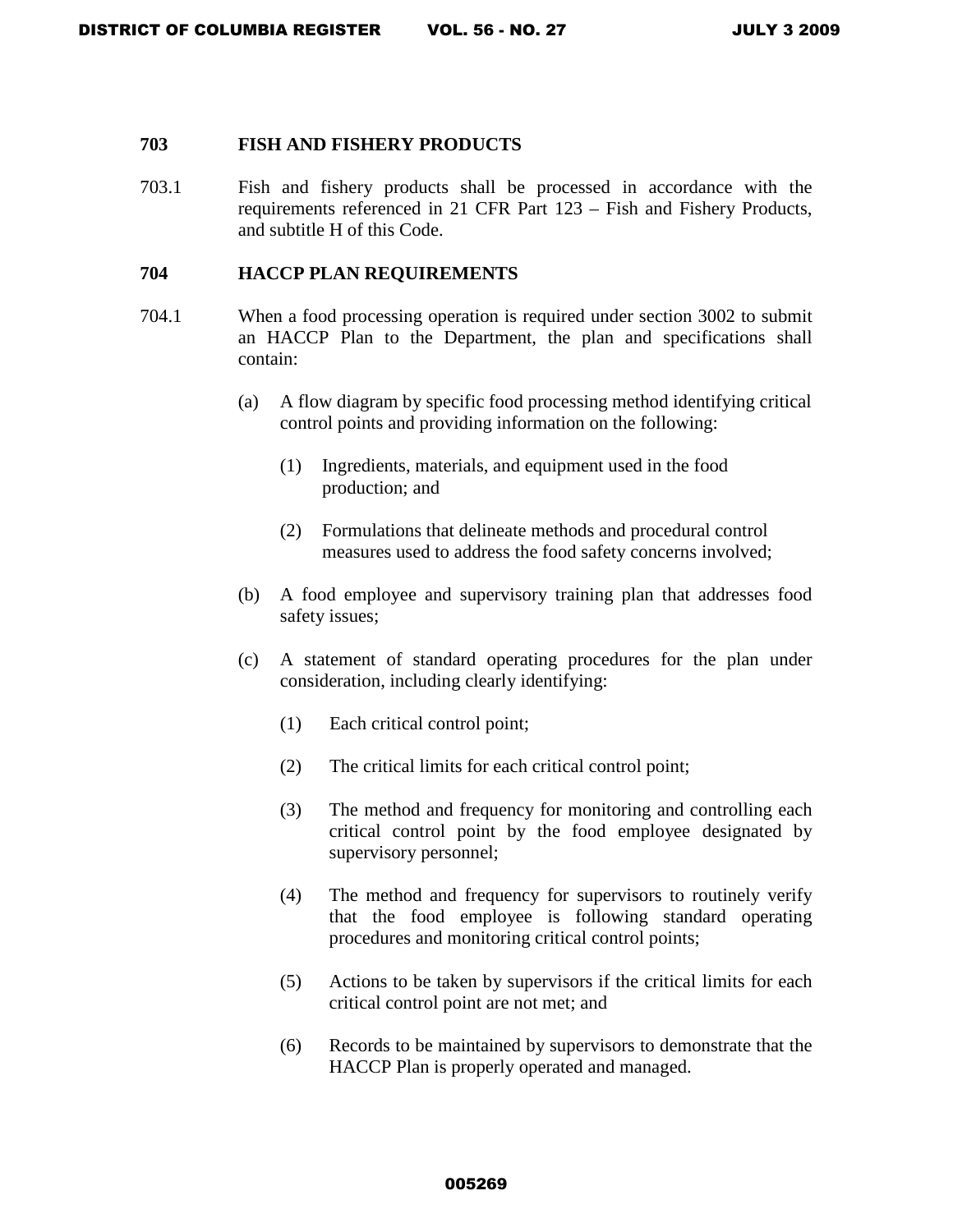### 703 FISH AND FISHERY PRODUCTS

703.1 Fish and fishery products shall be processed in accordance with the requirements referenced in 21 CFR Part 123 – Fish and Fishery Products, and subtitle H of this Code.

### 704 HACCP PLAN REQUIREMENTS

704.1 When a food processing operation is required under section 3002 to submit an HACCP Plan to the Department, the plan and specifications shall contain:

(a) A flow diagram by specific food processing method identifying critical control points and providing information on the following:

(1) Ingredients, materials, and equipment used in the food production; and

(2) Formulations that delineate methods and procedural control measures used to address the food safety concerns involved;

(b) A food employee and supervisory training plan that addresses food safety issues;

(c) A statement of standard operating procedures for the plan under consideration, including clearly identifying:

(1) Each critical control point;

(2) The critical limits for each critical control point;

(3) The method and frequency for monitoring and controlling each critical control point by the food employee designated by supervisory personnel;

(4) The method and frequency for supervisors to routinely verify that the food employee is following standard operating procedures and monitoring critical control points;

(5) Actions to be taken by supervisors if the critical limits for each critical control point are not met; and

(6) Records to be maintained by supervisors to demonstrate that the HACCP Plan is properly operated and managed.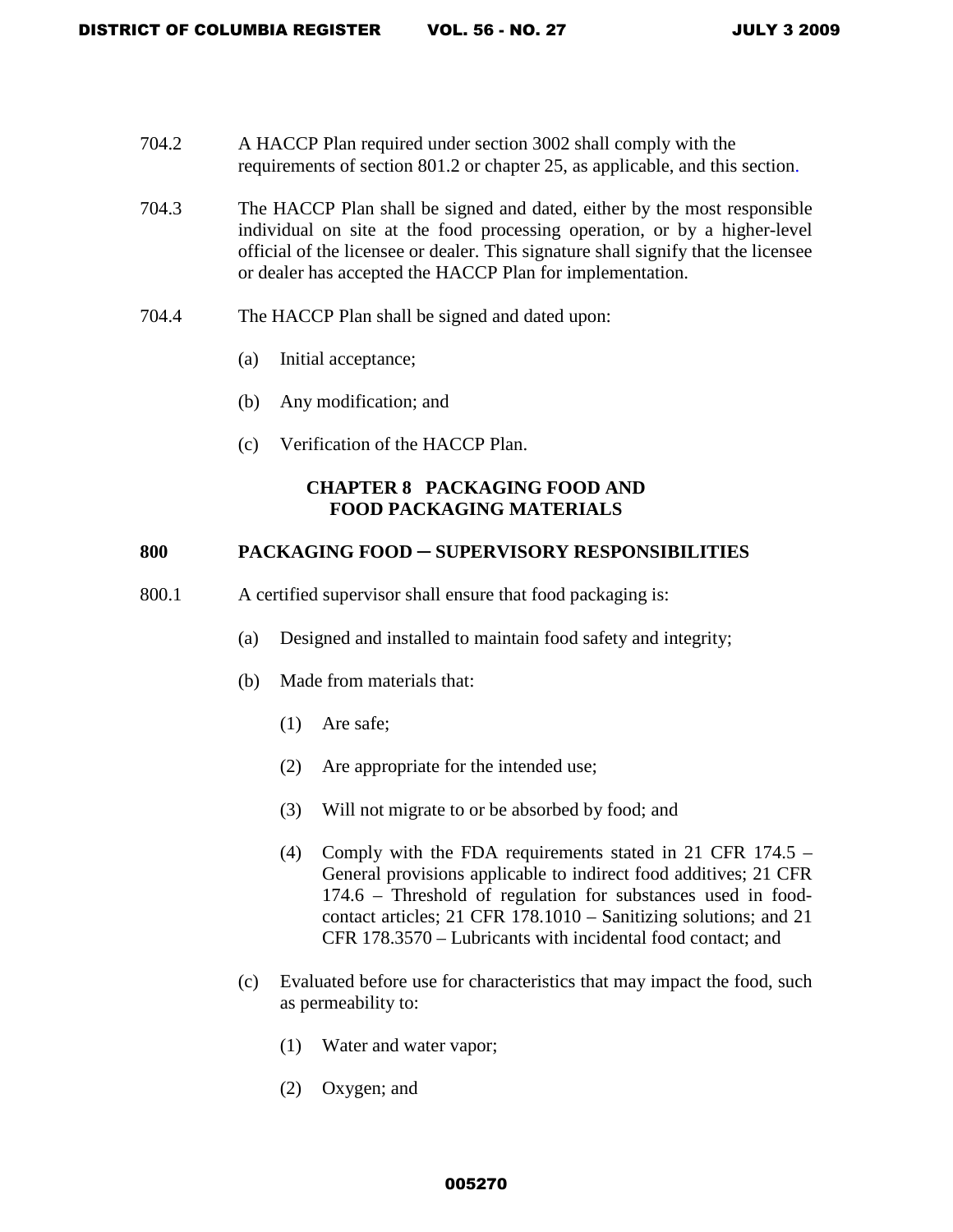704.2 A HACCP Plan required under section 3002 shall comply with the requirements of section 801.2 or chapter 25, as applicable, and this section.

704.3 The HACCP Plan shall be signed and dated, either by the most responsible individual on site at the food processing operation, or by a higher-level official of the licensee or dealer. This signature shall signify that the licensee or dealer has accepted the HACCP Plan for implementation.

704.4 The HACCP Plan shall be signed and dated upon:

(a) Initial acceptance;

(b) Any modification; and

(c) Verification of the HACCP Plan.

## CHAPTER 8 PACKAGING FOOD AND FOOD PACKAGING MATERIALS

### 800 PACKAGING FOOD – SUPERVISORY RESPONSIBILITIES

800.1 A certified supervisor shall ensure that food packaging is:

(a) Designed and installed to maintain food safety and integrity;

(b) Made from materials that:

(1) Are safe;

(2) Are appropriate for the intended use;

(3) Will not migrate to or be absorbed by food; and

(4) Comply with the FDA requirements stated in 21 CFR 174.5 – General provisions applicable to indirect food additives; 21 CFR 174.6 – Threshold of regulation for substances used in food-contact articles; 21 CFR 178.1010 – Sanitizing solutions; and 21 CFR 178.3570 – Lubricants with incidental food contact; and

(c) Evaluated before use for characteristics that may impact the food, such as permeability to:

(1) Water and water vapor;

(2) Oxygen; and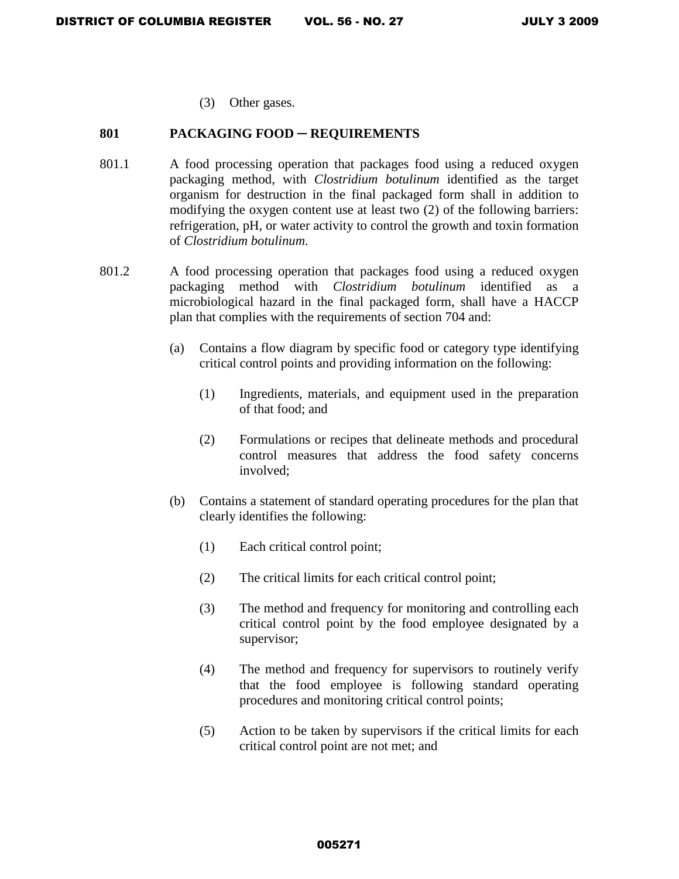(3) Other gases.

### 801 PACKAGING FOOD ─ REQUIREMENTS

801.1 A food processing operation that packages food using a reduced oxygen packaging method, with *Clostridium botulinum* identified as the target organism for destruction in the final packaged form shall in addition to modifying the oxygen content use at least two (2) of the following barriers: refrigeration, pH, or water activity to control the growth and toxin formation of *Clostridium botulinum.*

801.2 A food processing operation that packages food using a reduced oxygen packaging method with *Clostridium botulinum* identified as a microbiological hazard in the final packaged form, shall have a HACCP plan that complies with the requirements of section 704 and:

(a) Contains a flow diagram by specific food or category type identifying critical control points and providing information on the following:

(1) Ingredients, materials, and equipment used in the preparation of that food; and

(2) Formulations or recipes that delineate methods and procedural control measures that address the food safety concerns involved;

(b) Contains a statement of standard operating procedures for the plan that clearly identifies the following:

(1) Each critical control point;

(2) The critical limits for each critical control point;

(3) The method and frequency for monitoring and controlling each critical control point by the food employee designated by a supervisor;

(4) The method and frequency for supervisors to routinely verify that the food employee is following standard operating procedures and monitoring critical control points;

(5) Action to be taken by supervisors if the critical limits for each critical control point are not met; and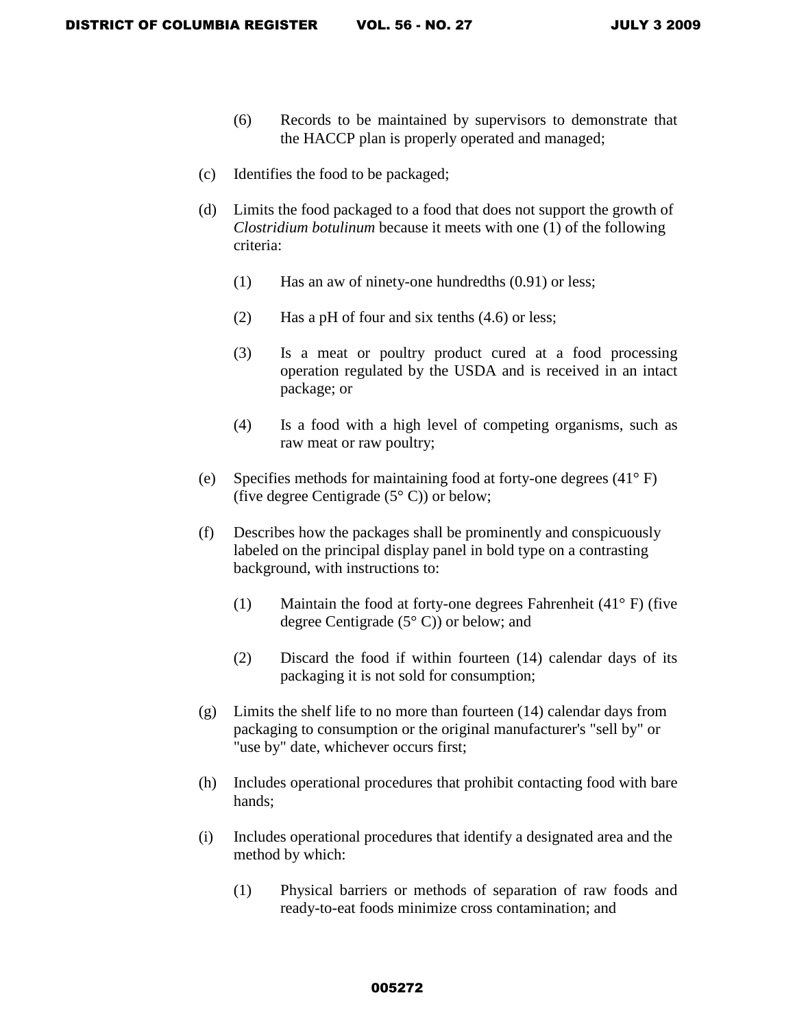(6) Records to be maintained by supervisors to demonstrate that the HACCP plan is properly operated and managed;

(c) Identifies the food to be packaged;

(d) Limits the food packaged to a food that does not support the growth of *Clostridium botulinum* because it meets with one (1) of the following criteria:

(1) Has an aw of ninety-one hundredths (0.91) or less;

(2) Has a pH of four and six tenths (4.6) or less;

(3) Is a meat or poultry product cured at a food processing operation regulated by the USDA and is received in an intact package; or

(4) Is a food with a high level of competing organisms, such as raw meat or raw poultry;

(e) Specifies methods for maintaining food at forty-one degrees (41° F) (five degree Centigrade (5° C)) or below;

(f) Describes how the packages shall be prominently and conspicuously labeled on the principal display panel in bold type on a contrasting background, with instructions to:

(1) Maintain the food at forty-one degrees Fahrenheit (41° F) (five degree Centigrade (5° C)) or below; and

(2) Discard the food if within fourteen (14) calendar days of its packaging it is not sold for consumption;

(g) Limits the shelf life to no more than fourteen (14) calendar days from packaging to consumption or the original manufacturer's "sell by" or "use by" date, whichever occurs first;

(h) Includes operational procedures that prohibit contacting food with bare hands;

(i) Includes operational procedures that identify a designated area and the method by which:

(1) Physical barriers or methods of separation of raw foods and ready-to-eat foods minimize cross contamination; and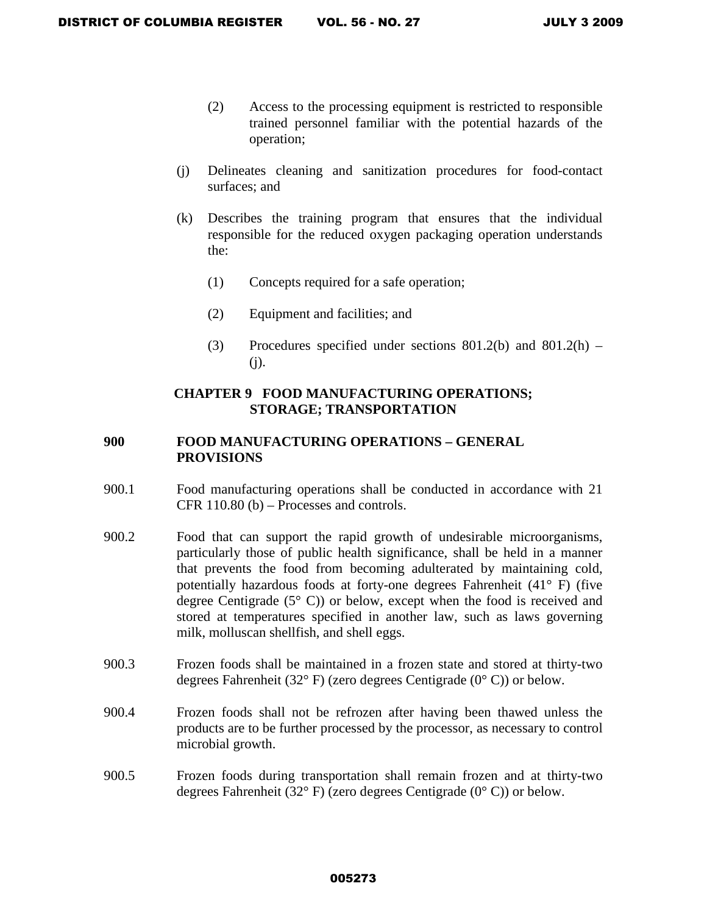(2) Access to the processing equipment is restricted to responsible trained personnel familiar with the potential hazards of the operation;

(j) Delineates cleaning and sanitization procedures for food-contact surfaces; and

(k) Describes the training program that ensures that the individual responsible for the reduced oxygen packaging operation understands the:

(1) Concepts required for a safe operation;

(2) Equipment and facilities; and

(3) Procedures specified under sections 801.2(b) and 801.2(h) – (j).

## CHAPTER 9 FOOD MANUFACTURING OPERATIONS; STORAGE; TRANSPORTATION

### 900 FOOD MANUFACTURING OPERATIONS – GENERAL PROVISIONS

900.1 Food manufacturing operations shall be conducted in accordance with 21 CFR 110.80 (b) – Processes and controls.

900.2 Food that can support the rapid growth of undesirable microorganisms, particularly those of public health significance, shall be held in a manner that prevents the food from becoming adulterated by maintaining cold, potentially hazardous foods at forty-one degrees Fahrenheit (41° F) (five degree Centigrade (5° C)) or below, except when the food is received and stored at temperatures specified in another law, such as laws governing milk, molluscan shellfish, and shell eggs.

900.3 Frozen foods shall be maintained in a frozen state and stored at thirty-two degrees Fahrenheit (32° F) (zero degrees Centigrade (0° C)) or below.

900.4 Frozen foods shall not be refrozen after having been thawed unless the products are to be further processed by the processor, as necessary to control microbial growth.

900.5 Frozen foods during transportation shall remain frozen and at thirty-two degrees Fahrenheit (32° F) (zero degrees Centigrade (0° C)) or below.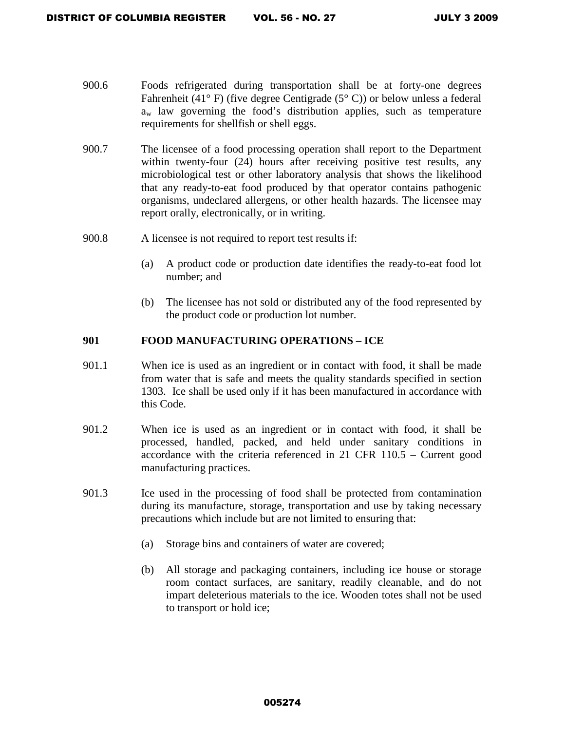900.6 Foods refrigerated during transportation shall be at forty-one degrees Fahrenheit (41° F) (five degree Centigrade (5° C)) or below unless a federal $a_w$ law governing the food's distribution applies, such as temperature requirements for shellfish or shell eggs.

900.7 The licensee of a food processing operation shall report to the Department within twenty-four (24) hours after receiving positive test results, any microbiological test or other laboratory analysis that shows the likelihood that any ready-to-eat food produced by that operator contains pathogenic organisms, undeclared allergens, or other health hazards. The licensee may report orally, electronically, or in writing.

900.8 A licensee is not required to report test results if:

(a) A product code or production date identifies the ready-to-eat food lot number; and

(b) The licensee has not sold or distributed any of the food represented by the product code or production lot number.

**901 FOOD MANUFACTURING OPERATIONS – ICE**

901.1 When ice is used as an ingredient or in contact with food, it shall be made from water that is safe and meets the quality standards specified in section 1303. Ice shall be used only if it has been manufactured in accordance with this Code.

901.2 When ice is used as an ingredient or in contact with food, it shall be processed, handled, packed, and held under sanitary conditions in accordance with the criteria referenced in 21 CFR 110.5 – Current good manufacturing practices.

901.3 Ice used in the processing of food shall be protected from contamination during its manufacture, storage, transportation and use by taking necessary precautions which include but are not limited to ensuring that:

(a) Storage bins and containers of water are covered;

(b) All storage and packaging containers, including ice house or storage room contact surfaces, are sanitary, readily cleanable, and do not impart deleterious materials to the ice. Wooden totes shall not be used to transport or hold ice;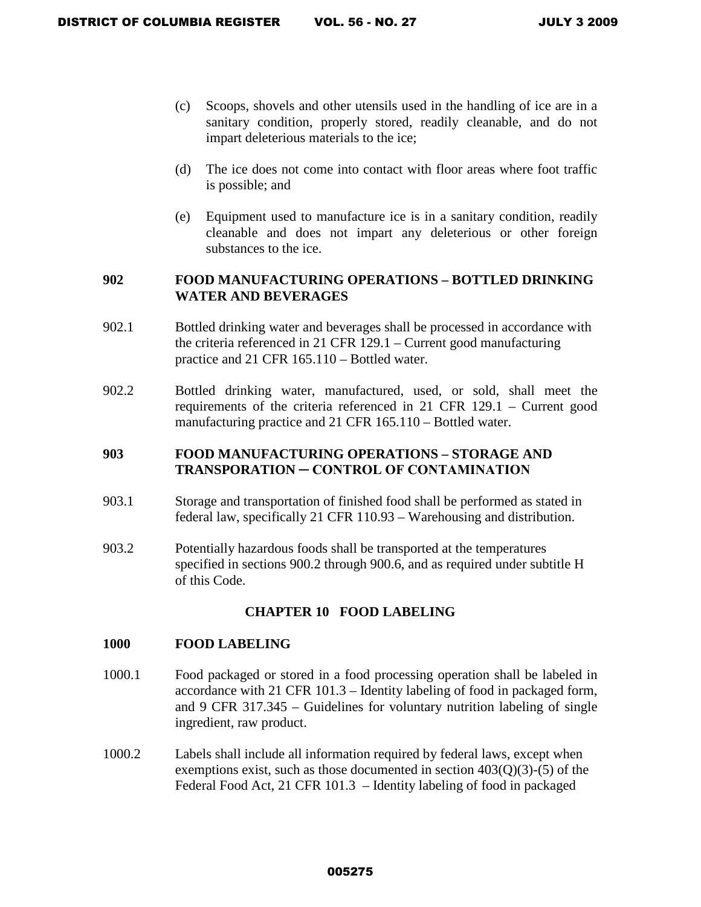(c) Scoops, shovels and other utensils used in the handling of ice are in a sanitary condition, properly stored, readily cleanable, and do not impart deleterious materials to the ice;

(d) The ice does not come into contact with floor areas where foot traffic is possible; and

(e) Equipment used to manufacture ice is in a sanitary condition, readily cleanable and does not impart any deleterious or other foreign substances to the ice.

### 902 FOOD MANUFACTURING OPERATIONS – BOTTLED DRINKING WATER AND BEVERAGES

902.1 Bottled drinking water and beverages shall be processed in accordance with the criteria referenced in 21 CFR 129.1 – Current good manufacturing practice and 21 CFR 165.110 – Bottled water.

902.2 Bottled drinking water, manufactured, used, or sold, shall meet the requirements of the criteria referenced in 21 CFR 129.1 – Current good manufacturing practice and 21 CFR 165.110 – Bottled water.

### 903 FOOD MANUFACTURING OPERATIONS – STORAGE AND TRANSPORATION ─ CONTROL OF CONTAMINATION

903.1 Storage and transportation of finished food shall be performed as stated in federal law, specifically 21 CFR 110.93 – Warehousing and distribution.

903.2 Potentially hazardous foods shall be transported at the temperatures specified in sections 900.2 through 900.6, and as required under subtitle H of this Code.

## CHAPTER 10 FOOD LABELING

### 1000 FOOD LABELING

1000.1 Food packaged or stored in a food processing operation shall be labeled in accordance with 21 CFR 101.3 – Identity labeling of food in packaged form, and 9 CFR 317.345 – Guidelines for voluntary nutrition labeling of single ingredient, raw product.

1000.2 Labels shall include all information required by federal laws, except when exemptions exist, such as those documented in section 403(Q)(3)-(5) of the Federal Food Act, 21 CFR 101.3 – Identity labeling of food in packaged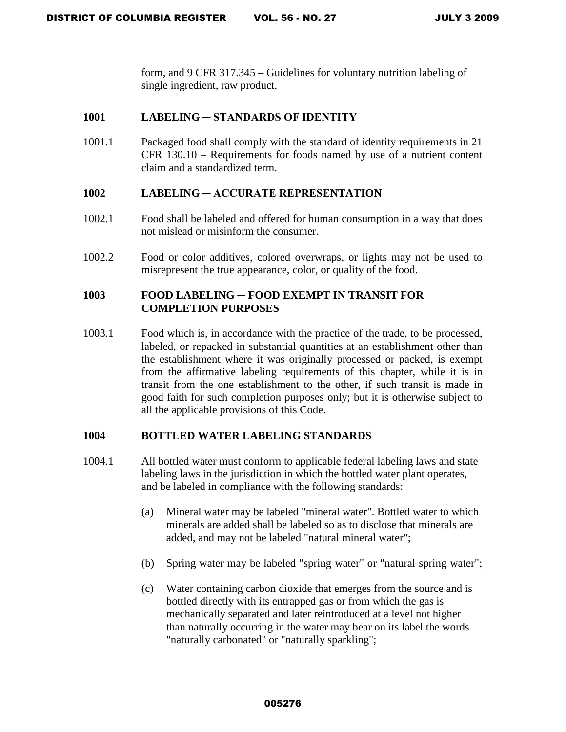form, and 9 CFR 317.345 – Guidelines for voluntary nutrition labeling of single ingredient, raw product.

### 1001 LABELING ─ STANDARDS OF IDENTITY

1001.1 Packaged food shall comply with the standard of identity requirements in 21 CFR 130.10 – Requirements for foods named by use of a nutrient content claim and a standardized term.

### 1002 LABELING ─ ACCURATE REPRESENTATION

1002.1 Food shall be labeled and offered for human consumption in a way that does not mislead or misinform the consumer.

1002.2 Food or color additives, colored overwraps, or lights may not be used to misrepresent the true appearance, color, or quality of the food.

### 1003 FOOD LABELING ─ FOOD EXEMPT IN TRANSIT FOR COMPLETION PURPOSES

1003.1 Food which is, in accordance with the practice of the trade, to be processed, labeled, or repacked in substantial quantities at an establishment other than the establishment where it was originally processed or packed, is exempt from the affirmative labeling requirements of this chapter, while it is in transit from the one establishment to the other, if such transit is made in good faith for such completion purposes only; but it is otherwise subject to all the applicable provisions of this Code.

### 1004 BOTTLED WATER LABELING STANDARDS

1004.1 All bottled water must conform to applicable federal labeling laws and state labeling laws in the jurisdiction in which the bottled water plant operates, and be labeled in compliance with the following standards:

(a) Mineral water may be labeled "mineral water". Bottled water to which minerals are added shall be labeled so as to disclose that minerals are added, and may not be labeled "natural mineral water";

(b) Spring water may be labeled "spring water" or "natural spring water";

(c) Water containing carbon dioxide that emerges from the source and is bottled directly with its entrapped gas or from which the gas is mechanically separated and later reintroduced at a level not higher than naturally occurring in the water may bear on its label the words "naturally carbonated" or "naturally sparkling";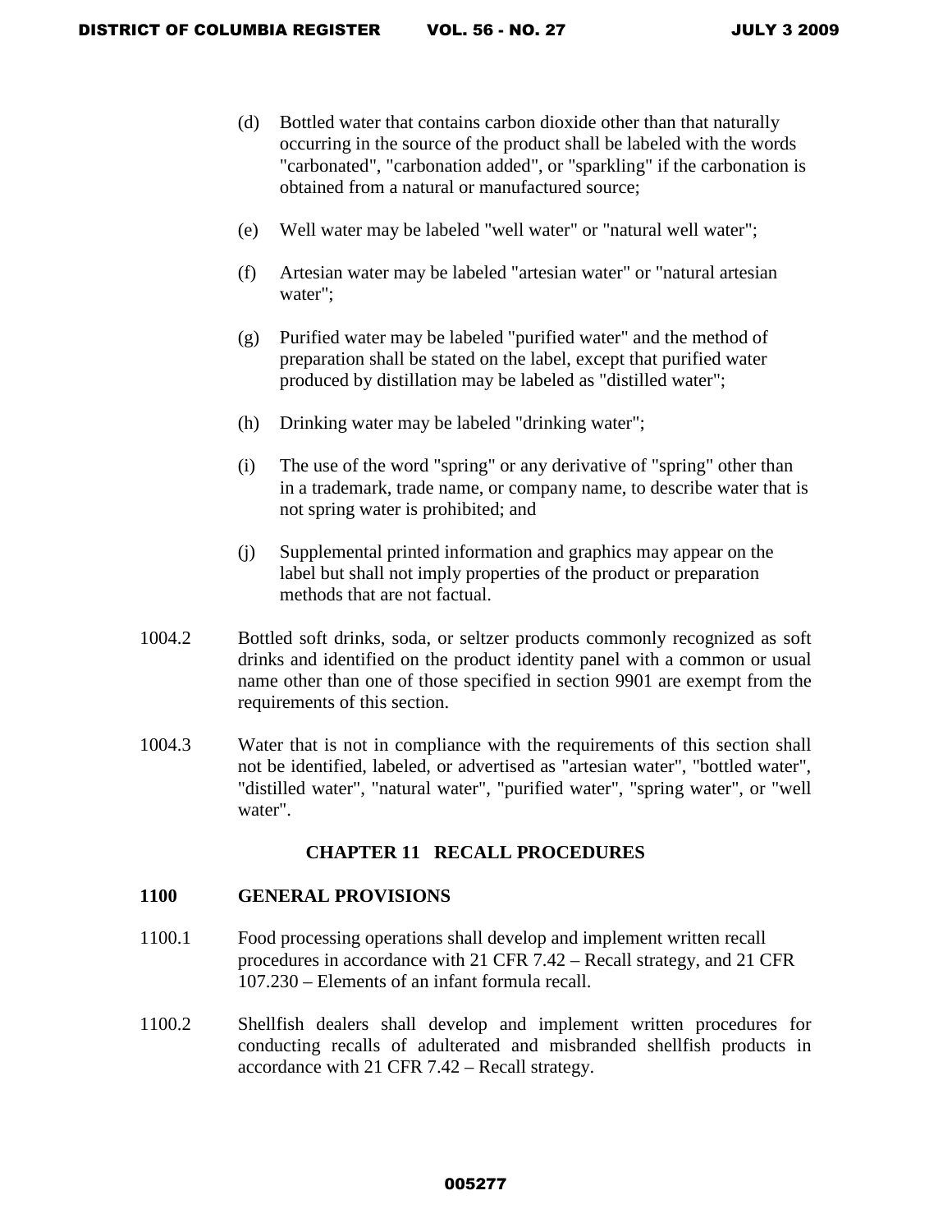(d) Bottled water that contains carbon dioxide other than that naturally occurring in the source of the product shall be labeled with the words "carbonated", "carbonation added", or "sparkling" if the carbonation is obtained from a natural or manufactured source;

(e) Well water may be labeled "well water" or "natural well water";

(f) Artesian water may be labeled "artesian water" or "natural artesian water";

(g) Purified water may be labeled "purified water" and the method of preparation shall be stated on the label, except that purified water produced by distillation may be labeled as "distilled water";

(h) Drinking water may be labeled "drinking water";

(i) The use of the word "spring" or any derivative of "spring" other than in a trademark, trade name, or company name, to describe water that is not spring water is prohibited; and

(j) Supplemental printed information and graphics may appear on the label but shall not imply properties of the product or preparation methods that are not factual.

1004.2 Bottled soft drinks, soda, or seltzer products commonly recognized as soft drinks and identified on the product identity panel with a common or usual name other than one of those specified in section 9901 are exempt from the requirements of this section.

1004.3 Water that is not in compliance with the requirements of this section shall not be identified, labeled, or advertised as "artesian water", "bottled water", "distilled water", "natural water", "purified water", "spring water", or "well water".

## CHAPTER 11 RECALL PROCEDURES

### 1100 GENERAL PROVISIONS

1100.1 Food processing operations shall develop and implement written recall procedures in accordance with 21 CFR 7.42 – Recall strategy, and 21 CFR 107.230 – Elements of an infant formula recall.

1100.2 Shellfish dealers shall develop and implement written procedures for conducting recalls of adulterated and misbranded shellfish products in accordance with 21 CFR 7.42 – Recall strategy.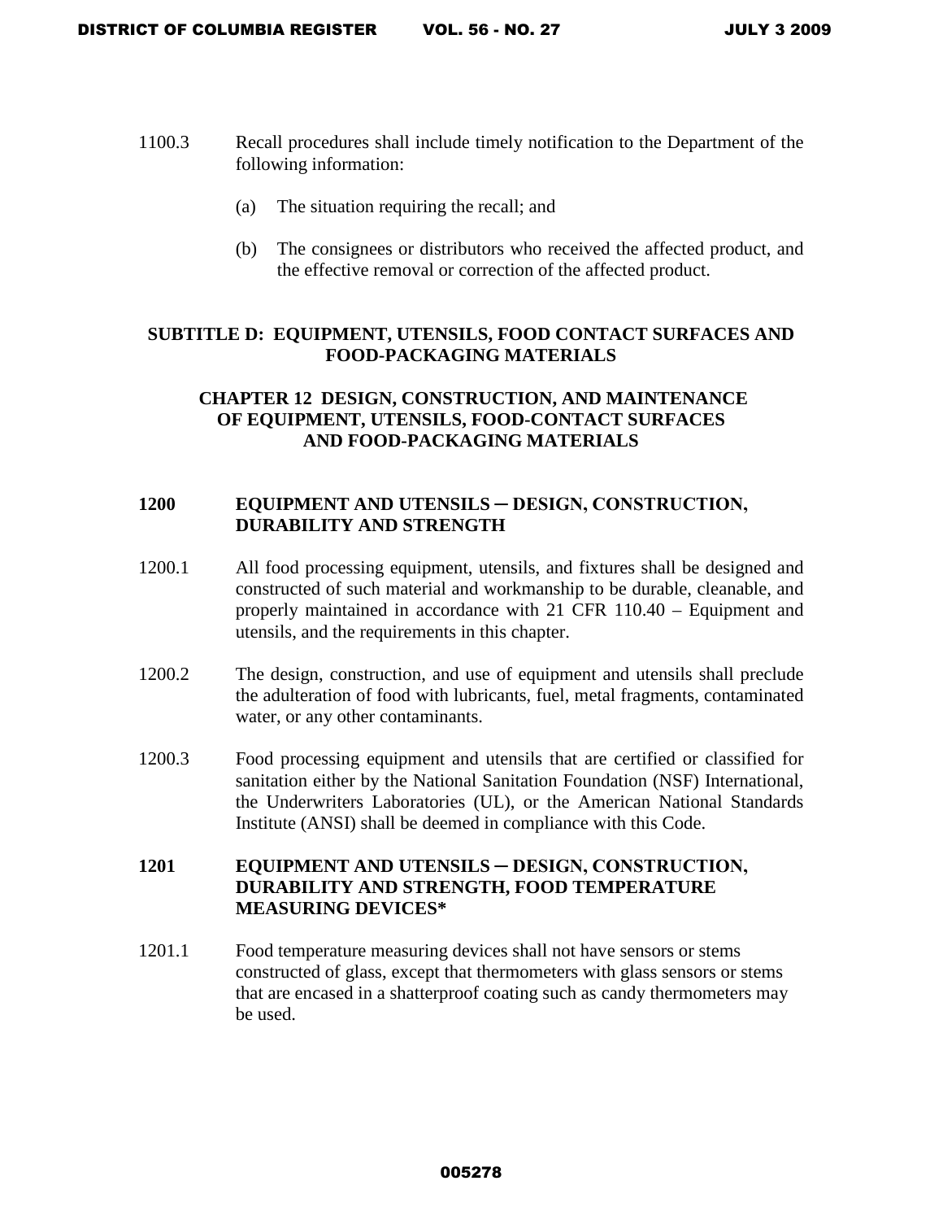1100.3 Recall procedures shall include timely notification to the Department of the following information:

(a) The situation requiring the recall; and

(b) The consignees or distributors who received the affected product, and the effective removal or correction of the affected product.

## SUBTITLE D: EQUIPMENT, UTENSILS, FOOD CONTACT SURFACES AND FOOD-PACKAGING MATERIALS

## CHAPTER 12 DESIGN, CONSTRUCTION, AND MAINTENANCE OF EQUIPMENT, UTENSILS, FOOD-CONTACT SURFACES AND FOOD-PACKAGING MATERIALS

### 1200 EQUIPMENT AND UTENSILS ─ DESIGN, CONSTRUCTION, DURABILITY AND STRENGTH

1200.1 All food processing equipment, utensils, and fixtures shall be designed and constructed of such material and workmanship to be durable, cleanable, and properly maintained in accordance with 21 CFR 110.40 – Equipment and utensils, and the requirements in this chapter.

1200.2 The design, construction, and use of equipment and utensils shall preclude the adulteration of food with lubricants, fuel, metal fragments, contaminated water, or any other contaminants.

1200.3 Food processing equipment and utensils that are certified or classified for sanitation either by the National Sanitation Foundation (NSF) International, the Underwriters Laboratories (UL), or the American National Standards Institute (ANSI) shall be deemed in compliance with this Code.

### 1201 EQUIPMENT AND UTENSILS ─ DESIGN, CONSTRUCTION, DURABILITY AND STRENGTH, FOOD TEMPERATURE MEASURING DEVICES*

1201.1 Food temperature measuring devices shall not have sensors or stems constructed of glass, except that thermometers with glass sensors or stems that are encased in a shatterproof coating such as candy thermometers may be used.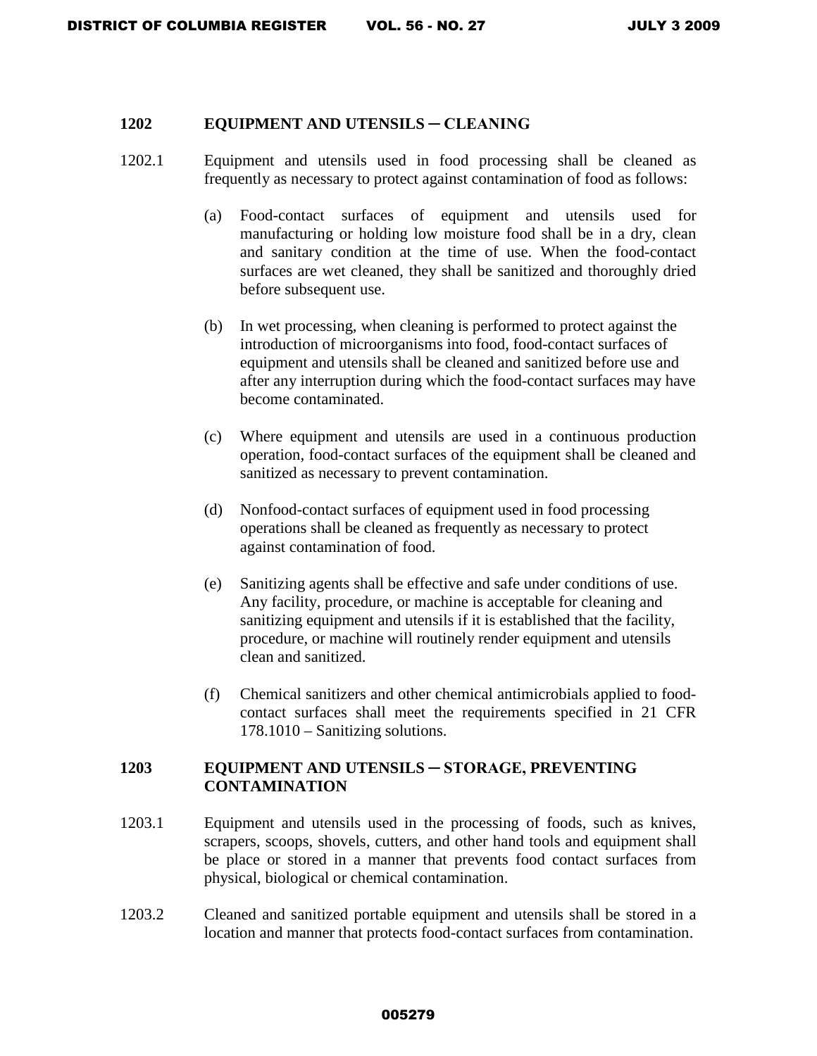### 1202 EQUIPMENT AND UTENSILS ─ CLEANING

1202.1 Equipment and utensils used in food processing shall be cleaned as frequently as necessary to protect against contamination of food as follows:

(a) Food-contact surfaces of equipment and utensils used for manufacturing or holding low moisture food shall be in a dry, clean and sanitary condition at the time of use. When the food-contact surfaces are wet cleaned, they shall be sanitized and thoroughly dried before subsequent use.

(b) In wet processing, when cleaning is performed to protect against the introduction of microorganisms into food, food-contact surfaces of equipment and utensils shall be cleaned and sanitized before use and after any interruption during which the food-contact surfaces may have become contaminated.

(c) Where equipment and utensils are used in a continuous production operation, food-contact surfaces of the equipment shall be cleaned and sanitized as necessary to prevent contamination.

(d) Nonfood-contact surfaces of equipment used in food processing operations shall be cleaned as frequently as necessary to protect against contamination of food.

(e) Sanitizing agents shall be effective and safe under conditions of use. Any facility, procedure, or machine is acceptable for cleaning and sanitizing equipment and utensils if it is established that the facility, procedure, or machine will routinely render equipment and utensils clean and sanitized.

(f) Chemical sanitizers and other chemical antimicrobials applied to food-contact surfaces shall meet the requirements specified in 21 CFR 178.1010 – Sanitizing solutions.

### 1203 EQUIPMENT AND UTENSILS ─ STORAGE, PREVENTING CONTAMINATION

1203.1 Equipment and utensils used in the processing of foods, such as knives, scrapers, scoops, shovels, cutters, and other hand tools and equipment shall be place or stored in a manner that prevents food contact surfaces from physical, biological or chemical contamination.

1203.2 Cleaned and sanitized portable equipment and utensils shall be stored in a location and manner that protects food-contact surfaces from contamination.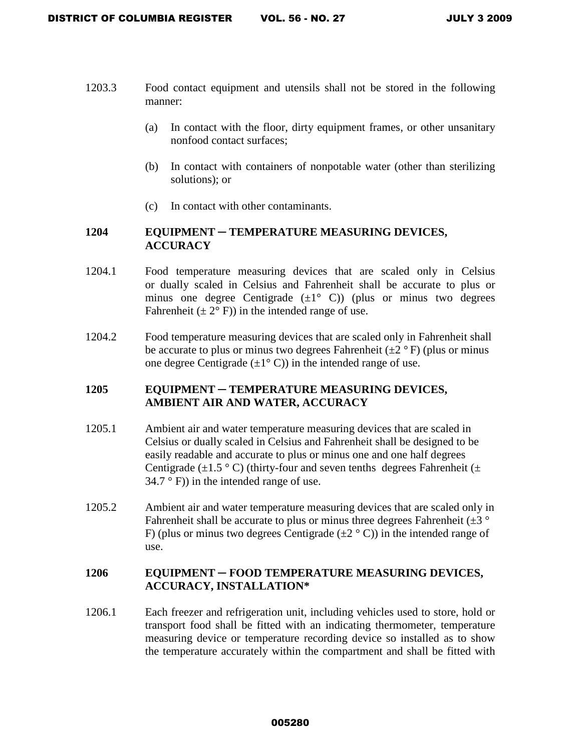1203.3 Food contact equipment and utensils shall not be stored in the following manner:

(a) In contact with the floor, dirty equipment frames, or other unsanitary nonfood contact surfaces;

(b) In contact with containers of nonpotable water (other than sterilizing solutions); or

(c) In contact with other contaminants.

### 1204 EQUIPMENT ─ TEMPERATURE MEASURING DEVICES, ACCURACY

1204.1 Food temperature measuring devices that are scaled only in Celsius or dually scaled in Celsius and Fahrenheit shall be accurate to plus or minus one degree Centigrade (±1° C)) (plus or minus two degrees Fahrenheit (± 2° F)) in the intended range of use.

1204.2 Food temperature measuring devices that are scaled only in Fahrenheit shall be accurate to plus or minus two degrees Fahrenheit (±2 ° F) (plus or minus one degree Centigrade (±1° C)) in the intended range of use.

### 1205 EQUIPMENT ─ TEMPERATURE MEASURING DEVICES, AMBIENT AIR AND WATER, ACCURACY

1205.1 Ambient air and water temperature measuring devices that are scaled in Celsius or dually scaled in Celsius and Fahrenheit shall be designed to be easily readable and accurate to plus or minus one and one half degrees Centigrade (±1.5 ° C) (thirty-four and seven tenths degrees Fahrenheit (± 34.7 ° F)) in the intended range of use.

1205.2 Ambient air and water temperature measuring devices that are scaled only in Fahrenheit shall be accurate to plus or minus three degrees Fahrenheit (±3 ° F) (plus or minus two degrees Centigrade (±2 ° C)) in the intended range of use.

### 1206 EQUIPMENT ─ FOOD TEMPERATURE MEASURING DEVICES, ACCURACY, INSTALLATION*

1206.1 Each freezer and refrigeration unit, including vehicles used to store, hold or transport food shall be fitted with an indicating thermometer, temperature measuring device or temperature recording device so installed as to show the temperature accurately within the compartment and shall be fitted with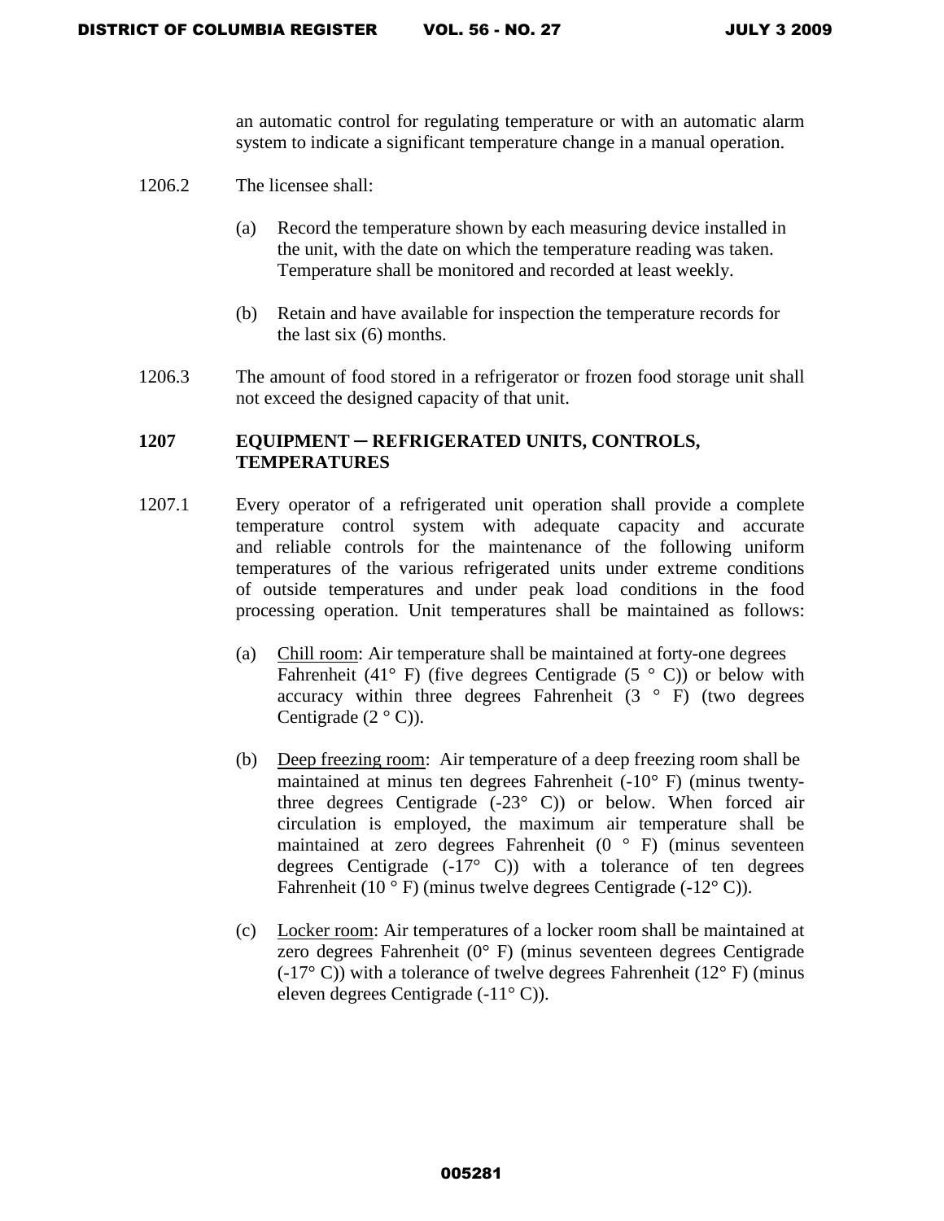an automatic control for regulating temperature or with an automatic alarm system to indicate a significant temperature change in a manual operation.

1206.2 The licensee shall:

(a) Record the temperature shown by each measuring device installed in the unit, with the date on which the temperature reading was taken. Temperature shall be monitored and recorded at least weekly.

(b) Retain and have available for inspection the temperature records for the last six (6) months.

1206.3 The amount of food stored in a refrigerator or frozen food storage unit shall not exceed the designed capacity of that unit.

**1207 EQUIPMENT ─ REFRIGERATED UNITS, CONTROLS, TEMPERATURES**

1207.1 Every operator of a refrigerated unit operation shall provide a complete temperature control system with adequate capacity and accurate and reliable controls for the maintenance of the following uniform temperatures of the various refrigerated units under extreme conditions of outside temperatures and under peak load conditions in the food processing operation. Unit temperatures shall be maintained as follows:

(a) Chill room: Air temperature shall be maintained at forty-one degrees Fahrenheit (41° F) (five degrees Centigrade (5 ° C)) or below with accuracy within three degrees Fahrenheit (3 ° F) (two degrees Centigrade (2 ° C)).

(b) Deep freezing room: Air temperature of a deep freezing room shall be maintained at minus ten degrees Fahrenheit (-10° F) (minus twenty-three degrees Centigrade (-23° C)) or below. When forced air circulation is employed, the maximum air temperature shall be maintained at zero degrees Fahrenheit (0 ° F) (minus seventeen degrees Centigrade (-17° C)) with a tolerance of ten degrees Fahrenheit (10 ° F) (minus twelve degrees Centigrade (-12° C)).

(c) Locker room: Air temperatures of a locker room shall be maintained at zero degrees Fahrenheit (0° F) (minus seventeen degrees Centigrade (-17° C)) with a tolerance of twelve degrees Fahrenheit (12° F) (minus eleven degrees Centigrade (-11° C)).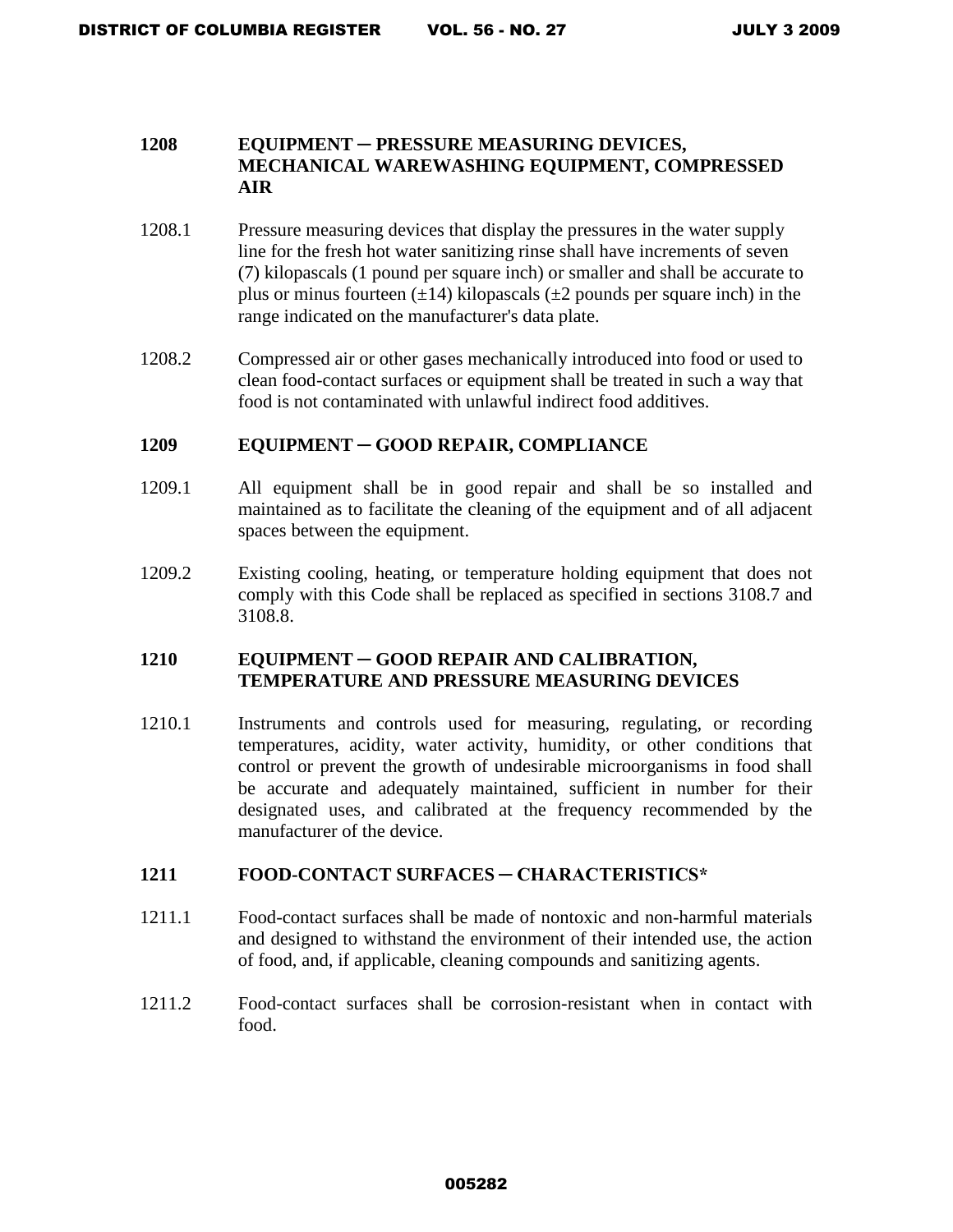## 1208 EQUIPMENT ─ PRESSURE MEASURING DEVICES, MECHANICAL WAREWASHING EQUIPMENT, COMPRESSED AIR

1208.1 Pressure measuring devices that display the pressures in the water supply line for the fresh hot water sanitizing rinse shall have increments of seven (7) kilopascals (1 pound per square inch) or smaller and shall be accurate to plus or minus fourteen (±14) kilopascals (±2 pounds per square inch) in the range indicated on the manufacturer's data plate.

1208.2 Compressed air or other gases mechanically introduced into food or used to clean food-contact surfaces or equipment shall be treated in such a way that food is not contaminated with unlawful indirect food additives.

## 1209 EQUIPMENT ─ GOOD REPAIR, COMPLIANCE

1209.1 All equipment shall be in good repair and shall be so installed and maintained as to facilitate the cleaning of the equipment and of all adjacent spaces between the equipment.

1209.2 Existing cooling, heating, or temperature holding equipment that does not comply with this Code shall be replaced as specified in sections 3108.7 and 3108.8.

## 1210 EQUIPMENT ─ GOOD REPAIR AND CALIBRATION, TEMPERATURE AND PRESSURE MEASURING DEVICES

1210.1 Instruments and controls used for measuring, regulating, or recording temperatures, acidity, water activity, humidity, or other conditions that control or prevent the growth of undesirable microorganisms in food shall be accurate and adequately maintained, sufficient in number for their designated uses, and calibrated at the frequency recommended by the manufacturer of the device.

## 1211 FOOD-CONTACT SURFACES ─ CHARACTERISTICS*

1211.1 Food-contact surfaces shall be made of nontoxic and non-harmful materials and designed to withstand the environment of their intended use, the action of food, and, if applicable, cleaning compounds and sanitizing agents.

1211.2 Food-contact surfaces shall be corrosion-resistant when in contact with food.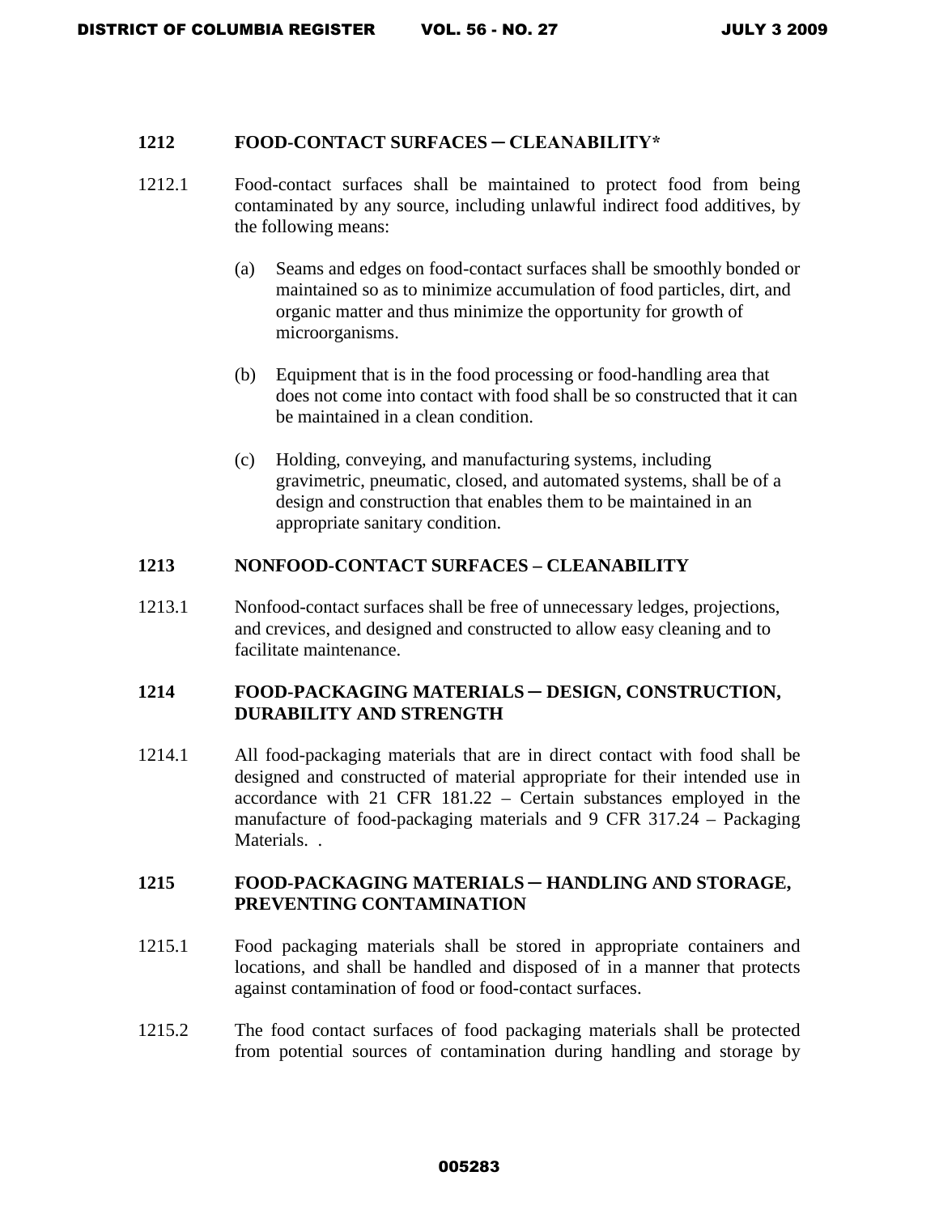### 1212 FOOD-CONTACT SURFACES ─ CLEANABILITY*

1212.1 Food-contact surfaces shall be maintained to protect food from being contaminated by any source, including unlawful indirect food additives, by the following means:

(a) Seams and edges on food-contact surfaces shall be smoothly bonded or maintained so as to minimize accumulation of food particles, dirt, and organic matter and thus minimize the opportunity for growth of microorganisms.

(b) Equipment that is in the food processing or food-handling area that does not come into contact with food shall be so constructed that it can be maintained in a clean condition.

(c) Holding, conveying, and manufacturing systems, including gravimetric, pneumatic, closed, and automated systems, shall be of a design and construction that enables them to be maintained in an appropriate sanitary condition.

### 1213 NONFOOD-CONTACT SURFACES – CLEANABILITY

1213.1 Nonfood-contact surfaces shall be free of unnecessary ledges, projections, and crevices, and designed and constructed to allow easy cleaning and to facilitate maintenance.

### 1214 FOOD-PACKAGING MATERIALS ─ DESIGN, CONSTRUCTION, DURABILITY AND STRENGTH

1214.1 All food-packaging materials that are in direct contact with food shall be designed and constructed of material appropriate for their intended use in accordance with 21 CFR 181.22 – Certain substances employed in the manufacture of food-packaging materials and 9 CFR 317.24 – Packaging Materials. .

### 1215 FOOD-PACKAGING MATERIALS ─ HANDLING AND STORAGE, PREVENTING CONTAMINATION

1215.1 Food packaging materials shall be stored in appropriate containers and locations, and shall be handled and disposed of in a manner that protects against contamination of food or food-contact surfaces.

1215.2 The food contact surfaces of food packaging materials shall be protected from potential sources of contamination during handling and storage by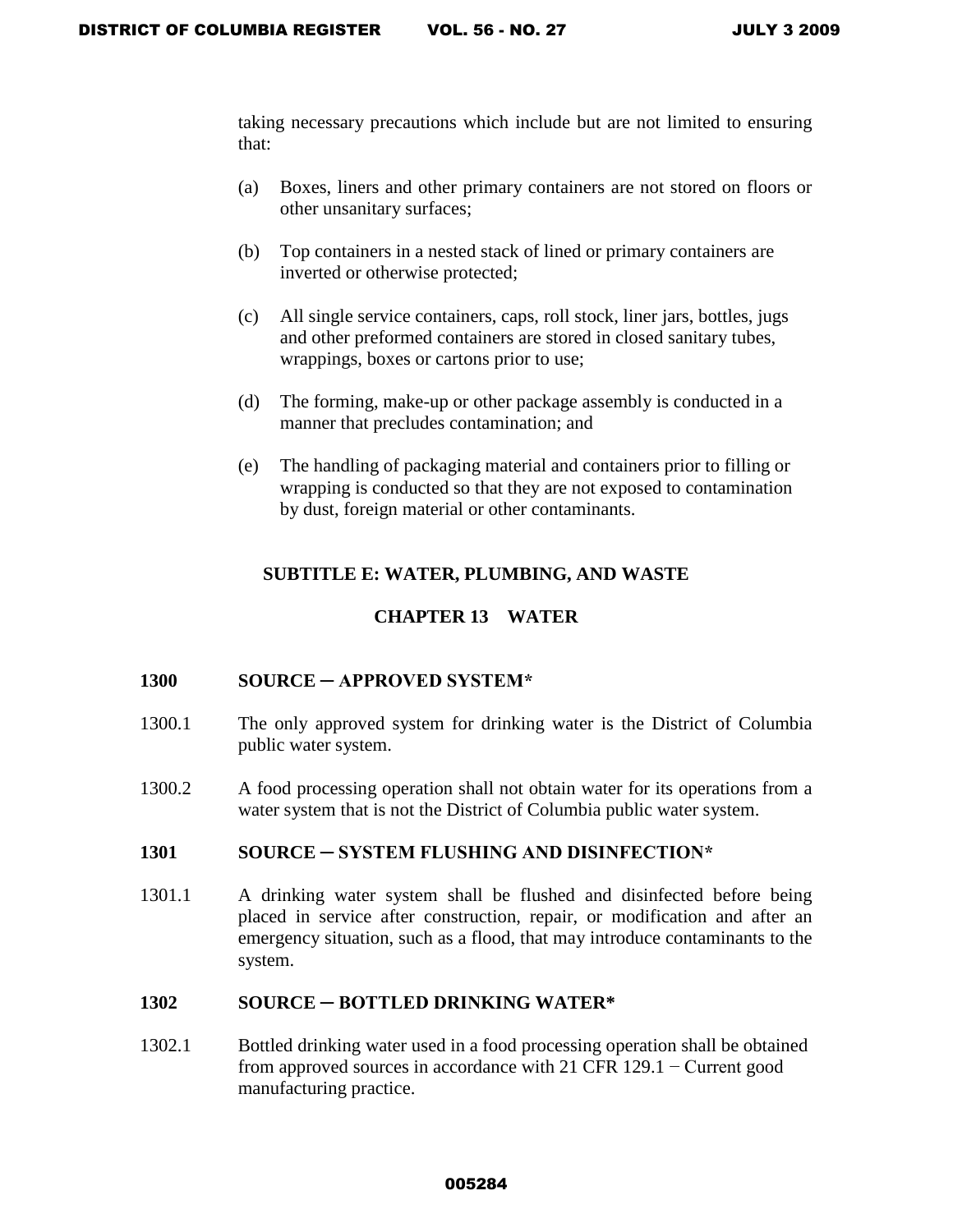taking necessary precautions which include but are not limited to ensuring that:

(a) Boxes, liners and other primary containers are not stored on floors or other unsanitary surfaces;

(b) Top containers in a nested stack of lined or primary containers are inverted or otherwise protected;

(c) All single service containers, caps, roll stock, liner jars, bottles, jugs and other preformed containers are stored in closed sanitary tubes, wrappings, boxes or cartons prior to use;

(d) The forming, make-up or other package assembly is conducted in a manner that precludes contamination; and

(e) The handling of packaging material and containers prior to filling or wrapping is conducted so that they are not exposed to contamination by dust, foreign material or other contaminants.

## SUBTITLE E: WATER, PLUMBING, AND WASTE

## CHAPTER 13 WATER

### 1300 SOURCE ─ APPROVED SYSTEM*

1300.1 The only approved system for drinking water is the District of Columbia public water system.

1300.2 A food processing operation shall not obtain water for its operations from a water system that is not the District of Columbia public water system.

### 1301 SOURCE ─ SYSTEM FLUSHING AND DISINFECTION*

1301.1 A drinking water system shall be flushed and disinfected before being placed in service after construction, repair, or modification and after an emergency situation, such as a flood, that may introduce contaminants to the system.

### 1302 SOURCE ─ BOTTLED DRINKING WATER*

1302.1 Bottled drinking water used in a food processing operation shall be obtained from approved sources in accordance with 21 CFR 129.1 − Current good manufacturing practice.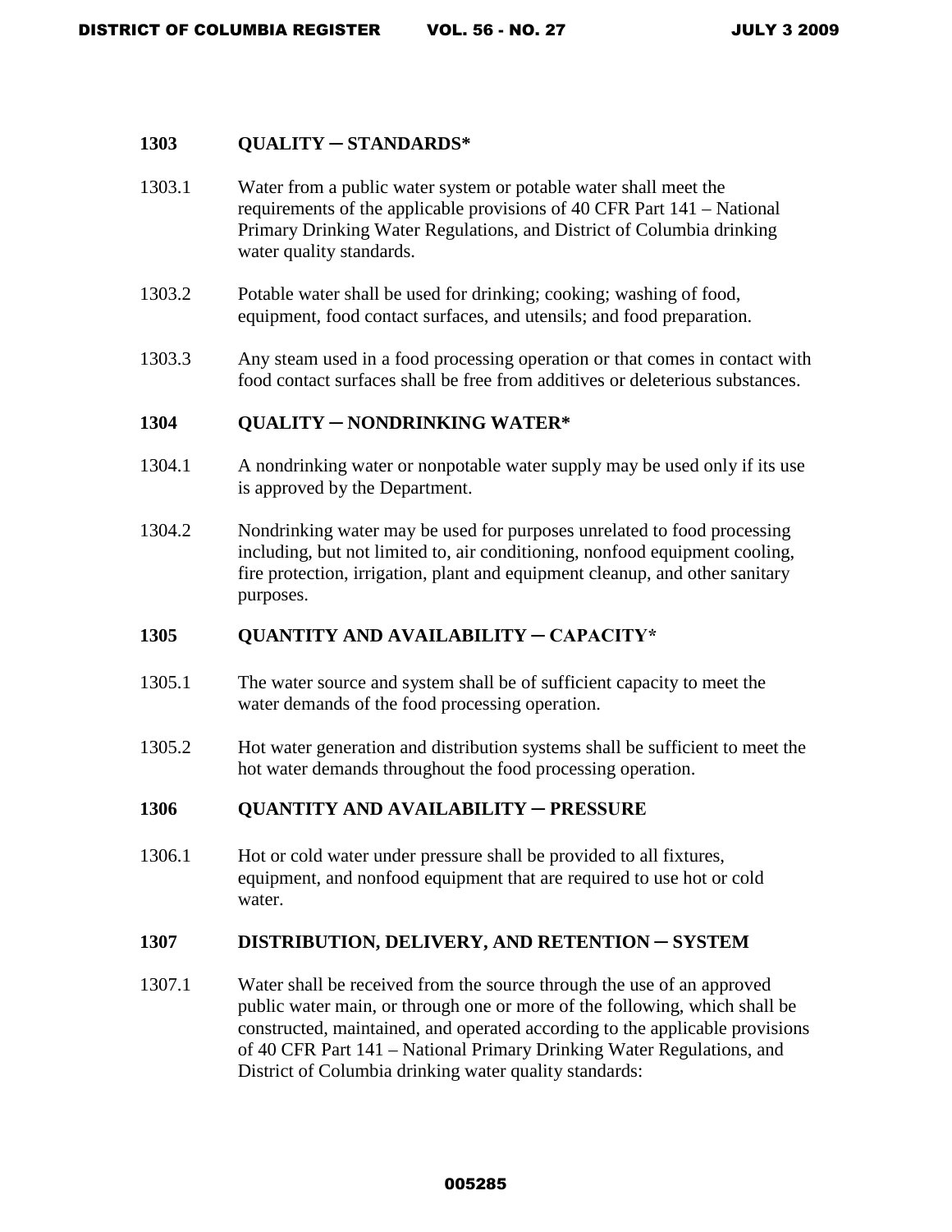### 1303 QUALITY ─ STANDARDS*

1303.1 Water from a public water system or potable water shall meet the requirements of the applicable provisions of 40 CFR Part 141 – National Primary Drinking Water Regulations, and District of Columbia drinking water quality standards.

1303.2 Potable water shall be used for drinking; cooking; washing of food, equipment, food contact surfaces, and utensils; and food preparation.

1303.3 Any steam used in a food processing operation or that comes in contact with food contact surfaces shall be free from additives or deleterious substances.

### 1304 QUALITY ─ NONDRINKING WATER*

1304.1 A nondrinking water or nonpotable water supply may be used only if its use is approved by the Department.

1304.2 Nondrinking water may be used for purposes unrelated to food processing including, but not limited to, air conditioning, nonfood equipment cooling, fire protection, irrigation, plant and equipment cleanup, and other sanitary purposes.

### 1305 QUANTITY AND AVAILABILITY ─ CAPACITY*

1305.1 The water source and system shall be of sufficient capacity to meet the water demands of the food processing operation.

1305.2 Hot water generation and distribution systems shall be sufficient to meet the hot water demands throughout the food processing operation.

### 1306 QUANTITY AND AVAILABILITY ─ PRESSURE

1306.1 Hot or cold water under pressure shall be provided to all fixtures, equipment, and nonfood equipment that are required to use hot or cold water.

### 1307 DISTRIBUTION, DELIVERY, AND RETENTION ─ SYSTEM

1307.1 Water shall be received from the source through the use of an approved public water main, or through one or more of the following, which shall be constructed, maintained, and operated according to the applicable provisions of 40 CFR Part 141 – National Primary Drinking Water Regulations, and District of Columbia drinking water quality standards: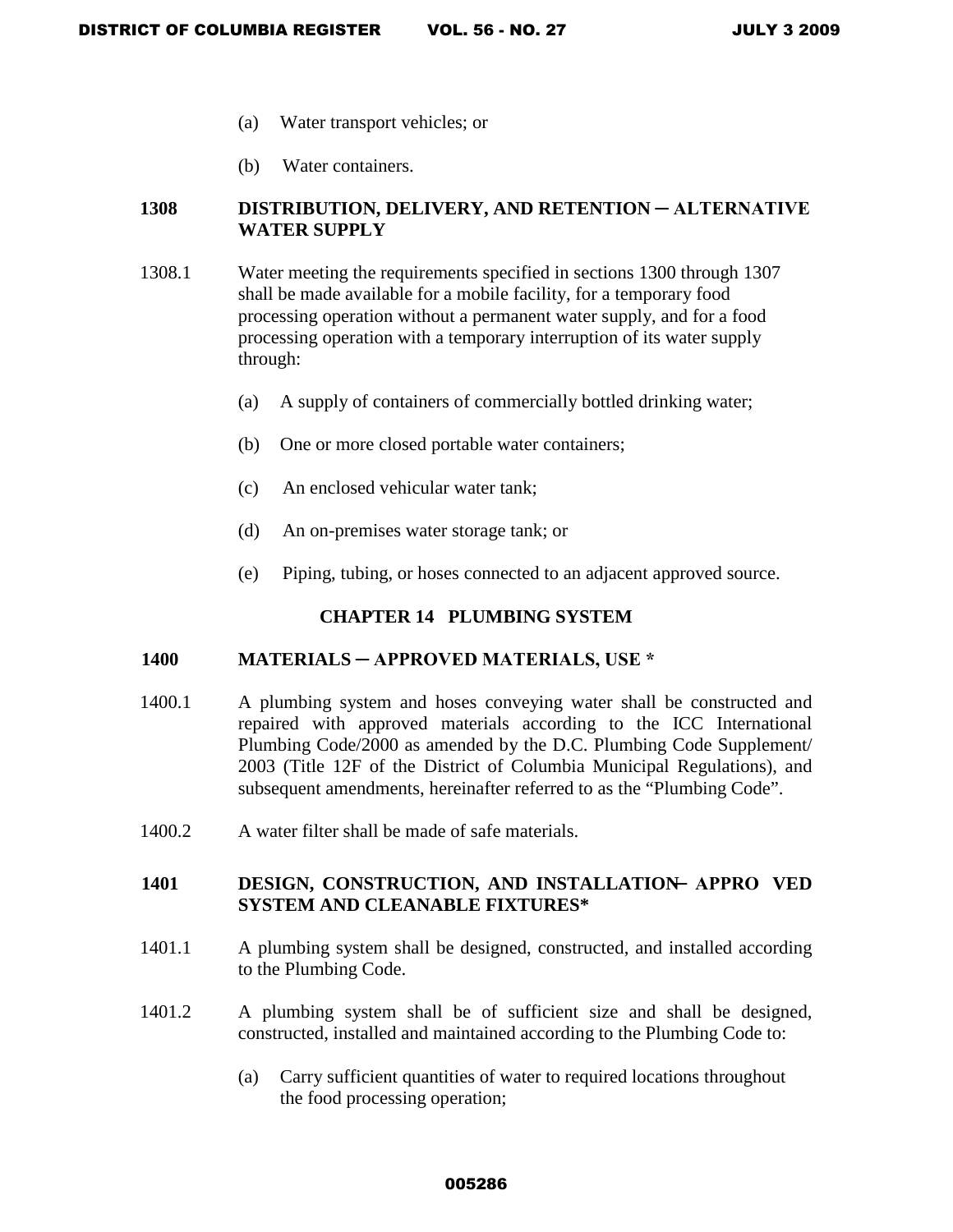(a) Water transport vehicles; or

(b) Water containers.

### 1308 DISTRIBUTION, DELIVERY, AND RETENTION ─ ALTERNATIVE WATER SUPPLY

1308.1 Water meeting the requirements specified in sections 1300 through 1307 shall be made available for a mobile facility, for a temporary food processing operation without a permanent water supply, and for a food processing operation with a temporary interruption of its water supply through:

(a) A supply of containers of commercially bottled drinking water;

(b) One or more closed portable water containers;

(c) An enclosed vehicular water tank;

(d) An on-premises water storage tank; or

(e) Piping, tubing, or hoses connected to an adjacent approved source.

## CHAPTER 14 PLUMBING SYSTEM

### 1400 MATERIALS ─ APPROVED MATERIALS, USE *

1400.1 A plumbing system and hoses conveying water shall be constructed and repaired with approved materials according to the ICC International Plumbing Code/2000 as amended by the D.C. Plumbing Code Supplement/ 2003 (Title 12F of the District of Columbia Municipal Regulations), and subsequent amendments, hereinafter referred to as the "Plumbing Code".

1400.2 A water filter shall be made of safe materials.

### 1401 DESIGN, CONSTRUCTION, AND INSTALLATION─ APPROVED SYSTEM AND CLEANABLE FIXTURES*

1401.1 A plumbing system shall be designed, constructed, and installed according to the Plumbing Code.

1401.2 A plumbing system shall be of sufficient size and shall be designed, constructed, installed and maintained according to the Plumbing Code to:

(a) Carry sufficient quantities of water to required locations throughout the food processing operation;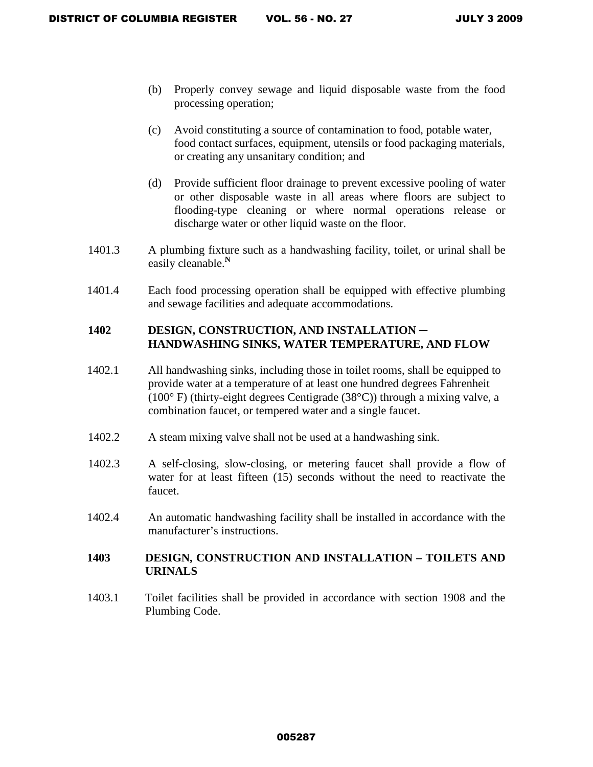(b) Properly convey sewage and liquid disposable waste from the food processing operation;

(c) Avoid constituting a source of contamination to food, potable water, food contact surfaces, equipment, utensils or food packaging materials, or creating any unsanitary condition; and

(d) Provide sufficient floor drainage to prevent excessive pooling of water or other disposable waste in all areas where floors are subject to flooding-type cleaning or where normal operations release or discharge water or other liquid waste on the floor.

1401.3 A plumbing fixture such as a handwashing facility, toilet, or urinal shall be easily cleanable.[N]

1401.4 Each food processing operation shall be equipped with effective plumbing and sewage facilities and adequate accommodations.

## 1402 DESIGN, CONSTRUCTION, AND INSTALLATION – HANDWASHING SINKS, WATER TEMPERATURE, AND FLOW

1402.1 All handwashing sinks, including those in toilet rooms, shall be equipped to provide water at a temperature of at least one hundred degrees Fahrenheit (100° F) (thirty-eight degrees Centigrade (38°C)) through a mixing valve, a combination faucet, or tempered water and a single faucet.

1402.2 A steam mixing valve shall not be used at a handwashing sink.

1402.3 A self-closing, slow-closing, or metering faucet shall provide a flow of water for at least fifteen (15) seconds without the need to reactivate the faucet.

1402.4 An automatic handwashing facility shall be installed in accordance with the manufacturer's instructions.

## 1403 DESIGN, CONSTRUCTION AND INSTALLATION – TOILETS AND URINALS

1403.1 Toilet facilities shall be provided in accordance with section 1908 and the Plumbing Code.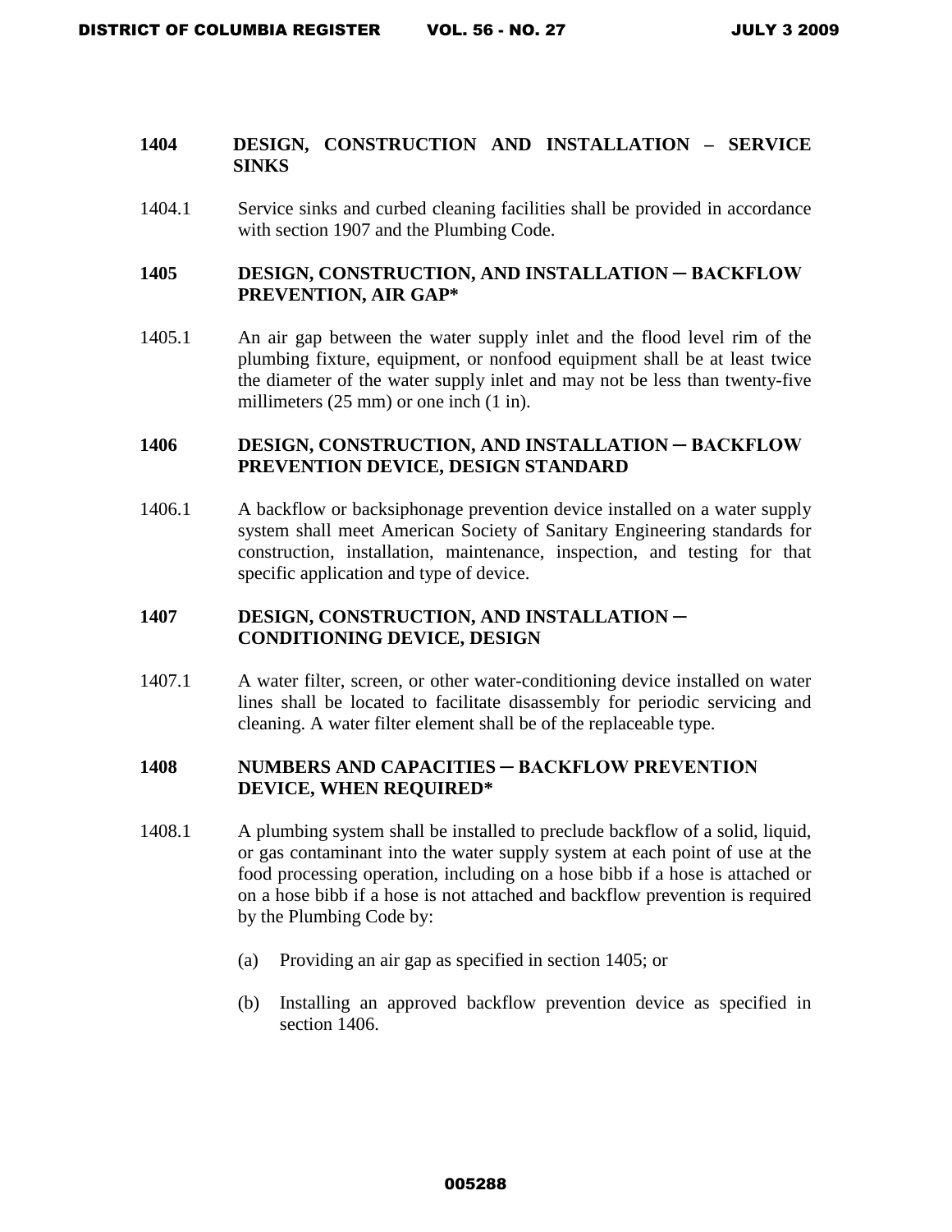## 1404 DESIGN, CONSTRUCTION AND INSTALLATION – SERVICE SINKS

1404.1 Service sinks and curbed cleaning facilities shall be provided in accordance with section 1907 and the Plumbing Code.

## 1405 DESIGN, CONSTRUCTION, AND INSTALLATION ─ BACKFLOW PREVENTION, AIR GAP*

1405.1 An air gap between the water supply inlet and the flood level rim of the plumbing fixture, equipment, or nonfood equipment shall be at least twice the diameter of the water supply inlet and may not be less than twenty-five millimeters (25 mm) or one inch (1 in).

## 1406 DESIGN, CONSTRUCTION, AND INSTALLATION ─ BACKFLOW PREVENTION DEVICE, DESIGN STANDARD

1406.1 A backflow or backsiphonage prevention device installed on a water supply system shall meet American Society of Sanitary Engineering standards for construction, installation, maintenance, inspection, and testing for that specific application and type of device.

## 1407 DESIGN, CONSTRUCTION, AND INSTALLATION ─ CONDITIONING DEVICE, DESIGN

1407.1 A water filter, screen, or other water-conditioning device installed on water lines shall be located to facilitate disassembly for periodic servicing and cleaning. A water filter element shall be of the replaceable type.

## 1408 NUMBERS AND CAPACITIES ─ BACKFLOW PREVENTION DEVICE, WHEN REQUIRED*

1408.1 A plumbing system shall be installed to preclude backflow of a solid, liquid, or gas contaminant into the water supply system at each point of use at the food processing operation, including on a hose bibb if a hose is attached or on a hose bibb if a hose is not attached and backflow prevention is required by the Plumbing Code by:

(a) Providing an air gap as specified in section 1405; or

(b) Installing an approved backflow prevention device as specified in section 1406.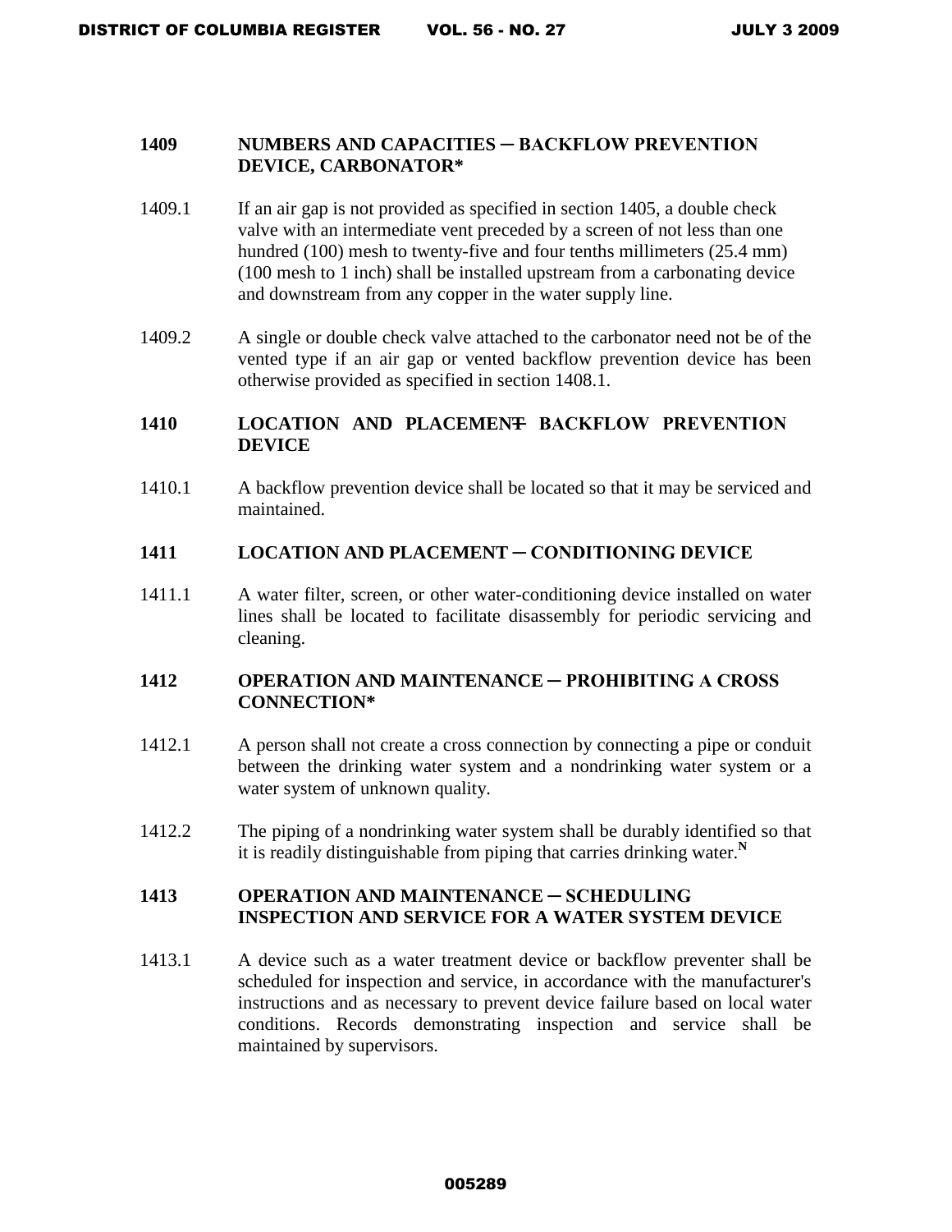### 1409 NUMBERS AND CAPACITIES ─ BACKFLOW PREVENTION DEVICE, CARBONATOR*

1409.1 If an air gap is not provided as specified in section 1405, a double check valve with an intermediate vent preceded by a screen of not less than one hundred (100) mesh to twenty-five and four tenths millimeters (25.4 mm) (100 mesh to 1 inch) shall be installed upstream from a carbonating device and downstream from any copper in the water supply line.

1409.2 A single or double check valve attached to the carbonator need not be of the vented type if an air gap or vented backflow prevention device has been otherwise provided as specified in section 1408.1.

### 1410 LOCATION AND PLACEMENT─ BACKFLOW PREVENTION DEVICE

1410.1 A backflow prevention device shall be located so that it may be serviced and maintained.

### 1411 LOCATION AND PLACEMENT ─ CONDITIONING DEVICE

1411.1 A water filter, screen, or other water-conditioning device installed on water lines shall be located to facilitate disassembly for periodic servicing and cleaning.

### 1412 OPERATION AND MAINTENANCE ─ PROHIBITING A CROSS CONNECTION*

1412.1 A person shall not create a cross connection by connecting a pipe or conduit between the drinking water system and a nondrinking water system or a water system of unknown quality.

1412.2 The piping of a nondrinking water system shall be durably identified so that it is readily distinguishable from piping that carries drinking water.[N]

### 1413 OPERATION AND MAINTENANCE ─ SCHEDULING INSPECTION AND SERVICE FOR A WATER SYSTEM DEVICE

1413.1 A device such as a water treatment device or backflow preventer shall be scheduled for inspection and service, in accordance with the manufacturer's instructions and as necessary to prevent device failure based on local water conditions. Records demonstrating inspection and service shall be maintained by supervisors.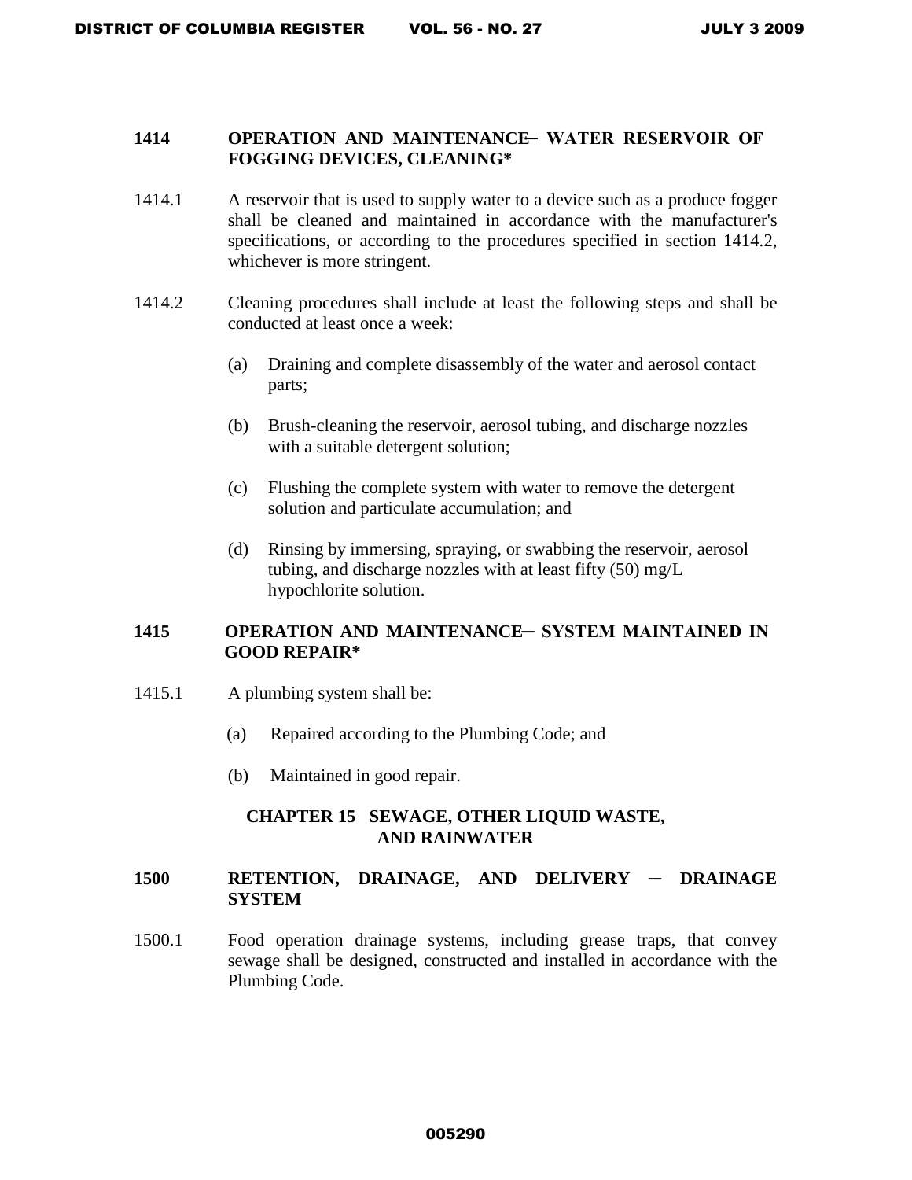### 1414 OPERATION AND MAINTENANCE─ WATER RESERVOIR OF FOGGING DEVICES, CLEANING*

1414.1 A reservoir that is used to supply water to a device such as a produce fogger shall be cleaned and maintained in accordance with the manufacturer's specifications, or according to the procedures specified in section 1414.2, whichever is more stringent.

1414.2 Cleaning procedures shall include at least the following steps and shall be conducted at least once a week:

(a) Draining and complete disassembly of the water and aerosol contact parts;

(b) Brush-cleaning the reservoir, aerosol tubing, and discharge nozzles with a suitable detergent solution;

(c) Flushing the complete system with water to remove the detergent solution and particulate accumulation; and

(d) Rinsing by immersing, spraying, or swabbing the reservoir, aerosol tubing, and discharge nozzles with at least fifty (50) mg/L hypochlorite solution.

### 1415 OPERATION AND MAINTENANCE─ SYSTEM MAINTAINED IN GOOD REPAIR*

1415.1 A plumbing system shall be:

(a) Repaired according to the Plumbing Code; and

(b) Maintained in good repair.

## CHAPTER 15 SEWAGE, OTHER LIQUID WASTE, AND RAINWATER

### 1500 RETENTION, DRAINAGE, AND DELIVERY ─ DRAINAGE SYSTEM

1500.1 Food operation drainage systems, including grease traps, that convey sewage shall be designed, constructed and installed in accordance with the Plumbing Code.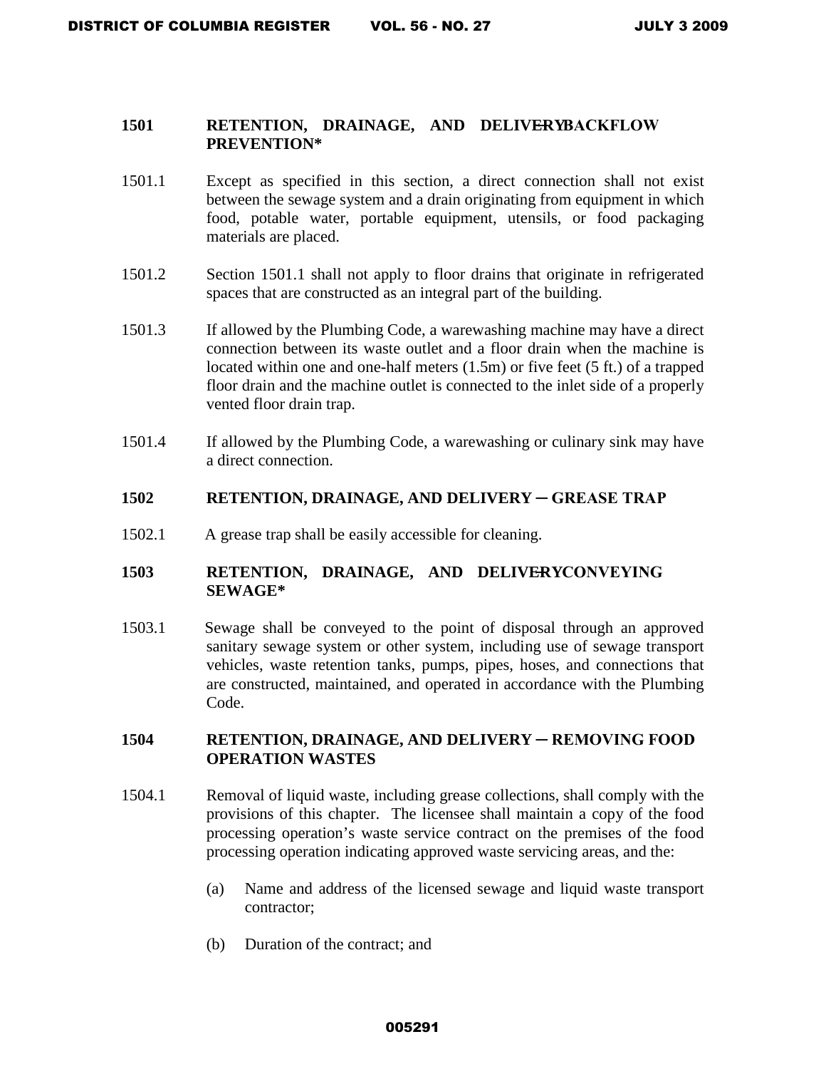### 1501 RETENTION, DRAINAGE, AND DELIVERY─BACKFLOW PREVENTION*

1501.1 Except as specified in this section, a direct connection shall not exist between the sewage system and a drain originating from equipment in which food, potable water, portable equipment, utensils, or food packaging materials are placed.

1501.2 Section 1501.1 shall not apply to floor drains that originate in refrigerated spaces that are constructed as an integral part of the building.

1501.3 If allowed by the Plumbing Code, a warewashing machine may have a direct connection between its waste outlet and a floor drain when the machine is located within one and one-half meters (1.5m) or five feet (5 ft.) of a trapped floor drain and the machine outlet is connected to the inlet side of a properly vented floor drain trap.

1501.4 If allowed by the Plumbing Code, a warewashing or culinary sink may have a direct connection.

### 1502 RETENTION, DRAINAGE, AND DELIVERY ─ GREASE TRAP

1502.1 A grease trap shall be easily accessible for cleaning.

### 1503 RETENTION, DRAINAGE, AND DELIVERY─CONVEYING SEWAGE*

1503.1 Sewage shall be conveyed to the point of disposal through an approved sanitary sewage system or other system, including use of sewage transport vehicles, waste retention tanks, pumps, pipes, hoses, and connections that are constructed, maintained, and operated in accordance with the Plumbing Code.

### 1504 RETENTION, DRAINAGE, AND DELIVERY ─ REMOVING FOOD OPERATION WASTES

1504.1 Removal of liquid waste, including grease collections, shall comply with the provisions of this chapter. The licensee shall maintain a copy of the food processing operation's waste service contract on the premises of the food processing operation indicating approved waste servicing areas, and the:

(a) Name and address of the licensed sewage and liquid waste transport contractor;

(b) Duration of the contract; and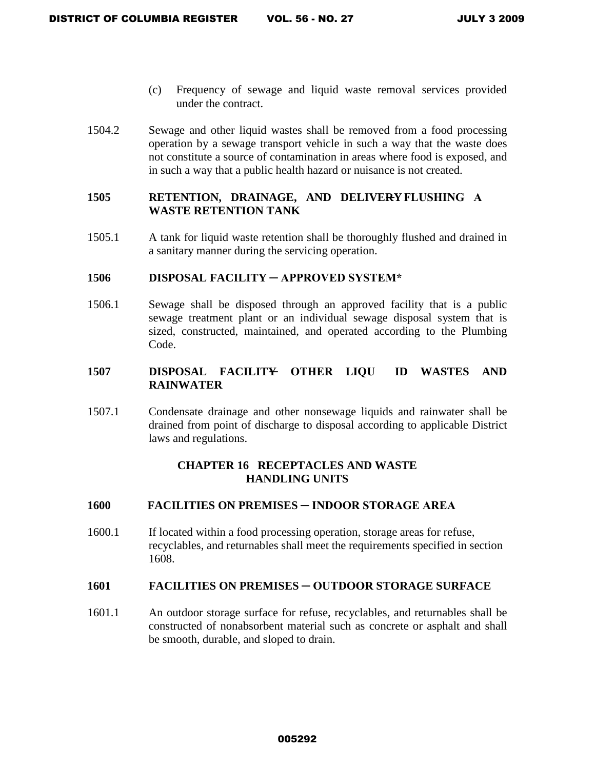(c) Frequency of sewage and liquid waste removal services provided under the contract.

1504.2 Sewage and other liquid wastes shall be removed from a food processing operation by a sewage transport vehicle in such a way that the waste does not constitute a source of contamination in areas where food is exposed, and in such a way that a public health hazard or nuisance is not created.

**1505 RETENTION, DRAINAGE, AND ~~DELIVERY~~ FLUSHING A WASTE RETENTION TANK**

1505.1 A tank for liquid waste retention shall be thoroughly flushed and drained in a sanitary manner during the servicing operation.

**1506 DISPOSAL FACILITY ─ APPROVED SYSTEM***

1506.1 Sewage shall be disposed through an approved facility that is a public sewage treatment plant or an individual sewage disposal system that is sized, constructed, maintained, and operated according to the Plumbing Code.

**1507 DISPOSAL ~~FACILITY~~ ─ OTHER LIQUID WASTES AND RAINWATER**

1507.1 Condensate drainage and other nonsewage liquids and rainwater shall be drained from point of discharge to disposal according to applicable District laws and regulations.

## CHAPTER 16 RECEPTACLES AND WASTE HANDLING UNITS

**1600 FACILITIES ON PREMISES ─ INDOOR STORAGE AREA**

1600.1 If located within a food processing operation, storage areas for refuse, recyclables, and returnables shall meet the requirements specified in section 1608.

**1601 FACILITIES ON PREMISES ─ OUTDOOR STORAGE SURFACE**

1601.1 An outdoor storage surface for refuse, recyclables, and returnables shall be constructed of nonabsorbent material such as concrete or asphalt and shall be smooth, durable, and sloped to drain.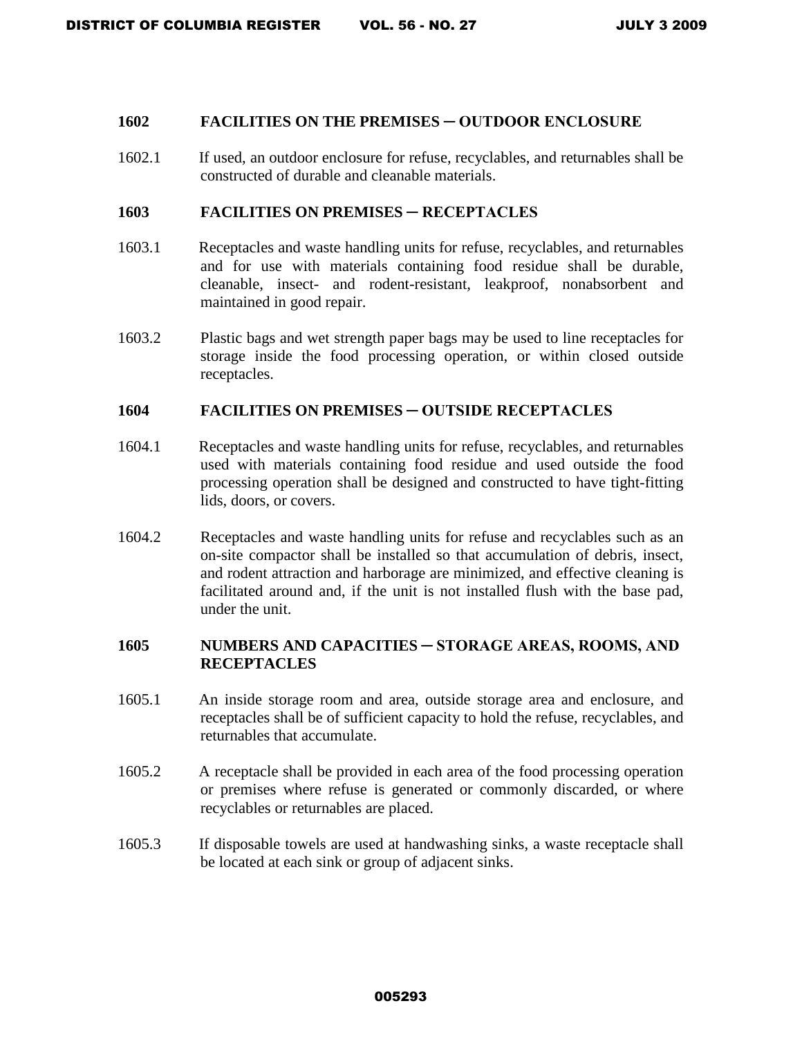### 1602 FACILITIES ON THE PREMISES ─ OUTDOOR ENCLOSURE

1602.1 If used, an outdoor enclosure for refuse, recyclables, and returnables shall be constructed of durable and cleanable materials.

### 1603 FACILITIES ON PREMISES ─ RECEPTACLES

1603.1 Receptacles and waste handling units for refuse, recyclables, and returnables and for use with materials containing food residue shall be durable, cleanable, insect- and rodent-resistant, leakproof, nonabsorbent and maintained in good repair.

1603.2 Plastic bags and wet strength paper bags may be used to line receptacles for storage inside the food processing operation, or within closed outside receptacles.

### 1604 FACILITIES ON PREMISES ─ OUTSIDE RECEPTACLES

1604.1 Receptacles and waste handling units for refuse, recyclables, and returnables used with materials containing food residue and used outside the food processing operation shall be designed and constructed to have tight-fitting lids, doors, or covers.

1604.2 Receptacles and waste handling units for refuse and recyclables such as an on-site compactor shall be installed so that accumulation of debris, insect, and rodent attraction and harborage are minimized, and effective cleaning is facilitated around and, if the unit is not installed flush with the base pad, under the unit.

### 1605 NUMBERS AND CAPACITIES ─ STORAGE AREAS, ROOMS, AND RECEPTACLES

1605.1 An inside storage room and area, outside storage area and enclosure, and receptacles shall be of sufficient capacity to hold the refuse, recyclables, and returnables that accumulate.

1605.2 A receptacle shall be provided in each area of the food processing operation or premises where refuse is generated or commonly discarded, or where recyclables or returnables are placed.

1605.3 If disposable towels are used at handwashing sinks, a waste receptacle shall be located at each sink or group of adjacent sinks.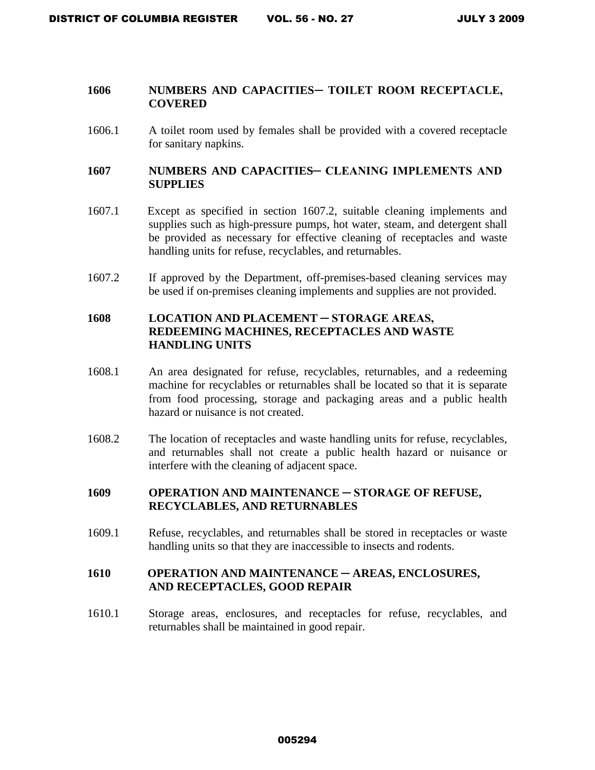**1606 NUMBERS AND CAPACITIES─ TOILET ROOM RECEPTACLE, COVERED**

1606.1 A toilet room used by females shall be provided with a covered receptacle for sanitary napkins.

**1607 NUMBERS AND CAPACITIES─ CLEANING IMPLEMENTS AND SUPPLIES**

1607.1 Except as specified in section 1607.2, suitable cleaning implements and supplies such as high-pressure pumps, hot water, steam, and detergent shall be provided as necessary for effective cleaning of receptacles and waste handling units for refuse, recyclables, and returnables.

1607.2 If approved by the Department, off-premises-based cleaning services may be used if on-premises cleaning implements and supplies are not provided.

**1608 LOCATION AND PLACEMENT ─ STORAGE AREAS, REDEEMING MACHINES, RECEPTACLES AND WASTE HANDLING UNITS**

1608.1 An area designated for refuse, recyclables, returnables, and a redeeming machine for recyclables or returnables shall be located so that it is separate from food processing, storage and packaging areas and a public health hazard or nuisance is not created.

1608.2 The location of receptacles and waste handling units for refuse, recyclables, and returnables shall not create a public health hazard or nuisance or interfere with the cleaning of adjacent space.

**1609 OPERATION AND MAINTENANCE ─ STORAGE OF REFUSE, RECYCLABLES, AND RETURNABLES**

1609.1 Refuse, recyclables, and returnables shall be stored in receptacles or waste handling units so that they are inaccessible to insects and rodents.

**1610 OPERATION AND MAINTENANCE ─ AREAS, ENCLOSURES, AND RECEPTACLES, GOOD REPAIR**

1610.1 Storage areas, enclosures, and receptacles for refuse, recyclables, and returnables shall be maintained in good repair.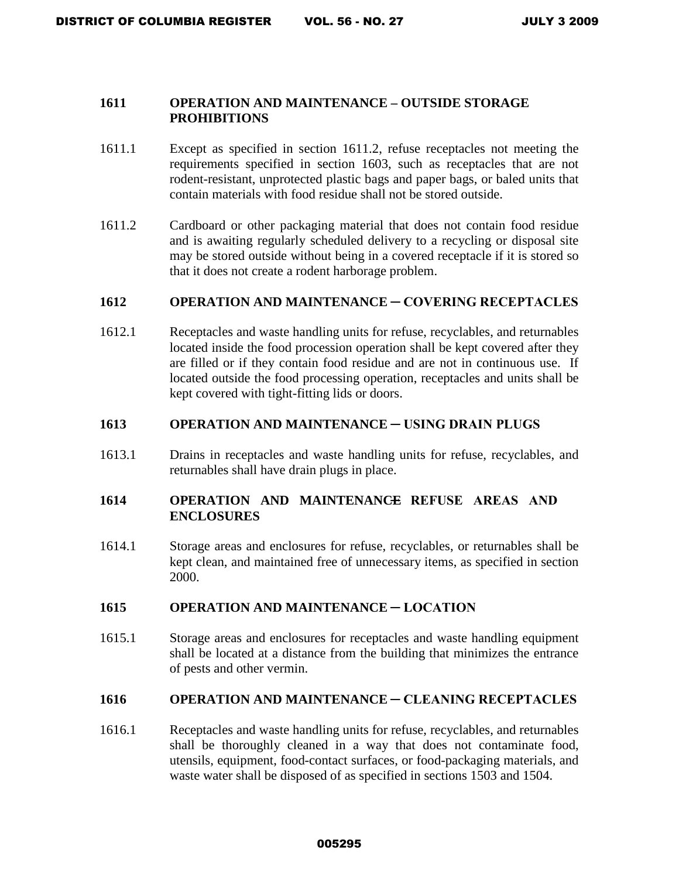## 1611 OPERATION AND MAINTENANCE – OUTSIDE STORAGE PROHIBITIONS

1611.1 Except as specified in section 1611.2, refuse receptacles not meeting the requirements specified in section 1603, such as receptacles that are not rodent-resistant, unprotected plastic bags and paper bags, or baled units that contain materials with food residue shall not be stored outside.

1611.2 Cardboard or other packaging material that does not contain food residue and is awaiting regularly scheduled delivery to a recycling or disposal site may be stored outside without being in a covered receptacle if it is stored so that it does not create a rodent harborage problem.

## 1612 OPERATION AND MAINTENANCE ─ COVERING RECEPTACLES

1612.1 Receptacles and waste handling units for refuse, recyclables, and returnables located inside the food procession operation shall be kept covered after they are filled or if they contain food residue and are not in continuous use. If located outside the food processing operation, receptacles and units shall be kept covered with tight-fitting lids or doors.

## 1613 OPERATION AND MAINTENANCE ─ USING DRAIN PLUGS

1613.1 Drains in receptacles and waste handling units for refuse, recyclables, and returnables shall have drain plugs in place.

## 1614 OPERATION AND MAINTENANCE REFUSE AREAS AND ENCLOSURES

1614.1 Storage areas and enclosures for refuse, recyclables, or returnables shall be kept clean, and maintained free of unnecessary items, as specified in section 2000.

## 1615 OPERATION AND MAINTENANCE ─ LOCATION

1615.1 Storage areas and enclosures for receptacles and waste handling equipment shall be located at a distance from the building that minimizes the entrance of pests and other vermin.

## 1616 OPERATION AND MAINTENANCE ─ CLEANING RECEPTACLES

1616.1 Receptacles and waste handling units for refuse, recyclables, and returnables shall be thoroughly cleaned in a way that does not contaminate food, utensils, equipment, food-contact surfaces, or food-packaging materials, and waste water shall be disposed of as specified in sections 1503 and 1504.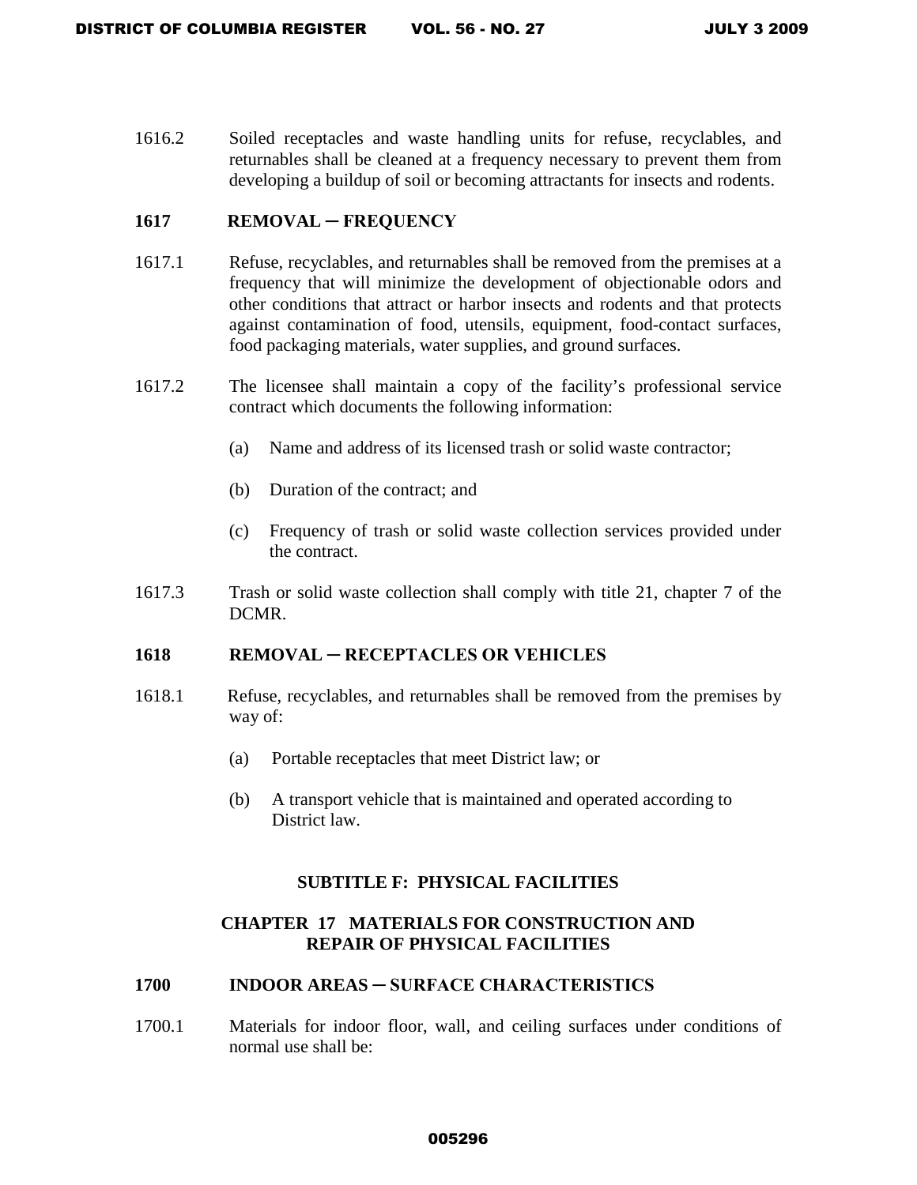1616.2 Soiled receptacles and waste handling units for refuse, recyclables, and returnables shall be cleaned at a frequency necessary to prevent them from developing a buildup of soil or becoming attractants for insects and rodents.

### 1617 REMOVAL ─ FREQUENCY

1617.1 Refuse, recyclables, and returnables shall be removed from the premises at a frequency that will minimize the development of objectionable odors and other conditions that attract or harbor insects and rodents and that protects against contamination of food, utensils, equipment, food-contact surfaces, food packaging materials, water supplies, and ground surfaces.

1617.2 The licensee shall maintain a copy of the facility's professional service contract which documents the following information:

(a) Name and address of its licensed trash or solid waste contractor;

(b) Duration of the contract; and

(c) Frequency of trash or solid waste collection services provided under the contract.

1617.3 Trash or solid waste collection shall comply with title 21, chapter 7 of the DCMR.

### 1618 REMOVAL ─ RECEPTACLES OR VEHICLES

1618.1 Refuse, recyclables, and returnables shall be removed from the premises by way of:

(a) Portable receptacles that meet District law; or

(b) A transport vehicle that is maintained and operated according to District law.

## SUBTITLE F: PHYSICAL FACILITIES

## CHAPTER 17 MATERIALS FOR CONSTRUCTION AND REPAIR OF PHYSICAL FACILITIES

### 1700 INDOOR AREAS ─ SURFACE CHARACTERISTICS

1700.1 Materials for indoor floor, wall, and ceiling surfaces under conditions of normal use shall be: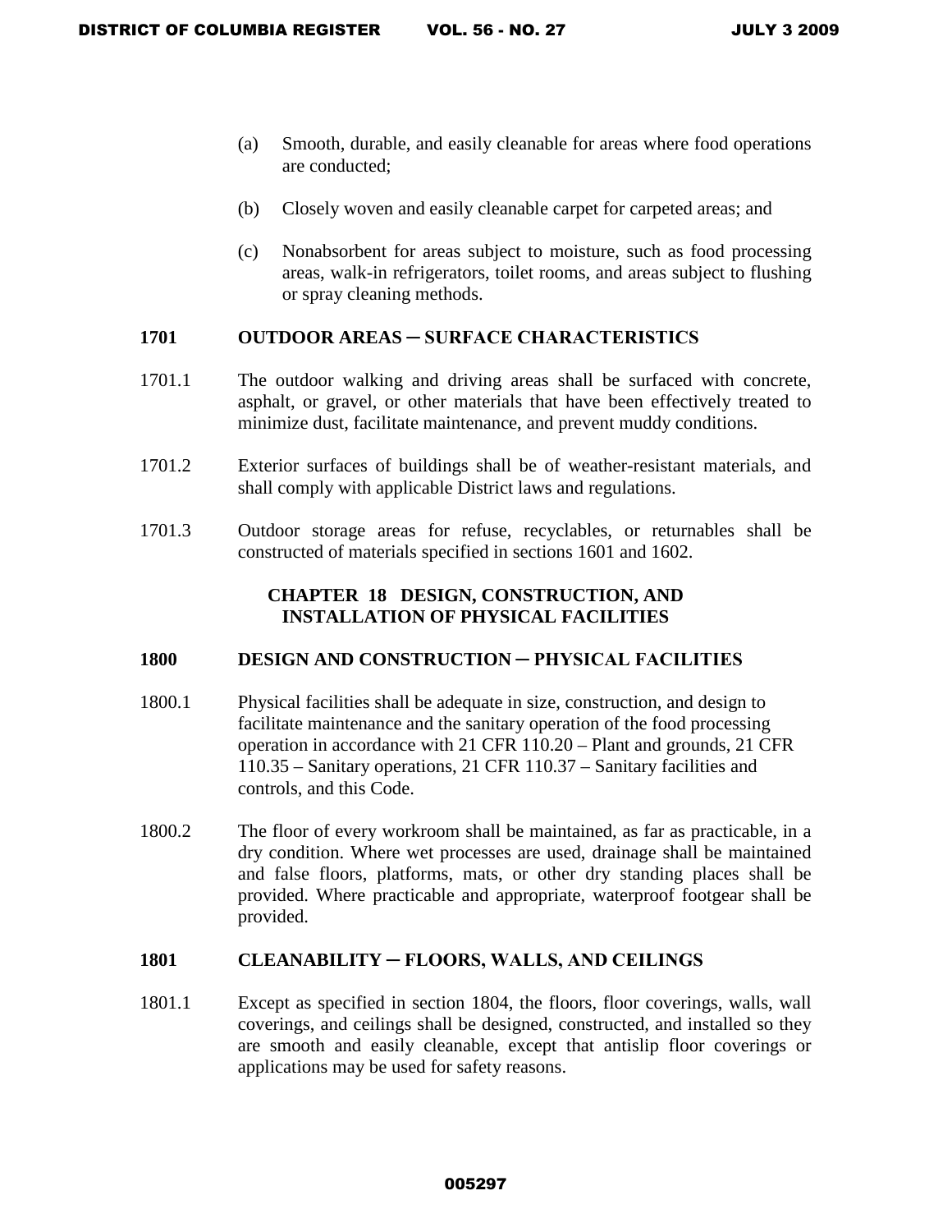(a) Smooth, durable, and easily cleanable for areas where food operations are conducted;

(b) Closely woven and easily cleanable carpet for carpeted areas; and

(c) Nonabsorbent for areas subject to moisture, such as food processing areas, walk-in refrigerators, toilet rooms, and areas subject to flushing or spray cleaning methods.

### 1701 OUTDOOR AREAS ─ SURFACE CHARACTERISTICS

1701.1 The outdoor walking and driving areas shall be surfaced with concrete, asphalt, or gravel, or other materials that have been effectively treated to minimize dust, facilitate maintenance, and prevent muddy conditions.

1701.2 Exterior surfaces of buildings shall be of weather-resistant materials, and shall comply with applicable District laws and regulations.

1701.3 Outdoor storage areas for refuse, recyclables, or returnables shall be constructed of materials specified in sections 1601 and 1602.

## CHAPTER 18 DESIGN, CONSTRUCTION, AND INSTALLATION OF PHYSICAL FACILITIES

### 1800 DESIGN AND CONSTRUCTION ─ PHYSICAL FACILITIES

1800.1 Physical facilities shall be adequate in size, construction, and design to facilitate maintenance and the sanitary operation of the food processing operation in accordance with 21 CFR 110.20 – Plant and grounds, 21 CFR 110.35 – Sanitary operations, 21 CFR 110.37 – Sanitary facilities and controls, and this Code.

1800.2 The floor of every workroom shall be maintained, as far as practicable, in a dry condition. Where wet processes are used, drainage shall be maintained and false floors, platforms, mats, or other dry standing places shall be provided. Where practicable and appropriate, waterproof footgear shall be provided.

### 1801 CLEANABILITY ─ FLOORS, WALLS, AND CEILINGS

1801.1 Except as specified in section 1804, the floors, floor coverings, walls, wall coverings, and ceilings shall be designed, constructed, and installed so they are smooth and easily cleanable, except that antislip floor coverings or applications may be used for safety reasons.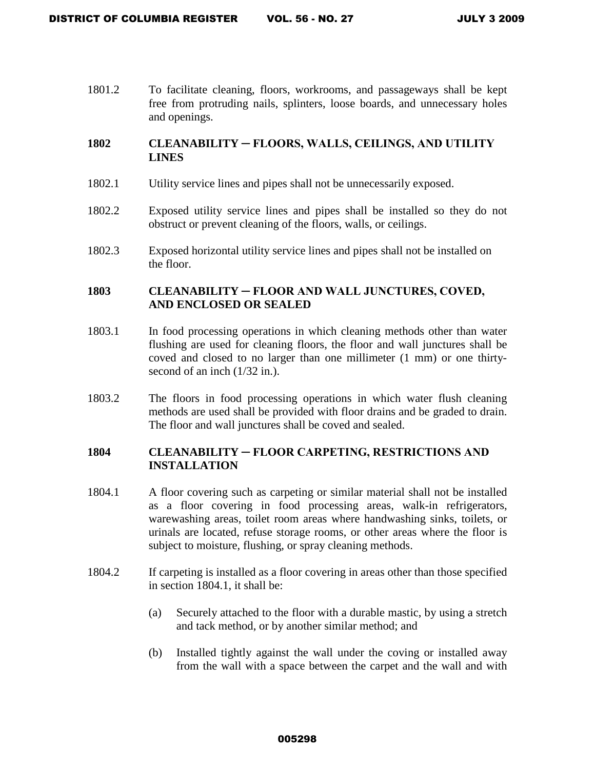1801.2 To facilitate cleaning, floors, workrooms, and passageways shall be kept free from protruding nails, splinters, loose boards, and unnecessary holes and openings.

## 1802 CLEANABILITY – FLOORS, WALLS, CEILINGS, AND UTILITY LINES

1802.1 Utility service lines and pipes shall not be unnecessarily exposed.

1802.2 Exposed utility service lines and pipes shall be installed so they do not obstruct or prevent cleaning of the floors, walls, or ceilings.

1802.3 Exposed horizontal utility service lines and pipes shall not be installed on the floor.

## 1803 CLEANABILITY – FLOOR AND WALL JUNCTURES, COVED, AND ENCLOSED OR SEALED

1803.1 In food processing operations in which cleaning methods other than water flushing are used for cleaning floors, the floor and wall junctures shall be coved and closed to no larger than one millimeter (1 mm) or one thirty-second of an inch (1/32 in.).

1803.2 The floors in food processing operations in which water flush cleaning methods are used shall be provided with floor drains and be graded to drain. The floor and wall junctures shall be coved and sealed.

## 1804 CLEANABILITY – FLOOR CARPETING, RESTRICTIONS AND INSTALLATION

1804.1 A floor covering such as carpeting or similar material shall not be installed as a floor covering in food processing areas, walk-in refrigerators, warewashing areas, toilet room areas where handwashing sinks, toilets, or urinals are located, refuse storage rooms, or other areas where the floor is subject to moisture, flushing, or spray cleaning methods.

1804.2 If carpeting is installed as a floor covering in areas other than those specified in section 1804.1, it shall be:

(a) Securely attached to the floor with a durable mastic, by using a stretch and tack method, or by another similar method; and

(b) Installed tightly against the wall under the coving or installed away from the wall with a space between the carpet and the wall and with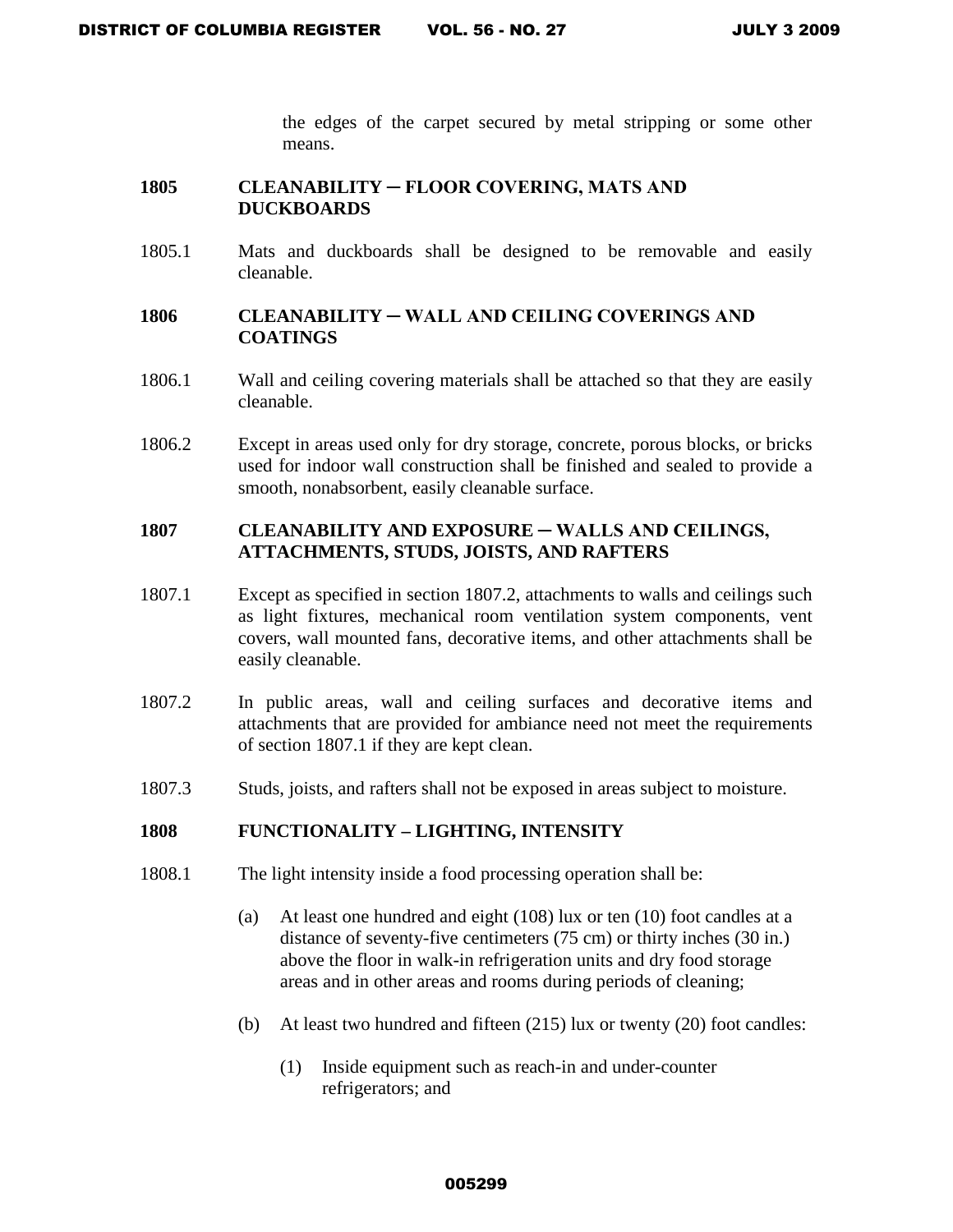the edges of the carpet secured by metal stripping or some other means.

### 1805 CLEANABILITY ─ FLOOR COVERING, MATS AND DUCKBOARDS

1805.1 Mats and duckboards shall be designed to be removable and easily cleanable.

### 1806 CLEANABILITY ─ WALL AND CEILING COVERINGS AND COATINGS

1806.1 Wall and ceiling covering materials shall be attached so that they are easily cleanable.

1806.2 Except in areas used only for dry storage, concrete, porous blocks, or bricks used for indoor wall construction shall be finished and sealed to provide a smooth, nonabsorbent, easily cleanable surface.

### 1807 CLEANABILITY AND EXPOSURE ─ WALLS AND CEILINGS, ATTACHMENTS, STUDS, JOISTS, AND RAFTERS

1807.1 Except as specified in section 1807.2, attachments to walls and ceilings such as light fixtures, mechanical room ventilation system components, vent covers, wall mounted fans, decorative items, and other attachments shall be easily cleanable.

1807.2 In public areas, wall and ceiling surfaces and decorative items and attachments that are provided for ambiance need not meet the requirements of section 1807.1 if they are kept clean.

1807.3 Studs, joists, and rafters shall not be exposed in areas subject to moisture.

### 1808 FUNCTIONALITY – LIGHTING, INTENSITY

1808.1 The light intensity inside a food processing operation shall be:

(a) At least one hundred and eight (108) lux or ten (10) foot candles at a distance of seventy-five centimeters (75 cm) or thirty inches (30 in.) above the floor in walk-in refrigeration units and dry food storage areas and in other areas and rooms during periods of cleaning;

(b) At least two hundred and fifteen (215) lux or twenty (20) foot candles:

(1) Inside equipment such as reach-in and under-counter refrigerators; and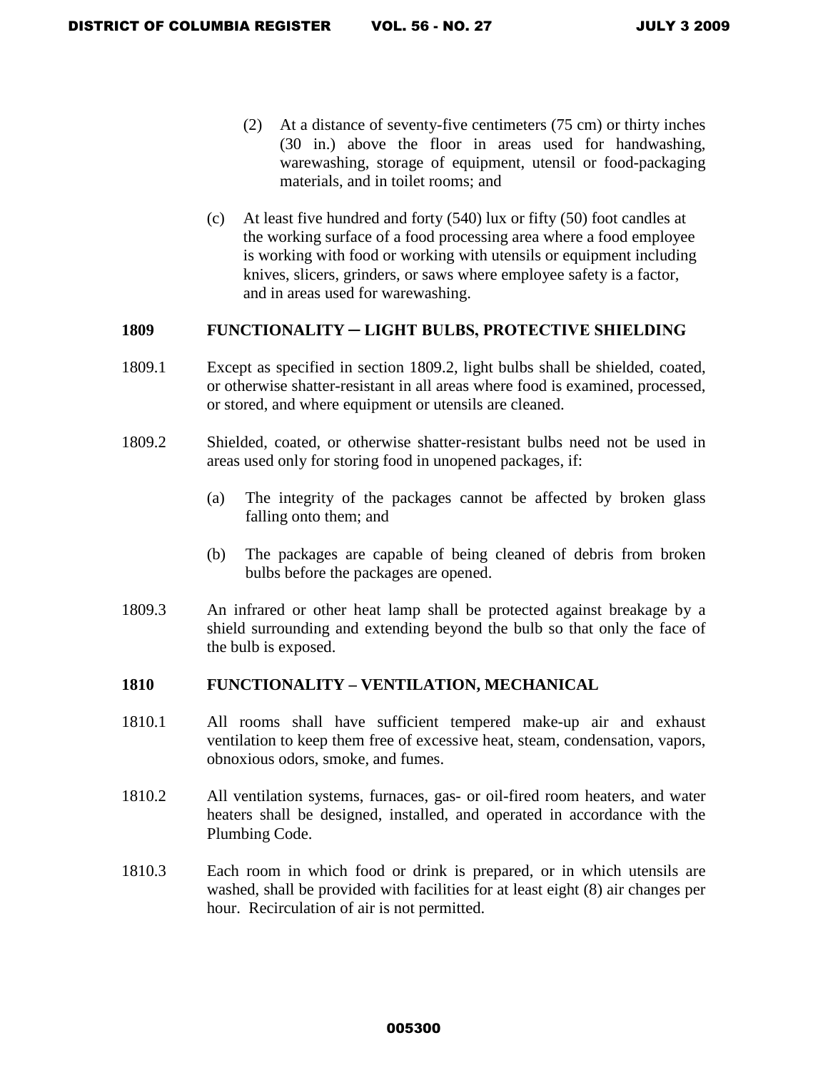(2) At a distance of seventy-five centimeters (75 cm) or thirty inches (30 in.) above the floor in areas used for handwashing, warewashing, storage of equipment, utensil or food-packaging materials, and in toilet rooms; and

(c) At least five hundred and forty (540) lux or fifty (50) foot candles at the working surface of a food processing area where a food employee is working with food or working with utensils or equipment including knives, slicers, grinders, or saws where employee safety is a factor, and in areas used for warewashing.

**1809 FUNCTIONALITY ─ LIGHT BULBS, PROTECTIVE SHIELDING**

1809.1 Except as specified in section 1809.2, light bulbs shall be shielded, coated, or otherwise shatter-resistant in all areas where food is examined, processed, or stored, and where equipment or utensils are cleaned.

1809.2 Shielded, coated, or otherwise shatter-resistant bulbs need not be used in areas used only for storing food in unopened packages, if:

(a) The integrity of the packages cannot be affected by broken glass falling onto them; and

(b) The packages are capable of being cleaned of debris from broken bulbs before the packages are opened.

1809.3 An infrared or other heat lamp shall be protected against breakage by a shield surrounding and extending beyond the bulb so that only the face of the bulb is exposed.

**1810 FUNCTIONALITY – VENTILATION, MECHANICAL**

1810.1 All rooms shall have sufficient tempered make-up air and exhaust ventilation to keep them free of excessive heat, steam, condensation, vapors, obnoxious odors, smoke, and fumes.

1810.2 All ventilation systems, furnaces, gas- or oil-fired room heaters, and water heaters shall be designed, installed, and operated in accordance with the Plumbing Code.

1810.3 Each room in which food or drink is prepared, or in which utensils are washed, shall be provided with facilities for at least eight (8) air changes per hour. Recirculation of air is not permitted.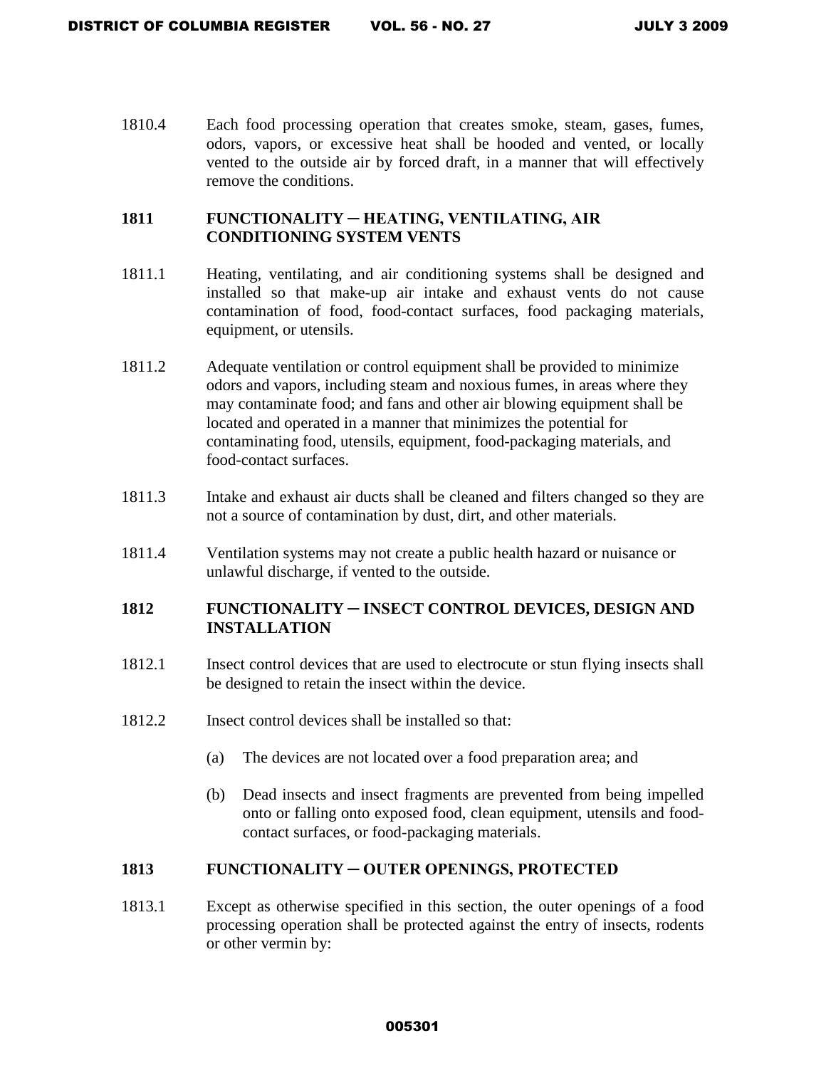1810.4 Each food processing operation that creates smoke, steam, gases, fumes, odors, vapors, or excessive heat shall be hooded and vented, or locally vented to the outside air by forced draft, in a manner that will effectively remove the conditions.

## 1811 FUNCTIONALITY ─ HEATING, VENTILATING, AIR CONDITIONING SYSTEM VENTS

1811.1 Heating, ventilating, and air conditioning systems shall be designed and installed so that make-up air intake and exhaust vents do not cause contamination of food, food-contact surfaces, food packaging materials, equipment, or utensils.

1811.2 Adequate ventilation or control equipment shall be provided to minimize odors and vapors, including steam and noxious fumes, in areas where they may contaminate food; and fans and other air blowing equipment shall be located and operated in a manner that minimizes the potential for contaminating food, utensils, equipment, food-packaging materials, and food-contact surfaces.

1811.3 Intake and exhaust air ducts shall be cleaned and filters changed so they are not a source of contamination by dust, dirt, and other materials.

1811.4 Ventilation systems may not create a public health hazard or nuisance or unlawful discharge, if vented to the outside.

## 1812 FUNCTIONALITY ─ INSECT CONTROL DEVICES, DESIGN AND INSTALLATION

1812.1 Insect control devices that are used to electrocute or stun flying insects shall be designed to retain the insect within the device.

1812.2 Insect control devices shall be installed so that:

(a) The devices are not located over a food preparation area; and

(b) Dead insects and insect fragments are prevented from being impelled onto or falling onto exposed food, clean equipment, utensils and food-contact surfaces, or food-packaging materials.

## 1813 FUNCTIONALITY ─ OUTER OPENINGS, PROTECTED

1813.1 Except as otherwise specified in this section, the outer openings of a food processing operation shall be protected against the entry of insects, rodents or other vermin by: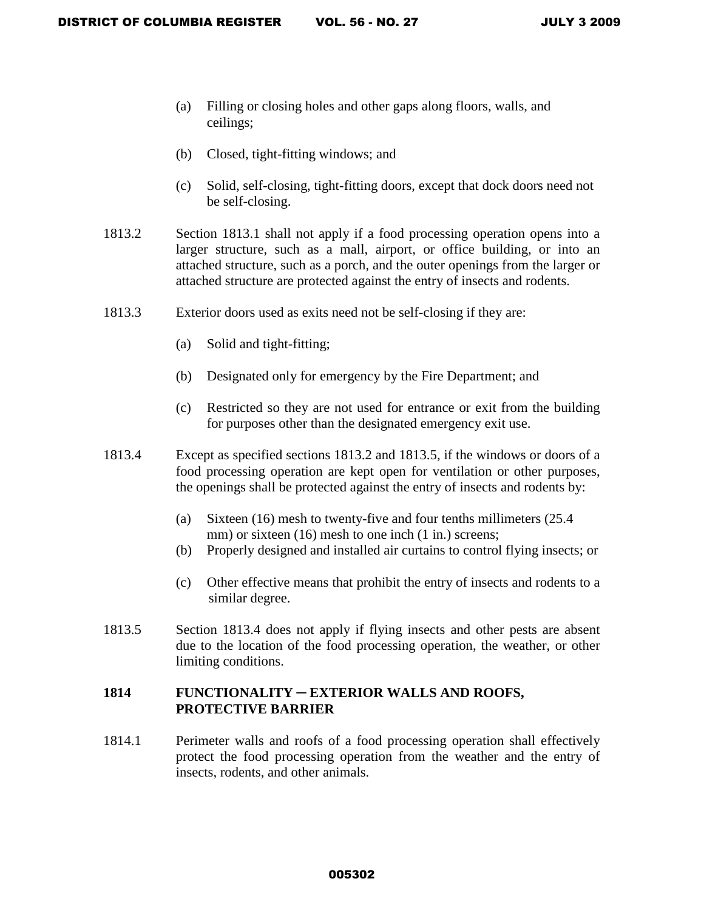(a) Filling or closing holes and other gaps along floors, walls, and ceilings;

(b) Closed, tight-fitting windows; and

(c) Solid, self-closing, tight-fitting doors, except that dock doors need not be self-closing.

1813.2 Section 1813.1 shall not apply if a food processing operation opens into a larger structure, such as a mall, airport, or office building, or into an attached structure, such as a porch, and the outer openings from the larger or attached structure are protected against the entry of insects and rodents.

1813.3 Exterior doors used as exits need not be self-closing if they are:

(a) Solid and tight-fitting;

(b) Designated only for emergency by the Fire Department; and

(c) Restricted so they are not used for entrance or exit from the building for purposes other than the designated emergency exit use.

1813.4 Except as specified sections 1813.2 and 1813.5, if the windows or doors of a food processing operation are kept open for ventilation or other purposes, the openings shall be protected against the entry of insects and rodents by:

(a) Sixteen (16) mesh to twenty-five and four tenths millimeters (25.4 mm) or sixteen (16) mesh to one inch (1 in.) screens;

(b) Properly designed and installed air curtains to control flying insects; or

(c) Other effective means that prohibit the entry of insects and rodents to a similar degree.

1813.5 Section 1813.4 does not apply if flying insects and other pests are absent due to the location of the food processing operation, the weather, or other limiting conditions.

### 1814 FUNCTIONALITY ─ EXTERIOR WALLS AND ROOFS, PROTECTIVE BARRIER

1814.1 Perimeter walls and roofs of a food processing operation shall effectively protect the food processing operation from the weather and the entry of insects, rodents, and other animals.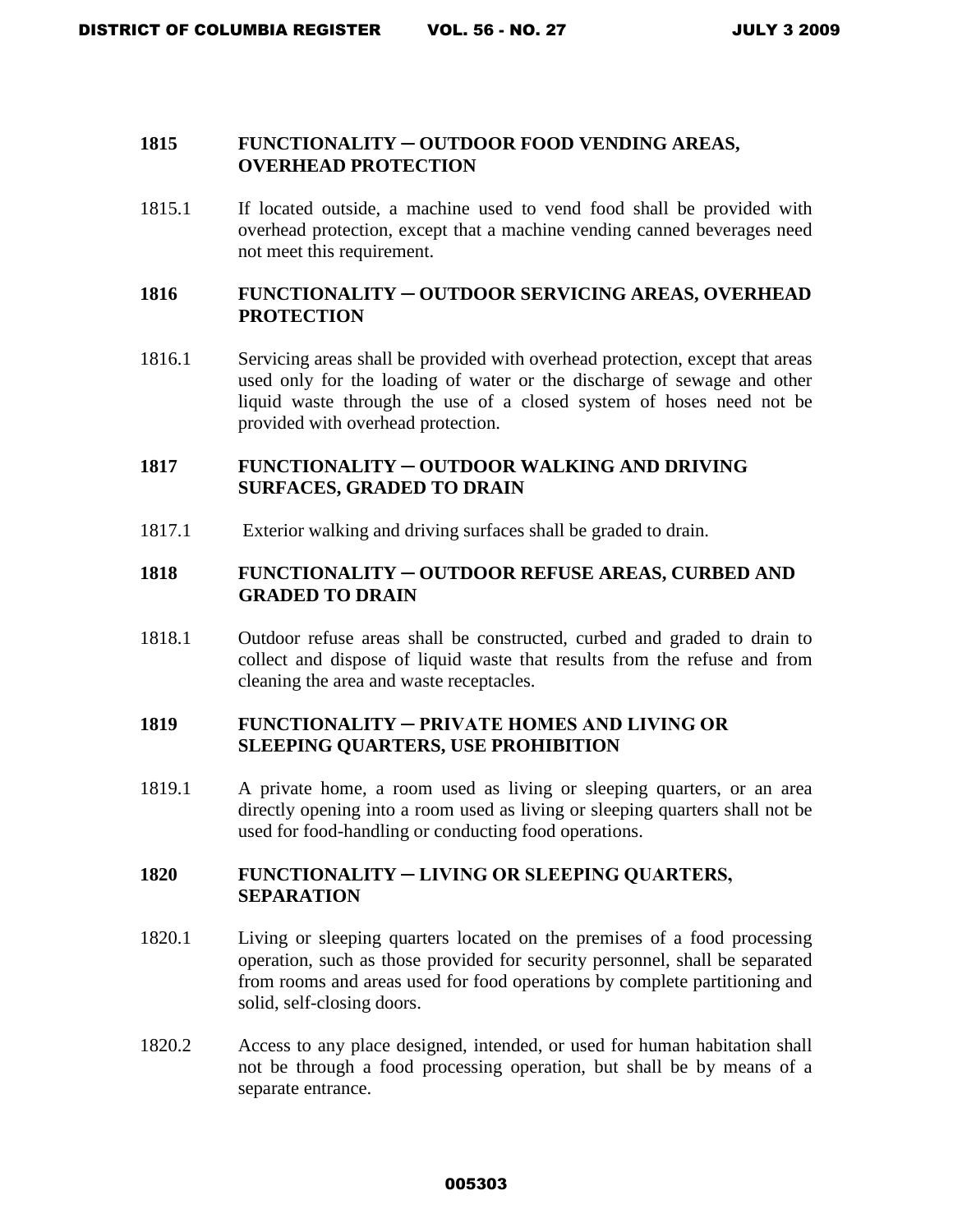### 1815 FUNCTIONALITY ─ OUTDOOR FOOD VENDING AREAS, OVERHEAD PROTECTION

1815.1 If located outside, a machine used to vend food shall be provided with overhead protection, except that a machine vending canned beverages need not meet this requirement.

### 1816 FUNCTIONALITY ─ OUTDOOR SERVICING AREAS, OVERHEAD PROTECTION

1816.1 Servicing areas shall be provided with overhead protection, except that areas used only for the loading of water or the discharge of sewage and other liquid waste through the use of a closed system of hoses need not be provided with overhead protection.

### 1817 FUNCTIONALITY ─ OUTDOOR WALKING AND DRIVING SURFACES, GRADED TO DRAIN

1817.1 Exterior walking and driving surfaces shall be graded to drain.

### 1818 FUNCTIONALITY ─ OUTDOOR REFUSE AREAS, CURBED AND GRADED TO DRAIN

1818.1 Outdoor refuse areas shall be constructed, curbed and graded to drain to collect and dispose of liquid waste that results from the refuse and from cleaning the area and waste receptacles.

### 1819 FUNCTIONALITY ─ PRIVATE HOMES AND LIVING OR SLEEPING QUARTERS, USE PROHIBITION

1819.1 A private home, a room used as living or sleeping quarters, or an area directly opening into a room used as living or sleeping quarters shall not be used for food-handling or conducting food operations.

### 1820 FUNCTIONALITY ─ LIVING OR SLEEPING QUARTERS, SEPARATION

1820.1 Living or sleeping quarters located on the premises of a food processing operation, such as those provided for security personnel, shall be separated from rooms and areas used for food operations by complete partitioning and solid, self-closing doors.

1820.2 Access to any place designed, intended, or used for human habitation shall not be through a food processing operation, but shall be by means of a separate entrance.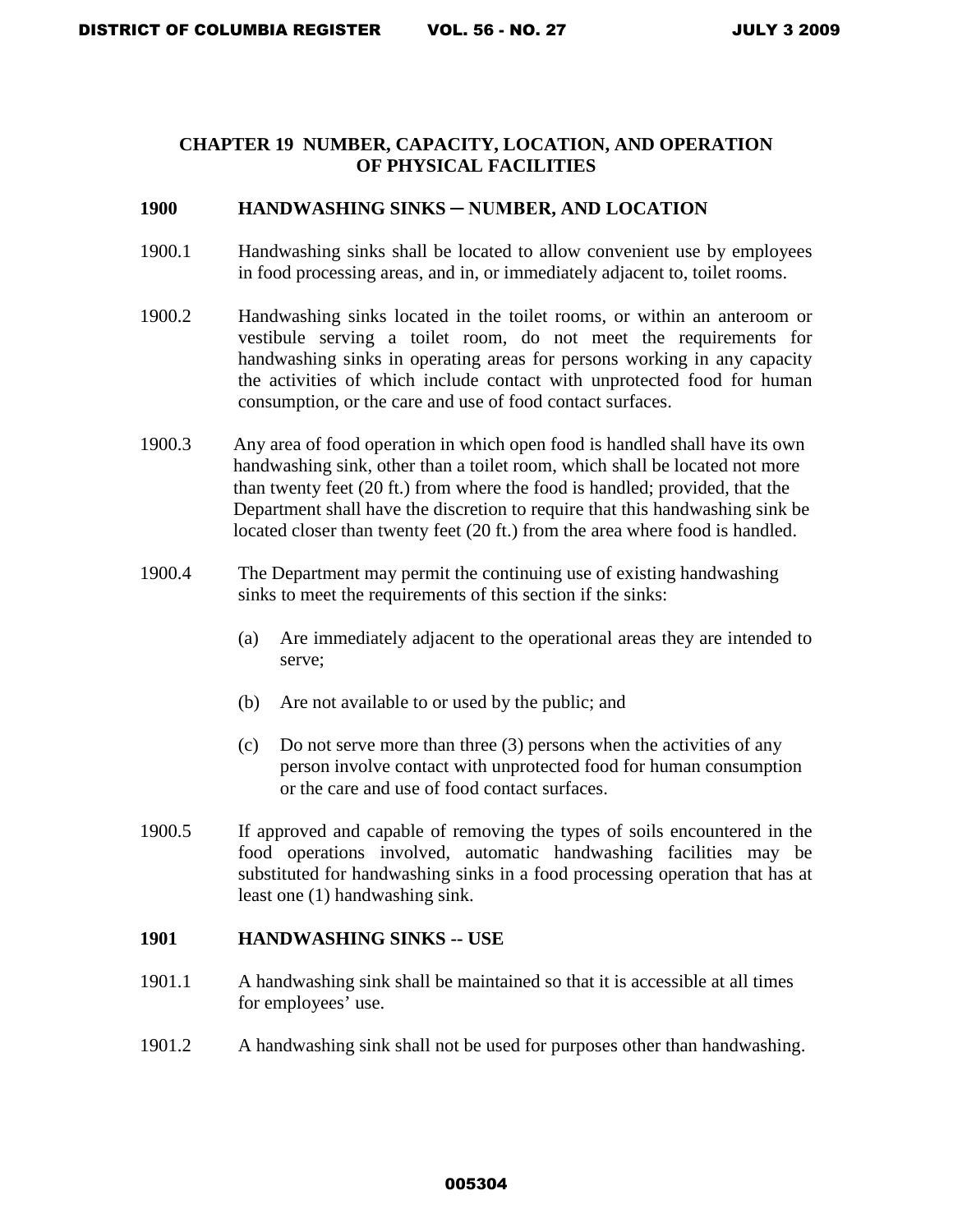# CHAPTER 19 NUMBER, CAPACITY, LOCATION, AND OPERATION OF PHYSICAL FACILITIES

## 1900 HANDWASHING SINKS ─ NUMBER, AND LOCATION

1900.1 Handwashing sinks shall be located to allow convenient use by employees in food processing areas, and in, or immediately adjacent to, toilet rooms.

1900.2 Handwashing sinks located in the toilet rooms, or within an anteroom or vestibule serving a toilet room, do not meet the requirements for handwashing sinks in operating areas for persons working in any capacity the activities of which include contact with unprotected food for human consumption, or the care and use of food contact surfaces.

1900.3 Any area of food operation in which open food is handled shall have its own handwashing sink, other than a toilet room, which shall be located not more than twenty feet (20 ft.) from where the food is handled; provided, that the Department shall have the discretion to require that this handwashing sink be located closer than twenty feet (20 ft.) from the area where food is handled.

1900.4 The Department may permit the continuing use of existing handwashing sinks to meet the requirements of this section if the sinks:

(a) Are immediately adjacent to the operational areas they are intended to serve;

(b) Are not available to or used by the public; and

(c) Do not serve more than three (3) persons when the activities of any person involve contact with unprotected food for human consumption or the care and use of food contact surfaces.

1900.5 If approved and capable of removing the types of soils encountered in the food operations involved, automatic handwashing facilities may be substituted for handwashing sinks in a food processing operation that has at least one (1) handwashing sink.

## 1901 HANDWASHING SINKS -- USE

1901.1 A handwashing sink shall be maintained so that it is accessible at all times for employees' use.

1901.2 A handwashing sink shall not be used for purposes other than handwashing.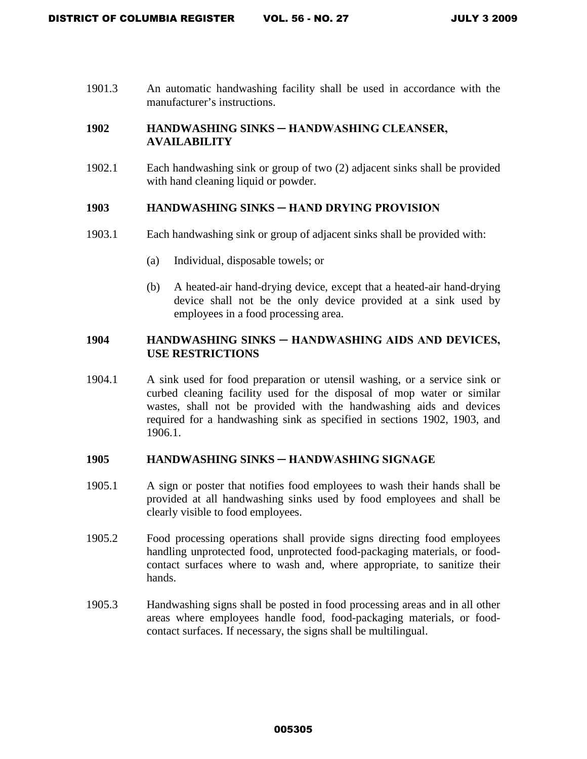1901.3 An automatic handwashing facility shall be used in accordance with the manufacturer's instructions.

### 1902 HANDWASHING SINKS ─ HANDWASHING CLEANSER, AVAILABILITY

1902.1 Each handwashing sink or group of two (2) adjacent sinks shall be provided with hand cleaning liquid or powder.

### 1903 HANDWASHING SINKS ─ HAND DRYING PROVISION

1903.1 Each handwashing sink or group of adjacent sinks shall be provided with:

(a) Individual, disposable towels; or

(b) A heated-air hand-drying device, except that a heated-air hand-drying device shall not be the only device provided at a sink used by employees in a food processing area.

### 1904 HANDWASHING SINKS ─ HANDWASHING AIDS AND DEVICES, USE RESTRICTIONS

1904.1 A sink used for food preparation or utensil washing, or a service sink or curbed cleaning facility used for the disposal of mop water or similar wastes, shall not be provided with the handwashing aids and devices required for a handwashing sink as specified in sections 1902, 1903, and 1906.1.

### 1905 HANDWASHING SINKS ─ HANDWASHING SIGNAGE

1905.1 A sign or poster that notifies food employees to wash their hands shall be provided at all handwashing sinks used by food employees and shall be clearly visible to food employees.

1905.2 Food processing operations shall provide signs directing food employees handling unprotected food, unprotected food-packaging materials, or food-contact surfaces where to wash and, where appropriate, to sanitize their hands.

1905.3 Handwashing signs shall be posted in food processing areas and in all other areas where employees handle food, food-packaging materials, or food-contact surfaces. If necessary, the signs shall be multilingual.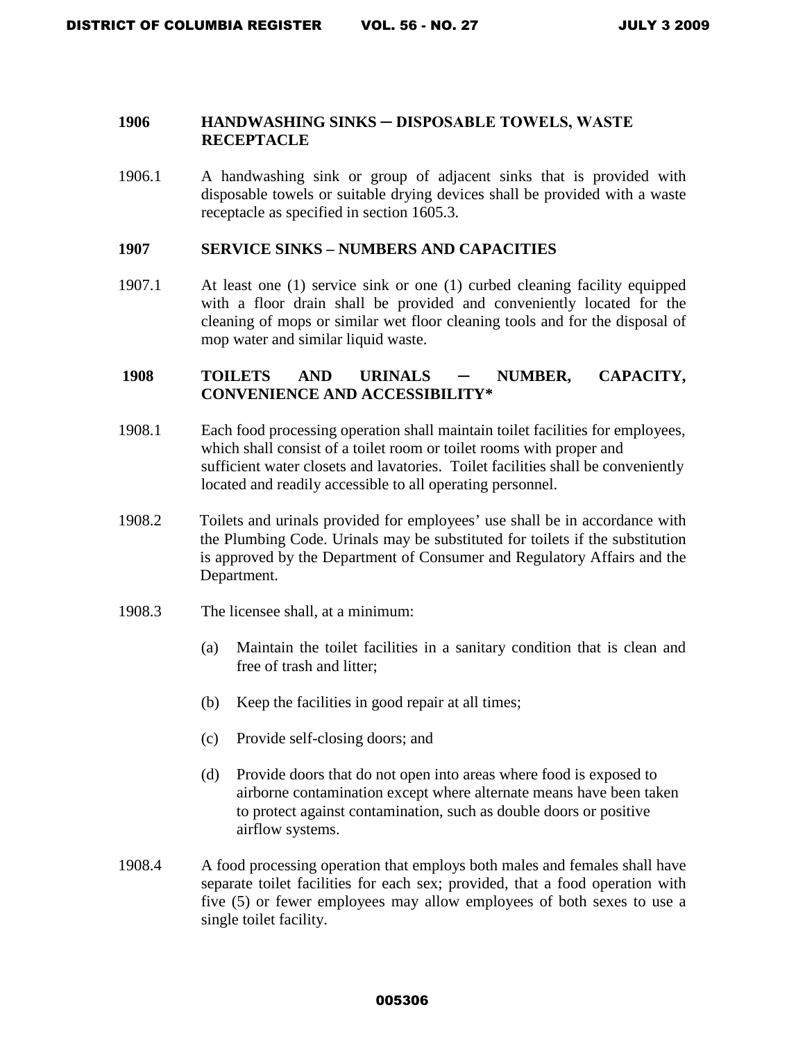## 1906 HANDWASHING SINKS ─ DISPOSABLE TOWELS, WASTE RECEPTACLE

1906.1 A handwashing sink or group of adjacent sinks that is provided with disposable towels or suitable drying devices shall be provided with a waste receptacle as specified in section 1605.3.

## 1907 SERVICE SINKS – NUMBERS AND CAPACITIES

1907.1 At least one (1) service sink or one (1) curbed cleaning facility equipped with a floor drain shall be provided and conveniently located for the cleaning of mops or similar wet floor cleaning tools and for the disposal of mop water and similar liquid waste.

## 1908 TOILETS AND URINALS ─ NUMBER, CAPACITY, CONVENIENCE AND ACCESSIBILITY*

1908.1 Each food processing operation shall maintain toilet facilities for employees, which shall consist of a toilet room or toilet rooms with proper and sufficient water closets and lavatories. Toilet facilities shall be conveniently located and readily accessible to all operating personnel.

1908.2 Toilets and urinals provided for employees' use shall be in accordance with the Plumbing Code. Urinals may be substituted for toilets if the substitution is approved by the Department of Consumer and Regulatory Affairs and the Department.

1908.3 The licensee shall, at a minimum:

(a) Maintain the toilet facilities in a sanitary condition that is clean and free of trash and litter;

(b) Keep the facilities in good repair at all times;

(c) Provide self-closing doors; and

(d) Provide doors that do not open into areas where food is exposed to airborne contamination except where alternate means have been taken to protect against contamination, such as double doors or positive airflow systems.

1908.4 A food processing operation that employs both males and females shall have separate toilet facilities for each sex; provided, that a food operation with five (5) or fewer employees may allow employees of both sexes to use a single toilet facility.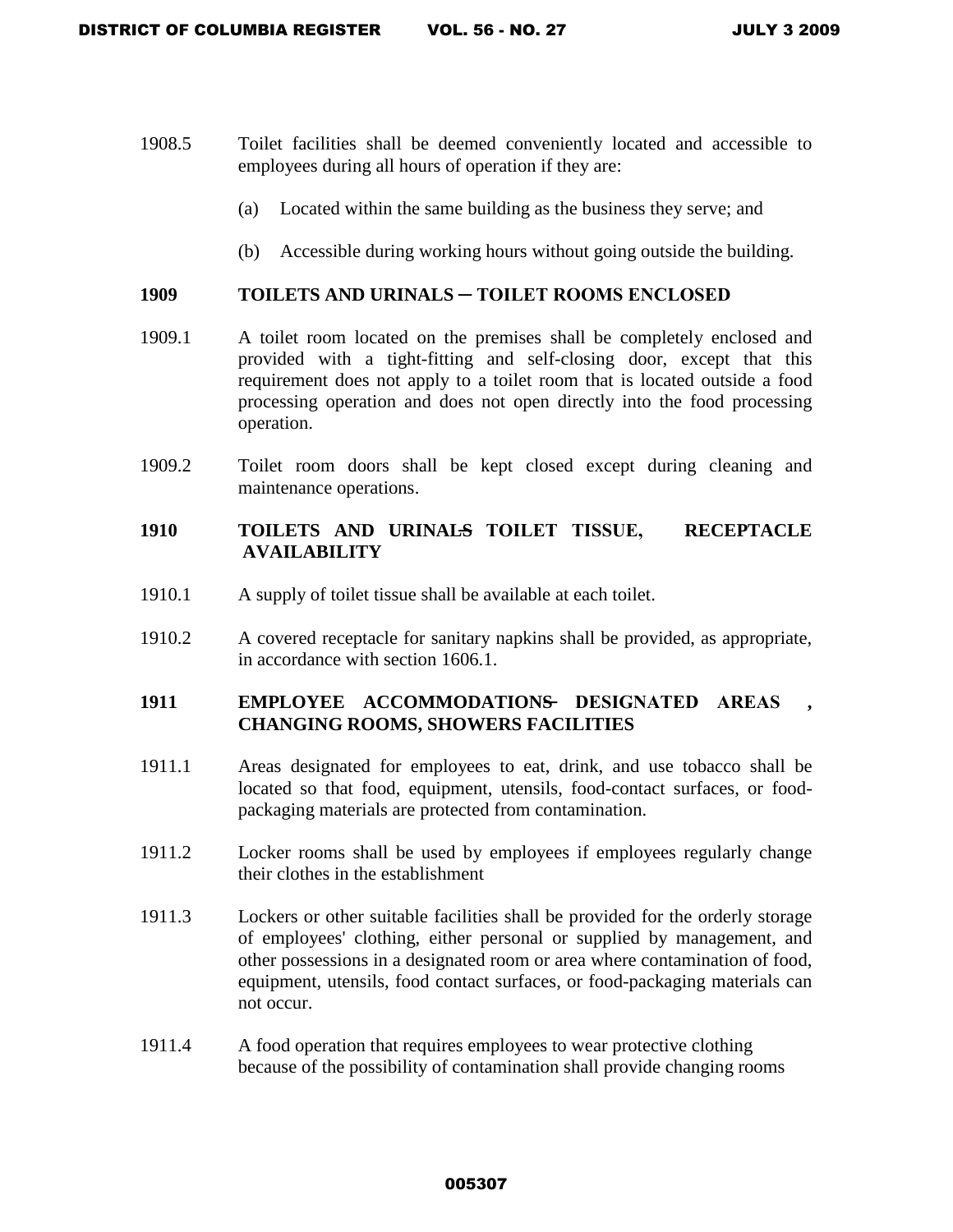1908.5 Toilet facilities shall be deemed conveniently located and accessible to employees during all hours of operation if they are:

(a) Located within the same building as the business they serve; and

(b) Accessible during working hours without going outside the building.

**1909 TOILETS AND URINALS – TOILET ROOMS ENCLOSED**

1909.1 A toilet room located on the premises shall be completely enclosed and provided with a tight-fitting and self-closing door, except that this requirement does not apply to a toilet room that is located outside a food processing operation and does not open directly into the food processing operation.

1909.2 Toilet room doors shall be kept closed except during cleaning and maintenance operations.

**1910 TOILETS AND URINALS– TOILET TISSUE, RECEPTACLE AVAILABILITY**

1910.1 A supply of toilet tissue shall be available at each toilet.

1910.2 A covered receptacle for sanitary napkins shall be provided, as appropriate, in accordance with section 1606.1.

**1911 EMPLOYEE ACCOMMODATIONS– DESIGNATED AREAS , CHANGING ROOMS, SHOWERS FACILITIES**

1911.1 Areas designated for employees to eat, drink, and use tobacco shall be located so that food, equipment, utensils, food-contact surfaces, or food-packaging materials are protected from contamination.

1911.2 Locker rooms shall be used by employees if employees regularly change their clothes in the establishment

1911.3 Lockers or other suitable facilities shall be provided for the orderly storage of employees' clothing, either personal or supplied by management, and other possessions in a designated room or area where contamination of food, equipment, utensils, food contact surfaces, or food-packaging materials can not occur.

1911.4 A food operation that requires employees to wear protective clothing because of the possibility of contamination shall provide changing rooms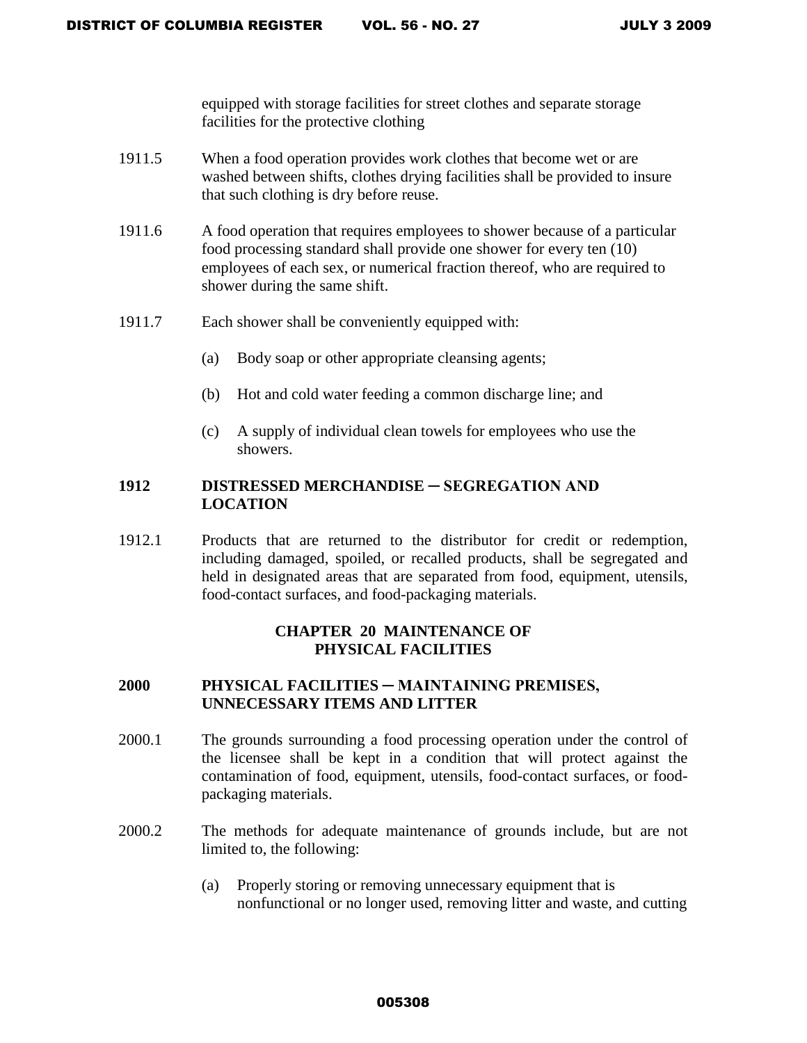equipped with storage facilities for street clothes and separate storage facilities for the protective clothing

1911.5 When a food operation provides work clothes that become wet or are washed between shifts, clothes drying facilities shall be provided to insure that such clothing is dry before reuse.

1911.6 A food operation that requires employees to shower because of a particular food processing standard shall provide one shower for every ten (10) employees of each sex, or numerical fraction thereof, who are required to shower during the same shift.

1911.7 Each shower shall be conveniently equipped with:

(a) Body soap or other appropriate cleansing agents;

(b) Hot and cold water feeding a common discharge line; and

(c) A supply of individual clean towels for employees who use the showers.

### 1912 DISTRESSED MERCHANDISE ─ SEGREGATION AND LOCATION

1912.1 Products that are returned to the distributor for credit or redemption, including damaged, spoiled, or recalled products, shall be segregated and held in designated areas that are separated from food, equipment, utensils, food-contact surfaces, and food-packaging materials.

## CHAPTER 20 MAINTENANCE OF PHYSICAL FACILITIES

### 2000 PHYSICAL FACILITIES ─ MAINTAINING PREMISES, UNNECESSARY ITEMS AND LITTER

2000.1 The grounds surrounding a food processing operation under the control of the licensee shall be kept in a condition that will protect against the contamination of food, equipment, utensils, food-contact surfaces, or food-packaging materials.

2000.2 The methods for adequate maintenance of grounds include, but are not limited to, the following:

(a) Properly storing or removing unnecessary equipment that is nonfunctional or no longer used, removing litter and waste, and cutting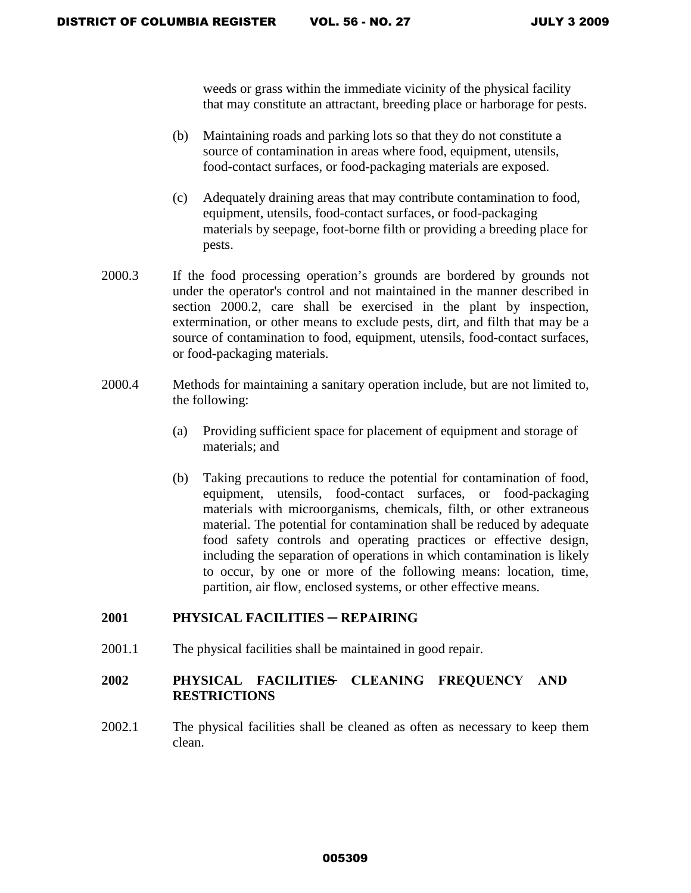weeds or grass within the immediate vicinity of the physical facility that may constitute an attractant, breeding place or harborage for pests.

(b) Maintaining roads and parking lots so that they do not constitute a source of contamination in areas where food, equipment, utensils, food-contact surfaces, or food-packaging materials are exposed.

(c) Adequately draining areas that may contribute contamination to food, equipment, utensils, food-contact surfaces, or food-packaging materials by seepage, foot-borne filth or providing a breeding place for pests.

2000.3 If the food processing operation's grounds are bordered by grounds not under the operator's control and not maintained in the manner described in section 2000.2, care shall be exercised in the plant by inspection, extermination, or other means to exclude pests, dirt, and filth that may be a source of contamination to food, equipment, utensils, food-contact surfaces, or food-packaging materials.

2000.4 Methods for maintaining a sanitary operation include, but are not limited to, the following:

(a) Providing sufficient space for placement of equipment and storage of materials; and

(b) Taking precautions to reduce the potential for contamination of food, equipment, utensils, food-contact surfaces, or food-packaging materials with microorganisms, chemicals, filth, or other extraneous material. The potential for contamination shall be reduced by adequate food safety controls and operating practices or effective design, including the separation of operations in which contamination is likely to occur, by one or more of the following means: location, time, partition, air flow, enclosed systems, or other effective means.

## 2001 PHYSICAL FACILITIES – REPAIRING

2001.1 The physical facilities shall be maintained in good repair.

## 2002 PHYSICAL FACILITIES – CLEANING FREQUENCY AND RESTRICTIONS

2002.1 The physical facilities shall be cleaned as often as necessary to keep them clean.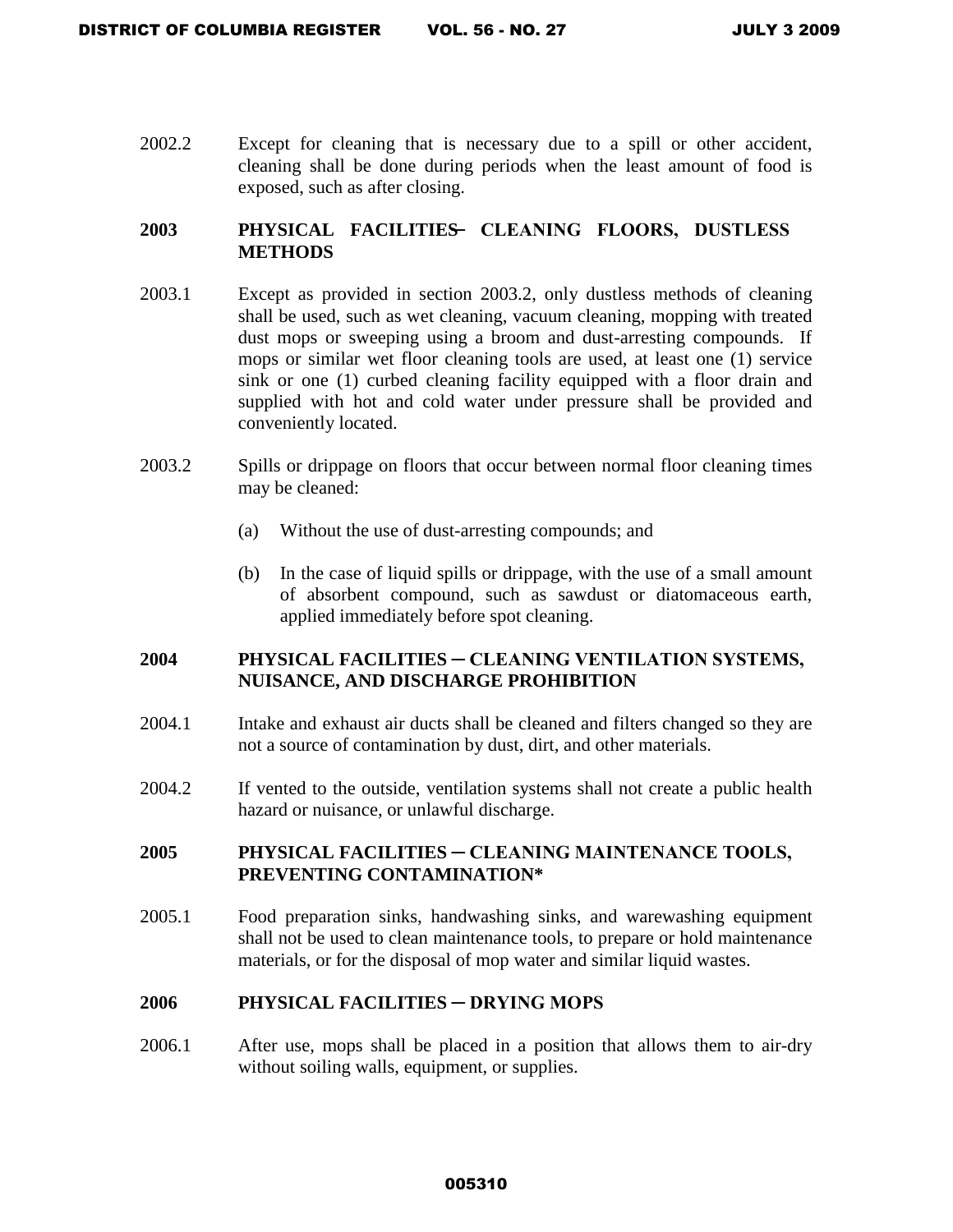2002.2 Except for cleaning that is necessary due to a spill or other accident, cleaning shall be done during periods when the least amount of food is exposed, such as after closing.

**2003 PHYSICAL FACILITIES – CLEANING FLOORS, DUSTLESS METHODS**

2003.1 Except as provided in section 2003.2, only dustless methods of cleaning shall be used, such as wet cleaning, vacuum cleaning, mopping with treated dust mops or sweeping using a broom and dust-arresting compounds. If mops or similar wet floor cleaning tools are used, at least one (1) service sink or one (1) curbed cleaning facility equipped with a floor drain and supplied with hot and cold water under pressure shall be provided and conveniently located.

2003.2 Spills or drippage on floors that occur between normal floor cleaning times may be cleaned:

(a) Without the use of dust-arresting compounds; and

(b) In the case of liquid spills or drippage, with the use of a small amount of absorbent compound, such as sawdust or diatomaceous earth, applied immediately before spot cleaning.

**2004 PHYSICAL FACILITIES – CLEANING VENTILATION SYSTEMS, NUISANCE, AND DISCHARGE PROHIBITION**

2004.1 Intake and exhaust air ducts shall be cleaned and filters changed so they are not a source of contamination by dust, dirt, and other materials.

2004.2 If vented to the outside, ventilation systems shall not create a public health hazard or nuisance, or unlawful discharge.

**2005 PHYSICAL FACILITIES – CLEANING MAINTENANCE TOOLS, PREVENTING CONTAMINATION***

2005.1 Food preparation sinks, handwashing sinks, and warewashing equipment shall not be used to clean maintenance tools, to prepare or hold maintenance materials, or for the disposal of mop water and similar liquid wastes.

**2006 PHYSICAL FACILITIES – DRYING MOPS**

2006.1 After use, mops shall be placed in a position that allows them to air-dry without soiling walls, equipment, or supplies.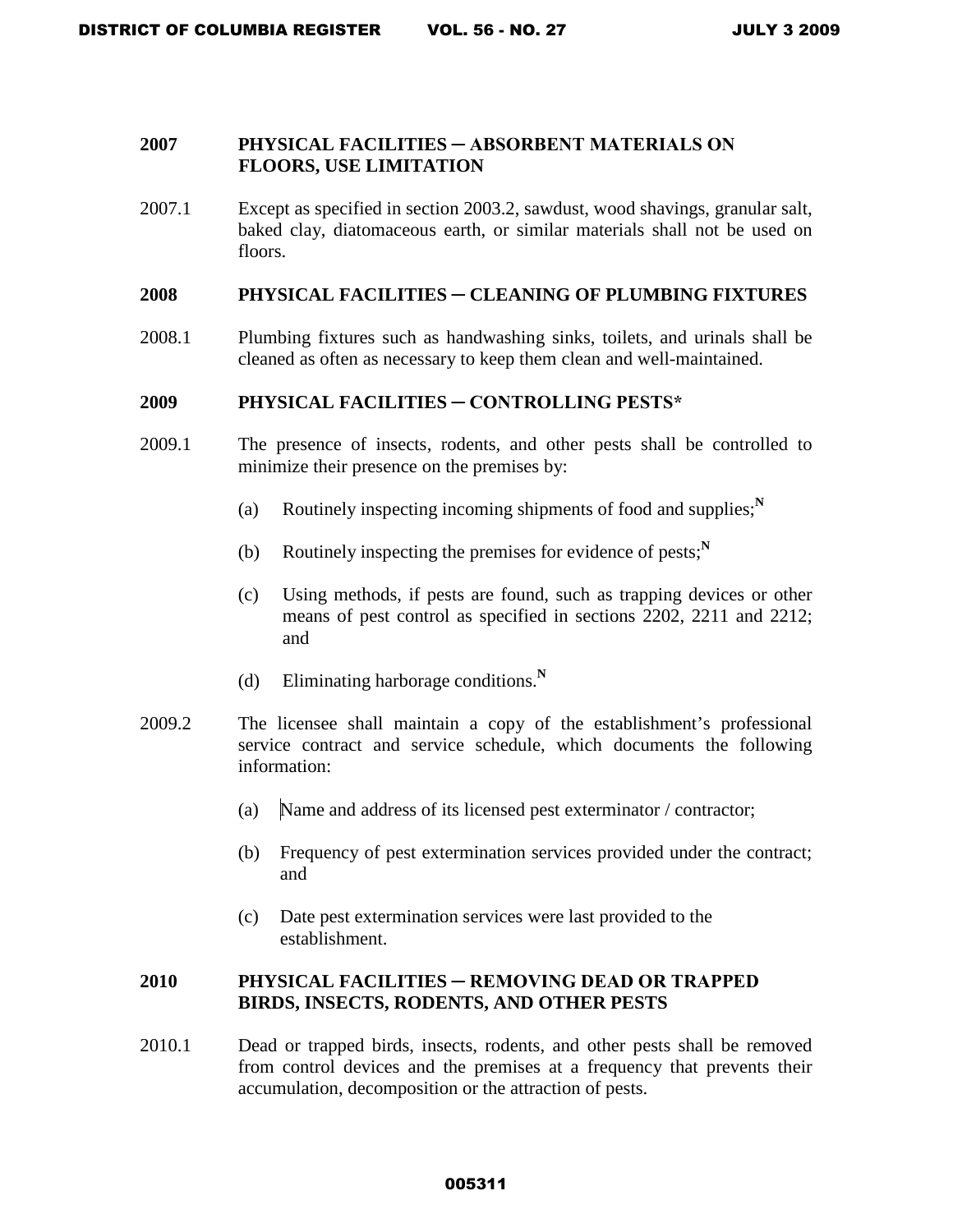## 2007 PHYSICAL FACILITIES ─ ABSORBENT MATERIALS ON FLOORS, USE LIMITATION

2007.1 Except as specified in section 2003.2, sawdust, wood shavings, granular salt, baked clay, diatomaceous earth, or similar materials shall not be used on floors.

## 2008 PHYSICAL FACILITIES ─ CLEANING OF PLUMBING FIXTURES

2008.1 Plumbing fixtures such as handwashing sinks, toilets, and urinals shall be cleaned as often as necessary to keep them clean and well-maintained.

## 2009 PHYSICAL FACILITIES ─ CONTROLLING PESTS*

2009.1 The presence of insects, rodents, and other pests shall be controlled to minimize their presence on the premises by:

(a) Routinely inspecting incoming shipments of food and supplies;[N]

(b) Routinely inspecting the premises for evidence of pests;[N]

(c) Using methods, if pests are found, such as trapping devices or other means of pest control as specified in sections 2202, 2211 and 2212; and

(d) Eliminating harborage conditions.[N]

2009.2 The licensee shall maintain a copy of the establishment's professional service contract and service schedule, which documents the following information:

(a) Name and address of its licensed pest exterminator / contractor;

(b) Frequency of pest extermination services provided under the contract; and

(c) Date pest extermination services were last provided to the establishment.

## 2010 PHYSICAL FACILITIES ─ REMOVING DEAD OR TRAPPED BIRDS, INSECTS, RODENTS, AND OTHER PESTS

2010.1 Dead or trapped birds, insects, rodents, and other pests shall be removed from control devices and the premises at a frequency that prevents their accumulation, decomposition or the attraction of pests.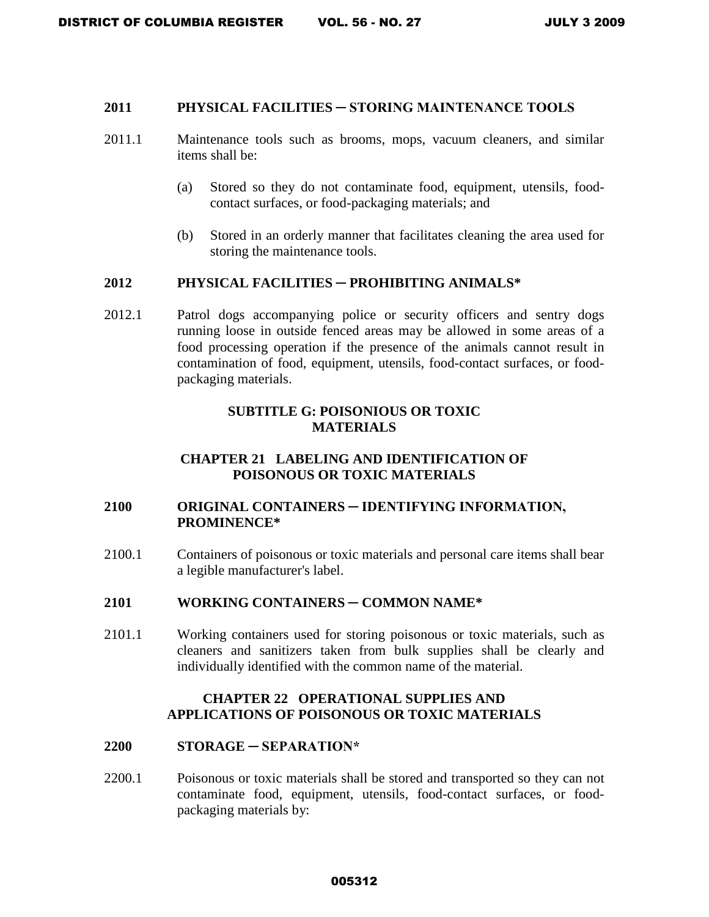### 2011 PHYSICAL FACILITIES ─ STORING MAINTENANCE TOOLS

2011.1 Maintenance tools such as brooms, mops, vacuum cleaners, and similar items shall be:

(a) Stored so they do not contaminate food, equipment, utensils, food-contact surfaces, or food-packaging materials; and

(b) Stored in an orderly manner that facilitates cleaning the area used for storing the maintenance tools.

### 2012 PHYSICAL FACILITIES ─ PROHIBITING ANIMALS*

2012.1 Patrol dogs accompanying police or security officers and sentry dogs running loose in outside fenced areas may be allowed in some areas of a food processing operation if the presence of the animals cannot result in contamination of food, equipment, utensils, food-contact surfaces, or food-packaging materials.

# SUBTITLE G: POISONIOUS OR TOXIC MATERIALS

## CHAPTER 21 LABELING AND IDENTIFICATION OF POISONOUS OR TOXIC MATERIALS

### 2100 ORIGINAL CONTAINERS ─ IDENTIFYING INFORMATION, PROMINENCE*

2100.1 Containers of poisonous or toxic materials and personal care items shall bear a legible manufacturer's label.

### 2101 WORKING CONTAINERS ─ COMMON NAME*

2101.1 Working containers used for storing poisonous or toxic materials, such as cleaners and sanitizers taken from bulk supplies shall be clearly and individually identified with the common name of the material.

## CHAPTER 22 OPERATIONAL SUPPLIES AND APPLICATIONS OF POISONOUS OR TOXIC MATERIALS

### 2200 STORAGE ─ SEPARATION*

2200.1 Poisonous or toxic materials shall be stored and transported so they can not contaminate food, equipment, utensils, food-contact surfaces, or food-packaging materials by: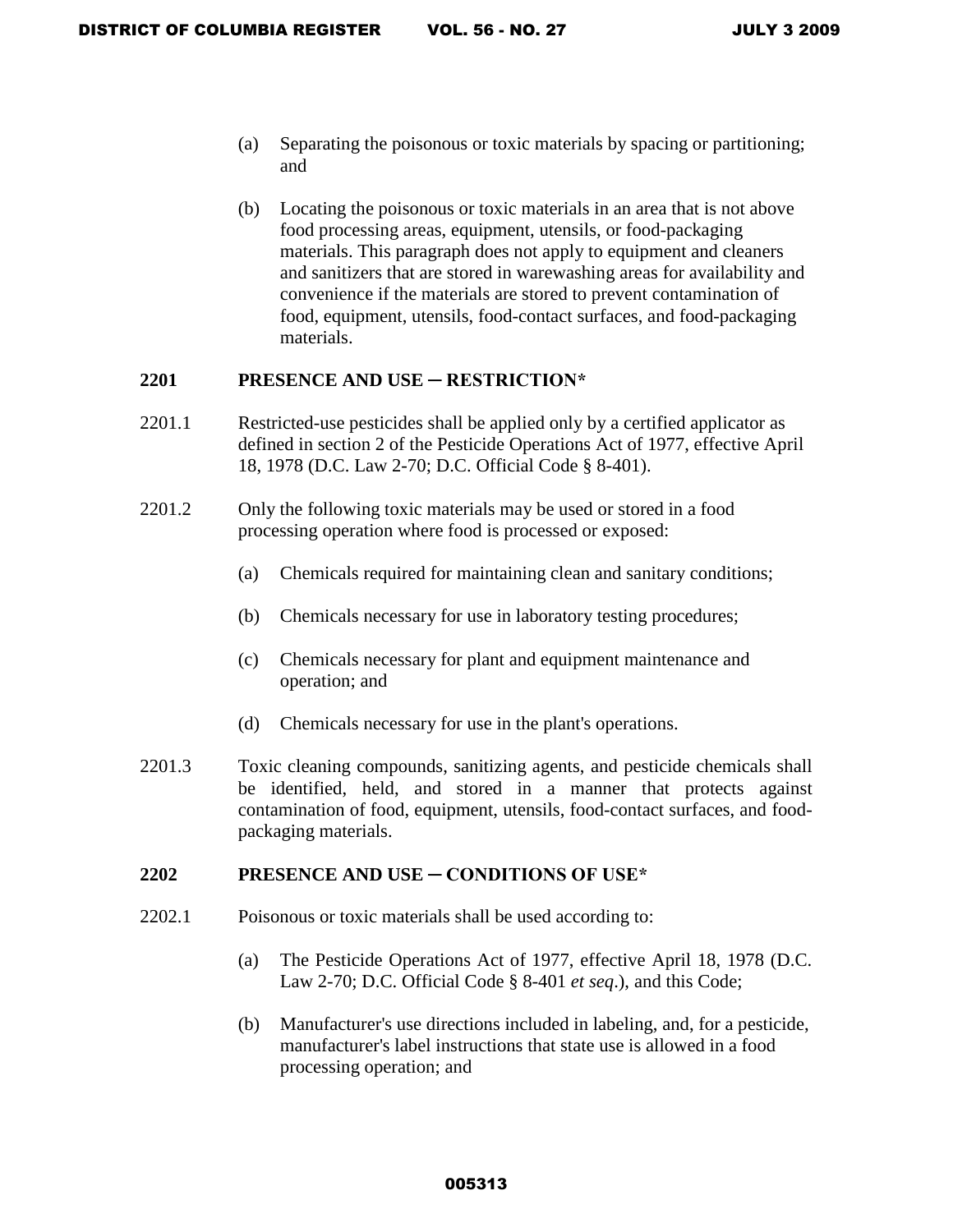(a) Separating the poisonous or toxic materials by spacing or partitioning; and

(b) Locating the poisonous or toxic materials in an area that is not above food processing areas, equipment, utensils, or food-packaging materials. This paragraph does not apply to equipment and cleaners and sanitizers that are stored in warewashing areas for availability and convenience if the materials are stored to prevent contamination of food, equipment, utensils, food-contact surfaces, and food-packaging materials.

## 2201 PRESENCE AND USE ─ RESTRICTION*

2201.1 Restricted-use pesticides shall be applied only by a certified applicator as defined in section 2 of the Pesticide Operations Act of 1977, effective April 18, 1978 (D.C. Law 2-70; D.C. Official Code § 8-401).

2201.2 Only the following toxic materials may be used or stored in a food processing operation where food is processed or exposed:

(a) Chemicals required for maintaining clean and sanitary conditions;

(b) Chemicals necessary for use in laboratory testing procedures;

(c) Chemicals necessary for plant and equipment maintenance and operation; and

(d) Chemicals necessary for use in the plant's operations.

2201.3 Toxic cleaning compounds, sanitizing agents, and pesticide chemicals shall be identified, held, and stored in a manner that protects against contamination of food, equipment, utensils, food-contact surfaces, and food-packaging materials.

## 2202 PRESENCE AND USE ─ CONDITIONS OF USE*

2202.1 Poisonous or toxic materials shall be used according to:

(a) The Pesticide Operations Act of 1977, effective April 18, 1978 (D.C. Law 2-70; D.C. Official Code § 8-401 *et seq*.), and this Code;

(b) Manufacturer's use directions included in labeling, and, for a pesticide, manufacturer's label instructions that state use is allowed in a food processing operation; and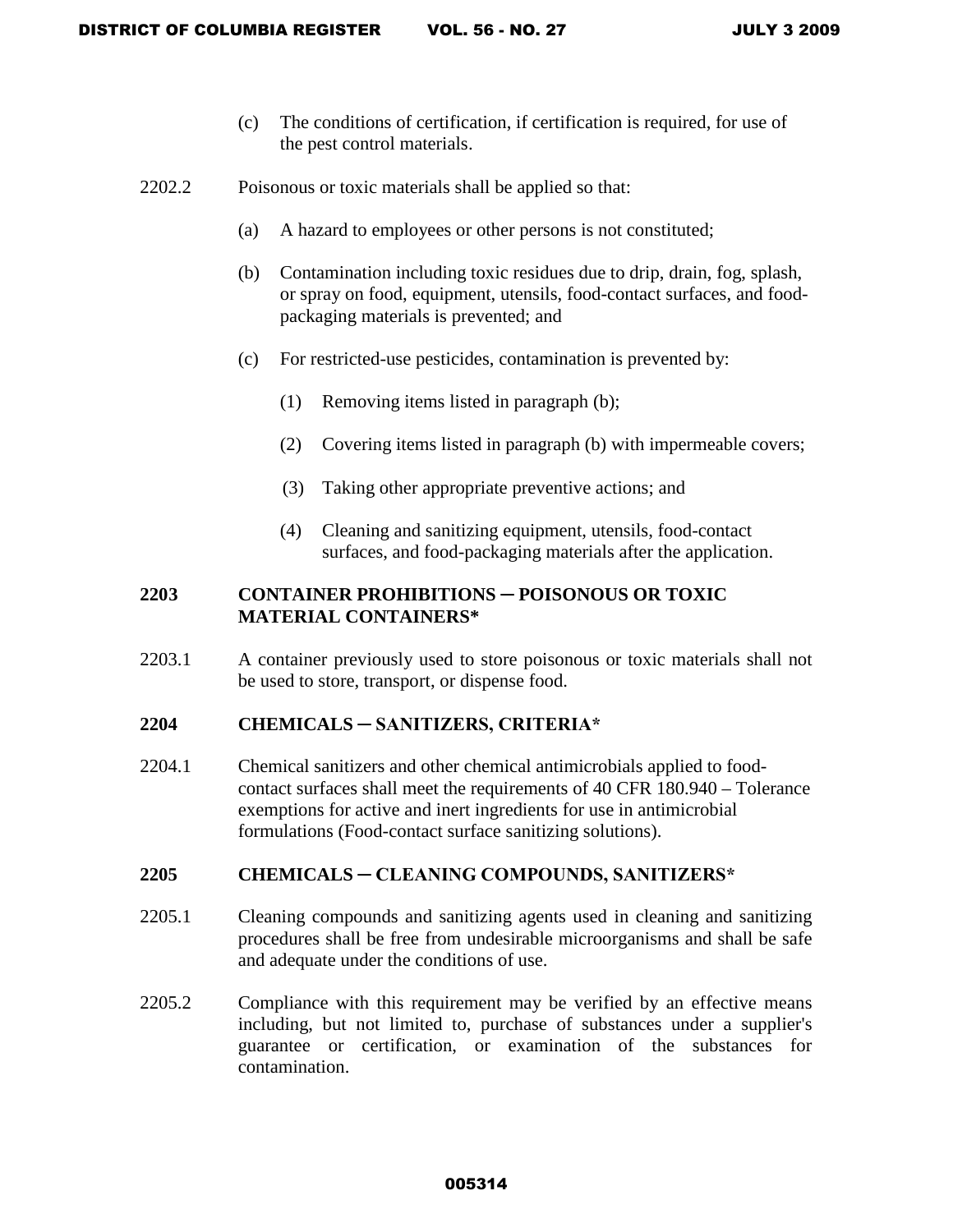(c) The conditions of certification, if certification is required, for use of the pest control materials.

2202.2 Poisonous or toxic materials shall be applied so that:

(a) A hazard to employees or other persons is not constituted;

(b) Contamination including toxic residues due to drip, drain, fog, splash, or spray on food, equipment, utensils, food-contact surfaces, and food-packaging materials is prevented; and

(c) For restricted-use pesticides, contamination is prevented by:

(1) Removing items listed in paragraph (b);

(2) Covering items listed in paragraph (b) with impermeable covers;

(3) Taking other appropriate preventive actions; and

(4) Cleaning and sanitizing equipment, utensils, food-contact surfaces, and food-packaging materials after the application.

**2203 CONTAINER PROHIBITIONS ─ POISONOUS OR TOXIC MATERIAL CONTAINERS***

2203.1 A container previously used to store poisonous or toxic materials shall not be used to store, transport, or dispense food.

**2204 CHEMICALS ─ SANITIZERS, CRITERIA***

2204.1 Chemical sanitizers and other chemical antimicrobials applied to food-contact surfaces shall meet the requirements of 40 CFR 180.940 – Tolerance exemptions for active and inert ingredients for use in antimicrobial formulations (Food-contact surface sanitizing solutions).

**2205 CHEMICALS ─ CLEANING COMPOUNDS, SANITIZERS***

2205.1 Cleaning compounds and sanitizing agents used in cleaning and sanitizing procedures shall be free from undesirable microorganisms and shall be safe and adequate under the conditions of use.

2205.2 Compliance with this requirement may be verified by an effective means including, but not limited to, purchase of substances under a supplier's guarantee or certification, or examination of the substances for contamination.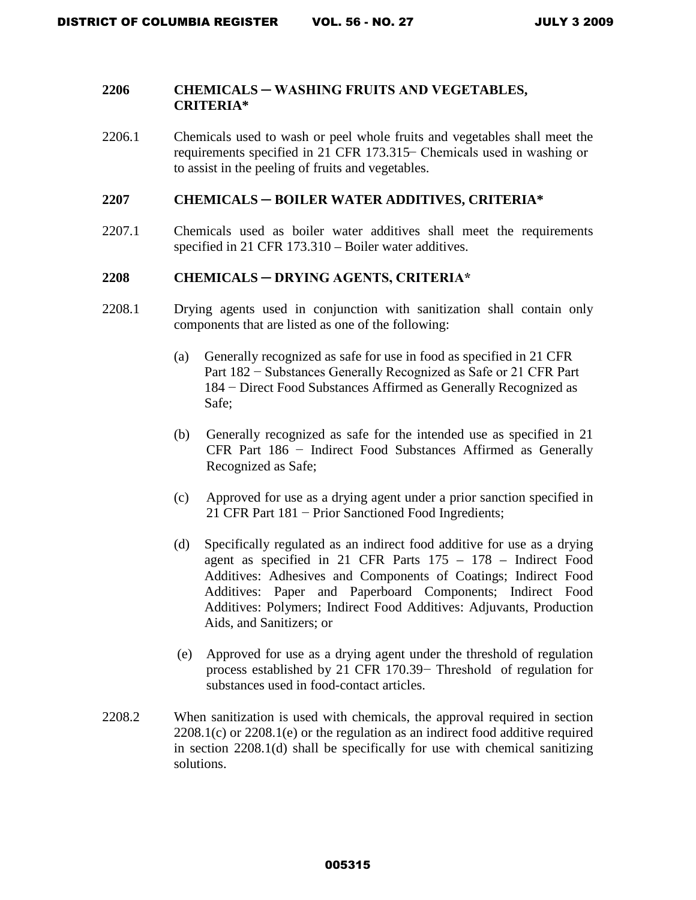## 2206 CHEMICALS ─ WASHING FRUITS AND VEGETABLES, CRITERIA*

2206.1 Chemicals used to wash or peel whole fruits and vegetables shall meet the requirements specified in 21 CFR 173.315− Chemicals used in washing or to assist in the peeling of fruits and vegetables.

## 2207 CHEMICALS ─ BOILER WATER ADDITIVES, CRITERIA*

2207.1 Chemicals used as boiler water additives shall meet the requirements specified in 21 CFR 173.310 – Boiler water additives.

## 2208 CHEMICALS ─ DRYING AGENTS, CRITERIA*

2208.1 Drying agents used in conjunction with sanitization shall contain only components that are listed as one of the following:

(a) Generally recognized as safe for use in food as specified in 21 CFR Part 182 − Substances Generally Recognized as Safe or 21 CFR Part 184 − Direct Food Substances Affirmed as Generally Recognized as Safe;

(b) Generally recognized as safe for the intended use as specified in 21 CFR Part 186 − Indirect Food Substances Affirmed as Generally Recognized as Safe;

(c) Approved for use as a drying agent under a prior sanction specified in 21 CFR Part 181 − Prior Sanctioned Food Ingredients;

(d) Specifically regulated as an indirect food additive for use as a drying agent as specified in 21 CFR Parts 175 – 178 – Indirect Food Additives: Adhesives and Components of Coatings; Indirect Food Additives: Paper and Paperboard Components; Indirect Food Additives: Polymers; Indirect Food Additives: Adjuvants, Production Aids, and Sanitizers; or

(e) Approved for use as a drying agent under the threshold of regulation process established by 21 CFR 170.39− Threshold of regulation for substances used in food-contact articles.

2208.2 When sanitization is used with chemicals, the approval required in section 2208.1(c) or 2208.1(e) or the regulation as an indirect food additive required in section 2208.1(d) shall be specifically for use with chemical sanitizing solutions.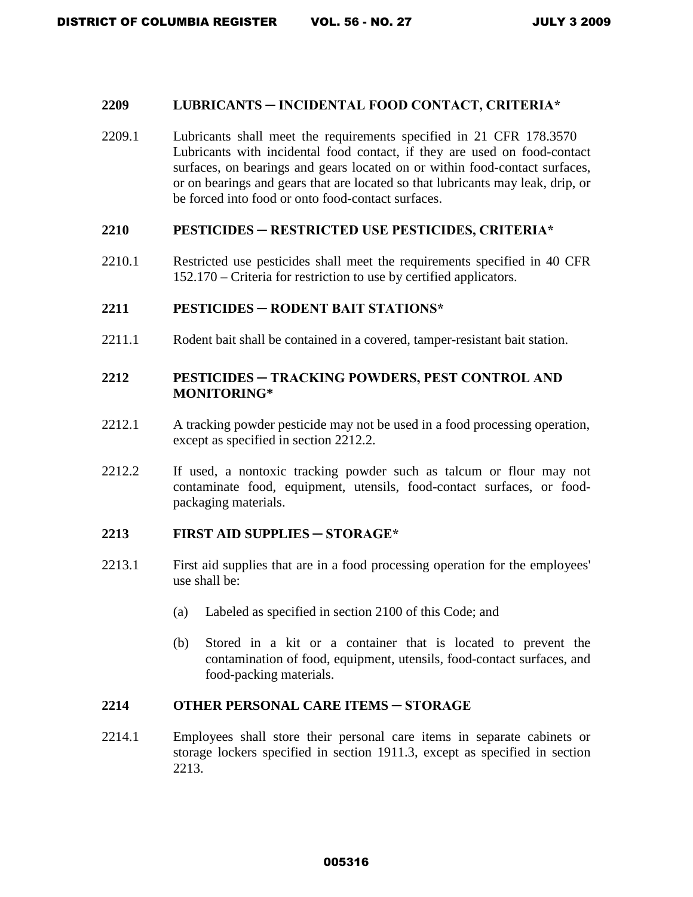## 2209 LUBRICANTS ─ INCIDENTAL FOOD CONTACT, CRITERIA*

2209.1 Lubricants shall meet the requirements specified in 21 CFR 178.3570 Lubricants with incidental food contact, if they are used on food-contact surfaces, on bearings and gears located on or within food-contact surfaces, or on bearings and gears that are located so that lubricants may leak, drip, or be forced into food or onto food-contact surfaces.

## 2210 PESTICIDES ─ RESTRICTED USE PESTICIDES, CRITERIA*

2210.1 Restricted use pesticides shall meet the requirements specified in 40 CFR 152.170 – Criteria for restriction to use by certified applicators.

## 2211 PESTICIDES ─ RODENT BAIT STATIONS*

2211.1 Rodent bait shall be contained in a covered, tamper-resistant bait station.

## 2212 PESTICIDES ─ TRACKING POWDERS, PEST CONTROL AND MONITORING*

2212.1 A tracking powder pesticide may not be used in a food processing operation, except as specified in section 2212.2.

2212.2 If used, a nontoxic tracking powder such as talcum or flour may not contaminate food, equipment, utensils, food-contact surfaces, or food-packaging materials.

## 2213 FIRST AID SUPPLIES ─ STORAGE*

2213.1 First aid supplies that are in a food processing operation for the employees' use shall be:

(a) Labeled as specified in section 2100 of this Code; and

(b) Stored in a kit or a container that is located to prevent the contamination of food, equipment, utensils, food-contact surfaces, and food-packing materials.

## 2214 OTHER PERSONAL CARE ITEMS ─ STORAGE

2214.1 Employees shall store their personal care items in separate cabinets or storage lockers specified in section 1911.3, except as specified in section 2213.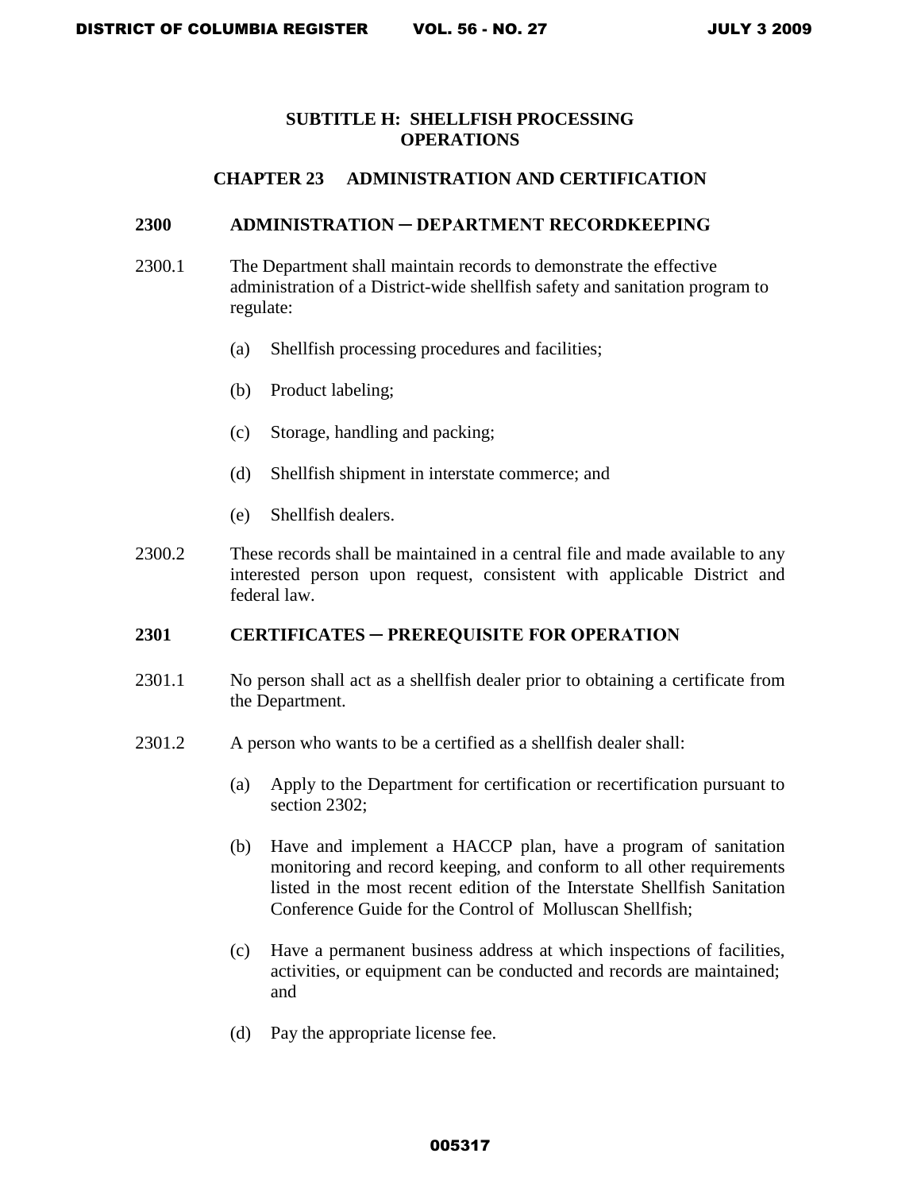## SUBTITLE H: SHELLFISH PROCESSING OPERATIONS

### CHAPTER 23 ADMINISTRATION AND CERTIFICATION

**2300 ADMINISTRATION ─ DEPARTMENT RECORDKEEPING**

2300.1 The Department shall maintain records to demonstrate the effective administration of a District-wide shellfish safety and sanitation program to regulate:

(a) Shellfish processing procedures and facilities;

(b) Product labeling;

(c) Storage, handling and packing;

(d) Shellfish shipment in interstate commerce; and

(e) Shellfish dealers.

2300.2 These records shall be maintained in a central file and made available to any interested person upon request, consistent with applicable District and federal law.

**2301 CERTIFICATES ─ PREREQUISITE FOR OPERATION**

2301.1 No person shall act as a shellfish dealer prior to obtaining a certificate from the Department.

2301.2 A person who wants to be a certified as a shellfish dealer shall:

(a) Apply to the Department for certification or recertification pursuant to section 2302;

(b) Have and implement a HACCP plan, have a program of sanitation monitoring and record keeping, and conform to all other requirements listed in the most recent edition of the Interstate Shellfish Sanitation Conference Guide for the Control of Molluscan Shellfish;

(c) Have a permanent business address at which inspections of facilities, activities, or equipment can be conducted and records are maintained; and

(d) Pay the appropriate license fee.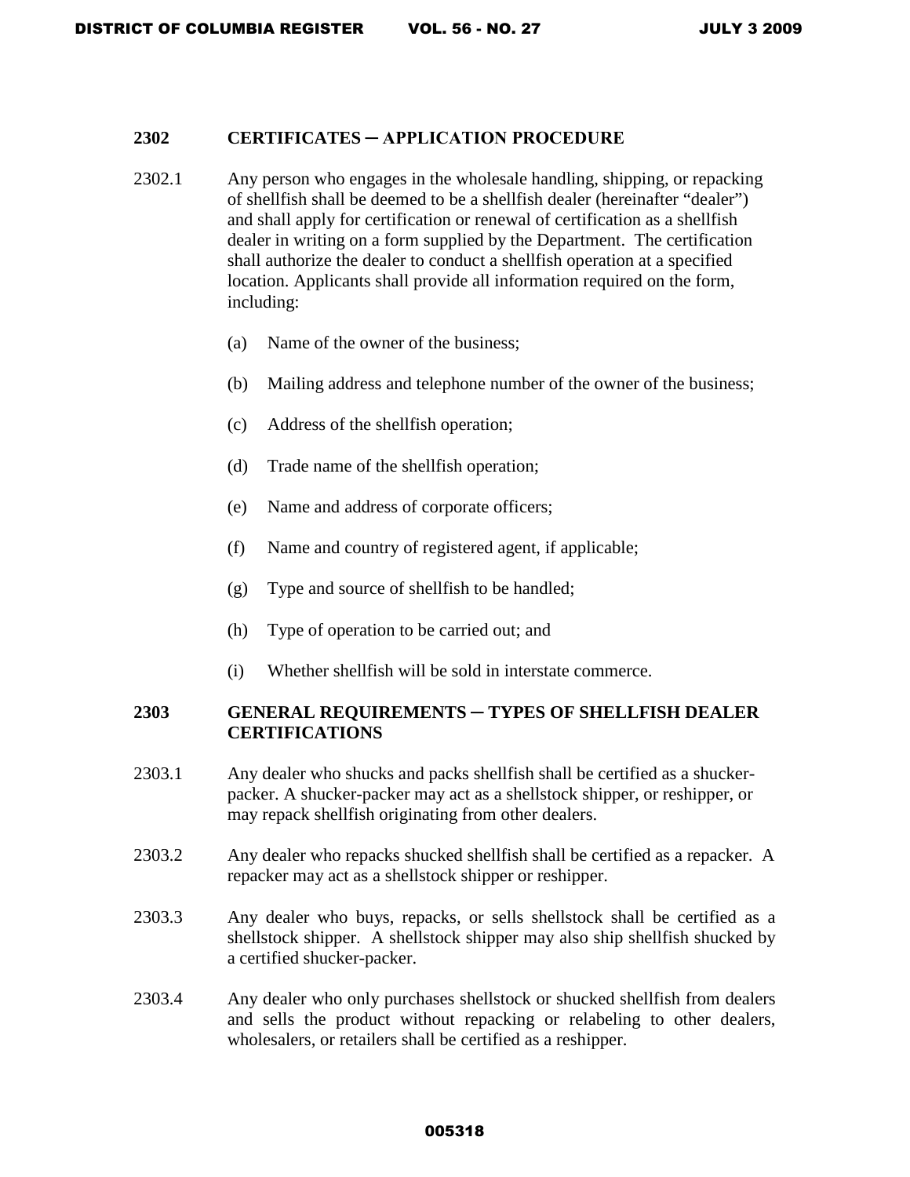## 2302 CERTIFICATES – APPLICATION PROCEDURE

2302.1 Any person who engages in the wholesale handling, shipping, or repacking of shellfish shall be deemed to be a shellfish dealer (hereinafter "dealer") and shall apply for certification or renewal of certification as a shellfish dealer in writing on a form supplied by the Department. The certification shall authorize the dealer to conduct a shellfish operation at a specified location. Applicants shall provide all information required on the form, including:

(a) Name of the owner of the business;

(b) Mailing address and telephone number of the owner of the business;

(c) Address of the shellfish operation;

(d) Trade name of the shellfish operation;

(e) Name and address of corporate officers;

(f) Name and country of registered agent, if applicable;

(g) Type and source of shellfish to be handled;

(h) Type of operation to be carried out; and

(i) Whether shellfish will be sold in interstate commerce.

## 2303 GENERAL REQUIREMENTS – TYPES OF SHELLFISH DEALER CERTIFICATIONS

2303.1 Any dealer who shucks and packs shellfish shall be certified as a shucker-packer. A shucker-packer may act as a shellstock shipper, or reshipper, or may repack shellfish originating from other dealers.

2303.2 Any dealer who repacks shucked shellfish shall be certified as a repacker. A repacker may act as a shellstock shipper or reshipper.

2303.3 Any dealer who buys, repacks, or sells shellstock shall be certified as a shellstock shipper. A shellstock shipper may also ship shellfish shucked by a certified shucker-packer.

2303.4 Any dealer who only purchases shellstock or shucked shellfish from dealers and sells the product without repacking or relabeling to other dealers, wholesalers, or retailers shall be certified as a reshipper.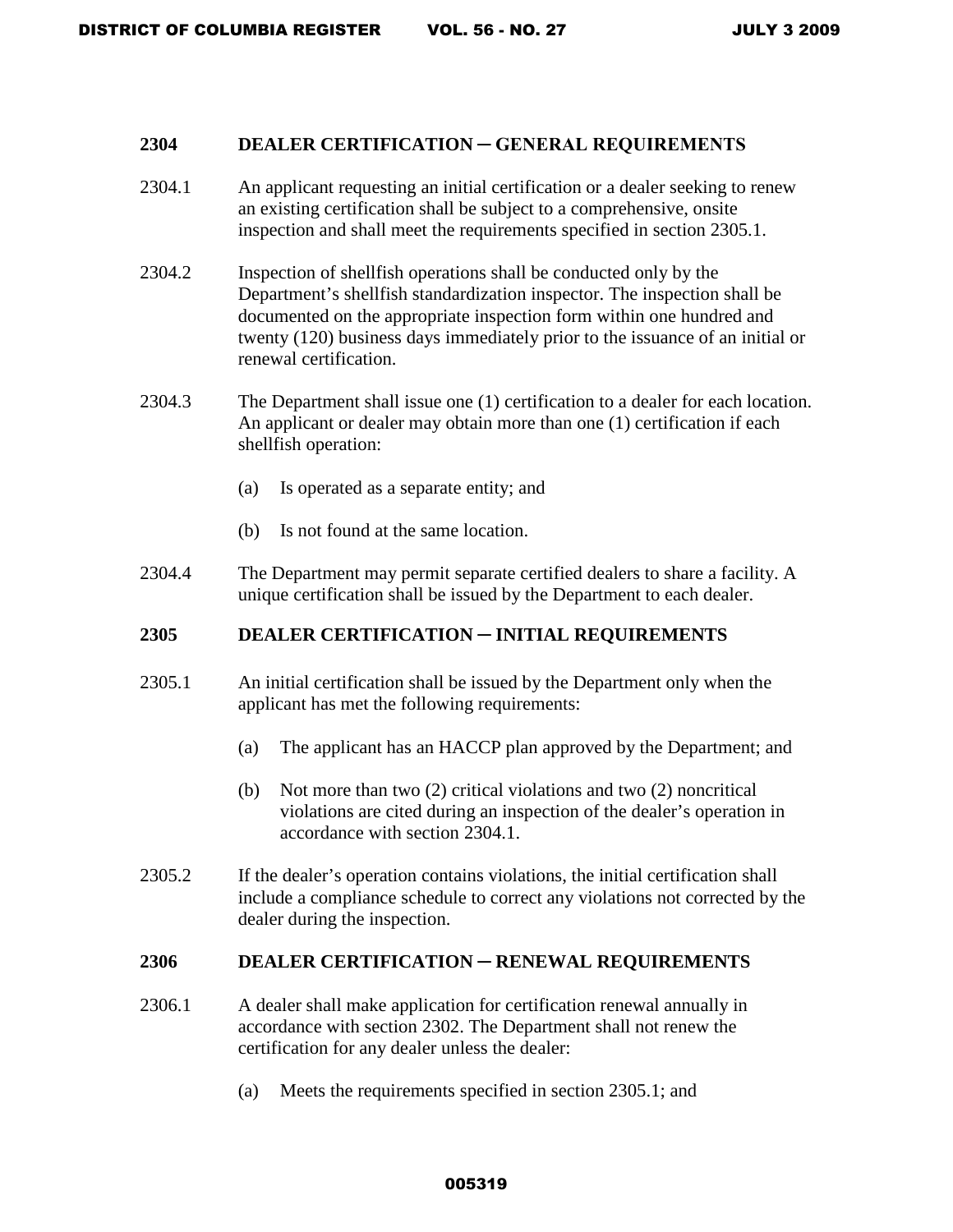## 2304 DEALER CERTIFICATION ─ GENERAL REQUIREMENTS

2304.1 An applicant requesting an initial certification or a dealer seeking to renew an existing certification shall be subject to a comprehensive, onsite inspection and shall meet the requirements specified in section 2305.1.

2304.2 Inspection of shellfish operations shall be conducted only by the Department's shellfish standardization inspector. The inspection shall be documented on the appropriate inspection form within one hundred and twenty (120) business days immediately prior to the issuance of an initial or renewal certification.

2304.3 The Department shall issue one (1) certification to a dealer for each location. An applicant or dealer may obtain more than one (1) certification if each shellfish operation:

(a) Is operated as a separate entity; and

(b) Is not found at the same location.

2304.4 The Department may permit separate certified dealers to share a facility. A unique certification shall be issued by the Department to each dealer.

## 2305 DEALER CERTIFICATION ─ INITIAL REQUIREMENTS

2305.1 An initial certification shall be issued by the Department only when the applicant has met the following requirements:

(a) The applicant has an HACCP plan approved by the Department; and

(b) Not more than two (2) critical violations and two (2) noncritical violations are cited during an inspection of the dealer's operation in accordance with section 2304.1.

2305.2 If the dealer's operation contains violations, the initial certification shall include a compliance schedule to correct any violations not corrected by the dealer during the inspection.

## 2306 DEALER CERTIFICATION ─ RENEWAL REQUIREMENTS

2306.1 A dealer shall make application for certification renewal annually in accordance with section 2302. The Department shall not renew the certification for any dealer unless the dealer:

(a) Meets the requirements specified in section 2305.1; and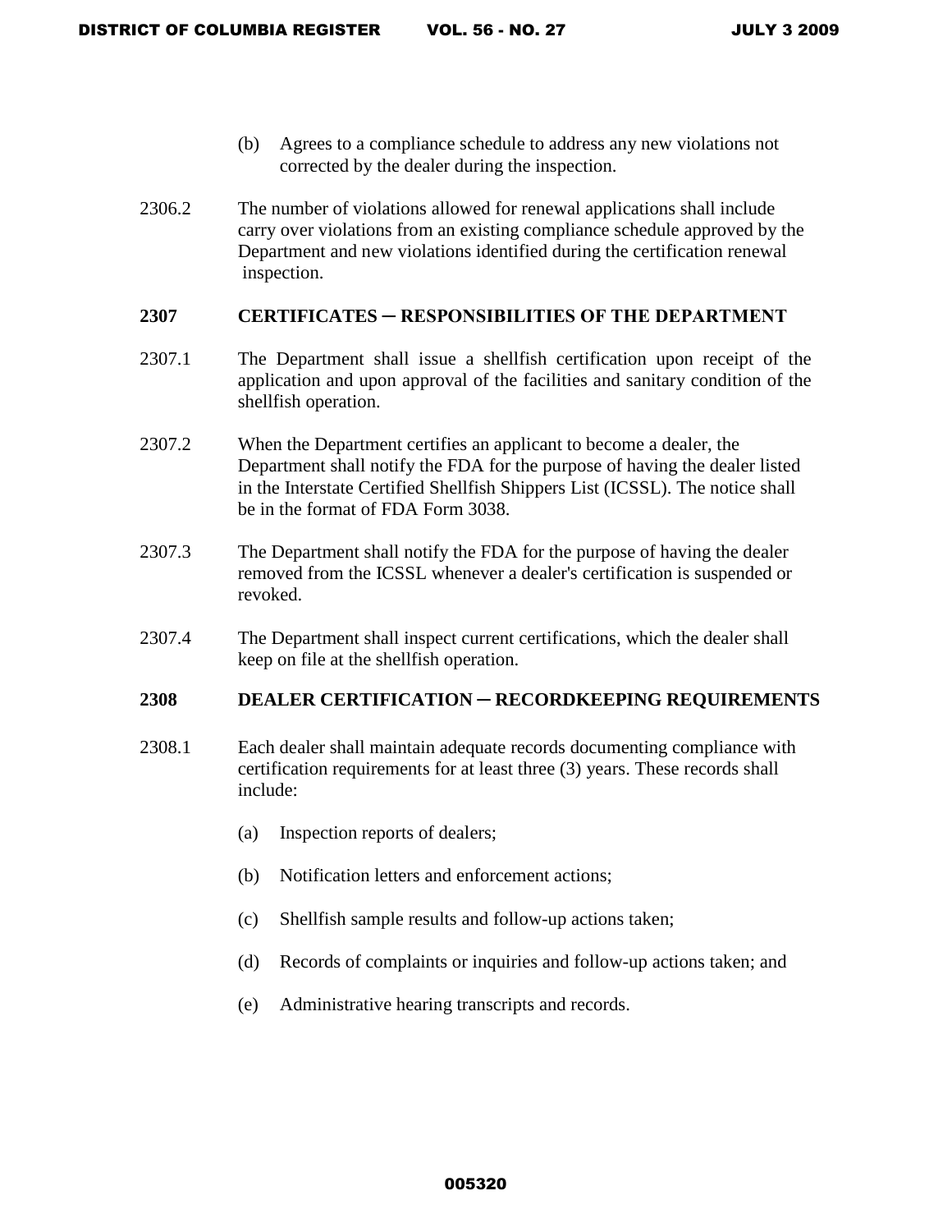(b) Agrees to a compliance schedule to address any new violations not corrected by the dealer during the inspection.

2306.2 The number of violations allowed for renewal applications shall include carry over violations from an existing compliance schedule approved by the Department and new violations identified during the certification renewal inspection.

**2307 CERTIFICATES – RESPONSIBILITIES OF THE DEPARTMENT**

2307.1 The Department shall issue a shellfish certification upon receipt of the application and upon approval of the facilities and sanitary condition of the shellfish operation.

2307.2 When the Department certifies an applicant to become a dealer, the Department shall notify the FDA for the purpose of having the dealer listed in the Interstate Certified Shellfish Shippers List (ICSSL). The notice shall be in the format of FDA Form 3038.

2307.3 The Department shall notify the FDA for the purpose of having the dealer removed from the ICSSL whenever a dealer's certification is suspended or revoked.

2307.4 The Department shall inspect current certifications, which the dealer shall keep on file at the shellfish operation.

**2308 DEALER CERTIFICATION – RECORDKEEPING REQUIREMENTS**

2308.1 Each dealer shall maintain adequate records documenting compliance with certification requirements for at least three (3) years. These records shall include:

(a) Inspection reports of dealers;

(b) Notification letters and enforcement actions;

(c) Shellfish sample results and follow-up actions taken;

(d) Records of complaints or inquiries and follow-up actions taken; and

(e) Administrative hearing transcripts and records.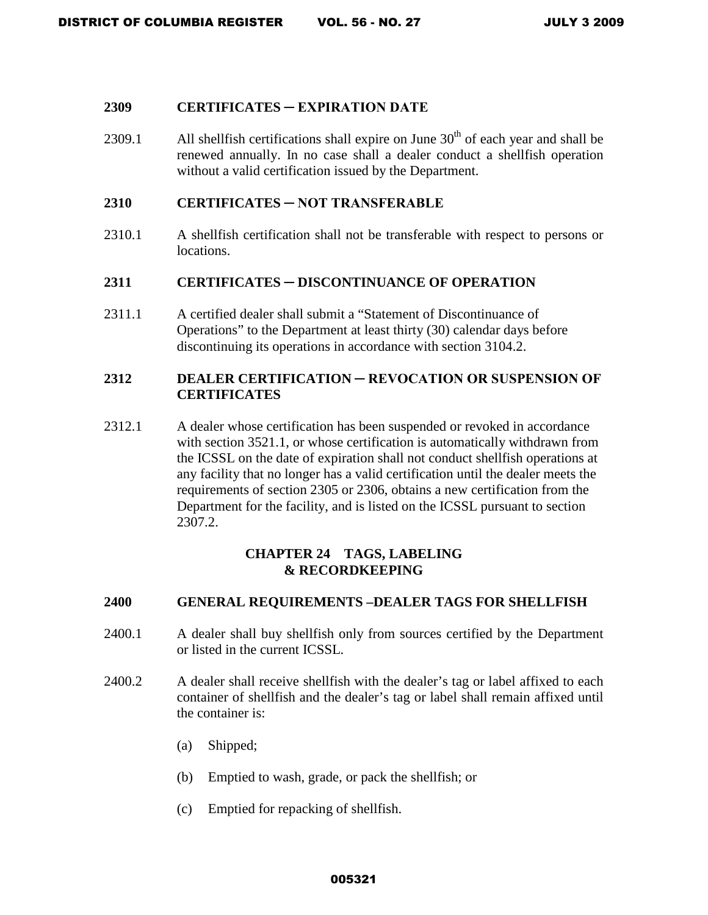### 2309 CERTIFICATES – EXPIRATION DATE

2309.1 All shellfish certifications shall expire on June 30th of each year and shall be renewed annually. In no case shall a dealer conduct a shellfish operation without a valid certification issued by the Department.

### 2310 CERTIFICATES – NOT TRANSFERABLE

2310.1 A shellfish certification shall not be transferable with respect to persons or locations.

### 2311 CERTIFICATES – DISCONTINUANCE OF OPERATION

2311.1 A certified dealer shall submit a "Statement of Discontinuance of Operations" to the Department at least thirty (30) calendar days before discontinuing its operations in accordance with section 3104.2.

### 2312 DEALER CERTIFICATION – REVOCATION OR SUSPENSION OF CERTIFICATES

2312.1 A dealer whose certification has been suspended or revoked in accordance with section 3521.1, or whose certification is automatically withdrawn from the ICSSL on the date of expiration shall not conduct shellfish operations at any facility that no longer has a valid certification until the dealer meets the requirements of section 2305 or 2306, obtains a new certification from the Department for the facility, and is listed on the ICSSL pursuant to section 2307.2.

## CHAPTER 24 TAGS, LABELING & RECORDKEEPING

### 2400 GENERAL REQUIREMENTS –DEALER TAGS FOR SHELLFISH

2400.1 A dealer shall buy shellfish only from sources certified by the Department or listed in the current ICSSL.

2400.2 A dealer shall receive shellfish with the dealer's tag or label affixed to each container of shellfish and the dealer's tag or label shall remain affixed until the container is:

(a) Shipped;

(b) Emptied to wash, grade, or pack the shellfish; or

(c) Emptied for repacking of shellfish.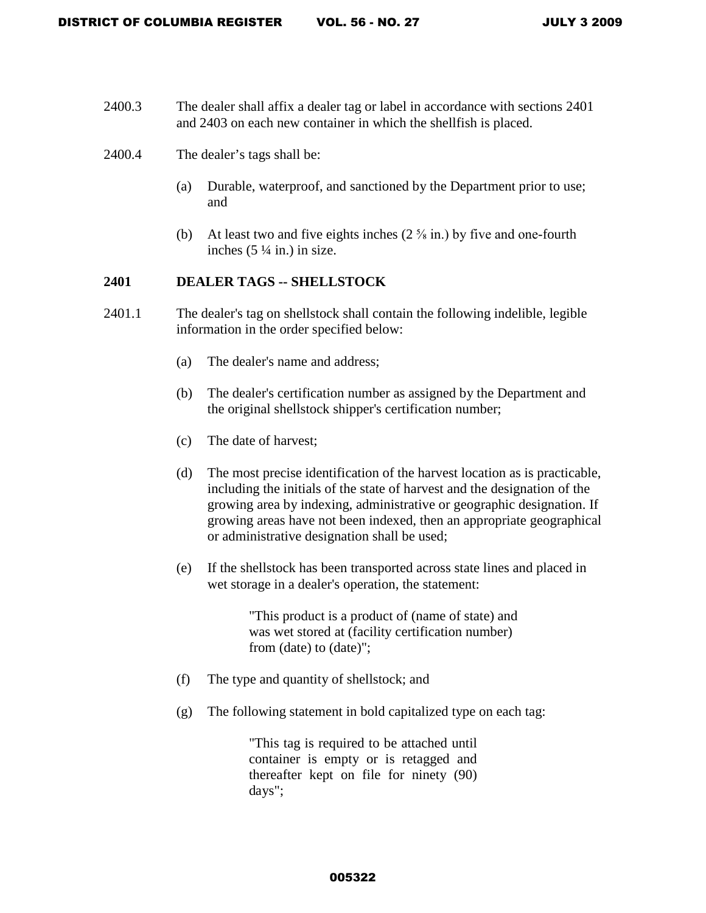2400.3 The dealer shall affix a dealer tag or label in accordance with sections 2401 and 2403 on each new container in which the shellfish is placed.

2400.4 The dealer's tags shall be:

(a) Durable, waterproof, and sanctioned by the Department prior to use; and

(b) At least two and five eights inches (2 ⅝ in.) by five and one-fourth inches (5 ¼ in.) in size.

**2401 DEALER TAGS -- SHELLSTOCK**

2401.1 The dealer's tag on shellstock shall contain the following indelible, legible information in the order specified below:

(a) The dealer's name and address;

(b) The dealer's certification number as assigned by the Department and the original shellstock shipper's certification number;

(c) The date of harvest;

(d) The most precise identification of the harvest location as is practicable, including the initials of the state of harvest and the designation of the growing area by indexing, administrative or geographic designation. If growing areas have not been indexed, then an appropriate geographical or administrative designation shall be used;

(e) If the shellstock has been transported across state lines and placed in wet storage in a dealer's operation, the statement:

> "This product is a product of (name of state) and was wet stored at (facility certification number) from (date) to (date)";

(f) The type and quantity of shellstock; and

(g) The following statement in bold capitalized type on each tag:

> "This tag is required to be attached until container is empty or is retagged and thereafter kept on file for ninety (90) days";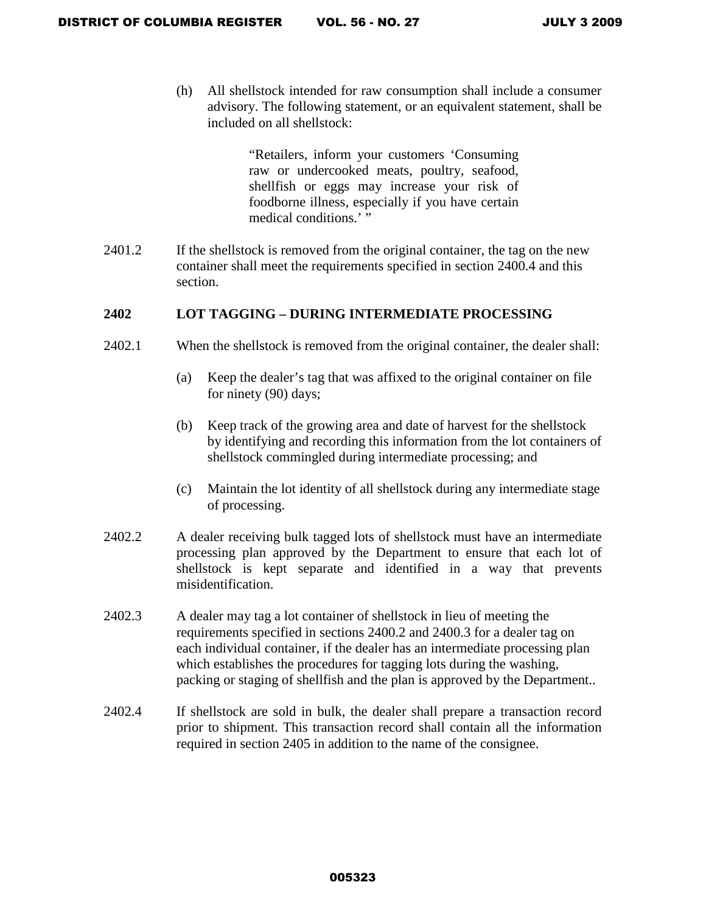(h) All shellstock intended for raw consumption shall include a consumer advisory. The following statement, or an equivalent statement, shall be included on all shellstock:

> "Retailers, inform your customers 'Consuming raw or undercooked meats, poultry, seafood, shellfish or eggs may increase your risk of foodborne illness, especially if you have certain medical conditions.' "

2401.2 If the shellstock is removed from the original container, the tag on the new container shall meet the requirements specified in section 2400.4 and this section.

**2402 LOT TAGGING – DURING INTERMEDIATE PROCESSING**

2402.1 When the shellstock is removed from the original container, the dealer shall:

(a) Keep the dealer's tag that was affixed to the original container on file for ninety (90) days;

(b) Keep track of the growing area and date of harvest for the shellstock by identifying and recording this information from the lot containers of shellstock commingled during intermediate processing; and

(c) Maintain the lot identity of all shellstock during any intermediate stage of processing.

2402.2 A dealer receiving bulk tagged lots of shellstock must have an intermediate processing plan approved by the Department to ensure that each lot of shellstock is kept separate and identified in a way that prevents misidentification.

2402.3 A dealer may tag a lot container of shellstock in lieu of meeting the requirements specified in sections 2400.2 and 2400.3 for a dealer tag on each individual container, if the dealer has an intermediate processing plan which establishes the procedures for tagging lots during the washing, packing or staging of shellfish and the plan is approved by the Department..

2402.4 If shellstock are sold in bulk, the dealer shall prepare a transaction record prior to shipment. This transaction record shall contain all the information required in section 2405 in addition to the name of the consignee.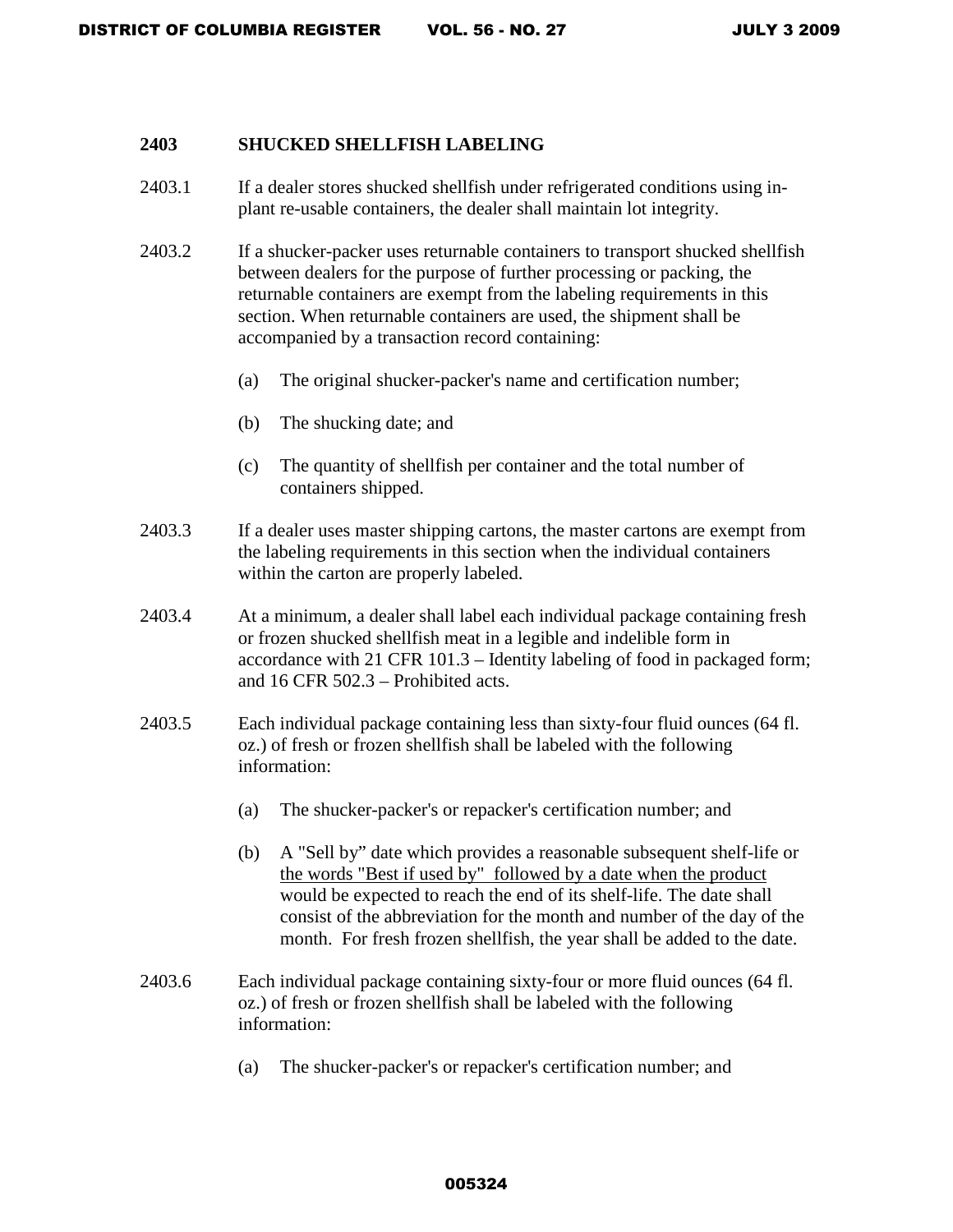## 2403 SHUCKED SHELLFISH LABELING

2403.1 If a dealer stores shucked shellfish under refrigerated conditions using in-plant re-usable containers, the dealer shall maintain lot integrity.

2403.2 If a shucker-packer uses returnable containers to transport shucked shellfish between dealers for the purpose of further processing or packing, the returnable containers are exempt from the labeling requirements in this section. When returnable containers are used, the shipment shall be accompanied by a transaction record containing:

(a) The original shucker-packer's name and certification number;

(b) The shucking date; and

(c) The quantity of shellfish per container and the total number of containers shipped.

2403.3 If a dealer uses master shipping cartons, the master cartons are exempt from the labeling requirements in this section when the individual containers within the carton are properly labeled.

2403.4 At a minimum, a dealer shall label each individual package containing fresh or frozen shucked shellfish meat in a legible and indelible form in accordance with 21 CFR 101.3 – Identity labeling of food in packaged form; and 16 CFR 502.3 – Prohibited acts.

2403.5 Each individual package containing less than sixty-four fluid ounces (64 fl. oz.) of fresh or frozen shellfish shall be labeled with the following information:

(a) The shucker-packer's or repacker's certification number; and

(b) A "Sell by" date which provides a reasonable subsequent shelf-life or the words "Best if used by" followed by a date when the product would be expected to reach the end of its shelf-life. The date shall consist of the abbreviation for the month and number of the day of the month. For fresh frozen shellfish, the year shall be added to the date.

2403.6 Each individual package containing sixty-four or more fluid ounces (64 fl. oz.) of fresh or frozen shellfish shall be labeled with the following information:

(a) The shucker-packer's or repacker's certification number; and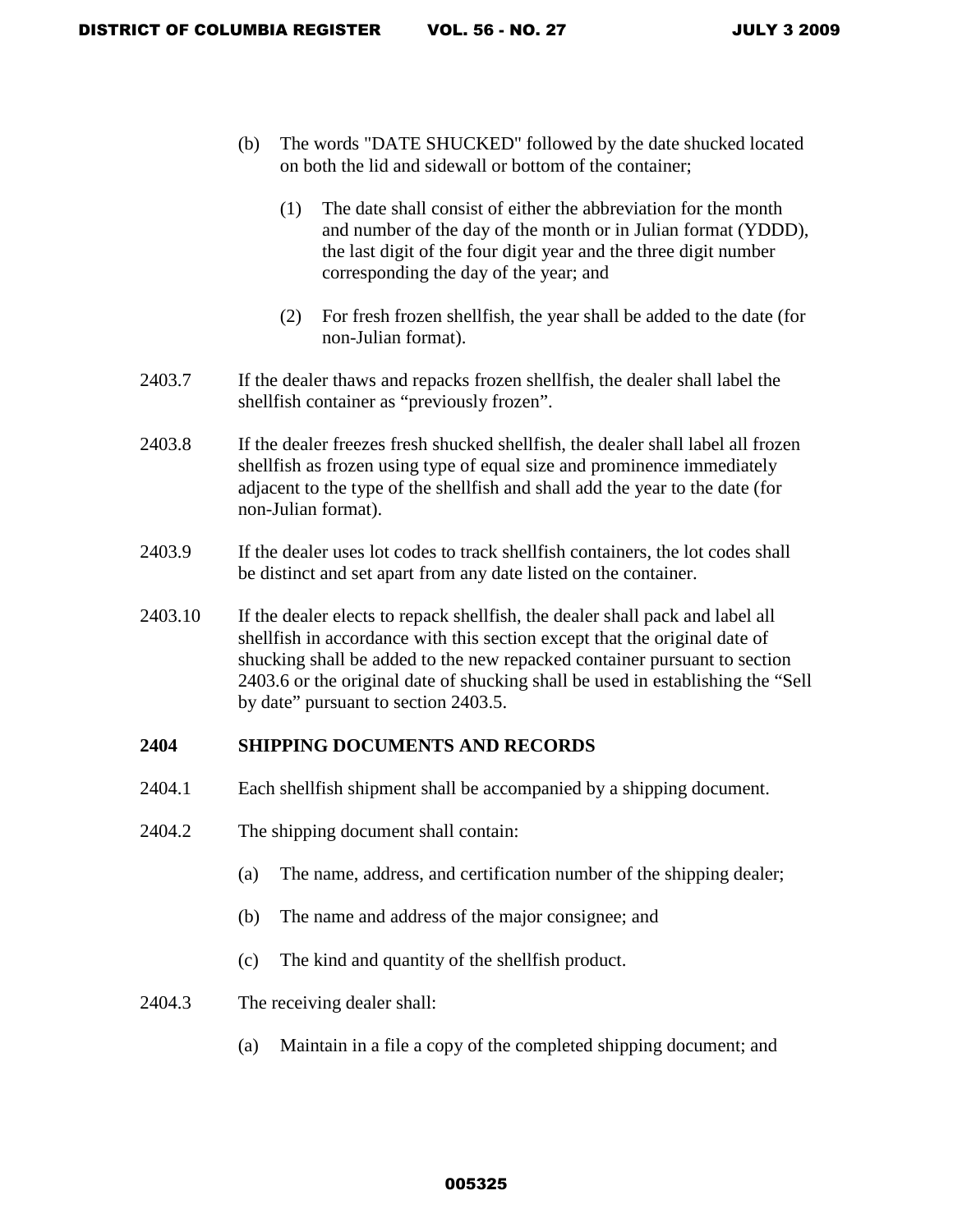(b) The words "DATE SHUCKED" followed by the date shucked located on both the lid and sidewall or bottom of the container;

(1) The date shall consist of either the abbreviation for the month and number of the day of the month or in Julian format (YDDD), the last digit of the four digit year and the three digit number corresponding the day of the year; and

(2) For fresh frozen shellfish, the year shall be added to the date (for non-Julian format).

2403.7 If the dealer thaws and repacks frozen shellfish, the dealer shall label the shellfish container as "previously frozen".

2403.8 If the dealer freezes fresh shucked shellfish, the dealer shall label all frozen shellfish as frozen using type of equal size and prominence immediately adjacent to the type of the shellfish and shall add the year to the date (for non-Julian format).

2403.9 If the dealer uses lot codes to track shellfish containers, the lot codes shall be distinct and set apart from any date listed on the container.

2403.10 If the dealer elects to repack shellfish, the dealer shall pack and label all shellfish in accordance with this section except that the original date of shucking shall be added to the new repacked container pursuant to section 2403.6 or the original date of shucking shall be used in establishing the "Sell by date" pursuant to section 2403.5.

**2404 SHIPPING DOCUMENTS AND RECORDS**

2404.1 Each shellfish shipment shall be accompanied by a shipping document.

2404.2 The shipping document shall contain:

(a) The name, address, and certification number of the shipping dealer;

(b) The name and address of the major consignee; and

(c) The kind and quantity of the shellfish product.

2404.3 The receiving dealer shall:

(a) Maintain in a file a copy of the completed shipping document; and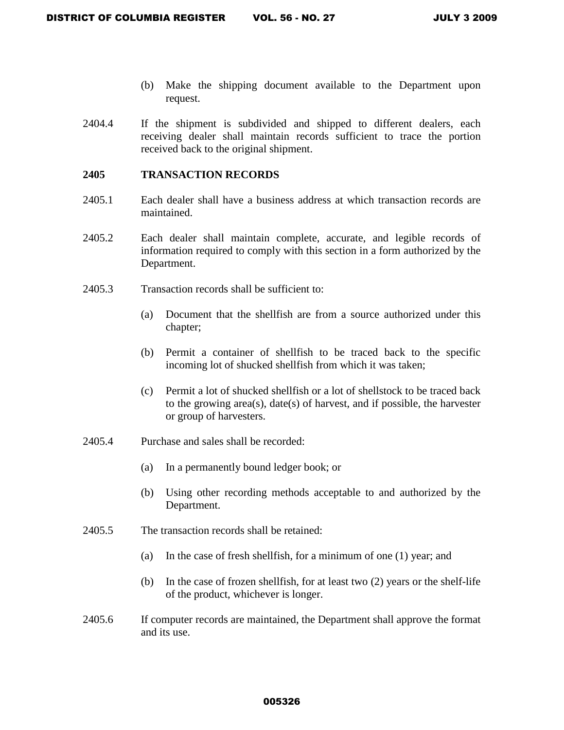(b) Make the shipping document available to the Department upon request.

2404.4 If the shipment is subdivided and shipped to different dealers, each receiving dealer shall maintain records sufficient to trace the portion received back to the original shipment.

**2405 TRANSACTION RECORDS**

2405.1 Each dealer shall have a business address at which transaction records are maintained.

2405.2 Each dealer shall maintain complete, accurate, and legible records of information required to comply with this section in a form authorized by the Department.

2405.3 Transaction records shall be sufficient to:

(a) Document that the shellfish are from a source authorized under this chapter;

(b) Permit a container of shellfish to be traced back to the specific incoming lot of shucked shellfish from which it was taken;

(c) Permit a lot of shucked shellfish or a lot of shellstock to be traced back to the growing area(s), date(s) of harvest, and if possible, the harvester or group of harvesters.

2405.4 Purchase and sales shall be recorded:

(a) In a permanently bound ledger book; or

(b) Using other recording methods acceptable to and authorized by the Department.

2405.5 The transaction records shall be retained:

(a) In the case of fresh shellfish, for a minimum of one (1) year; and

(b) In the case of frozen shellfish, for at least two (2) years or the shelf-life of the product, whichever is longer.

2405.6 If computer records are maintained, the Department shall approve the format and its use.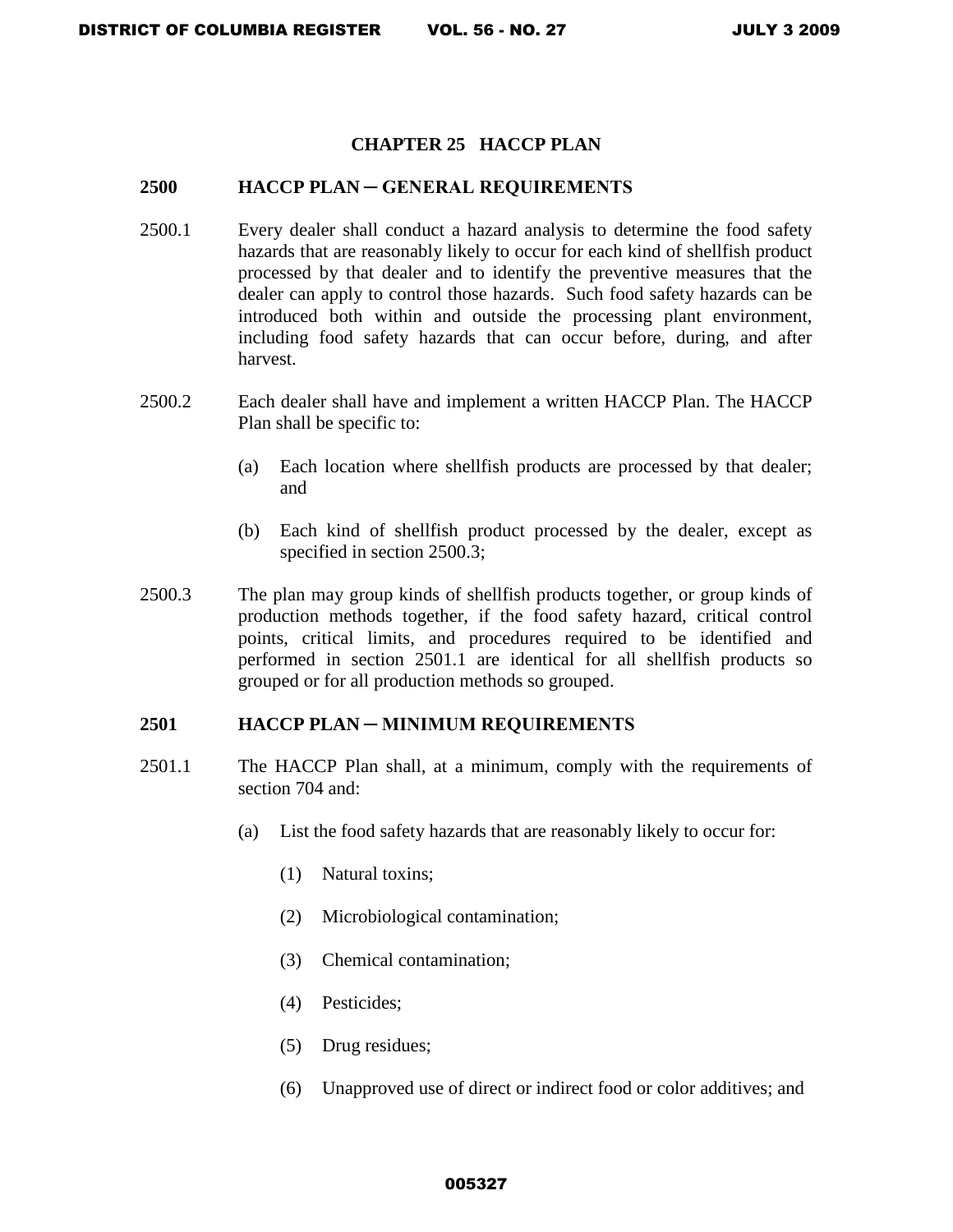# CHAPTER 25 HACCP PLAN

## 2500 HACCP PLAN ─ GENERAL REQUIREMENTS

2500.1 Every dealer shall conduct a hazard analysis to determine the food safety hazards that are reasonably likely to occur for each kind of shellfish product processed by that dealer and to identify the preventive measures that the dealer can apply to control those hazards. Such food safety hazards can be introduced both within and outside the processing plant environment, including food safety hazards that can occur before, during, and after harvest.

2500.2 Each dealer shall have and implement a written HACCP Plan. The HACCP Plan shall be specific to:

- (a) Each location where shellfish products are processed by that dealer; and
- (b) Each kind of shellfish product processed by the dealer, except as specified in section 2500.3;

2500.3 The plan may group kinds of shellfish products together, or group kinds of production methods together, if the food safety hazard, critical control points, critical limits, and procedures required to be identified and performed in section 2501.1 are identical for all shellfish products so grouped or for all production methods so grouped.

## 2501 HACCP PLAN ─ MINIMUM REQUIREMENTS

2501.1 The HACCP Plan shall, at a minimum, comply with the requirements of section 704 and:

- (a) List the food safety hazards that are reasonably likely to occur for:
  - (1) Natural toxins;
  - (2) Microbiological contamination;
  - (3) Chemical contamination;
  - (4) Pesticides;
  - (5) Drug residues;
  - (6) Unapproved use of direct or indirect food or color additives; and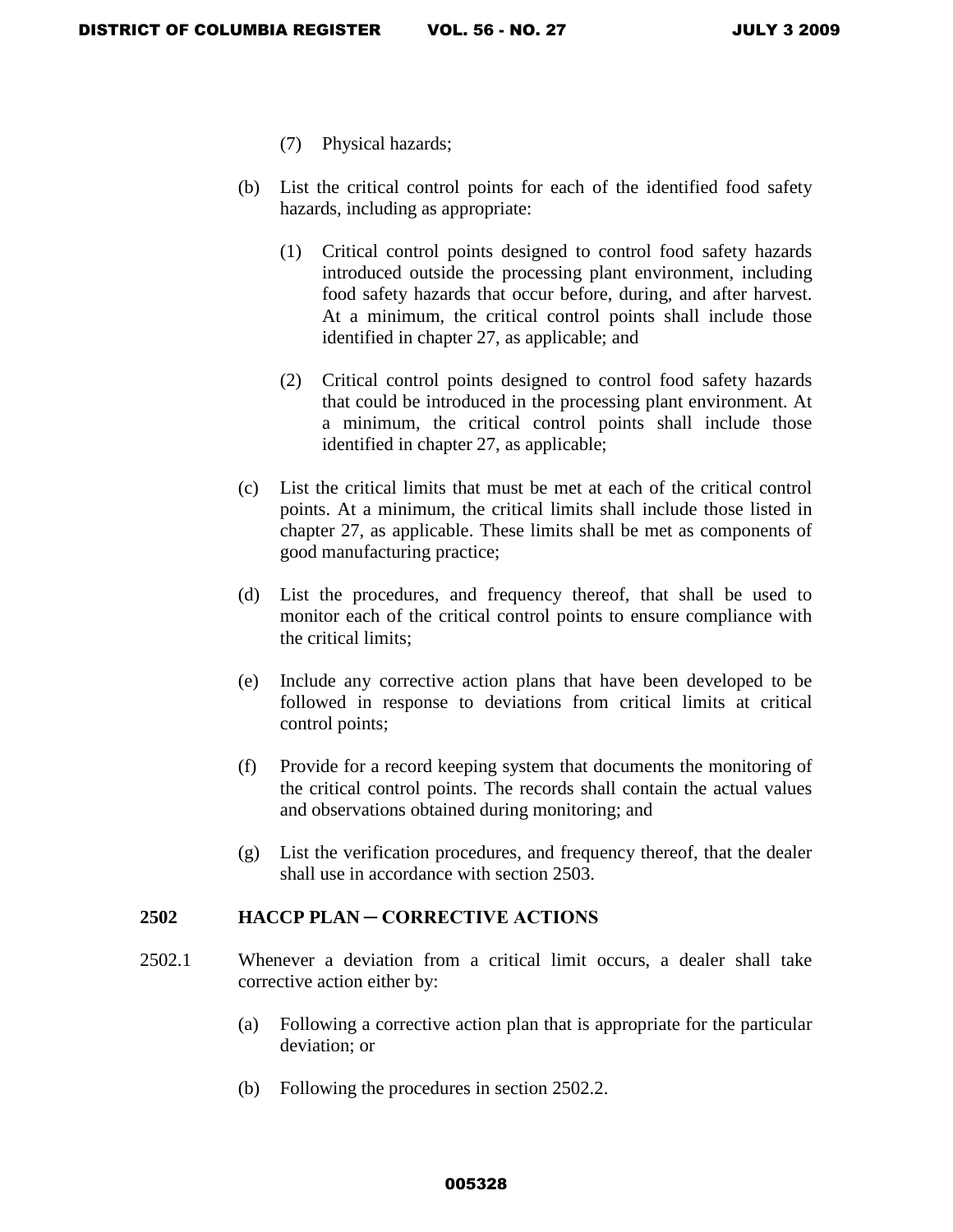(7) Physical hazards;

(b) List the critical control points for each of the identified food safety hazards, including as appropriate:

(1) Critical control points designed to control food safety hazards introduced outside the processing plant environment, including food safety hazards that occur before, during, and after harvest. At a minimum, the critical control points shall include those identified in chapter 27, as applicable; and

(2) Critical control points designed to control food safety hazards that could be introduced in the processing plant environment. At a minimum, the critical control points shall include those identified in chapter 27, as applicable;

(c) List the critical limits that must be met at each of the critical control points. At a minimum, the critical limits shall include those listed in chapter 27, as applicable. These limits shall be met as components of good manufacturing practice;

(d) List the procedures, and frequency thereof, that shall be used to monitor each of the critical control points to ensure compliance with the critical limits;

(e) Include any corrective action plans that have been developed to be followed in response to deviations from critical limits at critical control points;

(f) Provide for a record keeping system that documents the monitoring of the critical control points. The records shall contain the actual values and observations obtained during monitoring; and

(g) List the verification procedures, and frequency thereof, that the dealer shall use in accordance with section 2503.

## 2502 HACCP PLAN ─ CORRECTIVE ACTIONS

2502.1 Whenever a deviation from a critical limit occurs, a dealer shall take corrective action either by:

(a) Following a corrective action plan that is appropriate for the particular deviation; or

(b) Following the procedures in section 2502.2.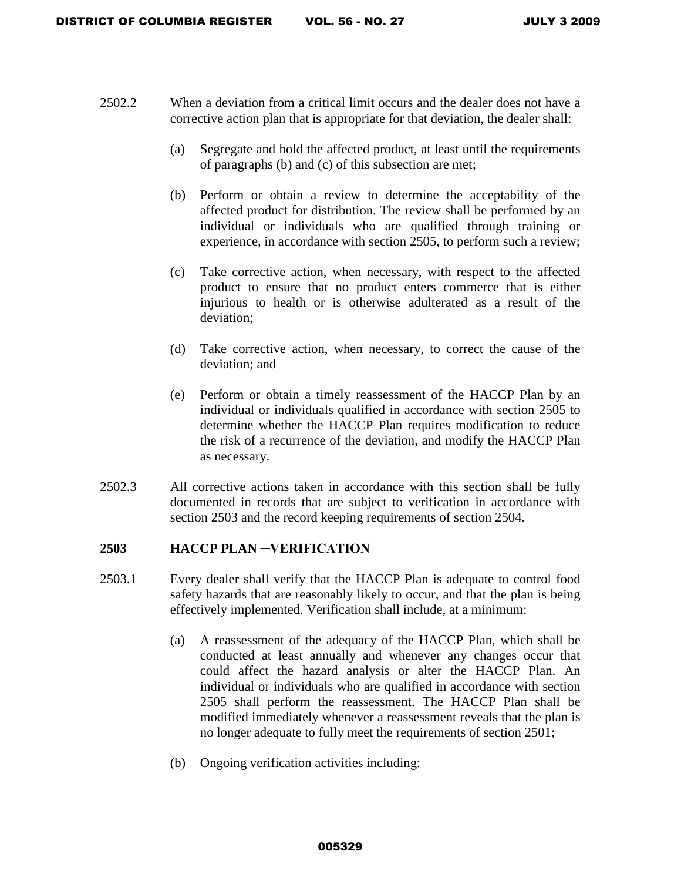2502.2 When a deviation from a critical limit occurs and the dealer does not have a corrective action plan that is appropriate for that deviation, the dealer shall:

(a) Segregate and hold the affected product, at least until the requirements of paragraphs (b) and (c) of this subsection are met;

(b) Perform or obtain a review to determine the acceptability of the affected product for distribution. The review shall be performed by an individual or individuals who are qualified through training or experience, in accordance with section 2505, to perform such a review;

(c) Take corrective action, when necessary, with respect to the affected product to ensure that no product enters commerce that is either injurious to health or is otherwise adulterated as a result of the deviation;

(d) Take corrective action, when necessary, to correct the cause of the deviation; and

(e) Perform or obtain a timely reassessment of the HACCP Plan by an individual or individuals qualified in accordance with section 2505 to determine whether the HACCP Plan requires modification to reduce the risk of a recurrence of the deviation, and modify the HACCP Plan as necessary.

2502.3 All corrective actions taken in accordance with this section shall be fully documented in records that are subject to verification in accordance with section 2503 and the record keeping requirements of section 2504.

**2503 HACCP PLAN –VERIFICATION**

2503.1 Every dealer shall verify that the HACCP Plan is adequate to control food safety hazards that are reasonably likely to occur, and that the plan is being effectively implemented. Verification shall include, at a minimum:

(a) A reassessment of the adequacy of the HACCP Plan, which shall be conducted at least annually and whenever any changes occur that could affect the hazard analysis or alter the HACCP Plan. An individual or individuals who are qualified in accordance with section 2505 shall perform the reassessment. The HACCP Plan shall be modified immediately whenever a reassessment reveals that the plan is no longer adequate to fully meet the requirements of section 2501;

(b) Ongoing verification activities including: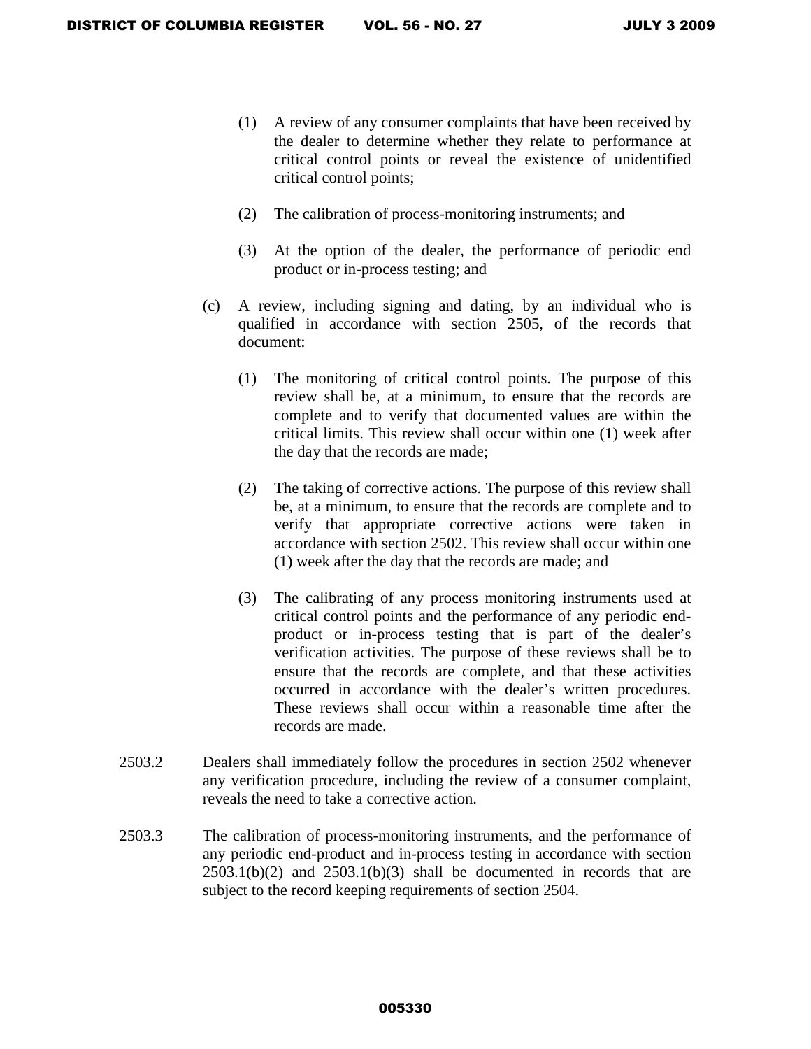(1) A review of any consumer complaints that have been received by the dealer to determine whether they relate to performance at critical control points or reveal the existence of unidentified critical control points;

(2) The calibration of process-monitoring instruments; and

(3) At the option of the dealer, the performance of periodic end product or in-process testing; and

(c) A review, including signing and dating, by an individual who is qualified in accordance with section 2505, of the records that document:

(1) The monitoring of critical control points. The purpose of this review shall be, at a minimum, to ensure that the records are complete and to verify that documented values are within the critical limits. This review shall occur within one (1) week after the day that the records are made;

(2) The taking of corrective actions. The purpose of this review shall be, at a minimum, to ensure that the records are complete and to verify that appropriate corrective actions were taken in accordance with section 2502. This review shall occur within one (1) week after the day that the records are made; and

(3) The calibrating of any process monitoring instruments used at critical control points and the performance of any periodic end-product or in-process testing that is part of the dealer's verification activities. The purpose of these reviews shall be to ensure that the records are complete, and that these activities occurred in accordance with the dealer's written procedures. These reviews shall occur within a reasonable time after the records are made.

2503.2 Dealers shall immediately follow the procedures in section 2502 whenever any verification procedure, including the review of a consumer complaint, reveals the need to take a corrective action.

2503.3 The calibration of process-monitoring instruments, and the performance of any periodic end-product and in-process testing in accordance with section 2503.1(b)(2) and 2503.1(b)(3) shall be documented in records that are subject to the record keeping requirements of section 2504.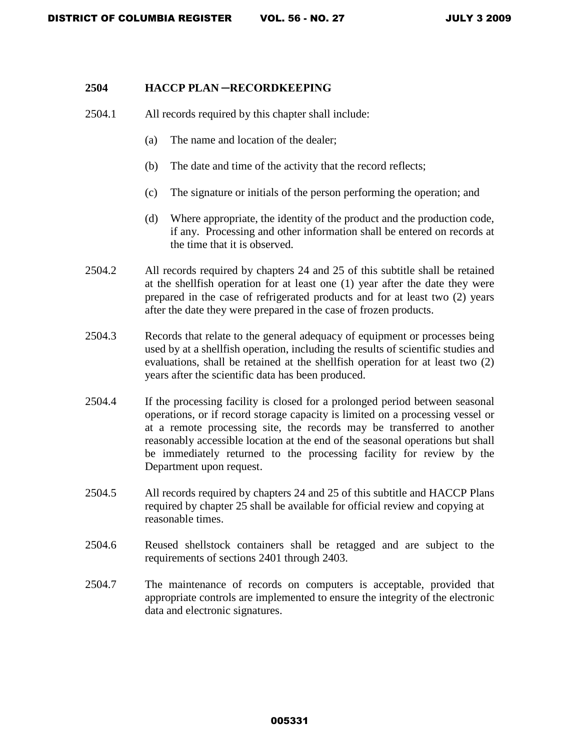## 2504 HACCP PLAN ─RECORDKEEPING

2504.1 All records required by this chapter shall include:

(a) The name and location of the dealer;

(b) The date and time of the activity that the record reflects;

(c) The signature or initials of the person performing the operation; and

(d) Where appropriate, the identity of the product and the production code, if any. Processing and other information shall be entered on records at the time that it is observed.

2504.2 All records required by chapters 24 and 25 of this subtitle shall be retained at the shellfish operation for at least one (1) year after the date they were prepared in the case of refrigerated products and for at least two (2) years after the date they were prepared in the case of frozen products.

2504.3 Records that relate to the general adequacy of equipment or processes being used by at a shellfish operation, including the results of scientific studies and evaluations, shall be retained at the shellfish operation for at least two (2) years after the scientific data has been produced.

2504.4 If the processing facility is closed for a prolonged period between seasonal operations, or if record storage capacity is limited on a processing vessel or at a remote processing site, the records may be transferred to another reasonably accessible location at the end of the seasonal operations but shall be immediately returned to the processing facility for review by the Department upon request.

2504.5 All records required by chapters 24 and 25 of this subtitle and HACCP Plans required by chapter 25 shall be available for official review and copying at reasonable times.

2504.6 Reused shellstock containers shall be retagged and are subject to the requirements of sections 2401 through 2403.

2504.7 The maintenance of records on computers is acceptable, provided that appropriate controls are implemented to ensure the integrity of the electronic data and electronic signatures.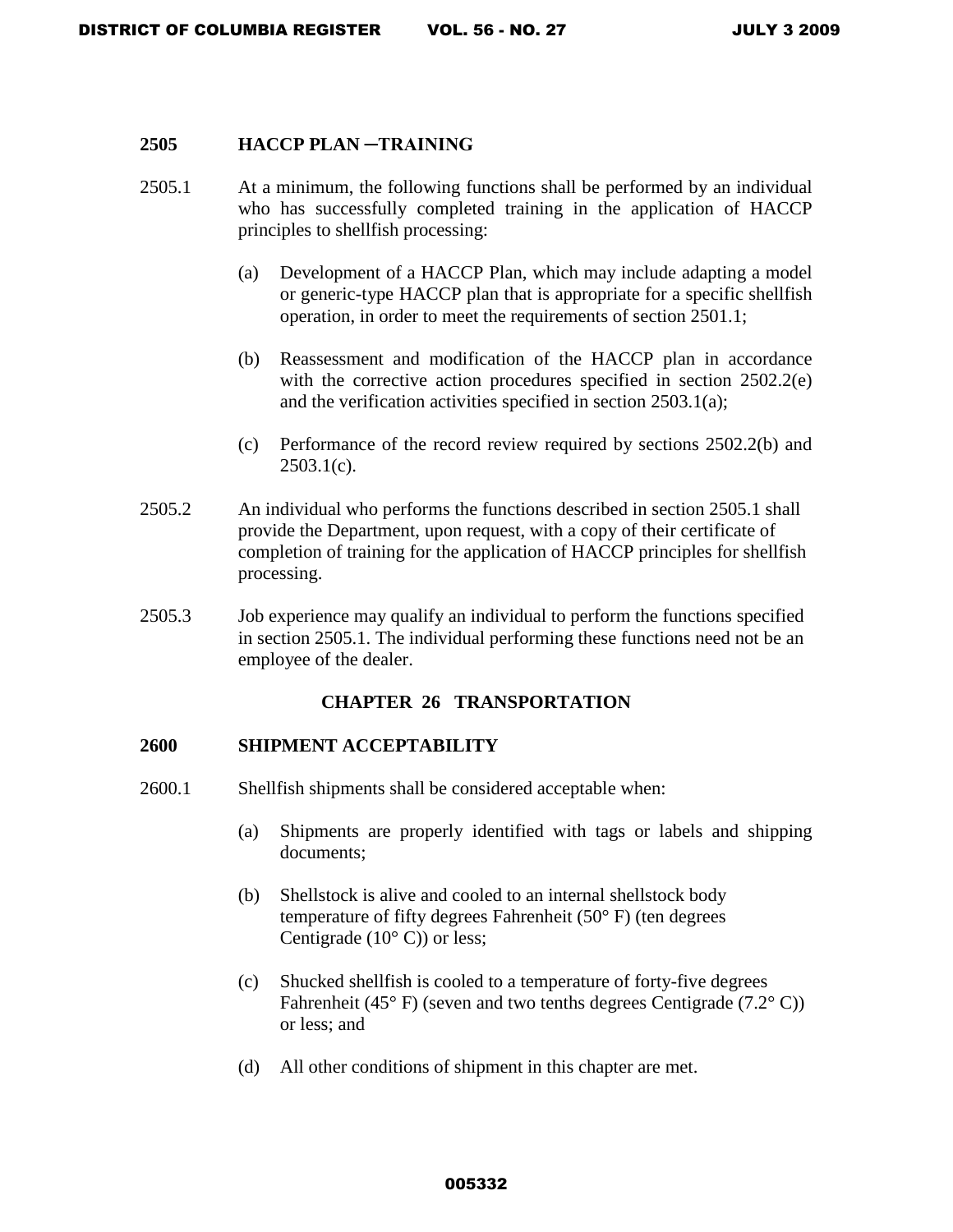**2505 HACCP PLAN ─TRAINING**

2505.1 At a minimum, the following functions shall be performed by an individual who has successfully completed training in the application of HACCP principles to shellfish processing:

(a) Development of a HACCP Plan, which may include adapting a model or generic-type HACCP plan that is appropriate for a specific shellfish operation, in order to meet the requirements of section 2501.1;

(b) Reassessment and modification of the HACCP plan in accordance with the corrective action procedures specified in section 2502.2(e) and the verification activities specified in section 2503.1(a);

(c) Performance of the record review required by sections 2502.2(b) and 2503.1(c).

2505.2 An individual who performs the functions described in section 2505.1 shall provide the Department, upon request, with a copy of their certificate of completion of training for the application of HACCP principles for shellfish processing.

2505.3 Job experience may qualify an individual to perform the functions specified in section 2505.1. The individual performing these functions need not be an employee of the dealer.

## CHAPTER 26 TRANSPORTATION

**2600 SHIPMENT ACCEPTABILITY**

2600.1 Shellfish shipments shall be considered acceptable when:

(a) Shipments are properly identified with tags or labels and shipping documents;

(b) Shellstock is alive and cooled to an internal shellstock body temperature of fifty degrees Fahrenheit (50° F) (ten degrees Centigrade (10° C)) or less;

(c) Shucked shellfish is cooled to a temperature of forty-five degrees Fahrenheit (45° F) (seven and two tenths degrees Centigrade (7.2° C)) or less; and

(d) All other conditions of shipment in this chapter are met.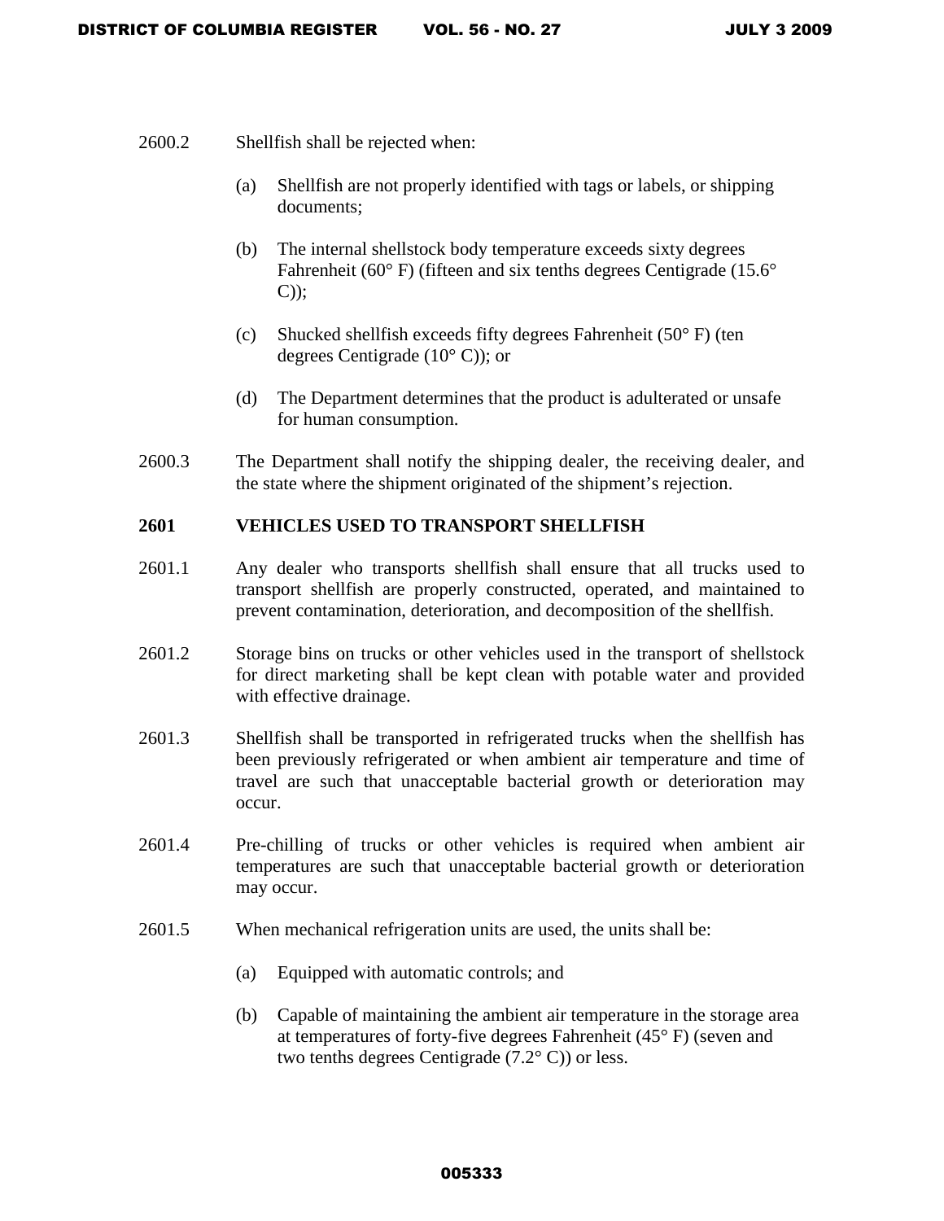2600.2 Shellfish shall be rejected when:

(a) Shellfish are not properly identified with tags or labels, or shipping documents;

(b) The internal shellstock body temperature exceeds sixty degrees Fahrenheit (60° F) (fifteen and six tenths degrees Centigrade (15.6° C));

(c) Shucked shellfish exceeds fifty degrees Fahrenheit (50° F) (ten degrees Centigrade (10° C)); or

(d) The Department determines that the product is adulterated or unsafe for human consumption.

2600.3 The Department shall notify the shipping dealer, the receiving dealer, and the state where the shipment originated of the shipment's rejection.

**2601 VEHICLES USED TO TRANSPORT SHELLFISH**

2601.1 Any dealer who transports shellfish shall ensure that all trucks used to transport shellfish are properly constructed, operated, and maintained to prevent contamination, deterioration, and decomposition of the shellfish.

2601.2 Storage bins on trucks or other vehicles used in the transport of shellstock for direct marketing shall be kept clean with potable water and provided with effective drainage.

2601.3 Shellfish shall be transported in refrigerated trucks when the shellfish has been previously refrigerated or when ambient air temperature and time of travel are such that unacceptable bacterial growth or deterioration may occur.

2601.4 Pre-chilling of trucks or other vehicles is required when ambient air temperatures are such that unacceptable bacterial growth or deterioration may occur.

2601.5 When mechanical refrigeration units are used, the units shall be:

(a) Equipped with automatic controls; and

(b) Capable of maintaining the ambient air temperature in the storage area at temperatures of forty-five degrees Fahrenheit (45° F) (seven and two tenths degrees Centigrade (7.2° C)) or less.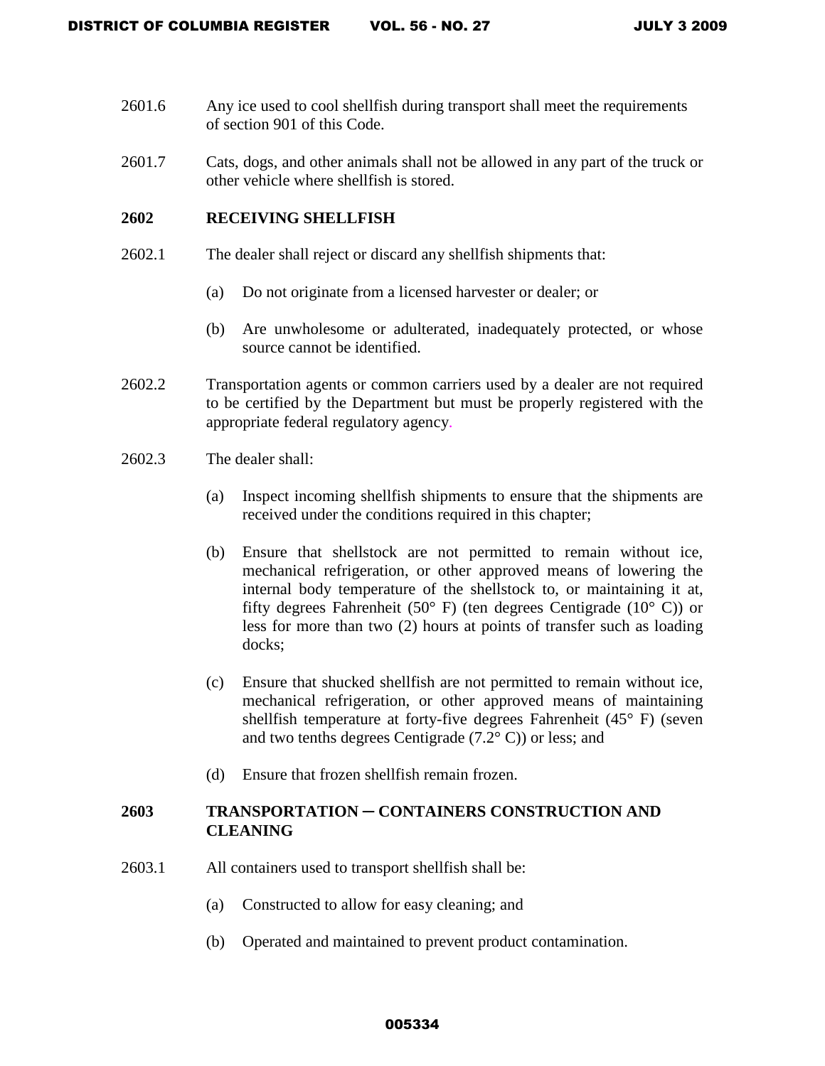2601.6 Any ice used to cool shellfish during transport shall meet the requirements of section 901 of this Code.

2601.7 Cats, dogs, and other animals shall not be allowed in any part of the truck or other vehicle where shellfish is stored.

## 2602 RECEIVING SHELLFISH

2602.1 The dealer shall reject or discard any shellfish shipments that:

(a) Do not originate from a licensed harvester or dealer; or

(b) Are unwholesome or adulterated, inadequately protected, or whose source cannot be identified.

2602.2 Transportation agents or common carriers used by a dealer are not required to be certified by the Department but must be properly registered with the appropriate federal regulatory agency.

2602.3 The dealer shall:

(a) Inspect incoming shellfish shipments to ensure that the shipments are received under the conditions required in this chapter;

(b) Ensure that shellstock are not permitted to remain without ice, mechanical refrigeration, or other approved means of lowering the internal body temperature of the shellstock to, or maintaining it at, fifty degrees Fahrenheit (50° F) (ten degrees Centigrade (10° C)) or less for more than two (2) hours at points of transfer such as loading docks;

(c) Ensure that shucked shellfish are not permitted to remain without ice, mechanical refrigeration, or other approved means of maintaining shellfish temperature at forty-five degrees Fahrenheit (45° F) (seven and two tenths degrees Centigrade (7.2° C)) or less; and

(d) Ensure that frozen shellfish remain frozen.

## 2603 TRANSPORTATION ─ CONTAINERS CONSTRUCTION AND CLEANING

2603.1 All containers used to transport shellfish shall be:

(a) Constructed to allow for easy cleaning; and

(b) Operated and maintained to prevent product contamination.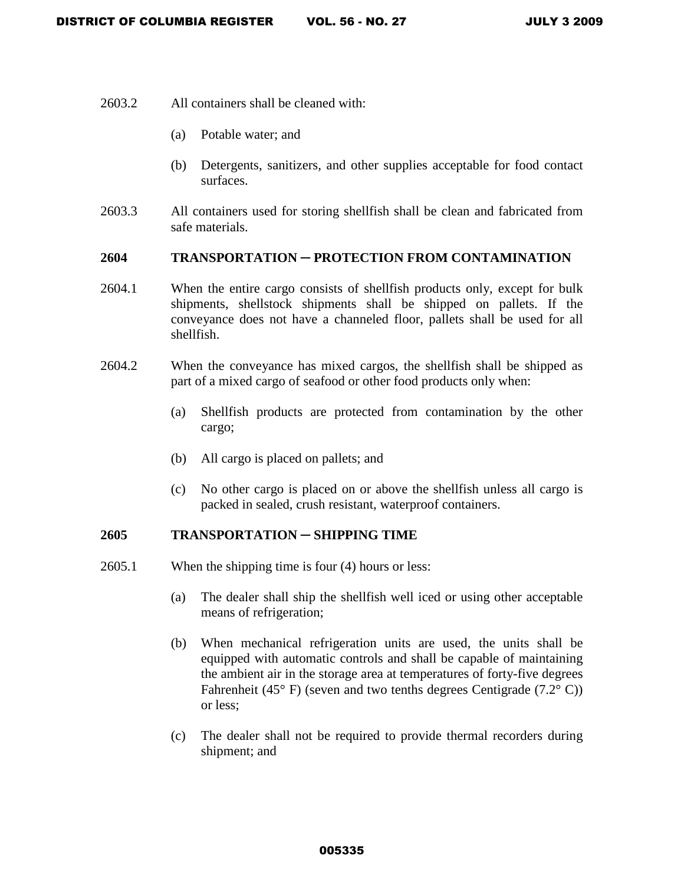2603.2 All containers shall be cleaned with:

(a) Potable water; and

(b) Detergents, sanitizers, and other supplies acceptable for food contact surfaces.

2603.3 All containers used for storing shellfish shall be clean and fabricated from safe materials.

## 2604 TRANSPORTATION – PROTECTION FROM CONTAMINATION

2604.1 When the entire cargo consists of shellfish products only, except for bulk shipments, shellstock shipments shall be shipped on pallets. If the conveyance does not have a channeled floor, pallets shall be used for all shellfish.

2604.2 When the conveyance has mixed cargos, the shellfish shall be shipped as part of a mixed cargo of seafood or other food products only when:

(a) Shellfish products are protected from contamination by the other cargo;

(b) All cargo is placed on pallets; and

(c) No other cargo is placed on or above the shellfish unless all cargo is packed in sealed, crush resistant, waterproof containers.

## 2605 TRANSPORTATION – SHIPPING TIME

2605.1 When the shipping time is four (4) hours or less:

(a) The dealer shall ship the shellfish well iced or using other acceptable means of refrigeration;

(b) When mechanical refrigeration units are used, the units shall be equipped with automatic controls and shall be capable of maintaining the ambient air in the storage area at temperatures of forty-five degrees Fahrenheit (45° F) (seven and two tenths degrees Centigrade (7.2° C)) or less;

(c) The dealer shall not be required to provide thermal recorders during shipment; and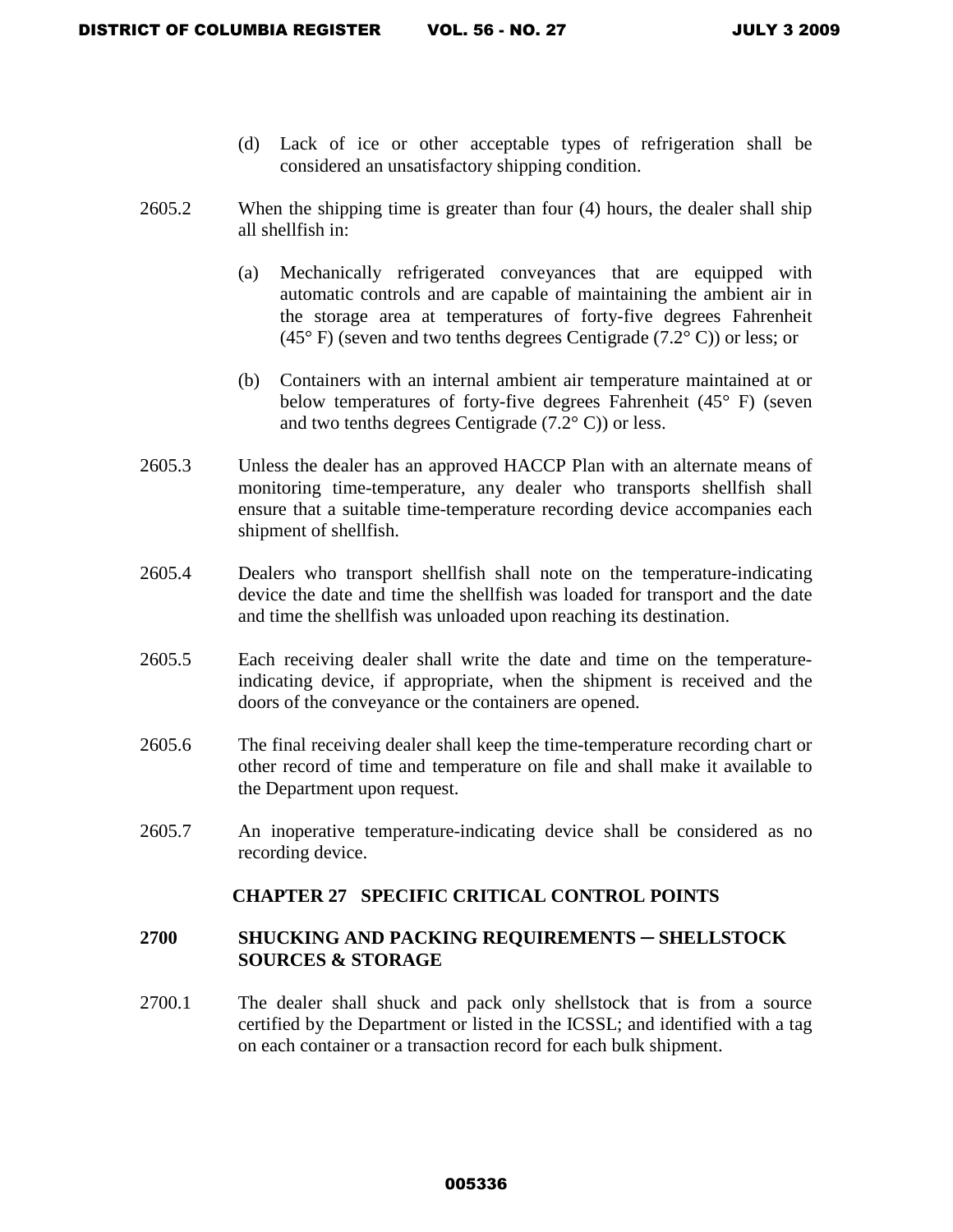(d) Lack of ice or other acceptable types of refrigeration shall be considered an unsatisfactory shipping condition.

2605.2 When the shipping time is greater than four (4) hours, the dealer shall ship all shellfish in:

(a) Mechanically refrigerated conveyances that are equipped with automatic controls and are capable of maintaining the ambient air in the storage area at temperatures of forty-five degrees Fahrenheit (45° F) (seven and two tenths degrees Centigrade (7.2° C)) or less; or

(b) Containers with an internal ambient air temperature maintained at or below temperatures of forty-five degrees Fahrenheit (45° F) (seven and two tenths degrees Centigrade (7.2° C)) or less.

2605.3 Unless the dealer has an approved HACCP Plan with an alternate means of monitoring time-temperature, any dealer who transports shellfish shall ensure that a suitable time-temperature recording device accompanies each shipment of shellfish.

2605.4 Dealers who transport shellfish shall note on the temperature-indicating device the date and time the shellfish was loaded for transport and the date and time the shellfish was unloaded upon reaching its destination.

2605.5 Each receiving dealer shall write the date and time on the temperature-indicating device, if appropriate, when the shipment is received and the doors of the conveyance or the containers are opened.

2605.6 The final receiving dealer shall keep the time-temperature recording chart or other record of time and temperature on file and shall make it available to the Department upon request.

2605.7 An inoperative temperature-indicating device shall be considered as no recording device.

## CHAPTER 27 SPECIFIC CRITICAL CONTROL POINTS

### 2700 SHUCKING AND PACKING REQUIREMENTS ─ SHELLSTOCK SOURCES & STORAGE

2700.1 The dealer shall shuck and pack only shellstock that is from a source certified by the Department or listed in the ICSSL; and identified with a tag on each container or a transaction record for each bulk shipment.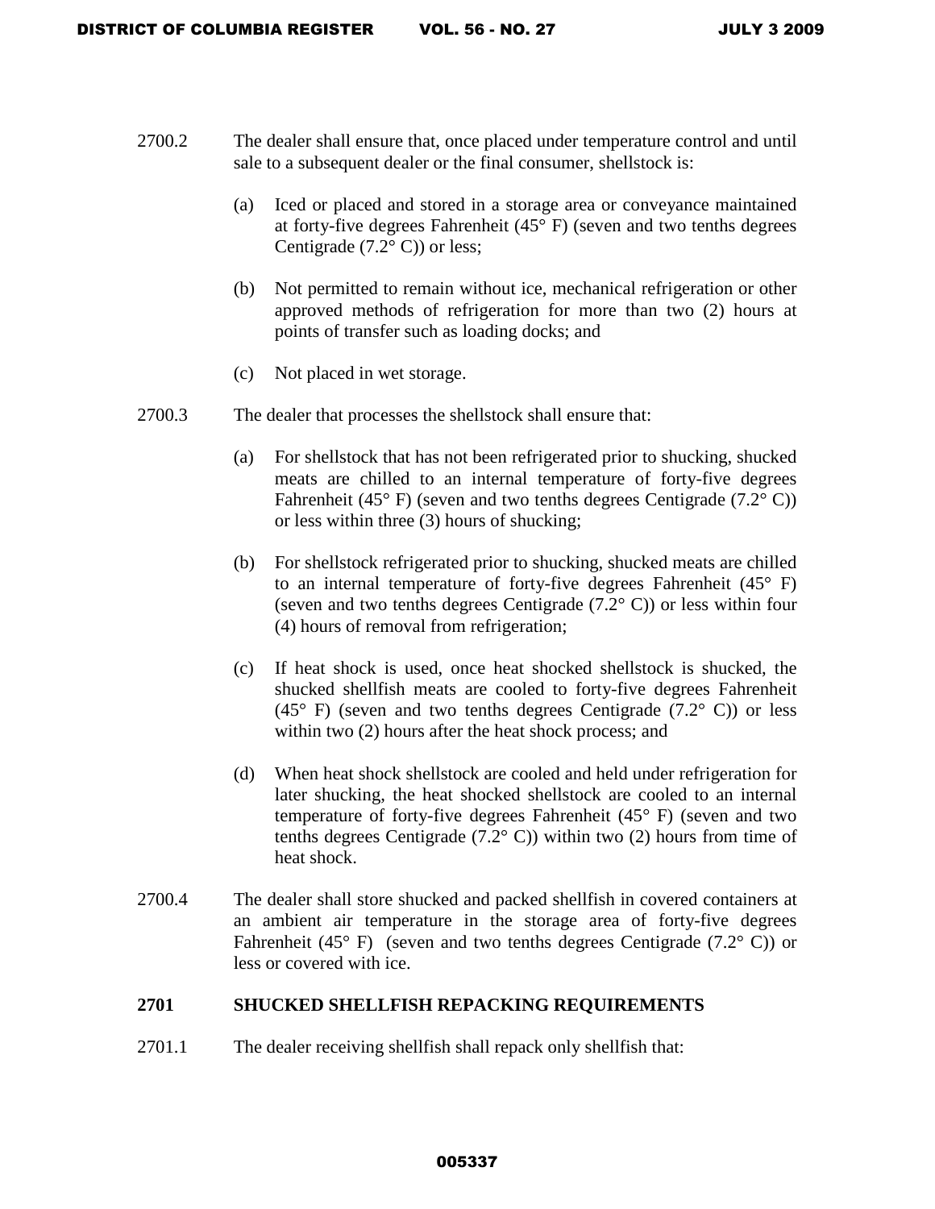2700.2 The dealer shall ensure that, once placed under temperature control and until sale to a subsequent dealer or the final consumer, shellstock is:

(a) Iced or placed and stored in a storage area or conveyance maintained at forty-five degrees Fahrenheit (45° F) (seven and two tenths degrees Centigrade (7.2° C)) or less;

(b) Not permitted to remain without ice, mechanical refrigeration or other approved methods of refrigeration for more than two (2) hours at points of transfer such as loading docks; and

(c) Not placed in wet storage.

2700.3 The dealer that processes the shellstock shall ensure that:

(a) For shellstock that has not been refrigerated prior to shucking, shucked meats are chilled to an internal temperature of forty-five degrees Fahrenheit (45° F) (seven and two tenths degrees Centigrade (7.2° C)) or less within three (3) hours of shucking;

(b) For shellstock refrigerated prior to shucking, shucked meats are chilled to an internal temperature of forty-five degrees Fahrenheit (45° F) (seven and two tenths degrees Centigrade (7.2° C)) or less within four (4) hours of removal from refrigeration;

(c) If heat shock is used, once heat shocked shellstock is shucked, the shucked shellfish meats are cooled to forty-five degrees Fahrenheit (45° F) (seven and two tenths degrees Centigrade (7.2° C)) or less within two (2) hours after the heat shock process; and

(d) When heat shock shellstock are cooled and held under refrigeration for later shucking, the heat shocked shellstock are cooled to an internal temperature of forty-five degrees Fahrenheit (45° F) (seven and two tenths degrees Centigrade (7.2° C)) within two (2) hours from time of heat shock.

2700.4 The dealer shall store shucked and packed shellfish in covered containers at an ambient air temperature in the storage area of forty-five degrees Fahrenheit (45° F) (seven and two tenths degrees Centigrade (7.2° C)) or less or covered with ice.

## 2701 SHUCKED SHELLFISH REPACKING REQUIREMENTS

2701.1 The dealer receiving shellfish shall repack only shellfish that: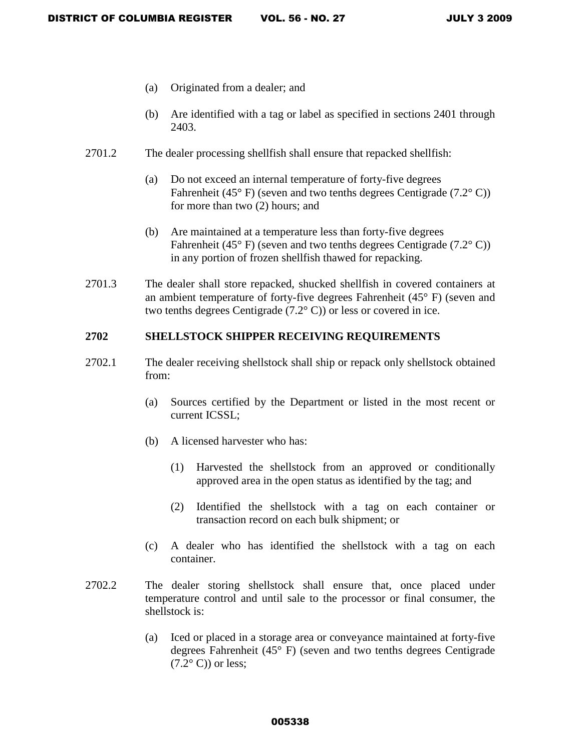(a) Originated from a dealer; and

(b) Are identified with a tag or label as specified in sections 2401 through 2403.

2701.2 The dealer processing shellfish shall ensure that repacked shellfish:

(a) Do not exceed an internal temperature of forty-five degrees Fahrenheit (45° F) (seven and two tenths degrees Centigrade (7.2° C)) for more than two (2) hours; and

(b) Are maintained at a temperature less than forty-five degrees Fahrenheit (45° F) (seven and two tenths degrees Centigrade (7.2° C)) in any portion of frozen shellfish thawed for repacking.

2701.3 The dealer shall store repacked, shucked shellfish in covered containers at an ambient temperature of forty-five degrees Fahrenheit (45° F) (seven and two tenths degrees Centigrade (7.2° C)) or less or covered in ice.

**2702 SHELLSTOCK SHIPPER RECEIVING REQUIREMENTS**

2702.1 The dealer receiving shellstock shall ship or repack only shellstock obtained from:

(a) Sources certified by the Department or listed in the most recent or current ICSSL;

(b) A licensed harvester who has:

(1) Harvested the shellstock from an approved or conditionally approved area in the open status as identified by the tag; and

(2) Identified the shellstock with a tag on each container or transaction record on each bulk shipment; or

(c) A dealer who has identified the shellstock with a tag on each container.

2702.2 The dealer storing shellstock shall ensure that, once placed under temperature control and until sale to the processor or final consumer, the shellstock is:

(a) Iced or placed in a storage area or conveyance maintained at forty-five degrees Fahrenheit (45° F) (seven and two tenths degrees Centigrade (7.2° C)) or less;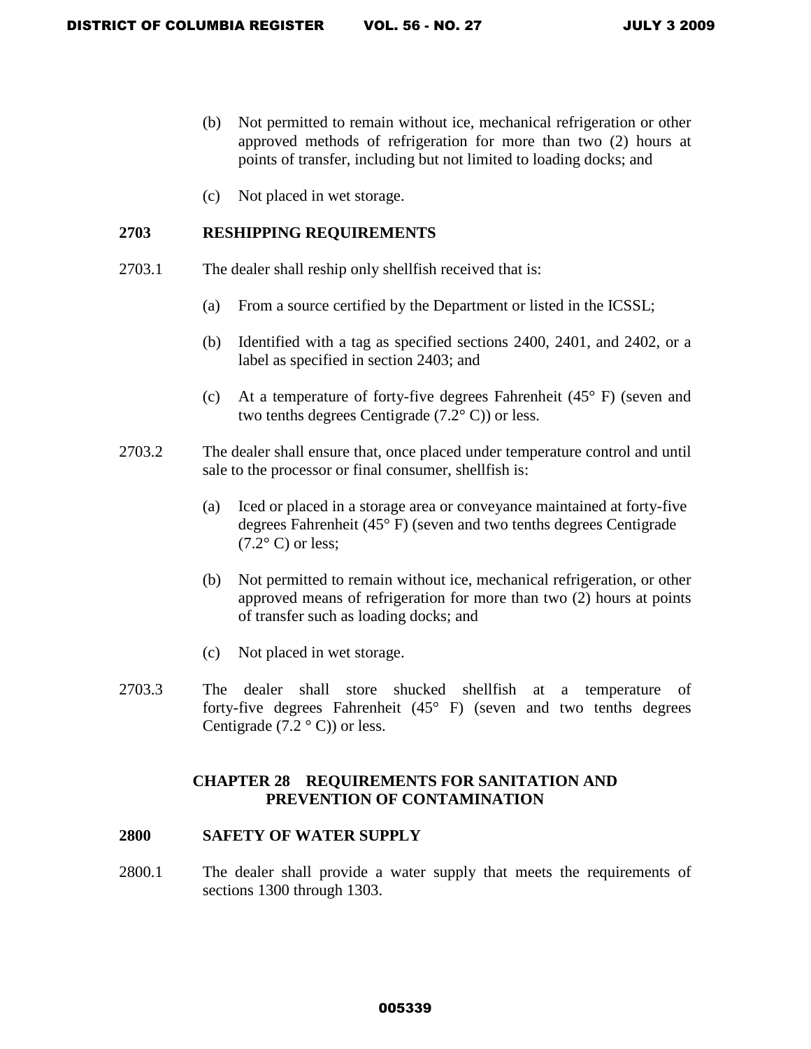(b) Not permitted to remain without ice, mechanical refrigeration or other approved methods of refrigeration for more than two (2) hours at points of transfer, including but not limited to loading docks; and

(c) Not placed in wet storage.

### 2703 RESHIPPING REQUIREMENTS

2703.1 The dealer shall reship only shellfish received that is:

(a) From a source certified by the Department or listed in the ICSSL;

(b) Identified with a tag as specified sections 2400, 2401, and 2402, or a label as specified in section 2403; and

(c) At a temperature of forty-five degrees Fahrenheit (45° F) (seven and two tenths degrees Centigrade (7.2° C)) or less.

2703.2 The dealer shall ensure that, once placed under temperature control and until sale to the processor or final consumer, shellfish is:

(a) Iced or placed in a storage area or conveyance maintained at forty-five degrees Fahrenheit (45° F) (seven and two tenths degrees Centigrade (7.2° C) or less;

(b) Not permitted to remain without ice, mechanical refrigeration, or other approved means of refrigeration for more than two (2) hours at points of transfer such as loading docks; and

(c) Not placed in wet storage.

2703.3 The dealer shall store shucked shellfish at a temperature of forty-five degrees Fahrenheit (45° F) (seven and two tenths degrees Centigrade (7.2 ° C)) or less.

## CHAPTER 28 REQUIREMENTS FOR SANITATION AND PREVENTION OF CONTAMINATION

### 2800 SAFETY OF WATER SUPPLY

2800.1 The dealer shall provide a water supply that meets the requirements of sections 1300 through 1303.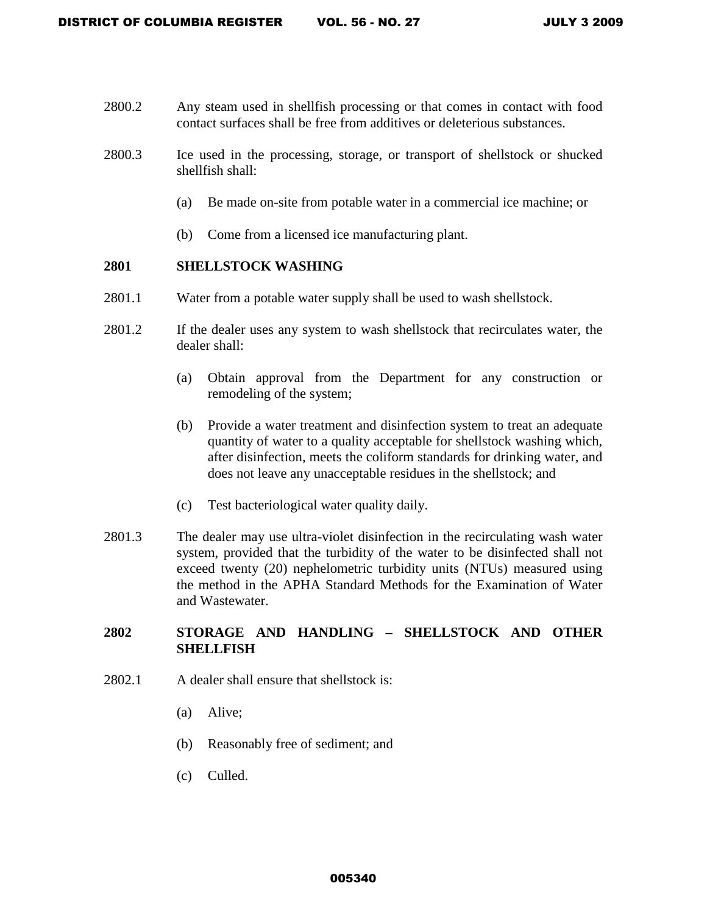2800.2 Any steam used in shellfish processing or that comes in contact with food contact surfaces shall be free from additives or deleterious substances.

2800.3 Ice used in the processing, storage, or transport of shellstock or shucked shellfish shall:

(a) Be made on-site from potable water in a commercial ice machine; or

(b) Come from a licensed ice manufacturing plant.

## 2801 SHELLSTOCK WASHING

2801.1 Water from a potable water supply shall be used to wash shellstock.

2801.2 If the dealer uses any system to wash shellstock that recirculates water, the dealer shall:

(a) Obtain approval from the Department for any construction or remodeling of the system;

(b) Provide a water treatment and disinfection system to treat an adequate quantity of water to a quality acceptable for shellstock washing which, after disinfection, meets the coliform standards for drinking water, and does not leave any unacceptable residues in the shellstock; and

(c) Test bacteriological water quality daily.

2801.3 The dealer may use ultra-violet disinfection in the recirculating wash water system, provided that the turbidity of the water to be disinfected shall not exceed twenty (20) nephelometric turbidity units (NTUs) measured using the method in the APHA Standard Methods for the Examination of Water and Wastewater.

## 2802 STORAGE AND HANDLING – SHELLSTOCK AND OTHER SHELLFISH

2802.1 A dealer shall ensure that shellstock is:

(a) Alive;

(b) Reasonably free of sediment; and

(c) Culled.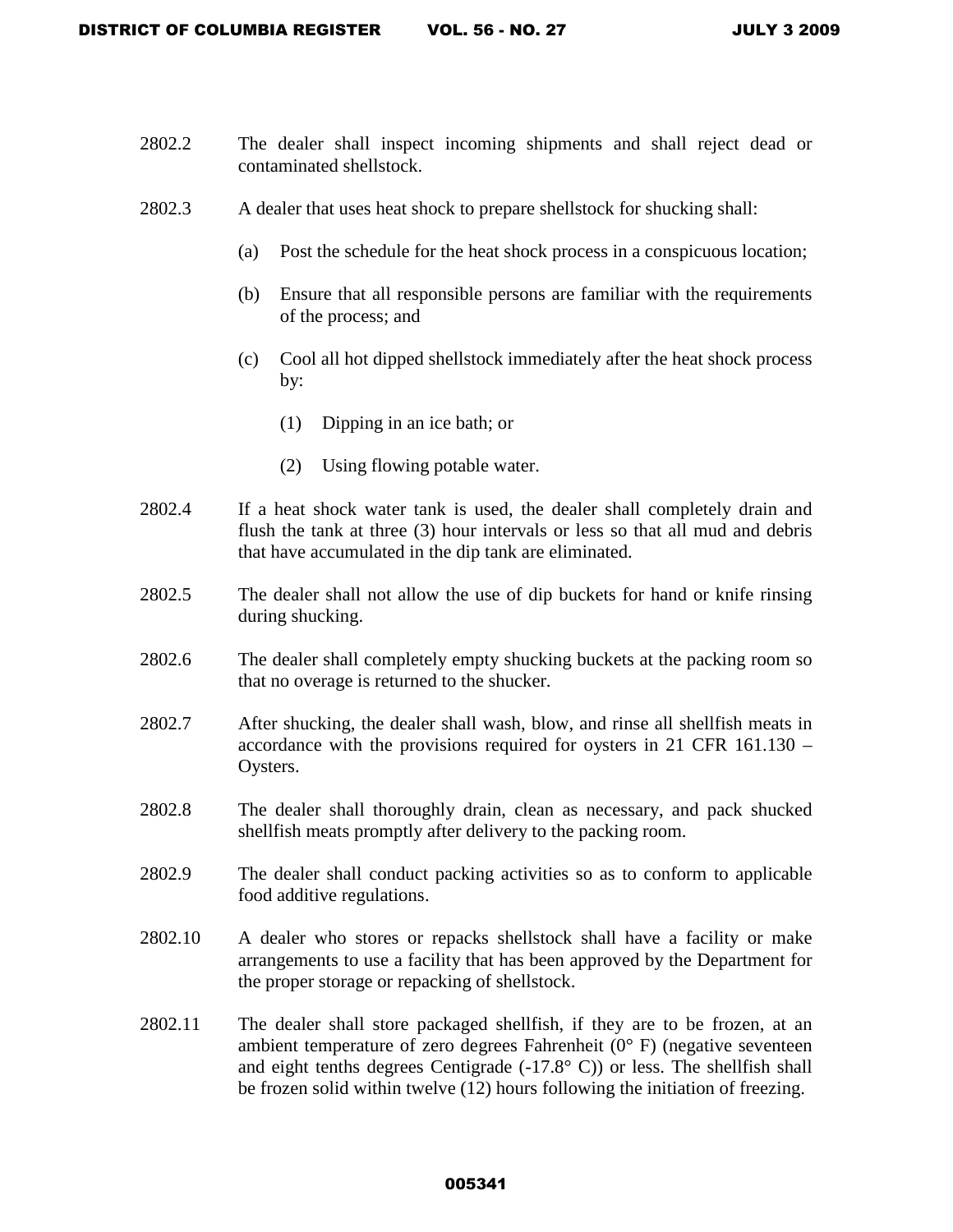2802.2 The dealer shall inspect incoming shipments and shall reject dead or contaminated shellstock.

2802.3 A dealer that uses heat shock to prepare shellstock for shucking shall:

- (a) Post the schedule for the heat shock process in a conspicuous location;
- (b) Ensure that all responsible persons are familiar with the requirements of the process; and
- (c) Cool all hot dipped shellstock immediately after the heat shock process by:
  - (1) Dipping in an ice bath; or
  - (2) Using flowing potable water.

2802.4 If a heat shock water tank is used, the dealer shall completely drain and flush the tank at three (3) hour intervals or less so that all mud and debris that have accumulated in the dip tank are eliminated.

2802.5 The dealer shall not allow the use of dip buckets for hand or knife rinsing during shucking.

2802.6 The dealer shall completely empty shucking buckets at the packing room so that no overage is returned to the shucker.

2802.7 After shucking, the dealer shall wash, blow, and rinse all shellfish meats in accordance with the provisions required for oysters in 21 CFR 161.130 – Oysters.

2802.8 The dealer shall thoroughly drain, clean as necessary, and pack shucked shellfish meats promptly after delivery to the packing room.

2802.9 The dealer shall conduct packing activities so as to conform to applicable food additive regulations.

2802.10 A dealer who stores or repacks shellstock shall have a facility or make arrangements to use a facility that has been approved by the Department for the proper storage or repacking of shellstock.

2802.11 The dealer shall store packaged shellfish, if they are to be frozen, at an ambient temperature of zero degrees Fahrenheit (0° F) (negative seventeen and eight tenths degrees Centigrade (-17.8° C)) or less. The shellfish shall be frozen solid within twelve (12) hours following the initiation of freezing.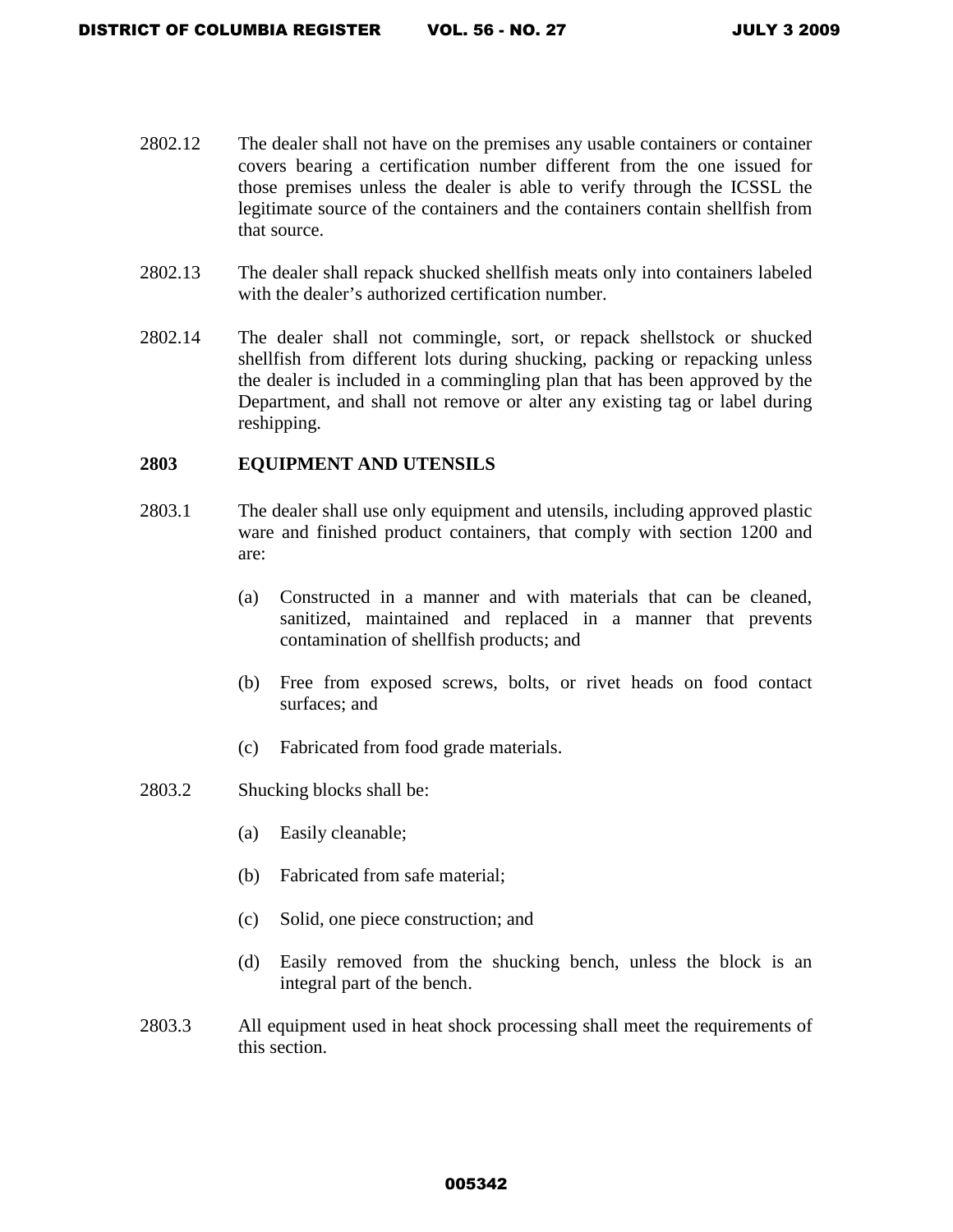2802.12 The dealer shall not have on the premises any usable containers or container covers bearing a certification number different from the one issued for those premises unless the dealer is able to verify through the ICSSL the legitimate source of the containers and the containers contain shellfish from that source.

2802.13 The dealer shall repack shucked shellfish meats only into containers labeled with the dealer's authorized certification number.

2802.14 The dealer shall not commingle, sort, or repack shellstock or shucked shellfish from different lots during shucking, packing or repacking unless the dealer is included in a commingling plan that has been approved by the Department, and shall not remove or alter any existing tag or label during reshipping.

**2803 EQUIPMENT AND UTENSILS**

2803.1 The dealer shall use only equipment and utensils, including approved plastic ware and finished product containers, that comply with section 1200 and are:

(a) Constructed in a manner and with materials that can be cleaned, sanitized, maintained and replaced in a manner that prevents contamination of shellfish products; and

(b) Free from exposed screws, bolts, or rivet heads on food contact surfaces; and

(c) Fabricated from food grade materials.

2803.2 Shucking blocks shall be:

(a) Easily cleanable;

(b) Fabricated from safe material;

(c) Solid, one piece construction; and

(d) Easily removed from the shucking bench, unless the block is an integral part of the bench.

2803.3 All equipment used in heat shock processing shall meet the requirements of this section.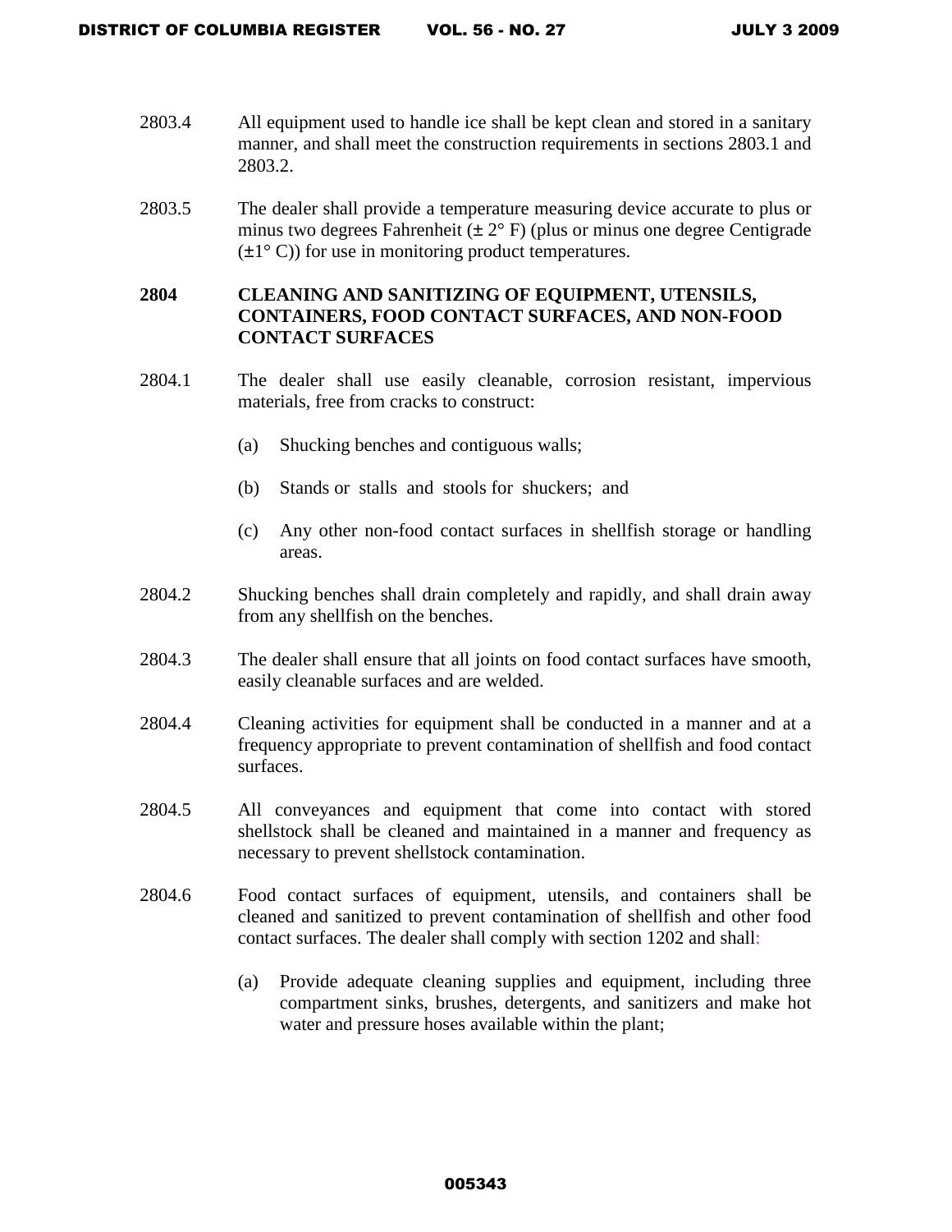2803.4 All equipment used to handle ice shall be kept clean and stored in a sanitary manner, and shall meet the construction requirements in sections 2803.1 and 2803.2.

2803.5 The dealer shall provide a temperature measuring device accurate to plus or minus two degrees Fahrenheit (± 2° F) (plus or minus one degree Centigrade (±1° C)) for use in monitoring product temperatures.

**2804 CLEANING AND SANITIZING OF EQUIPMENT, UTENSILS, CONTAINERS, FOOD CONTACT SURFACES, AND NON-FOOD CONTACT SURFACES**

2804.1 The dealer shall use easily cleanable, corrosion resistant, impervious materials, free from cracks to construct:

(a) Shucking benches and contiguous walls;

(b) Stands or stalls and stools for shuckers; and

(c) Any other non-food contact surfaces in shellfish storage or handling areas.

2804.2 Shucking benches shall drain completely and rapidly, and shall drain away from any shellfish on the benches.

2804.3 The dealer shall ensure that all joints on food contact surfaces have smooth, easily cleanable surfaces and are welded.

2804.4 Cleaning activities for equipment shall be conducted in a manner and at a frequency appropriate to prevent contamination of shellfish and food contact surfaces.

2804.5 All conveyances and equipment that come into contact with stored shellstock shall be cleaned and maintained in a manner and frequency as necessary to prevent shellstock contamination.

2804.6 Food contact surfaces of equipment, utensils, and containers shall be cleaned and sanitized to prevent contamination of shellfish and other food contact surfaces. The dealer shall comply with section 1202 and shall:

(a) Provide adequate cleaning supplies and equipment, including three compartment sinks, brushes, detergents, and sanitizers and make hot water and pressure hoses available within the plant;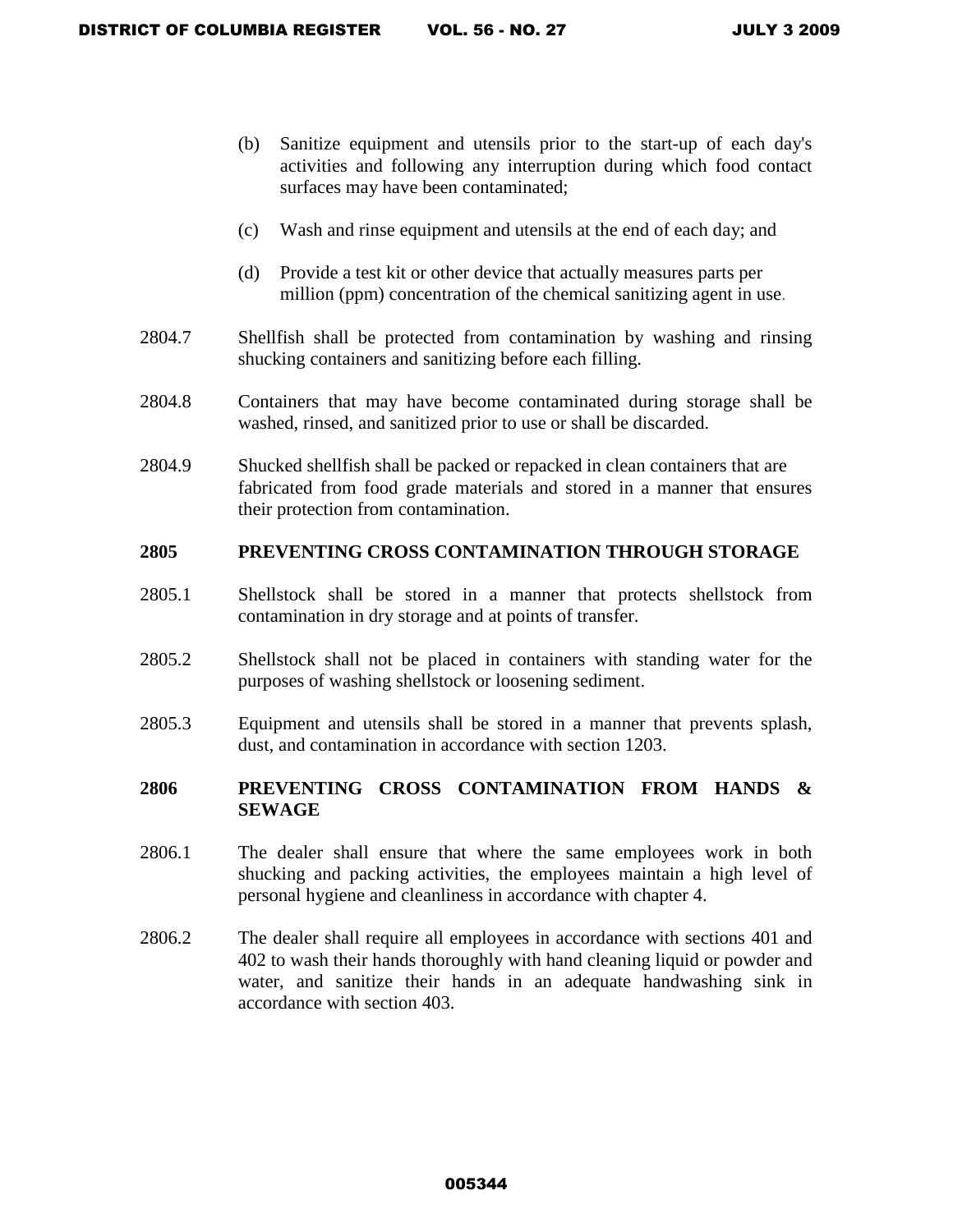(b) Sanitize equipment and utensils prior to the start-up of each day's activities and following any interruption during which food contact surfaces may have been contaminated;

(c) Wash and rinse equipment and utensils at the end of each day; and

(d) Provide a test kit or other device that actually measures parts per million (ppm) concentration of the chemical sanitizing agent in use.

2804.7 Shellfish shall be protected from contamination by washing and rinsing shucking containers and sanitizing before each filling.

2804.8 Containers that may have become contaminated during storage shall be washed, rinsed, and sanitized prior to use or shall be discarded.

2804.9 Shucked shellfish shall be packed or repacked in clean containers that are fabricated from food grade materials and stored in a manner that ensures their protection from contamination.

**2805 PREVENTING CROSS CONTAMINATION THROUGH STORAGE**

2805.1 Shellstock shall be stored in a manner that protects shellstock from contamination in dry storage and at points of transfer.

2805.2 Shellstock shall not be placed in containers with standing water for the purposes of washing shellstock or loosening sediment.

2805.3 Equipment and utensils shall be stored in a manner that prevents splash, dust, and contamination in accordance with section 1203.

**2806 PREVENTING CROSS CONTAMINATION FROM HANDS & SEWAGE**

2806.1 The dealer shall ensure that where the same employees work in both shucking and packing activities, the employees maintain a high level of personal hygiene and cleanliness in accordance with chapter 4.

2806.2 The dealer shall require all employees in accordance with sections 401 and 402 to wash their hands thoroughly with hand cleaning liquid or powder and water, and sanitize their hands in an adequate handwashing sink in accordance with section 403.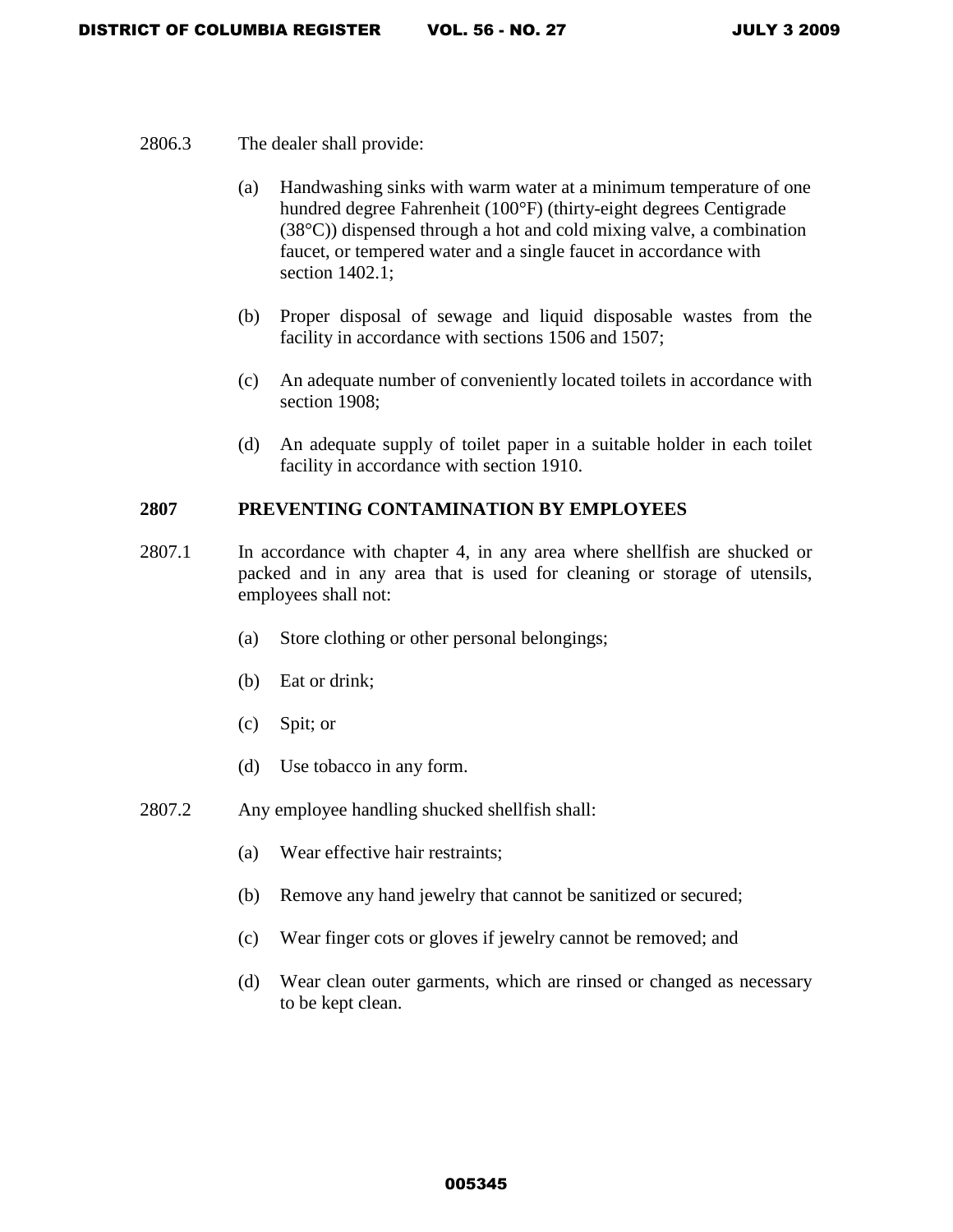2806.3 The dealer shall provide:

(a) Handwashing sinks with warm water at a minimum temperature of one hundred degree Fahrenheit (100°F) (thirty-eight degrees Centigrade (38°C)) dispensed through a hot and cold mixing valve, a combination faucet, or tempered water and a single faucet in accordance with section 1402.1;

(b) Proper disposal of sewage and liquid disposable wastes from the facility in accordance with sections 1506 and 1507;

(c) An adequate number of conveniently located toilets in accordance with section 1908;

(d) An adequate supply of toilet paper in a suitable holder in each toilet facility in accordance with section 1910.

**2807 PREVENTING CONTAMINATION BY EMPLOYEES**

2807.1 In accordance with chapter 4, in any area where shellfish are shucked or packed and in any area that is used for cleaning or storage of utensils, employees shall not:

(a) Store clothing or other personal belongings;

(b) Eat or drink;

(c) Spit; or

(d) Use tobacco in any form.

2807.2 Any employee handling shucked shellfish shall:

(a) Wear effective hair restraints;

(b) Remove any hand jewelry that cannot be sanitized or secured;

(c) Wear finger cots or gloves if jewelry cannot be removed; and

(d) Wear clean outer garments, which are rinsed or changed as necessary to be kept clean.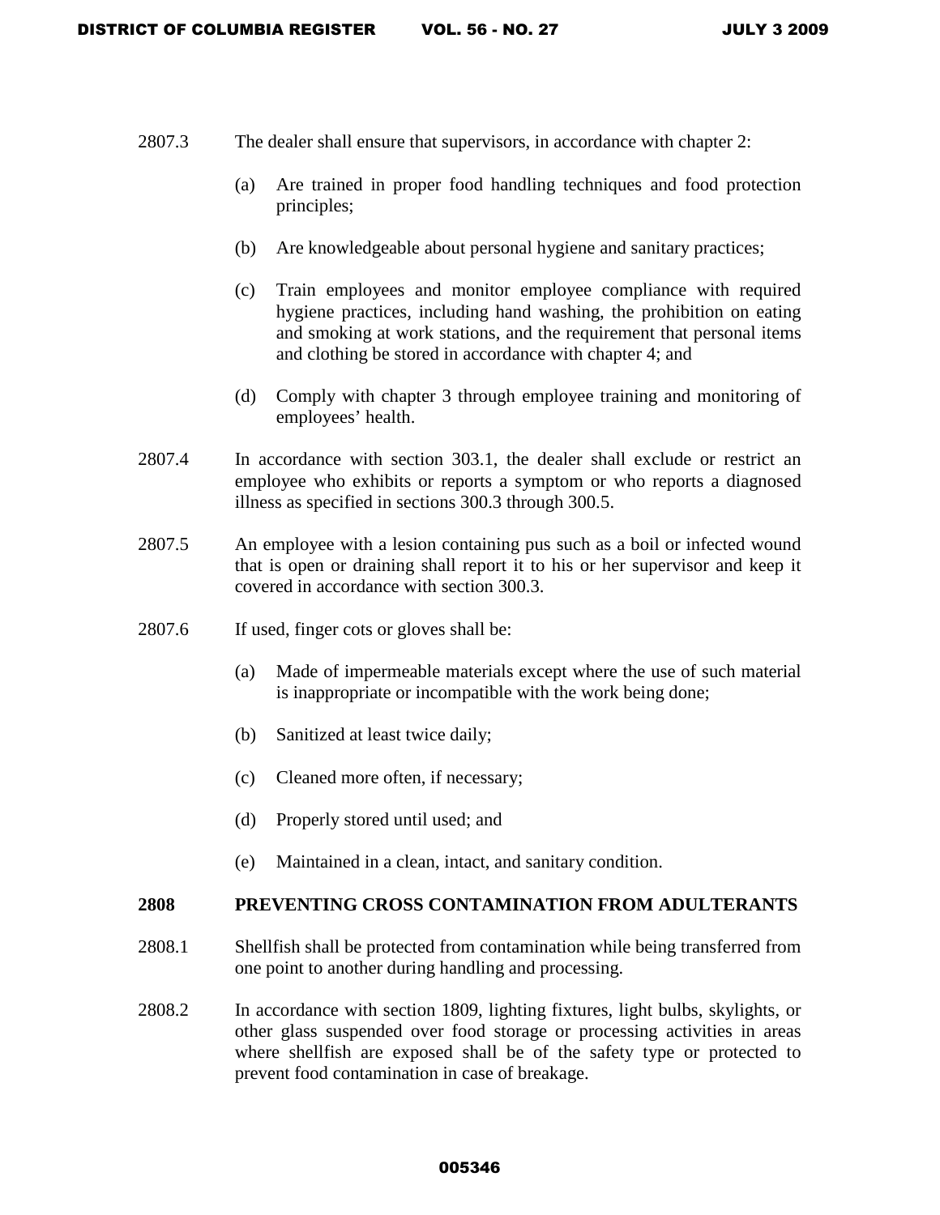2807.3 The dealer shall ensure that supervisors, in accordance with chapter 2:

(a) Are trained in proper food handling techniques and food protection principles;

(b) Are knowledgeable about personal hygiene and sanitary practices;

(c) Train employees and monitor employee compliance with required hygiene practices, including hand washing, the prohibition on eating and smoking at work stations, and the requirement that personal items and clothing be stored in accordance with chapter 4; and

(d) Comply with chapter 3 through employee training and monitoring of employees' health.

2807.4 In accordance with section 303.1, the dealer shall exclude or restrict an employee who exhibits or reports a symptom or who reports a diagnosed illness as specified in sections 300.3 through 300.5.

2807.5 An employee with a lesion containing pus such as a boil or infected wound that is open or draining shall report it to his or her supervisor and keep it covered in accordance with section 300.3.

2807.6 If used, finger cots or gloves shall be:

(a) Made of impermeable materials except where the use of such material is inappropriate or incompatible with the work being done;

(b) Sanitized at least twice daily;

(c) Cleaned more often, if necessary;

(d) Properly stored until used; and

(e) Maintained in a clean, intact, and sanitary condition.

**2808 PREVENTING CROSS CONTAMINATION FROM ADULTERANTS**

2808.1 Shellfish shall be protected from contamination while being transferred from one point to another during handling and processing.

2808.2 In accordance with section 1809, lighting fixtures, light bulbs, skylights, or other glass suspended over food storage or processing activities in areas where shellfish are exposed shall be of the safety type or protected to prevent food contamination in case of breakage.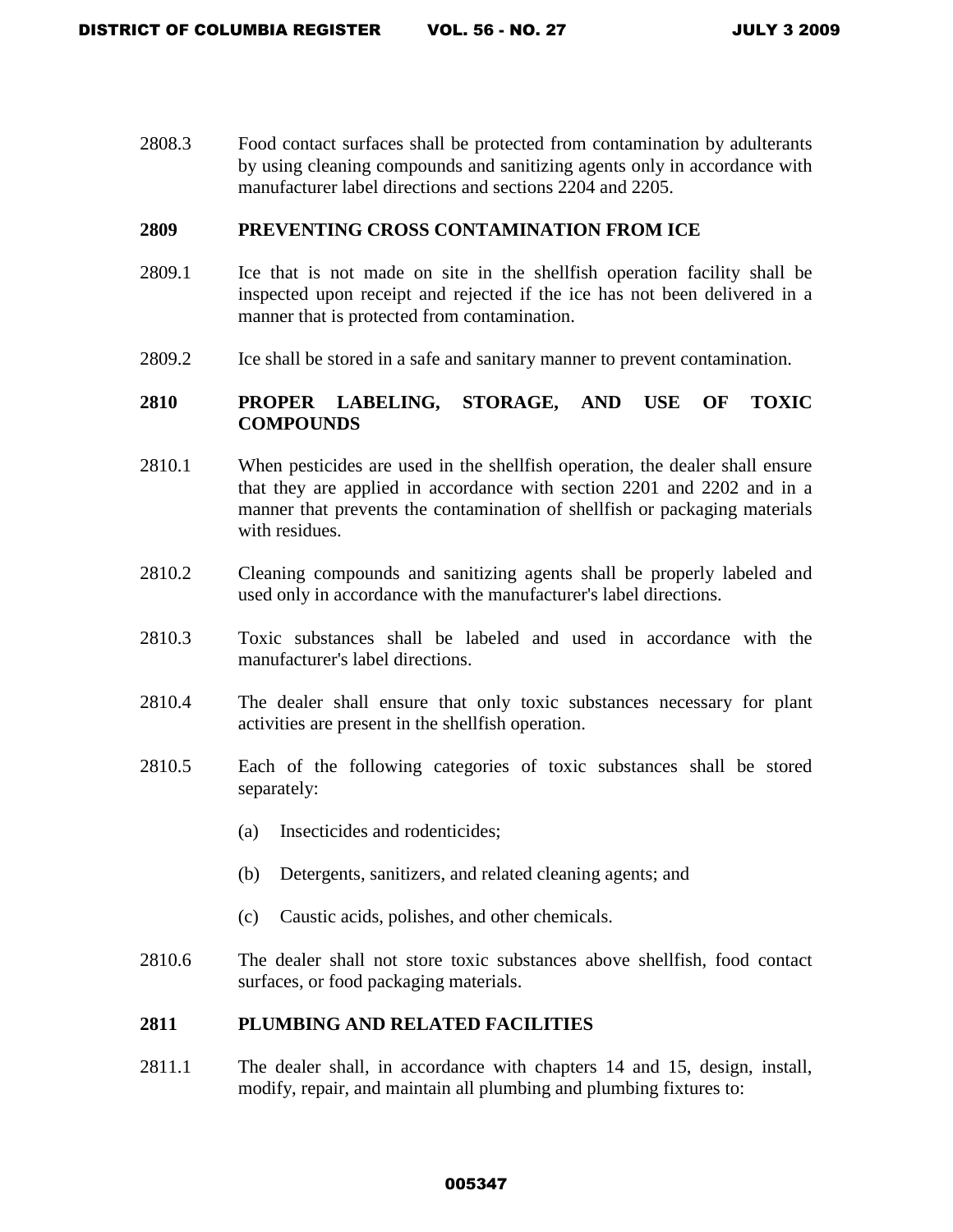2808.3 Food contact surfaces shall be protected from contamination by adulterants by using cleaning compounds and sanitizing agents only in accordance with manufacturer label directions and sections 2204 and 2205.

## 2809 PREVENTING CROSS CONTAMINATION FROM ICE

2809.1 Ice that is not made on site in the shellfish operation facility shall be inspected upon receipt and rejected if the ice has not been delivered in a manner that is protected from contamination.

2809.2 Ice shall be stored in a safe and sanitary manner to prevent contamination.

## 2810 PROPER LABELING, STORAGE, AND USE OF TOXIC COMPOUNDS

2810.1 When pesticides are used in the shellfish operation, the dealer shall ensure that they are applied in accordance with section 2201 and 2202 and in a manner that prevents the contamination of shellfish or packaging materials with residues.

2810.2 Cleaning compounds and sanitizing agents shall be properly labeled and used only in accordance with the manufacturer's label directions.

2810.3 Toxic substances shall be labeled and used in accordance with the manufacturer's label directions.

2810.4 The dealer shall ensure that only toxic substances necessary for plant activities are present in the shellfish operation.

2810.5 Each of the following categories of toxic substances shall be stored separately:

(a) Insecticides and rodenticides;

(b) Detergents, sanitizers, and related cleaning agents; and

(c) Caustic acids, polishes, and other chemicals.

2810.6 The dealer shall not store toxic substances above shellfish, food contact surfaces, or food packaging materials.

## 2811 PLUMBING AND RELATED FACILITIES

2811.1 The dealer shall, in accordance with chapters 14 and 15, design, install, modify, repair, and maintain all plumbing and plumbing fixtures to: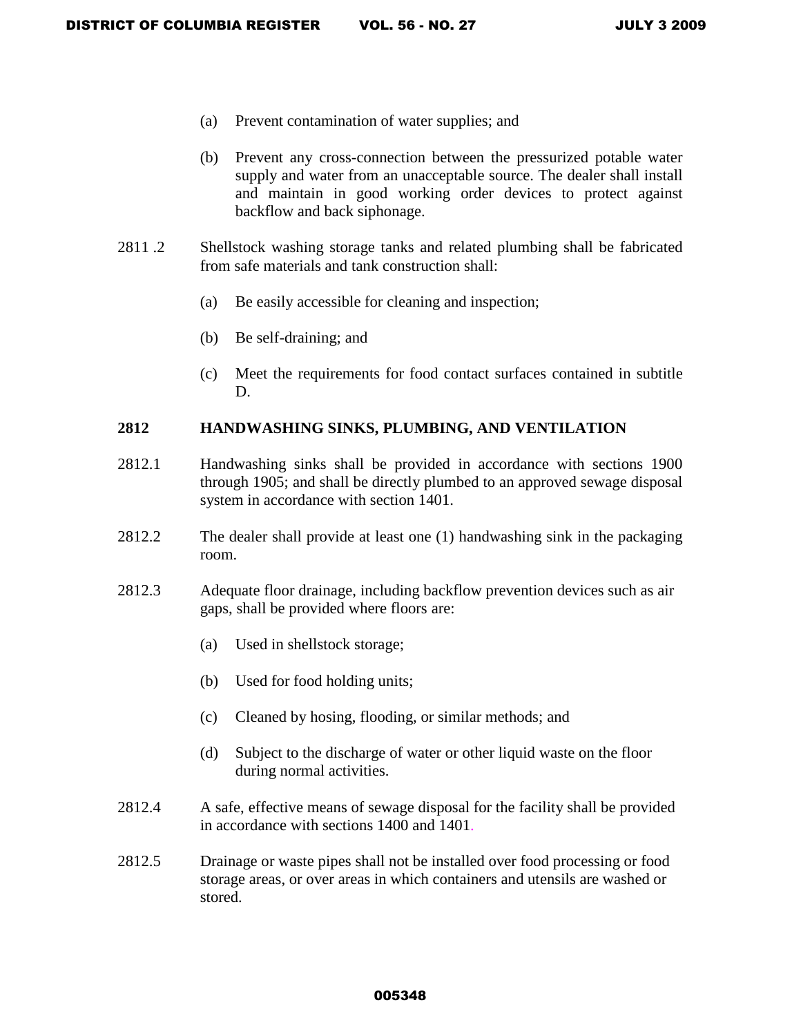(a) Prevent contamination of water supplies; and

(b) Prevent any cross-connection between the pressurized potable water supply and water from an unacceptable source. The dealer shall install and maintain in good working order devices to protect against backflow and back siphonage.

2811 .2 Shellstock washing storage tanks and related plumbing shall be fabricated from safe materials and tank construction shall:

(a) Be easily accessible for cleaning and inspection;

(b) Be self-draining; and

(c) Meet the requirements for food contact surfaces contained in subtitle D.

**2812 HANDWASHING SINKS, PLUMBING, AND VENTILATION**

2812.1 Handwashing sinks shall be provided in accordance with sections 1900 through 1905; and shall be directly plumbed to an approved sewage disposal system in accordance with section 1401.

2812.2 The dealer shall provide at least one (1) handwashing sink in the packaging room.

2812.3 Adequate floor drainage, including backflow prevention devices such as air gaps, shall be provided where floors are:

(a) Used in shellstock storage;

(b) Used for food holding units;

(c) Cleaned by hosing, flooding, or similar methods; and

(d) Subject to the discharge of water or other liquid waste on the floor during normal activities.

2812.4 A safe, effective means of sewage disposal for the facility shall be provided in accordance with sections 1400 and 1401.

2812.5 Drainage or waste pipes shall not be installed over food processing or food storage areas, or over areas in which containers and utensils are washed or stored.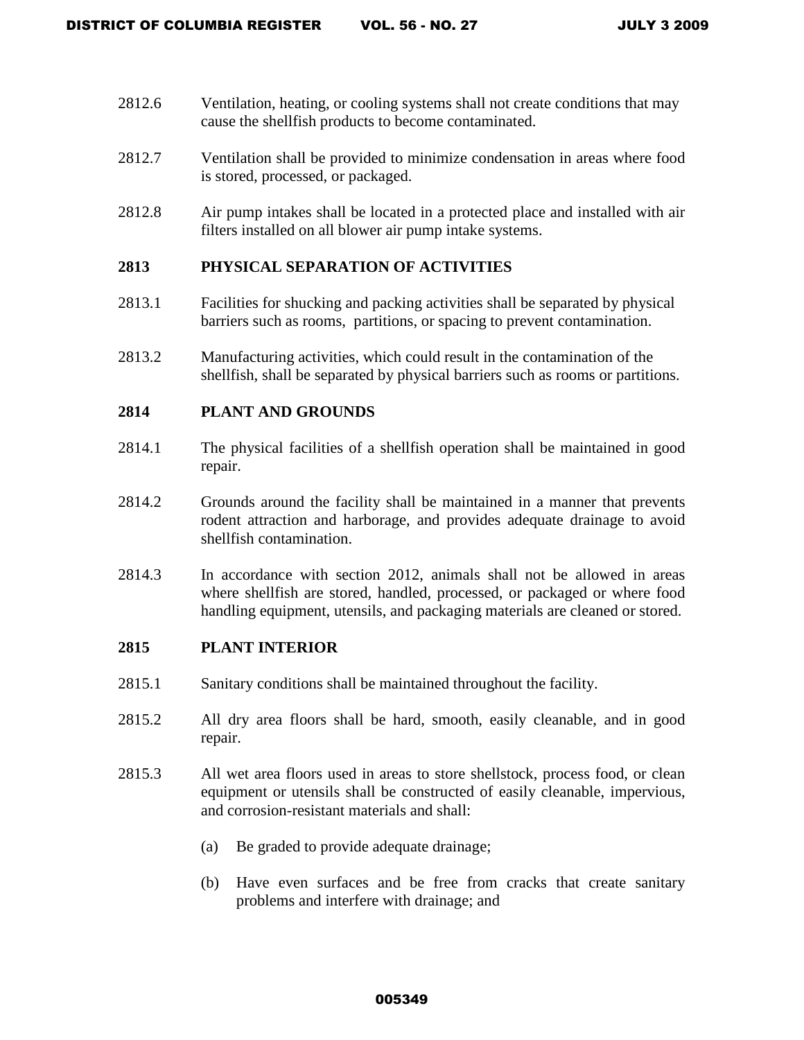2812.6 Ventilation, heating, or cooling systems shall not create conditions that may cause the shellfish products to become contaminated.

2812.7 Ventilation shall be provided to minimize condensation in areas where food is stored, processed, or packaged.

2812.8 Air pump intakes shall be located in a protected place and installed with air filters installed on all blower air pump intake systems.

## 2813 PHYSICAL SEPARATION OF ACTIVITIES

2813.1 Facilities for shucking and packing activities shall be separated by physical barriers such as rooms, partitions, or spacing to prevent contamination.

2813.2 Manufacturing activities, which could result in the contamination of the shellfish, shall be separated by physical barriers such as rooms or partitions.

## 2814 PLANT AND GROUNDS

2814.1 The physical facilities of a shellfish operation shall be maintained in good repair.

2814.2 Grounds around the facility shall be maintained in a manner that prevents rodent attraction and harborage, and provides adequate drainage to avoid shellfish contamination.

2814.3 In accordance with section 2012, animals shall not be allowed in areas where shellfish are stored, handled, processed, or packaged or where food handling equipment, utensils, and packaging materials are cleaned or stored.

## 2815 PLANT INTERIOR

2815.1 Sanitary conditions shall be maintained throughout the facility.

2815.2 All dry area floors shall be hard, smooth, easily cleanable, and in good repair.

2815.3 All wet area floors used in areas to store shellstock, process food, or clean equipment or utensils shall be constructed of easily cleanable, impervious, and corrosion-resistant materials and shall:

(a) Be graded to provide adequate drainage;

(b) Have even surfaces and be free from cracks that create sanitary problems and interfere with drainage; and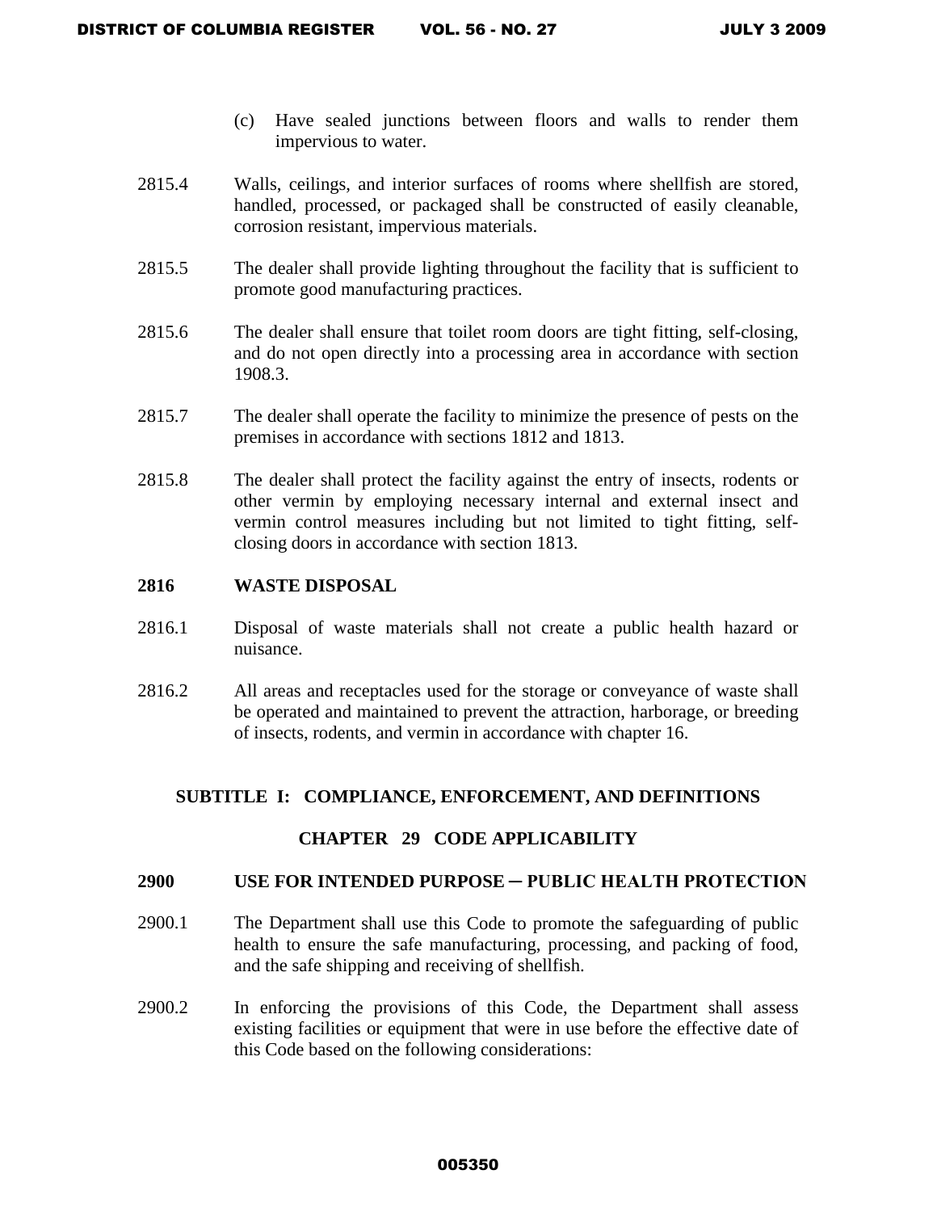(c) Have sealed junctions between floors and walls to render them impervious to water.

2815.4 Walls, ceilings, and interior surfaces of rooms where shellfish are stored, handled, processed, or packaged shall be constructed of easily cleanable, corrosion resistant, impervious materials.

2815.5 The dealer shall provide lighting throughout the facility that is sufficient to promote good manufacturing practices.

2815.6 The dealer shall ensure that toilet room doors are tight fitting, self-closing, and do not open directly into a processing area in accordance with section 1908.3.

2815.7 The dealer shall operate the facility to minimize the presence of pests on the premises in accordance with sections 1812 and 1813.

2815.8 The dealer shall protect the facility against the entry of insects, rodents or other vermin by employing necessary internal and external insect and vermin control measures including but not limited to tight fitting, self-closing doors in accordance with section 1813.

### 2816 WASTE DISPOSAL

2816.1 Disposal of waste materials shall not create a public health hazard or nuisance.

2816.2 All areas and receptacles used for the storage or conveyance of waste shall be operated and maintained to prevent the attraction, harborage, or breeding of insects, rodents, and vermin in accordance with chapter 16.

## SUBTITLE I: COMPLIANCE, ENFORCEMENT, AND DEFINITIONS

## CHAPTER 29 CODE APPLICABILITY

### 2900 USE FOR INTENDED PURPOSE – PUBLIC HEALTH PROTECTION

2900.1 The Department shall use this Code to promote the safeguarding of public health to ensure the safe manufacturing, processing, and packing of food, and the safe shipping and receiving of shellfish.

2900.2 In enforcing the provisions of this Code, the Department shall assess existing facilities or equipment that were in use before the effective date of this Code based on the following considerations: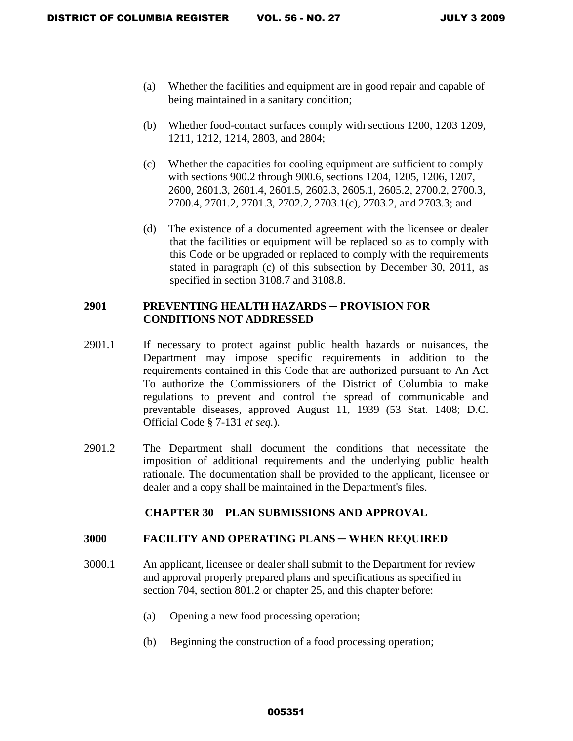(a) Whether the facilities and equipment are in good repair and capable of being maintained in a sanitary condition;

(b) Whether food-contact surfaces comply with sections 1200, 1203 1209, 1211, 1212, 1214, 2803, and 2804;

(c) Whether the capacities for cooling equipment are sufficient to comply with sections 900.2 through 900.6, sections 1204, 1205, 1206, 1207, 2600, 2601.3, 2601.4, 2601.5, 2602.3, 2605.1, 2605.2, 2700.2, 2700.3, 2700.4, 2701.2, 2701.3, 2702.2, 2703.1(c), 2703.2, and 2703.3; and

(d) The existence of a documented agreement with the licensee or dealer that the facilities or equipment will be replaced so as to comply with this Code or be upgraded or replaced to comply with the requirements stated in paragraph (c) of this subsection by December 30, 2011, as specified in section 3108.7 and 3108.8.

**2901 PREVENTING HEALTH HAZARDS ─ PROVISION FOR CONDITIONS NOT ADDRESSED**

2901.1 If necessary to protect against public health hazards or nuisances, the Department may impose specific requirements in addition to the requirements contained in this Code that are authorized pursuant to An Act To authorize the Commissioners of the District of Columbia to make regulations to prevent and control the spread of communicable and preventable diseases, approved August 11, 1939 (53 Stat. 1408; D.C. Official Code § 7-131 *et seq.*).

2901.2 The Department shall document the conditions that necessitate the imposition of additional requirements and the underlying public health rationale. The documentation shall be provided to the applicant, licensee or dealer and a copy shall be maintained in the Department's files.

## CHAPTER 30 PLAN SUBMISSIONS AND APPROVAL

**3000 FACILITY AND OPERATING PLANS ─ WHEN REQUIRED**

3000.1 An applicant, licensee or dealer shall submit to the Department for review and approval properly prepared plans and specifications as specified in section 704, section 801.2 or chapter 25, and this chapter before:

(a) Opening a new food processing operation;

(b) Beginning the construction of a food processing operation;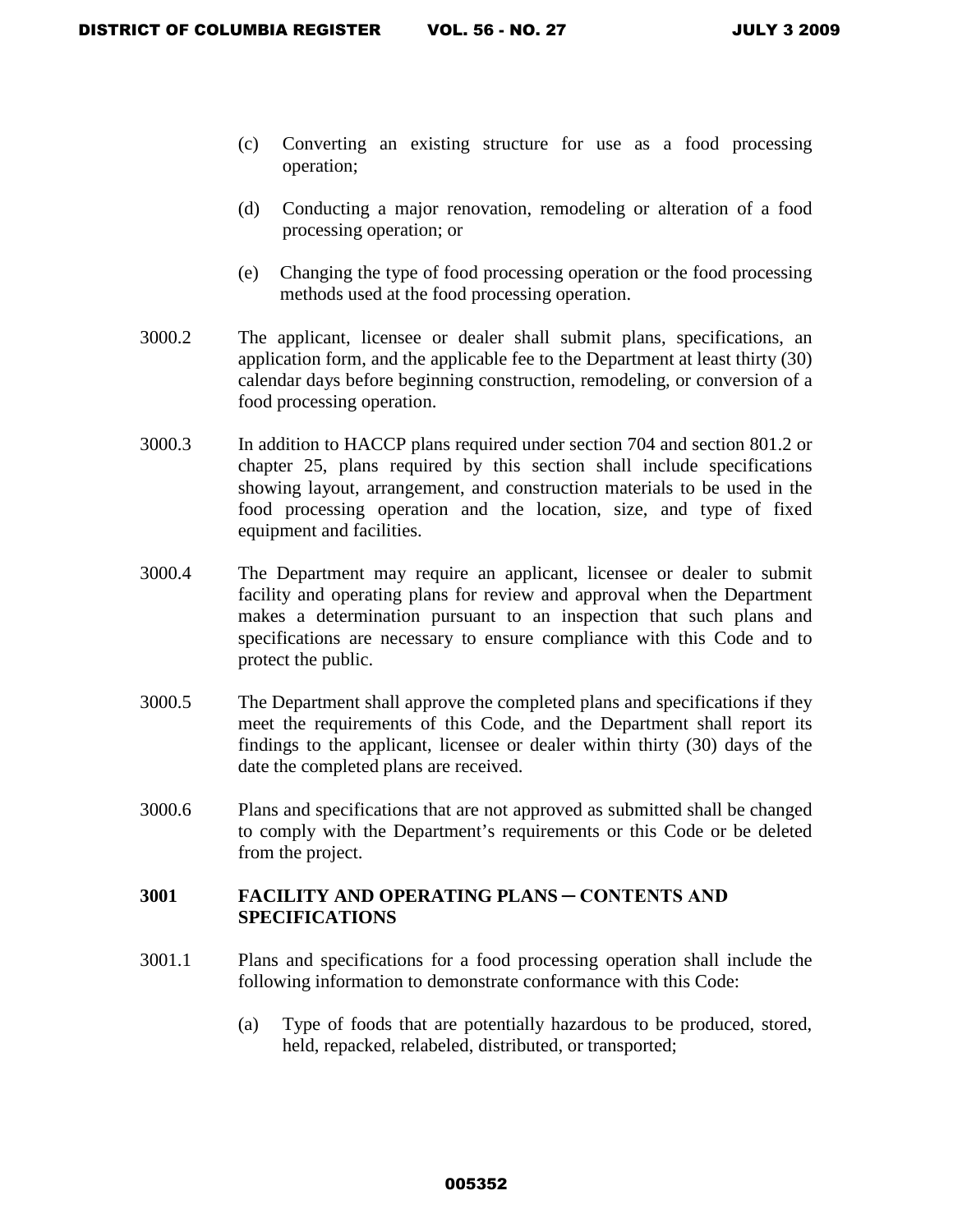(c) Converting an existing structure for use as a food processing operation;

(d) Conducting a major renovation, remodeling or alteration of a food processing operation; or

(e) Changing the type of food processing operation or the food processing methods used at the food processing operation.

3000.2 The applicant, licensee or dealer shall submit plans, specifications, an application form, and the applicable fee to the Department at least thirty (30) calendar days before beginning construction, remodeling, or conversion of a food processing operation.

3000.3 In addition to HACCP plans required under section 704 and section 801.2 or chapter 25, plans required by this section shall include specifications showing layout, arrangement, and construction materials to be used in the food processing operation and the location, size, and type of fixed equipment and facilities.

3000.4 The Department may require an applicant, licensee or dealer to submit facility and operating plans for review and approval when the Department makes a determination pursuant to an inspection that such plans and specifications are necessary to ensure compliance with this Code and to protect the public.

3000.5 The Department shall approve the completed plans and specifications if they meet the requirements of this Code, and the Department shall report its findings to the applicant, licensee or dealer within thirty (30) days of the date the completed plans are received.

3000.6 Plans and specifications that are not approved as submitted shall be changed to comply with the Department's requirements or this Code or be deleted from the project.

**3001 FACILITY AND OPERATING PLANS – CONTENTS AND SPECIFICATIONS**

3001.1 Plans and specifications for a food processing operation shall include the following information to demonstrate conformance with this Code:

(a) Type of foods that are potentially hazardous to be produced, stored, held, repacked, relabeled, distributed, or transported;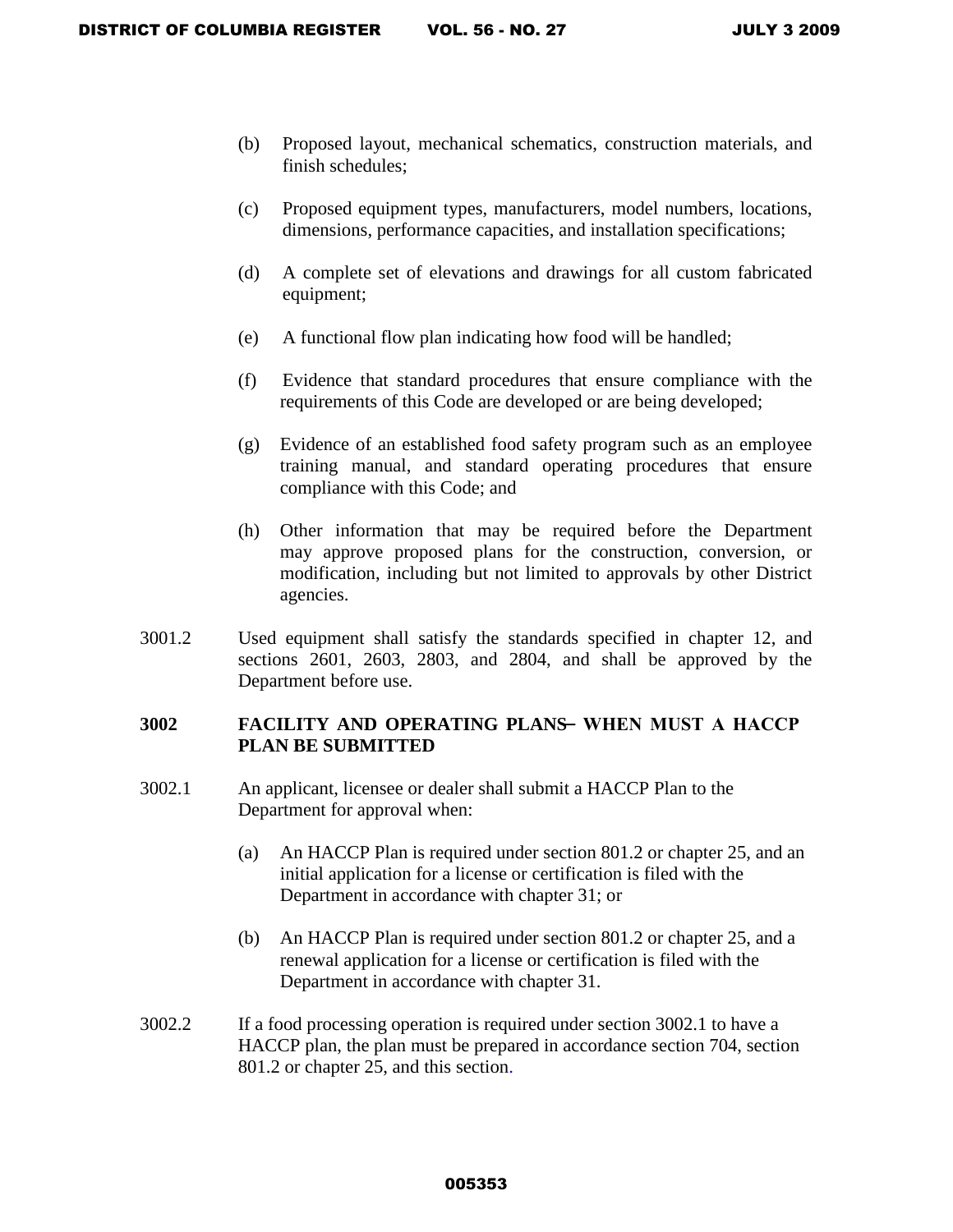(b) Proposed layout, mechanical schematics, construction materials, and finish schedules;

(c) Proposed equipment types, manufacturers, model numbers, locations, dimensions, performance capacities, and installation specifications;

(d) A complete set of elevations and drawings for all custom fabricated equipment;

(e) A functional flow plan indicating how food will be handled;

(f) Evidence that standard procedures that ensure compliance with the requirements of this Code are developed or are being developed;

(g) Evidence of an established food safety program such as an employee training manual, and standard operating procedures that ensure compliance with this Code; and

(h) Other information that may be required before the Department may approve proposed plans for the construction, conversion, or modification, including but not limited to approvals by other District agencies.

3001.2 Used equipment shall satisfy the standards specified in chapter 12, and sections 2601, 2603, 2803, and 2804, and shall be approved by the Department before use.

**3002 FACILITY AND OPERATING PLANS– WHEN MUST A HACCP PLAN BE SUBMITTED**

3002.1 An applicant, licensee or dealer shall submit a HACCP Plan to the Department for approval when:

(a) An HACCP Plan is required under section 801.2 or chapter 25, and an initial application for a license or certification is filed with the Department in accordance with chapter 31; or

(b) An HACCP Plan is required under section 801.2 or chapter 25, and a renewal application for a license or certification is filed with the Department in accordance with chapter 31.

3002.2 If a food processing operation is required under section 3002.1 to have a HACCP plan, the plan must be prepared in accordance section 704, section 801.2 or chapter 25, and this section.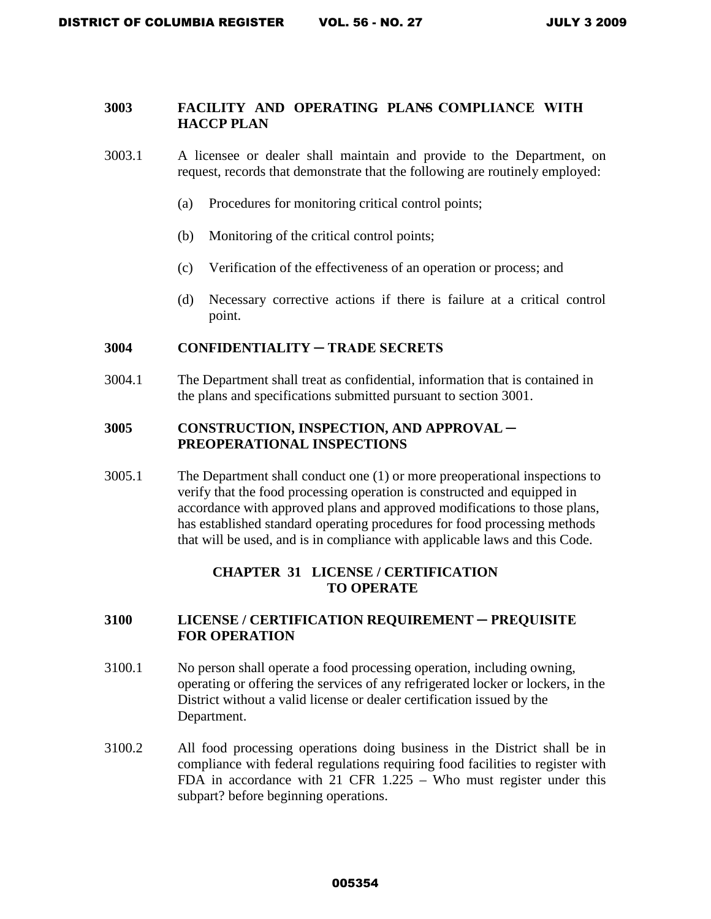### 3003 FACILITY AND OPERATING PLANS COMPLIANCE WITH HACCP PLAN

3003.1 A licensee or dealer shall maintain and provide to the Department, on request, records that demonstrate that the following are routinely employed:

(a) Procedures for monitoring critical control points;

(b) Monitoring of the critical control points;

(c) Verification of the effectiveness of an operation or process; and

(d) Necessary corrective actions if there is failure at a critical control point.

### 3004 CONFIDENTIALITY ─ TRADE SECRETS

3004.1 The Department shall treat as confidential, information that is contained in the plans and specifications submitted pursuant to section 3001.

### 3005 CONSTRUCTION, INSPECTION, AND APPROVAL ─ PREOPERATIONAL INSPECTIONS

3005.1 The Department shall conduct one (1) or more preoperational inspections to verify that the food processing operation is constructed and equipped in accordance with approved plans and approved modifications to those plans, has established standard operating procedures for food processing methods that will be used, and is in compliance with applicable laws and this Code.

## CHAPTER 31 LICENSE / CERTIFICATION TO OPERATE

### 3100 LICENSE / CERTIFICATION REQUIREMENT ─ PREQUISITE FOR OPERATION

3100.1 No person shall operate a food processing operation, including owning, operating or offering the services of any refrigerated locker or lockers, in the District without a valid license or dealer certification issued by the Department.

3100.2 All food processing operations doing business in the District shall be in compliance with federal regulations requiring food facilities to register with FDA in accordance with 21 CFR 1.225 – Who must register under this subpart? before beginning operations.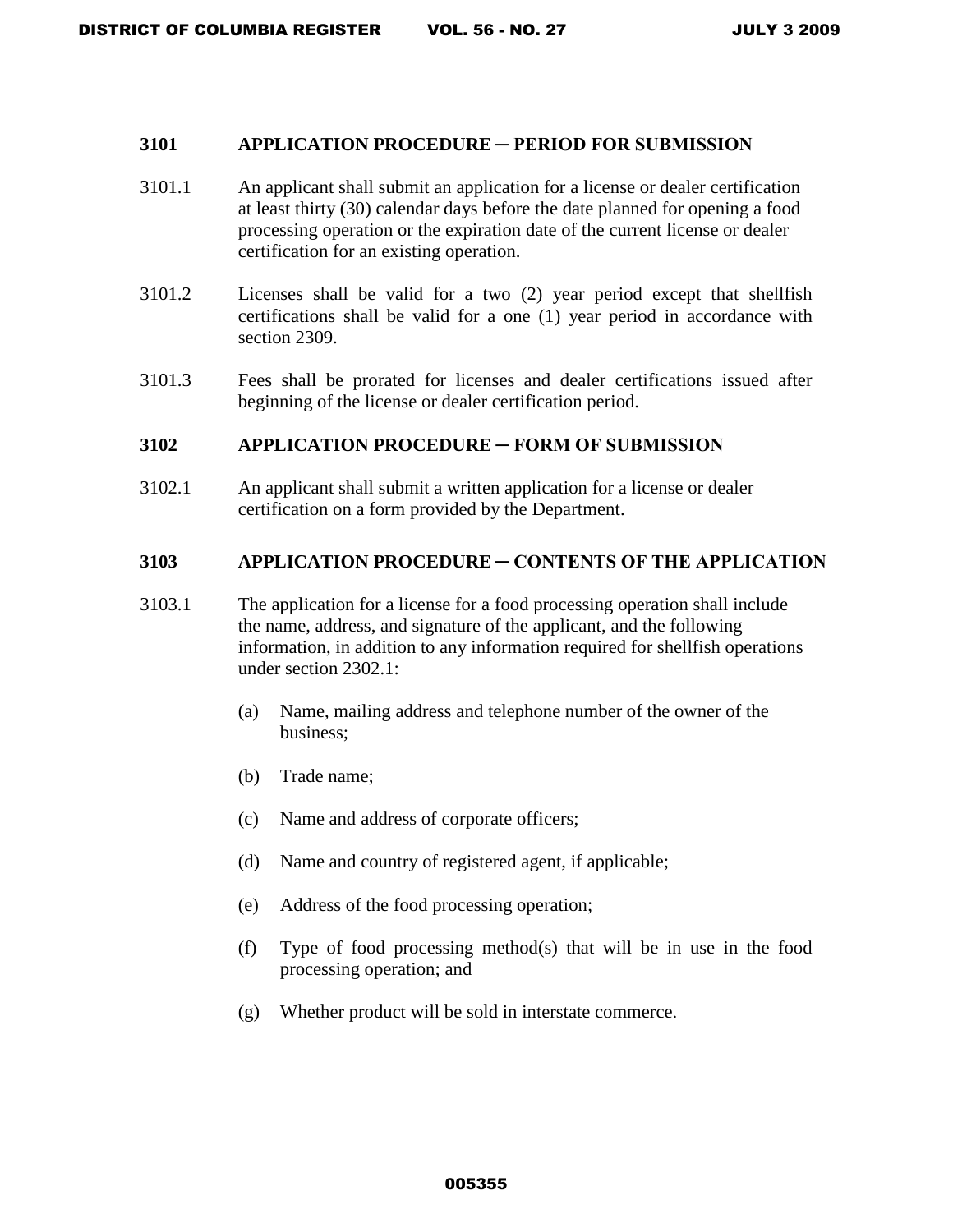### 3101 APPLICATION PROCEDURE – PERIOD FOR SUBMISSION

3101.1 An applicant shall submit an application for a license or dealer certification at least thirty (30) calendar days before the date planned for opening a food processing operation or the expiration date of the current license or dealer certification for an existing operation.

3101.2 Licenses shall be valid for a two (2) year period except that shellfish certifications shall be valid for a one (1) year period in accordance with section 2309.

3101.3 Fees shall be prorated for licenses and dealer certifications issued after beginning of the license or dealer certification period.

### 3102 APPLICATION PROCEDURE – FORM OF SUBMISSION

3102.1 An applicant shall submit a written application for a license or dealer certification on a form provided by the Department.

### 3103 APPLICATION PROCEDURE – CONTENTS OF THE APPLICATION

3103.1 The application for a license for a food processing operation shall include the name, address, and signature of the applicant, and the following information, in addition to any information required for shellfish operations under section 2302.1:

- (a) Name, mailing address and telephone number of the owner of the business;
- (b) Trade name;
- (c) Name and address of corporate officers;
- (d) Name and country of registered agent, if applicable;
- (e) Address of the food processing operation;
- (f) Type of food processing method(s) that will be in use in the food processing operation; and
- (g) Whether product will be sold in interstate commerce.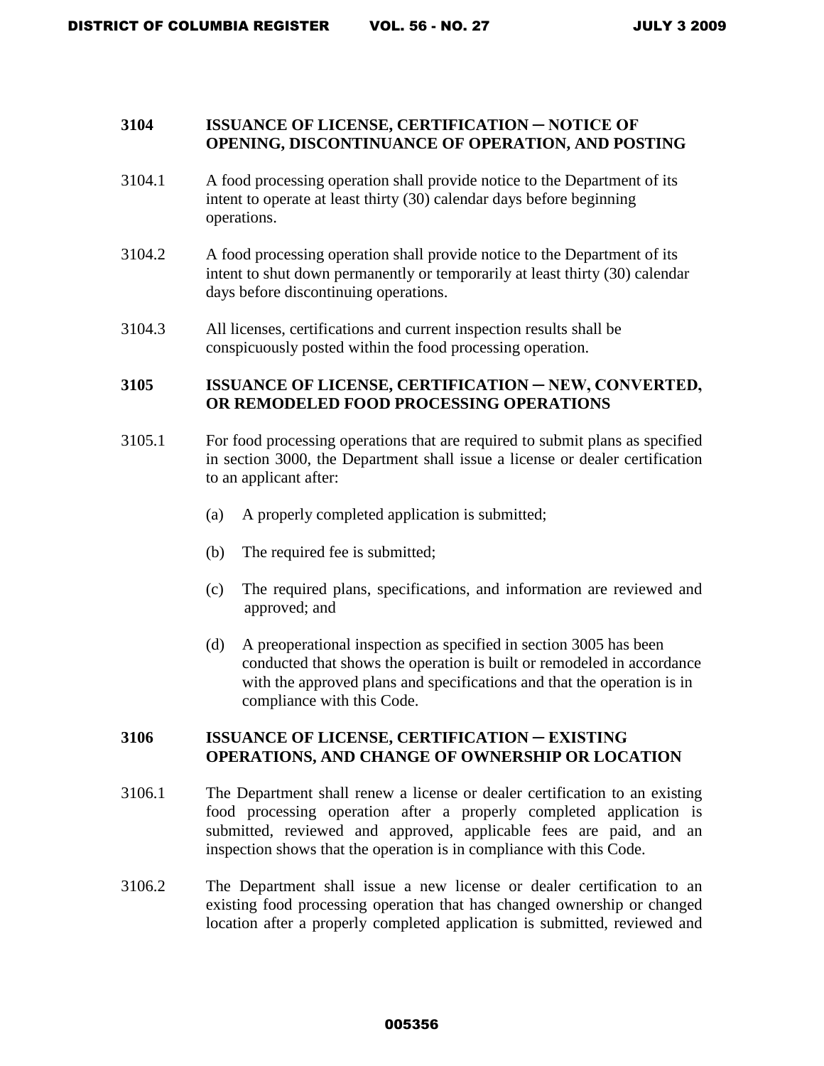### 3104 ISSUANCE OF LICENSE, CERTIFICATION ─ NOTICE OF OPENING, DISCONTINUANCE OF OPERATION, AND POSTING

3104.1 A food processing operation shall provide notice to the Department of its intent to operate at least thirty (30) calendar days before beginning operations.

3104.2 A food processing operation shall provide notice to the Department of its intent to shut down permanently or temporarily at least thirty (30) calendar days before discontinuing operations.

3104.3 All licenses, certifications and current inspection results shall be conspicuously posted within the food processing operation.

### 3105 ISSUANCE OF LICENSE, CERTIFICATION ─ NEW, CONVERTED, OR REMODELED FOOD PROCESSING OPERATIONS

3105.1 For food processing operations that are required to submit plans as specified in section 3000, the Department shall issue a license or dealer certification to an applicant after:

(a) A properly completed application is submitted;

(b) The required fee is submitted;

(c) The required plans, specifications, and information are reviewed and approved; and

(d) A preoperational inspection as specified in section 3005 has been conducted that shows the operation is built or remodeled in accordance with the approved plans and specifications and that the operation is in compliance with this Code.

### 3106 ISSUANCE OF LICENSE, CERTIFICATION ─ EXISTING OPERATIONS, AND CHANGE OF OWNERSHIP OR LOCATION

3106.1 The Department shall renew a license or dealer certification to an existing food processing operation after a properly completed application is submitted, reviewed and approved, applicable fees are paid, and an inspection shows that the operation is in compliance with this Code.

3106.2 The Department shall issue a new license or dealer certification to an existing food processing operation that has changed ownership or changed location after a properly completed application is submitted, reviewed and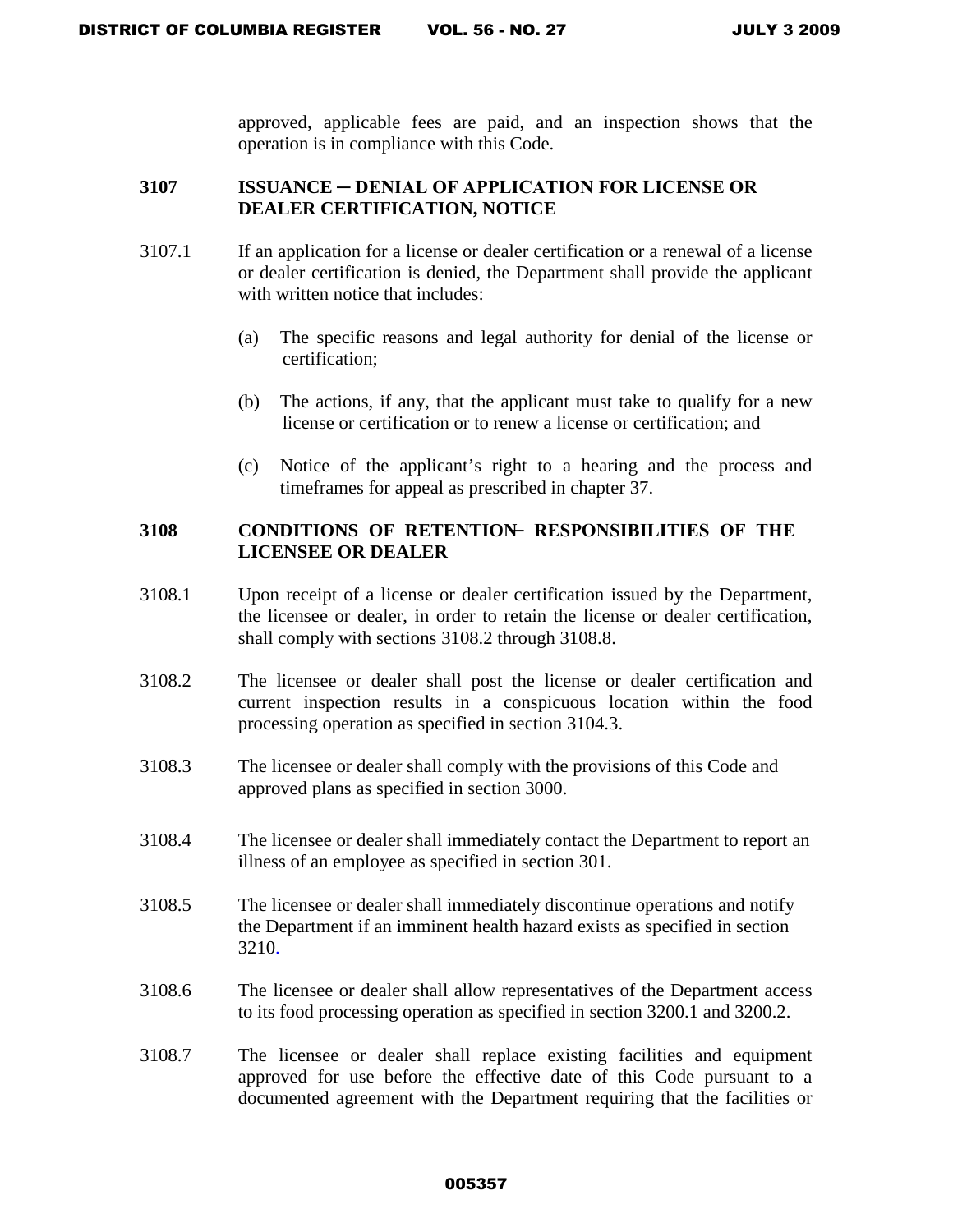approved, applicable fees are paid, and an inspection shows that the operation is in compliance with this Code.

### 3107 ISSUANCE ─ DENIAL OF APPLICATION FOR LICENSE OR DEALER CERTIFICATION, NOTICE

3107.1 If an application for a license or dealer certification or a renewal of a license or dealer certification is denied, the Department shall provide the applicant with written notice that includes:

(a) The specific reasons and legal authority for denial of the license or certification;

(b) The actions, if any, that the applicant must take to qualify for a new license or certification or to renew a license or certification; and

(c) Notice of the applicant's right to a hearing and the process and timeframes for appeal as prescribed in chapter 37.

### 3108 CONDITIONS OF RETENTION─ RESPONSIBILITIES OF THE LICENSEE OR DEALER

3108.1 Upon receipt of a license or dealer certification issued by the Department, the licensee or dealer, in order to retain the license or dealer certification, shall comply with sections 3108.2 through 3108.8.

3108.2 The licensee or dealer shall post the license or dealer certification and current inspection results in a conspicuous location within the food processing operation as specified in section 3104.3.

3108.3 The licensee or dealer shall comply with the provisions of this Code and approved plans as specified in section 3000.

3108.4 The licensee or dealer shall immediately contact the Department to report an illness of an employee as specified in section 301.

3108.5 The licensee or dealer shall immediately discontinue operations and notify the Department if an imminent health hazard exists as specified in section 3210.

3108.6 The licensee or dealer shall allow representatives of the Department access to its food processing operation as specified in section 3200.1 and 3200.2.

3108.7 The licensee or dealer shall replace existing facilities and equipment approved for use before the effective date of this Code pursuant to a documented agreement with the Department requiring that the facilities or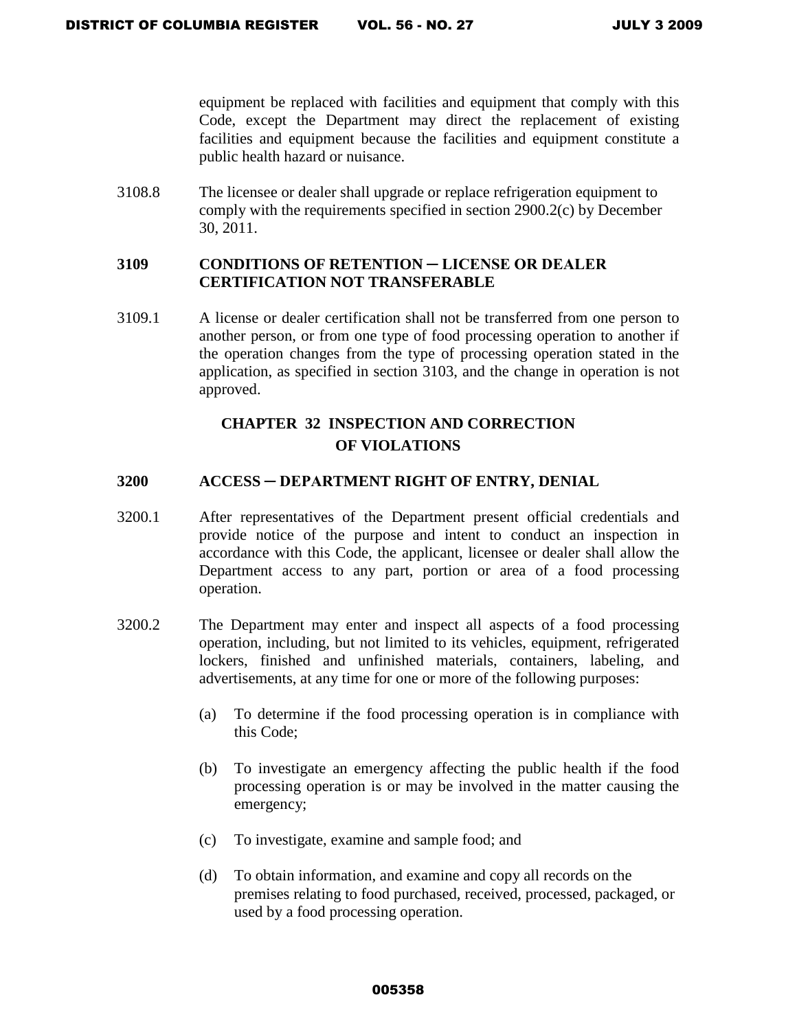equipment be replaced with facilities and equipment that comply with this Code, except the Department may direct the replacement of existing facilities and equipment because the facilities and equipment constitute a public health hazard or nuisance.

3108.8 The licensee or dealer shall upgrade or replace refrigeration equipment to comply with the requirements specified in section 2900.2(c) by December 30, 2011.

### 3109 CONDITIONS OF RETENTION – LICENSE OR DEALER CERTIFICATION NOT TRANSFERABLE

3109.1 A license or dealer certification shall not be transferred from one person to another person, or from one type of food processing operation to another if the operation changes from the type of processing operation stated in the application, as specified in section 3103, and the change in operation is not approved.

## CHAPTER 32 INSPECTION AND CORRECTION OF VIOLATIONS

### 3200 ACCESS – DEPARTMENT RIGHT OF ENTRY, DENIAL

3200.1 After representatives of the Department present official credentials and provide notice of the purpose and intent to conduct an inspection in accordance with this Code, the applicant, licensee or dealer shall allow the Department access to any part, portion or area of a food processing operation.

3200.2 The Department may enter and inspect all aspects of a food processing operation, including, but not limited to its vehicles, equipment, refrigerated lockers, finished and unfinished materials, containers, labeling, and advertisements, at any time for one or more of the following purposes:

(a) To determine if the food processing operation is in compliance with this Code;

(b) To investigate an emergency affecting the public health if the food processing operation is or may be involved in the matter causing the emergency;

(c) To investigate, examine and sample food; and

(d) To obtain information, and examine and copy all records on the premises relating to food purchased, received, processed, packaged, or used by a food processing operation.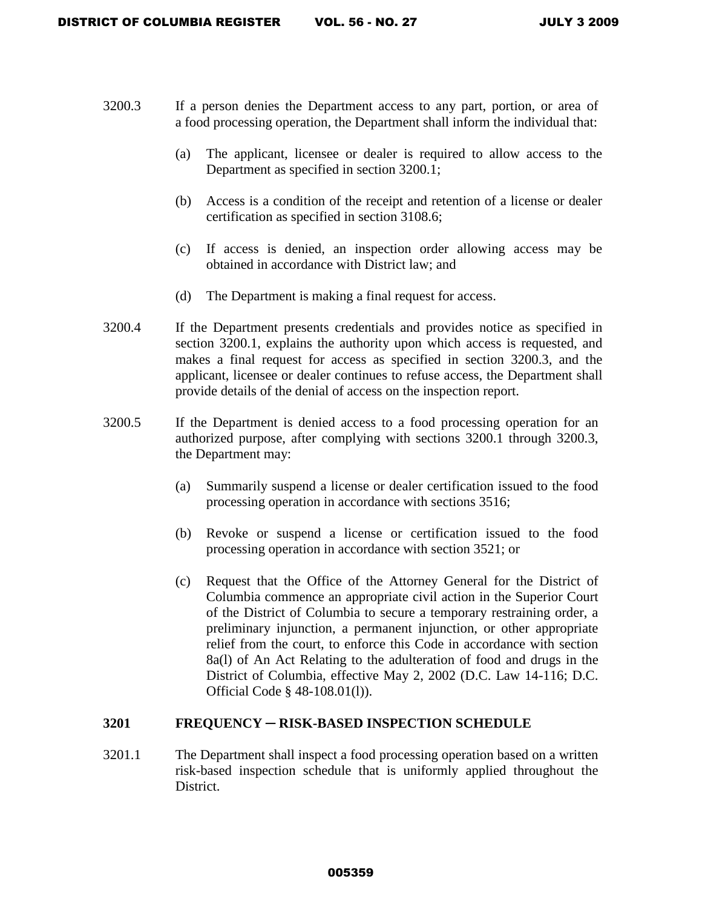3200.3 If a person denies the Department access to any part, portion, or area of a food processing operation, the Department shall inform the individual that:

(a) The applicant, licensee or dealer is required to allow access to the Department as specified in section 3200.1;

(b) Access is a condition of the receipt and retention of a license or dealer certification as specified in section 3108.6;

(c) If access is denied, an inspection order allowing access may be obtained in accordance with District law; and

(d) The Department is making a final request for access.

3200.4 If the Department presents credentials and provides notice as specified in section 3200.1, explains the authority upon which access is requested, and makes a final request for access as specified in section 3200.3, and the applicant, licensee or dealer continues to refuse access, the Department shall provide details of the denial of access on the inspection report.

3200.5 If the Department is denied access to a food processing operation for an authorized purpose, after complying with sections 3200.1 through 3200.3, the Department may:

(a) Summarily suspend a license or dealer certification issued to the food processing operation in accordance with sections 3516;

(b) Revoke or suspend a license or certification issued to the food processing operation in accordance with section 3521; or

(c) Request that the Office of the Attorney General for the District of Columbia commence an appropriate civil action in the Superior Court of the District of Columbia to secure a temporary restraining order, a preliminary injunction, a permanent injunction, or other appropriate relief from the court, to enforce this Code in accordance with section 8a(l) of An Act Relating to the adulteration of food and drugs in the District of Columbia, effective May 2, 2002 (D.C. Law 14-116; D.C. Official Code § 48-108.01(l)).

### 3201 FREQUENCY ─ RISK-BASED INSPECTION SCHEDULE

3201.1 The Department shall inspect a food processing operation based on a written risk-based inspection schedule that is uniformly applied throughout the District.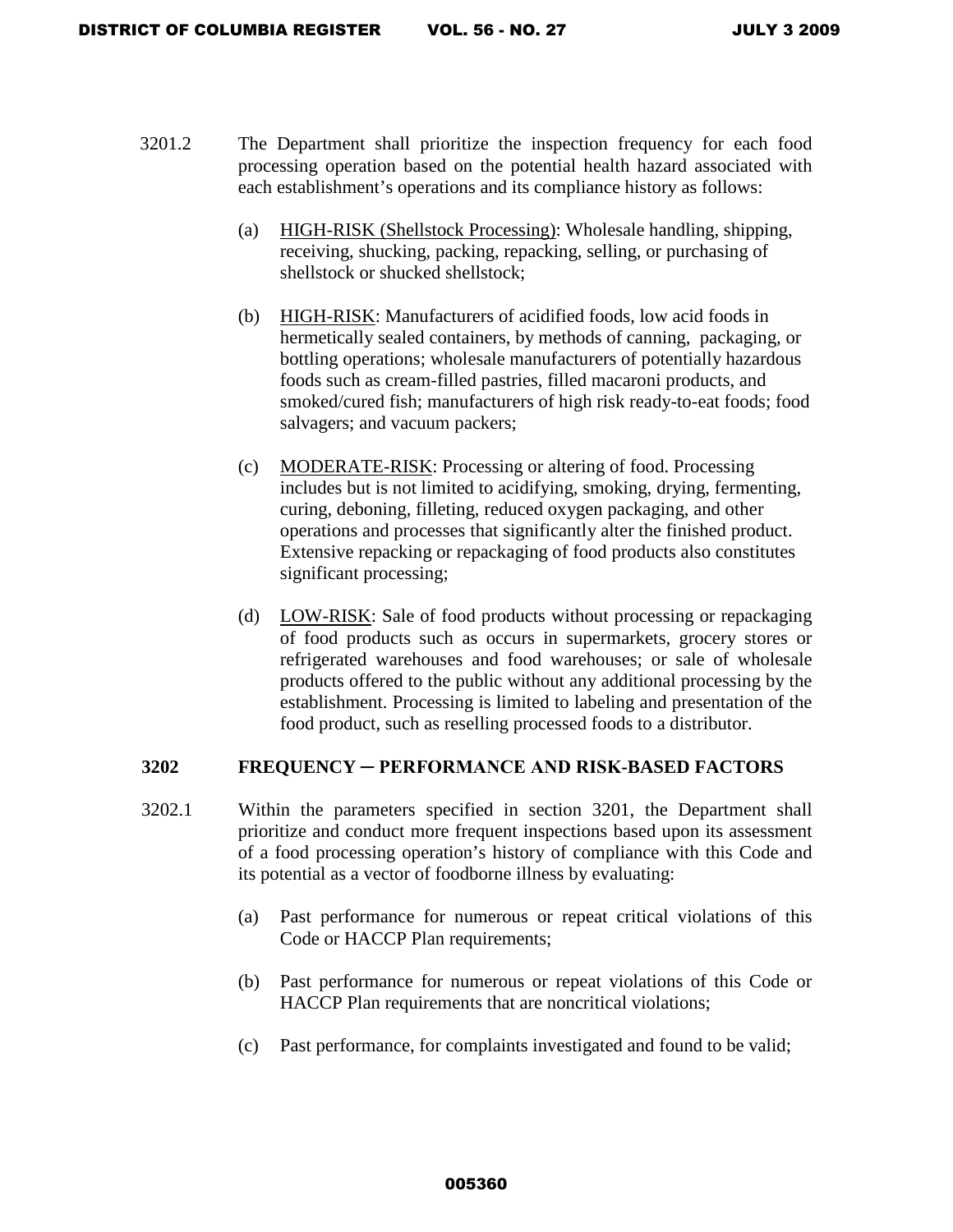3201.2 The Department shall prioritize the inspection frequency for each food processing operation based on the potential health hazard associated with each establishment's operations and its compliance history as follows:

(a) HIGH-RISK (Shellstock Processing): Wholesale handling, shipping, receiving, shucking, packing, repacking, selling, or purchasing of shellstock or shucked shellstock;

(b) HIGH-RISK: Manufacturers of acidified foods, low acid foods in hermetically sealed containers, by methods of canning, packaging, or bottling operations; wholesale manufacturers of potentially hazardous foods such as cream-filled pastries, filled macaroni products, and smoked/cured fish; manufacturers of high risk ready-to-eat foods; food salvagers; and vacuum packers;

(c) MODERATE-RISK: Processing or altering of food. Processing includes but is not limited to acidifying, smoking, drying, fermenting, curing, deboning, filleting, reduced oxygen packaging, and other operations and processes that significantly alter the finished product. Extensive repacking or repackaging of food products also constitutes significant processing;

(d) LOW-RISK: Sale of food products without processing or repackaging of food products such as occurs in supermarkets, grocery stores or refrigerated warehouses and food warehouses; or sale of wholesale products offered to the public without any additional processing by the establishment. Processing is limited to labeling and presentation of the food product, such as reselling processed foods to a distributor.

**3202 FREQUENCY ─ PERFORMANCE AND RISK-BASED FACTORS**

3202.1 Within the parameters specified in section 3201, the Department shall prioritize and conduct more frequent inspections based upon its assessment of a food processing operation's history of compliance with this Code and its potential as a vector of foodborne illness by evaluating:

(a) Past performance for numerous or repeat critical violations of this Code or HACCP Plan requirements;

(b) Past performance for numerous or repeat violations of this Code or HACCP Plan requirements that are noncritical violations;

(c) Past performance, for complaints investigated and found to be valid;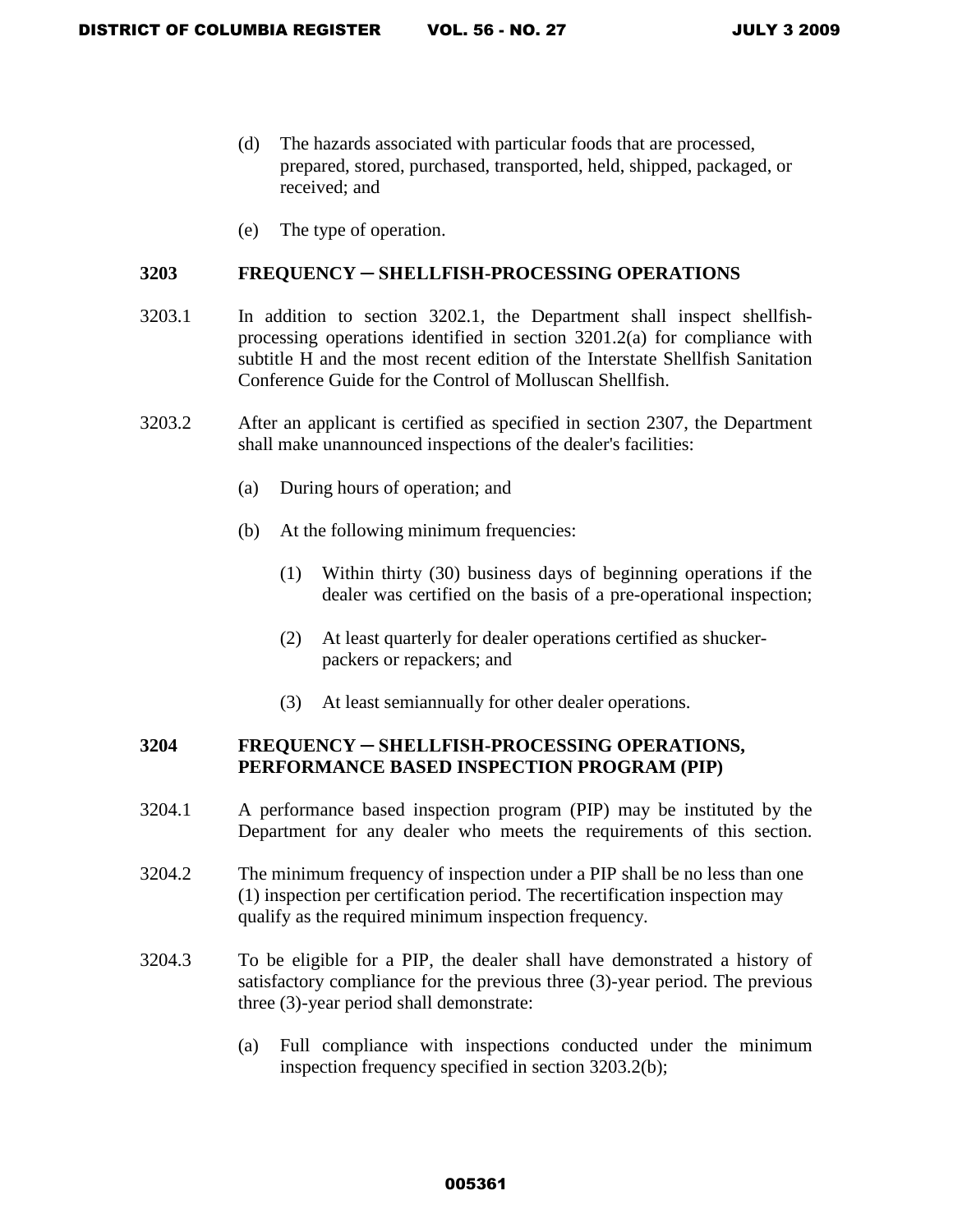(d) The hazards associated with particular foods that are processed, prepared, stored, purchased, transported, held, shipped, packaged, or received; and

(e) The type of operation.

### 3203 FREQUENCY ─ SHELLFISH-PROCESSING OPERATIONS

3203.1 In addition to section 3202.1, the Department shall inspect shellfish-processing operations identified in section 3201.2(a) for compliance with subtitle H and the most recent edition of the Interstate Shellfish Sanitation Conference Guide for the Control of Molluscan Shellfish.

3203.2 After an applicant is certified as specified in section 2307, the Department shall make unannounced inspections of the dealer's facilities:

(a) During hours of operation; and

(b) At the following minimum frequencies:

(1) Within thirty (30) business days of beginning operations if the dealer was certified on the basis of a pre-operational inspection;

(2) At least quarterly for dealer operations certified as shucker-packers or repackers; and

(3) At least semiannually for other dealer operations.

### 3204 FREQUENCY ─ SHELLFISH-PROCESSING OPERATIONS, PERFORMANCE BASED INSPECTION PROGRAM (PIP)

3204.1 A performance based inspection program (PIP) may be instituted by the Department for any dealer who meets the requirements of this section.

3204.2 The minimum frequency of inspection under a PIP shall be no less than one (1) inspection per certification period. The recertification inspection may qualify as the required minimum inspection frequency.

3204.3 To be eligible for a PIP, the dealer shall have demonstrated a history of satisfactory compliance for the previous three (3)-year period. The previous three (3)-year period shall demonstrate:

(a) Full compliance with inspections conducted under the minimum inspection frequency specified in section 3203.2(b);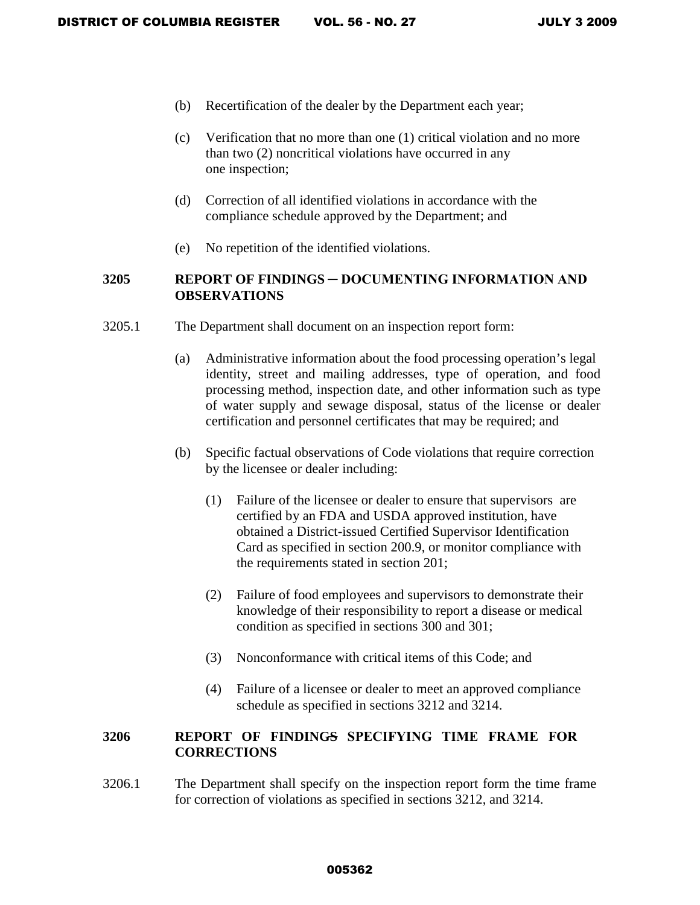(b) Recertification of the dealer by the Department each year;

(c) Verification that no more than one (1) critical violation and no more than two (2) noncritical violations have occurred in any one inspection;

(d) Correction of all identified violations in accordance with the compliance schedule approved by the Department; and

(e) No repetition of the identified violations.

### 3205 REPORT OF FINDINGS ─ DOCUMENTING INFORMATION AND OBSERVATIONS

3205.1 The Department shall document on an inspection report form:

(a) Administrative information about the food processing operation's legal identity, street and mailing addresses, type of operation, and food processing method, inspection date, and other information such as type of water supply and sewage disposal, status of the license or dealer certification and personnel certificates that may be required; and

(b) Specific factual observations of Code violations that require correction by the licensee or dealer including:

(1) Failure of the licensee or dealer to ensure that supervisors are certified by an FDA and USDA approved institution, have obtained a District-issued Certified Supervisor Identification Card as specified in section 200.9, or monitor compliance with the requirements stated in section 201;

(2) Failure of food employees and supervisors to demonstrate their knowledge of their responsibility to report a disease or medical condition as specified in sections 300 and 301;

(3) Nonconformance with critical items of this Code; and

(4) Failure of a licensee or dealer to meet an approved compliance schedule as specified in sections 3212 and 3214.

### 3206 REPORT OF FINDINGS SPECIFYING TIME FRAME FOR CORRECTIONS

3206.1 The Department shall specify on the inspection report form the time frame for correction of violations as specified in sections 3212, and 3214.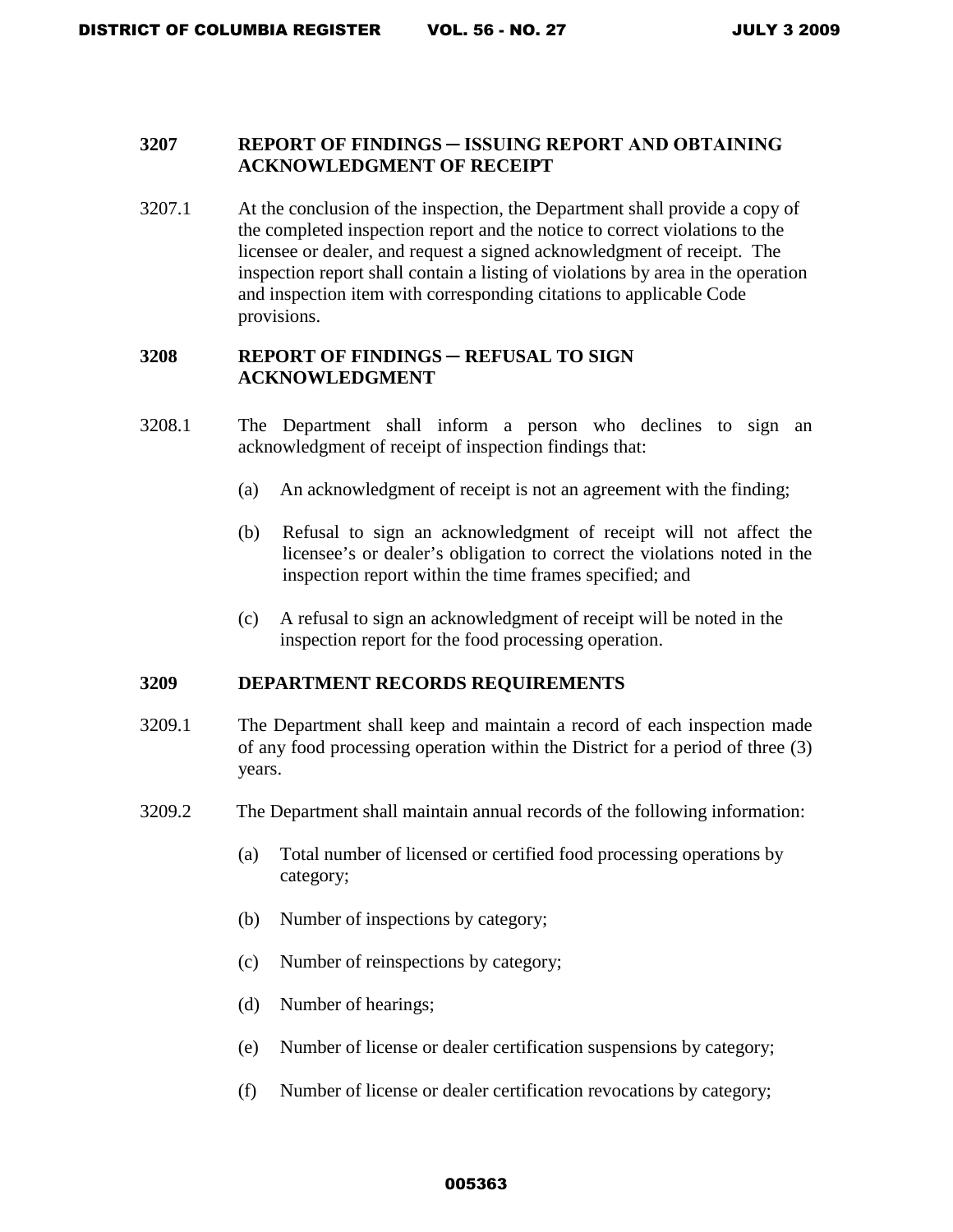### 3207 REPORT OF FINDINGS ─ ISSUING REPORT AND OBTAINING ACKNOWLEDGMENT OF RECEIPT

3207.1 At the conclusion of the inspection, the Department shall provide a copy of the completed inspection report and the notice to correct violations to the licensee or dealer, and request a signed acknowledgment of receipt. The inspection report shall contain a listing of violations by area in the operation and inspection item with corresponding citations to applicable Code provisions.

### 3208 REPORT OF FINDINGS ─ REFUSAL TO SIGN ACKNOWLEDGMENT

3208.1 The Department shall inform a person who declines to sign an acknowledgment of receipt of inspection findings that:

(a) An acknowledgment of receipt is not an agreement with the finding;

(b) Refusal to sign an acknowledgment of receipt will not affect the licensee's or dealer's obligation to correct the violations noted in the inspection report within the time frames specified; and

(c) A refusal to sign an acknowledgment of receipt will be noted in the inspection report for the food processing operation.

### 3209 DEPARTMENT RECORDS REQUIREMENTS

3209.1 The Department shall keep and maintain a record of each inspection made of any food processing operation within the District for a period of three (3) years.

3209.2 The Department shall maintain annual records of the following information:

(a) Total number of licensed or certified food processing operations by category;

(b) Number of inspections by category;

(c) Number of reinspections by category;

(d) Number of hearings;

(e) Number of license or dealer certification suspensions by category;

(f) Number of license or dealer certification revocations by category;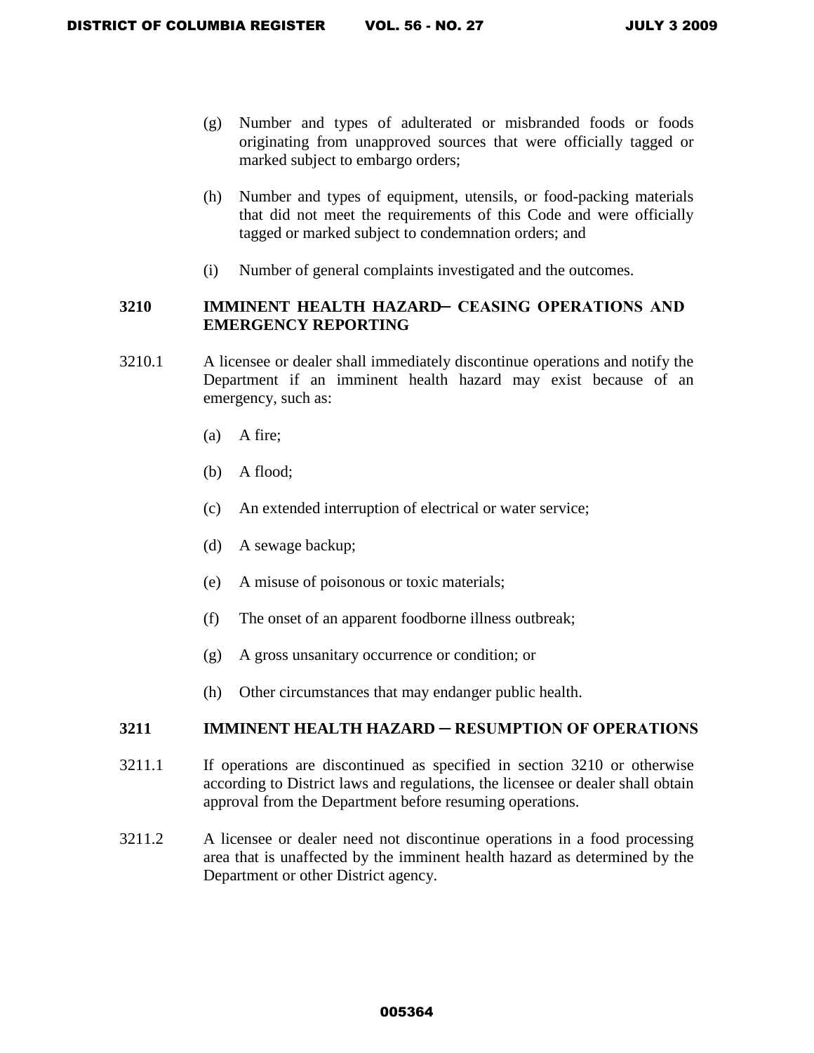(g) Number and types of adulterated or misbranded foods or foods originating from unapproved sources that were officially tagged or marked subject to embargo orders;

(h) Number and types of equipment, utensils, or food-packing materials that did not meet the requirements of this Code and were officially tagged or marked subject to condemnation orders; and

(i) Number of general complaints investigated and the outcomes.

## 3210 IMMINENT HEALTH HAZARD– CEASING OPERATIONS AND EMERGENCY REPORTING

3210.1 A licensee or dealer shall immediately discontinue operations and notify the Department if an imminent health hazard may exist because of an emergency, such as:

(a) A fire;

(b) A flood;

(c) An extended interruption of electrical or water service;

(d) A sewage backup;

(e) A misuse of poisonous or toxic materials;

(f) The onset of an apparent foodborne illness outbreak;

(g) A gross unsanitary occurrence or condition; or

(h) Other circumstances that may endanger public health.

## 3211 IMMINENT HEALTH HAZARD – RESUMPTION OF OPERATIONS

3211.1 If operations are discontinued as specified in section 3210 or otherwise according to District laws and regulations, the licensee or dealer shall obtain approval from the Department before resuming operations.

3211.2 A licensee or dealer need not discontinue operations in a food processing area that is unaffected by the imminent health hazard as determined by the Department or other District agency.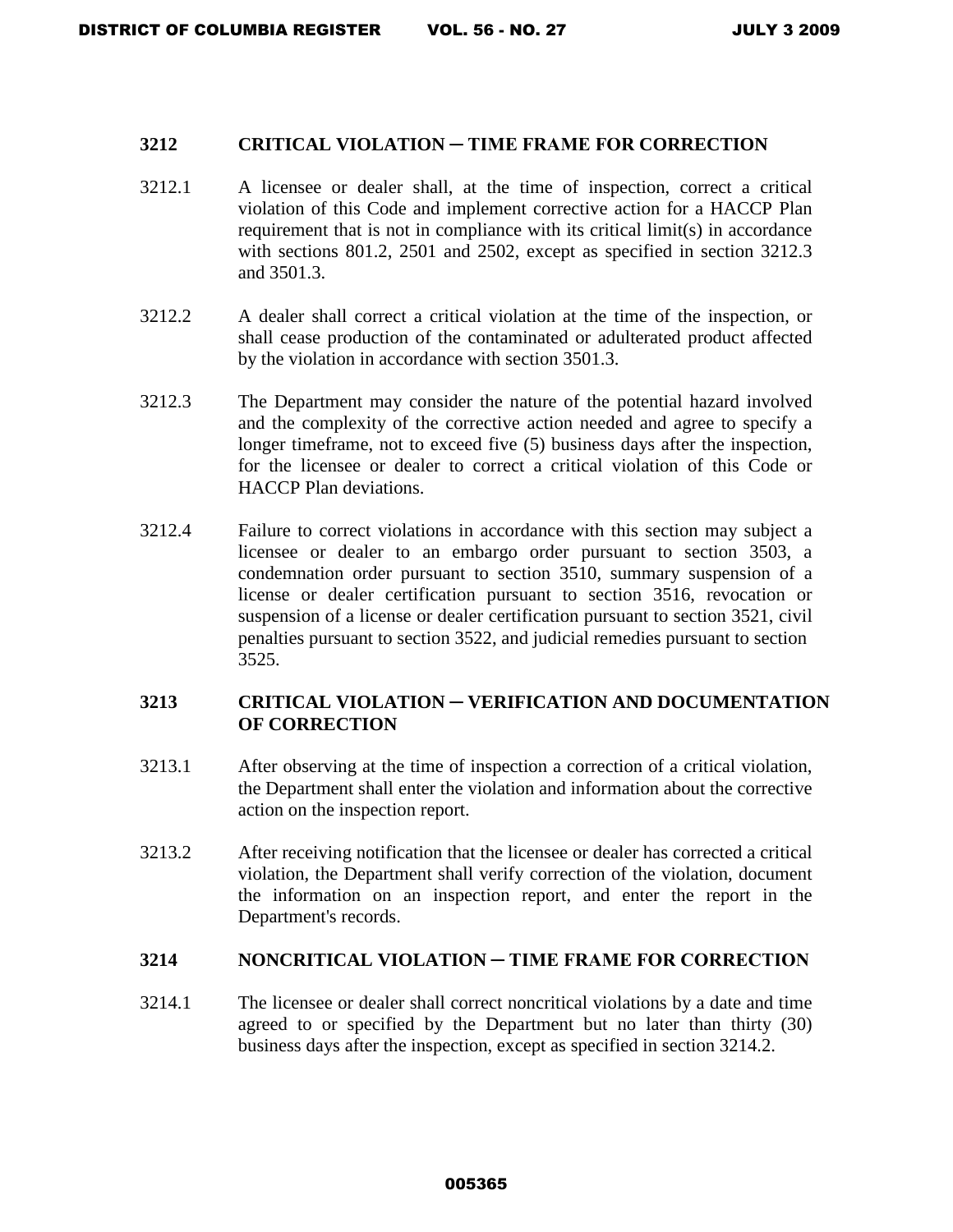## 3212 CRITICAL VIOLATION ─ TIME FRAME FOR CORRECTION

3212.1 A licensee or dealer shall, at the time of inspection, correct a critical violation of this Code and implement corrective action for a HACCP Plan requirement that is not in compliance with its critical limit(s) in accordance with sections 801.2, 2501 and 2502, except as specified in section 3212.3 and 3501.3.

3212.2 A dealer shall correct a critical violation at the time of the inspection, or shall cease production of the contaminated or adulterated product affected by the violation in accordance with section 3501.3.

3212.3 The Department may consider the nature of the potential hazard involved and the complexity of the corrective action needed and agree to specify a longer timeframe, not to exceed five (5) business days after the inspection, for the licensee or dealer to correct a critical violation of this Code or HACCP Plan deviations.

3212.4 Failure to correct violations in accordance with this section may subject a licensee or dealer to an embargo order pursuant to section 3503, a condemnation order pursuant to section 3510, summary suspension of a license or dealer certification pursuant to section 3516, revocation or suspension of a license or dealer certification pursuant to section 3521, civil penalties pursuant to section 3522, and judicial remedies pursuant to section 3525.

## 3213 CRITICAL VIOLATION ─ VERIFICATION AND DOCUMENTATION OF CORRECTION

3213.1 After observing at the time of inspection a correction of a critical violation, the Department shall enter the violation and information about the corrective action on the inspection report.

3213.2 After receiving notification that the licensee or dealer has corrected a critical violation, the Department shall verify correction of the violation, document the information on an inspection report, and enter the report in the Department's records.

## 3214 NONCRITICAL VIOLATION ─ TIME FRAME FOR CORRECTION

3214.1 The licensee or dealer shall correct noncritical violations by a date and time agreed to or specified by the Department but no later than thirty (30) business days after the inspection, except as specified in section 3214.2.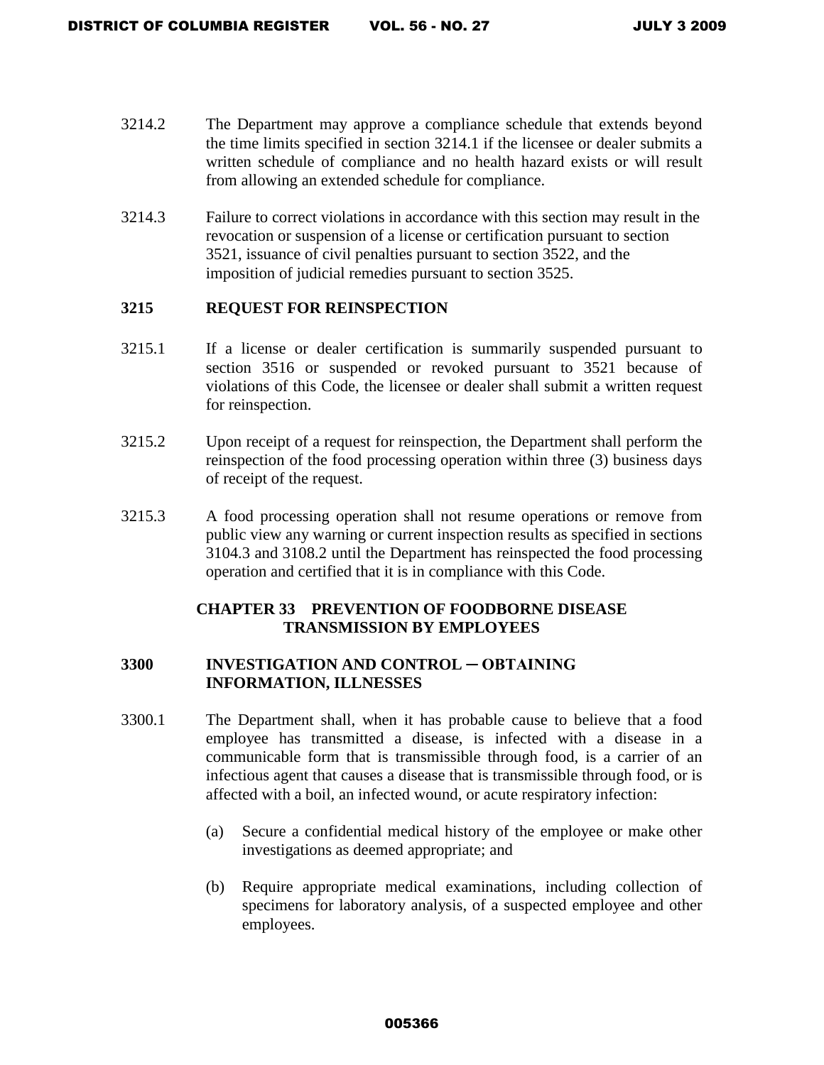3214.2 The Department may approve a compliance schedule that extends beyond the time limits specified in section 3214.1 if the licensee or dealer submits a written schedule of compliance and no health hazard exists or will result from allowing an extended schedule for compliance.

3214.3 Failure to correct violations in accordance with this section may result in the revocation or suspension of a license or certification pursuant to section 3521, issuance of civil penalties pursuant to section 3522, and the imposition of judicial remedies pursuant to section 3525.

### 3215 REQUEST FOR REINSPECTION

3215.1 If a license or dealer certification is summarily suspended pursuant to section 3516 or suspended or revoked pursuant to 3521 because of violations of this Code, the licensee or dealer shall submit a written request for reinspection.

3215.2 Upon receipt of a request for reinspection, the Department shall perform the reinspection of the food processing operation within three (3) business days of receipt of the request.

3215.3 A food processing operation shall not resume operations or remove from public view any warning or current inspection results as specified in sections 3104.3 and 3108.2 until the Department has reinspected the food processing operation and certified that it is in compliance with this Code.

## CHAPTER 33 PREVENTION OF FOODBORNE DISEASE TRANSMISSION BY EMPLOYEES

### 3300 INVESTIGATION AND CONTROL ─ OBTAINING INFORMATION, ILLNESSES

3300.1 The Department shall, when it has probable cause to believe that a food employee has transmitted a disease, is infected with a disease in a communicable form that is transmissible through food, is a carrier of an infectious agent that causes a disease that is transmissible through food, or is affected with a boil, an infected wound, or acute respiratory infection:

(a) Secure a confidential medical history of the employee or make other investigations as deemed appropriate; and

(b) Require appropriate medical examinations, including collection of specimens for laboratory analysis, of a suspected employee and other employees.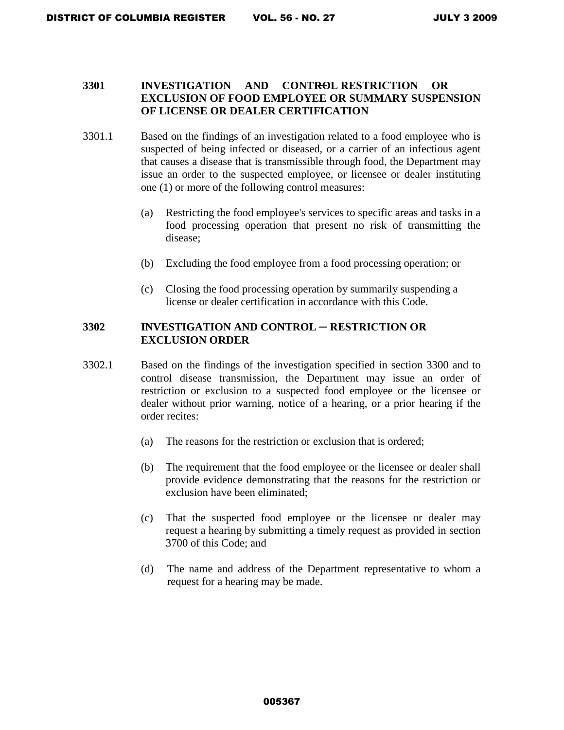**3301 INVESTIGATION AND CONTROL RESTRICTION OR EXCLUSION OF FOOD EMPLOYEE OR SUMMARY SUSPENSION OF LICENSE OR DEALER CERTIFICATION**

3301.1 Based on the findings of an investigation related to a food employee who is suspected of being infected or diseased, or a carrier of an infectious agent that causes a disease that is transmissible through food, the Department may issue an order to the suspected employee, or licensee or dealer instituting one (1) or more of the following control measures:

(a) Restricting the food employee's services to specific areas and tasks in a food processing operation that present no risk of transmitting the disease;

(b) Excluding the food employee from a food processing operation; or

(c) Closing the food processing operation by summarily suspending a license or dealer certification in accordance with this Code.

**3302 INVESTIGATION AND CONTROL ─ RESTRICTION OR EXCLUSION ORDER**

3302.1 Based on the findings of the investigation specified in section 3300 and to control disease transmission, the Department may issue an order of restriction or exclusion to a suspected food employee or the licensee or dealer without prior warning, notice of a hearing, or a prior hearing if the order recites:

(a) The reasons for the restriction or exclusion that is ordered;

(b) The requirement that the food employee or the licensee or dealer shall provide evidence demonstrating that the reasons for the restriction or exclusion have been eliminated;

(c) That the suspected food employee or the licensee or dealer may request a hearing by submitting a timely request as provided in section 3700 of this Code; and

(d) The name and address of the Department representative to whom a request for a hearing may be made.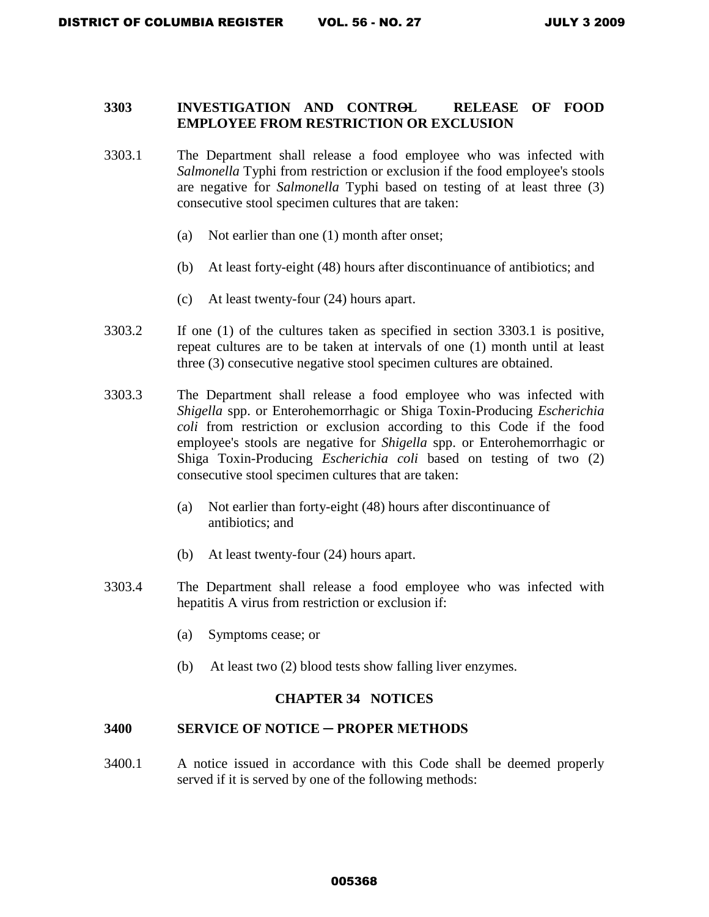## 3303 INVESTIGATION AND CONTROL RELEASE OF FOOD EMPLOYEE FROM RESTRICTION OR EXCLUSION

3303.1 The Department shall release a food employee who was infected with *Salmonella* Typhi from restriction or exclusion if the food employee's stools are negative for *Salmonella* Typhi based on testing of at least three (3) consecutive stool specimen cultures that are taken:

- (a) Not earlier than one (1) month after onset;
- (b) At least forty-eight (48) hours after discontinuance of antibiotics; and
- (c) At least twenty-four (24) hours apart.

3303.2 If one (1) of the cultures taken as specified in section 3303.1 is positive, repeat cultures are to be taken at intervals of one (1) month until at least three (3) consecutive negative stool specimen cultures are obtained.

3303.3 The Department shall release a food employee who was infected with *Shigella* spp. or Enterohemorrhagic or Shiga Toxin-Producing *Escherichia coli* from restriction or exclusion according to this Code if the food employee's stools are negative for *Shigella* spp. or Enterohemorrhagic or Shiga Toxin-Producing *Escherichia coli* based on testing of two (2) consecutive stool specimen cultures that are taken:

- (a) Not earlier than forty-eight (48) hours after discontinuance of antibiotics; and
- (b) At least twenty-four (24) hours apart.

3303.4 The Department shall release a food employee who was infected with hepatitis A virus from restriction or exclusion if:

- (a) Symptoms cease; or
- (b) At least two (2) blood tests show falling liver enzymes.

# CHAPTER 34 NOTICES

## 3400 SERVICE OF NOTICE – PROPER METHODS

3400.1 A notice issued in accordance with this Code shall be deemed properly served if it is served by one of the following methods: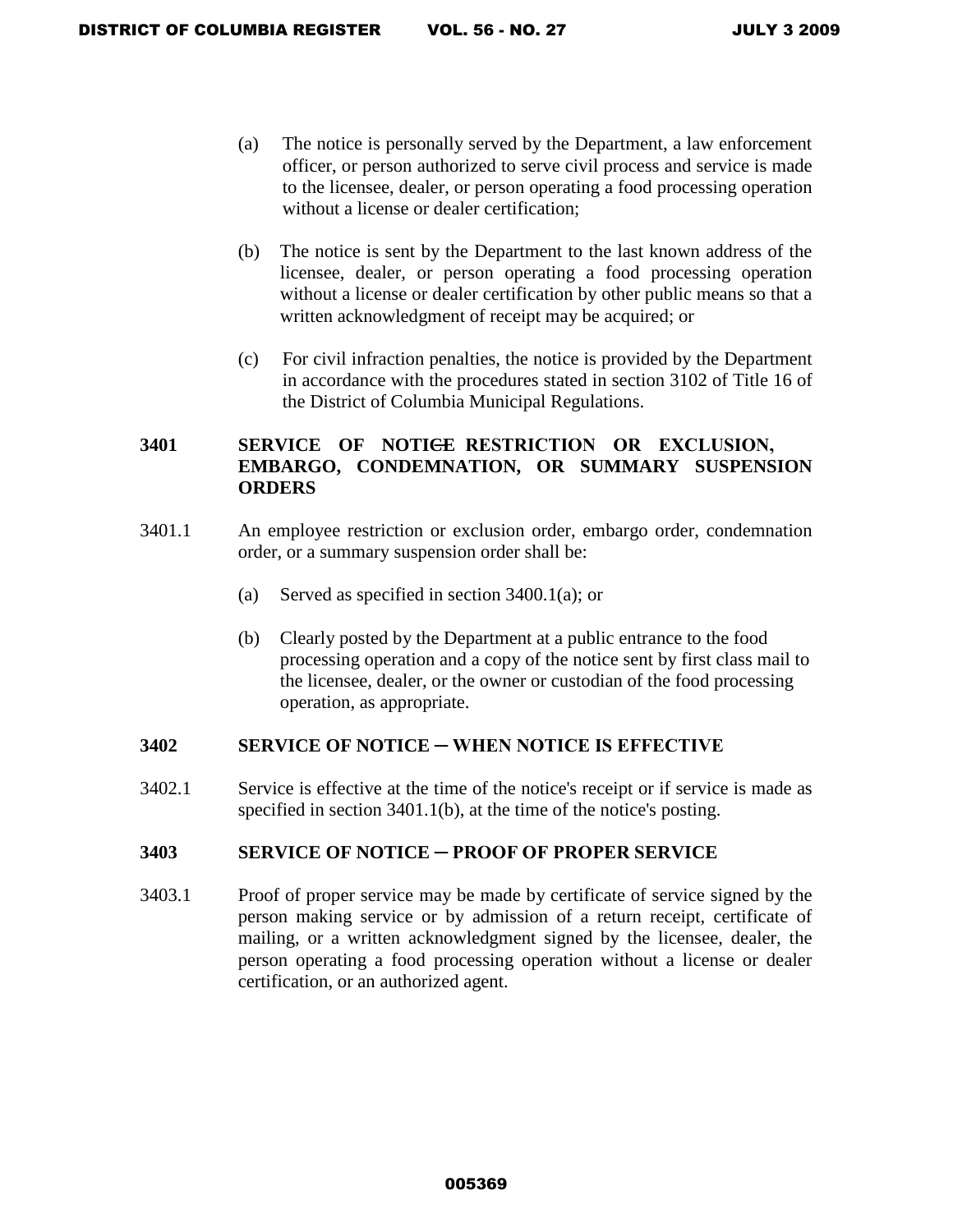(a) The notice is personally served by the Department, a law enforcement officer, or person authorized to serve civil process and service is made to the licensee, dealer, or person operating a food processing operation without a license or dealer certification;

(b) The notice is sent by the Department to the last known address of the licensee, dealer, or person operating a food processing operation without a license or dealer certification by other public means so that a written acknowledgment of receipt may be acquired; or

(c) For civil infraction penalties, the notice is provided by the Department in accordance with the procedures stated in section 3102 of Title 16 of the District of Columbia Municipal Regulations.

**3401 SERVICE OF NOTICE RESTRICTION OR EXCLUSION, EMBARGO, CONDEMNATION, OR SUMMARY SUSPENSION ORDERS**

3401.1 An employee restriction or exclusion order, embargo order, condemnation order, or a summary suspension order shall be:

(a) Served as specified in section 3400.1(a); or

(b) Clearly posted by the Department at a public entrance to the food processing operation and a copy of the notice sent by first class mail to the licensee, dealer, or the owner or custodian of the food processing operation, as appropriate.

**3402 SERVICE OF NOTICE – WHEN NOTICE IS EFFECTIVE**

3402.1 Service is effective at the time of the notice's receipt or if service is made as specified in section 3401.1(b), at the time of the notice's posting.

**3403 SERVICE OF NOTICE – PROOF OF PROPER SERVICE**

3403.1 Proof of proper service may be made by certificate of service signed by the person making service or by admission of a return receipt, certificate of mailing, or a written acknowledgment signed by the licensee, dealer, the person operating a food processing operation without a license or dealer certification, or an authorized agent.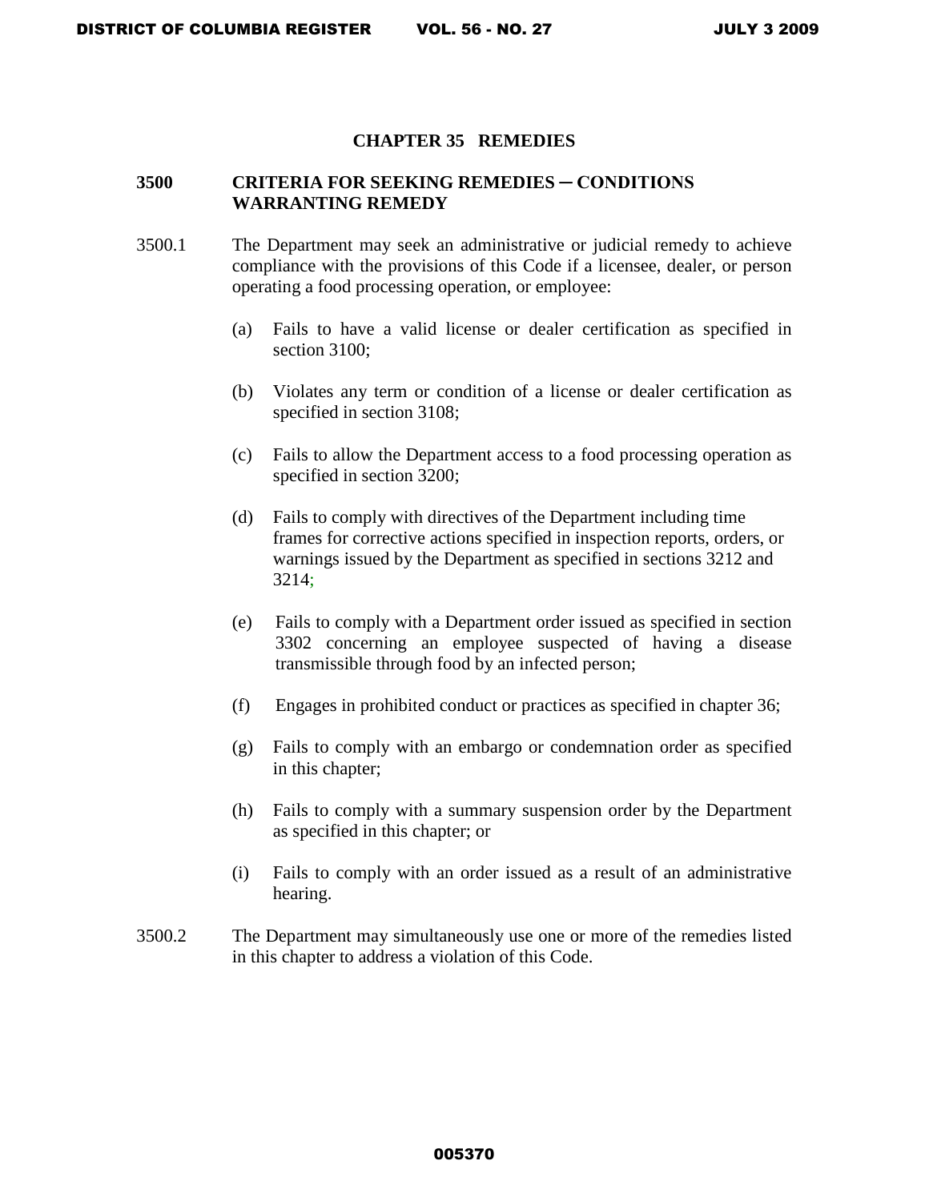# CHAPTER 35 REMEDIES

## 3500 CRITERIA FOR SEEKING REMEDIES ─ CONDITIONS WARRANTING REMEDY

3500.1 The Department may seek an administrative or judicial remedy to achieve compliance with the provisions of this Code if a licensee, dealer, or person operating a food processing operation, or employee:

(a) Fails to have a valid license or dealer certification as specified in section 3100;

(b) Violates any term or condition of a license or dealer certification as specified in section 3108;

(c) Fails to allow the Department access to a food processing operation as specified in section 3200;

(d) Fails to comply with directives of the Department including time frames for corrective actions specified in inspection reports, orders, or warnings issued by the Department as specified in sections 3212 and 3214;

(e) Fails to comply with a Department order issued as specified in section 3302 concerning an employee suspected of having a disease transmissible through food by an infected person;

(f) Engages in prohibited conduct or practices as specified in chapter 36;

(g) Fails to comply with an embargo or condemnation order as specified in this chapter;

(h) Fails to comply with a summary suspension order by the Department as specified in this chapter; or

(i) Fails to comply with an order issued as a result of an administrative hearing.

3500.2 The Department may simultaneously use one or more of the remedies listed in this chapter to address a violation of this Code.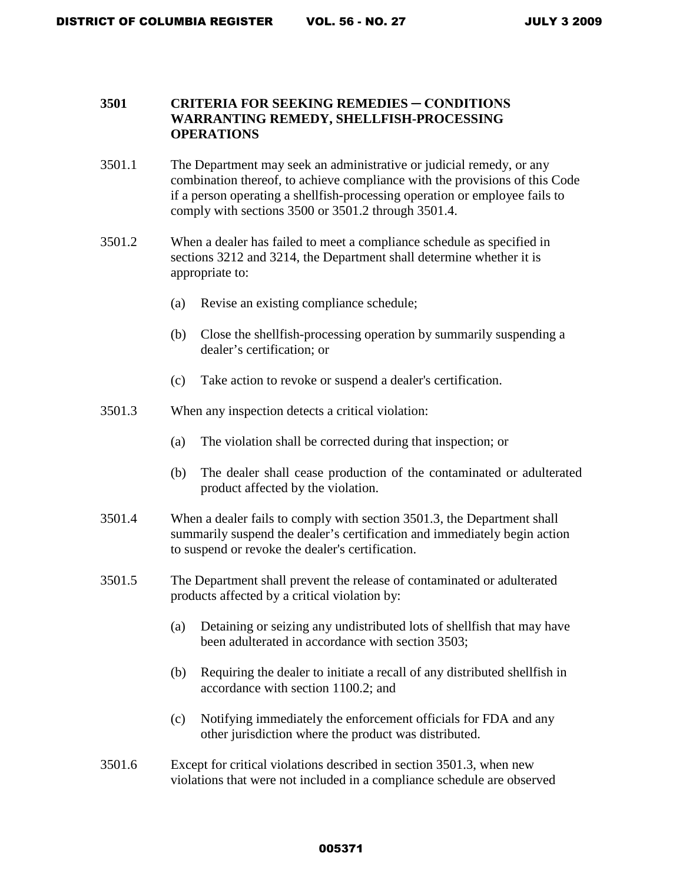### 3501 CRITERIA FOR SEEKING REMEDIES ─ CONDITIONS WARRANTING REMEDY, SHELLFISH-PROCESSING OPERATIONS

3501.1 The Department may seek an administrative or judicial remedy, or any combination thereof, to achieve compliance with the provisions of this Code if a person operating a shellfish-processing operation or employee fails to comply with sections 3500 or 3501.2 through 3501.4.

3501.2 When a dealer has failed to meet a compliance schedule as specified in sections 3212 and 3214, the Department shall determine whether it is appropriate to:

- (a) Revise an existing compliance schedule;
- (b) Close the shellfish-processing operation by summarily suspending a dealer's certification; or
- (c) Take action to revoke or suspend a dealer's certification.

3501.3 When any inspection detects a critical violation:

- (a) The violation shall be corrected during that inspection; or
- (b) The dealer shall cease production of the contaminated or adulterated product affected by the violation.

3501.4 When a dealer fails to comply with section 3501.3, the Department shall summarily suspend the dealer's certification and immediately begin action to suspend or revoke the dealer's certification.

3501.5 The Department shall prevent the release of contaminated or adulterated products affected by a critical violation by:

- (a) Detaining or seizing any undistributed lots of shellfish that may have been adulterated in accordance with section 3503;
- (b) Requiring the dealer to initiate a recall of any distributed shellfish in accordance with section 1100.2; and
- (c) Notifying immediately the enforcement officials for FDA and any other jurisdiction where the product was distributed.

3501.6 Except for critical violations described in section 3501.3, when new violations that were not included in a compliance schedule are observed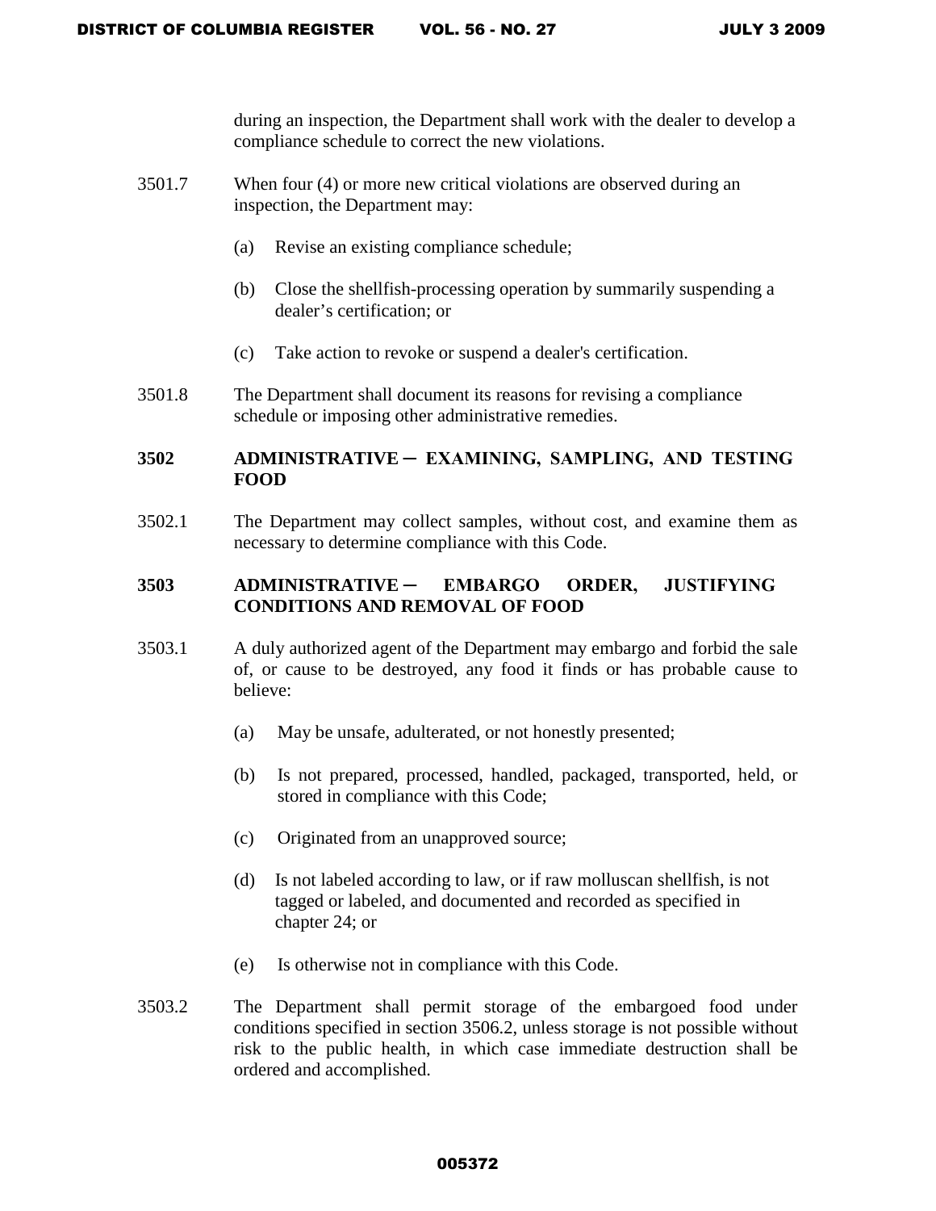during an inspection, the Department shall work with the dealer to develop a compliance schedule to correct the new violations.

3501.7 When four (4) or more new critical violations are observed during an inspection, the Department may:

(a) Revise an existing compliance schedule;

(b) Close the shellfish-processing operation by summarily suspending a dealer's certification; or

(c) Take action to revoke or suspend a dealer's certification.

3501.8 The Department shall document its reasons for revising a compliance schedule or imposing other administrative remedies.

## 3502 ADMINISTRATIVE – EXAMINING, SAMPLING, AND TESTING FOOD

3502.1 The Department may collect samples, without cost, and examine them as necessary to determine compliance with this Code.

## 3503 ADMINISTRATIVE – EMBARGO ORDER, JUSTIFYING CONDITIONS AND REMOVAL OF FOOD

3503.1 A duly authorized agent of the Department may embargo and forbid the sale of, or cause to be destroyed, any food it finds or has probable cause to believe:

(a) May be unsafe, adulterated, or not honestly presented;

(b) Is not prepared, processed, handled, packaged, transported, held, or stored in compliance with this Code;

(c) Originated from an unapproved source;

(d) Is not labeled according to law, or if raw molluscan shellfish, is not tagged or labeled, and documented and recorded as specified in chapter 24; or

(e) Is otherwise not in compliance with this Code.

3503.2 The Department shall permit storage of the embargoed food under conditions specified in section 3506.2, unless storage is not possible without risk to the public health, in which case immediate destruction shall be ordered and accomplished.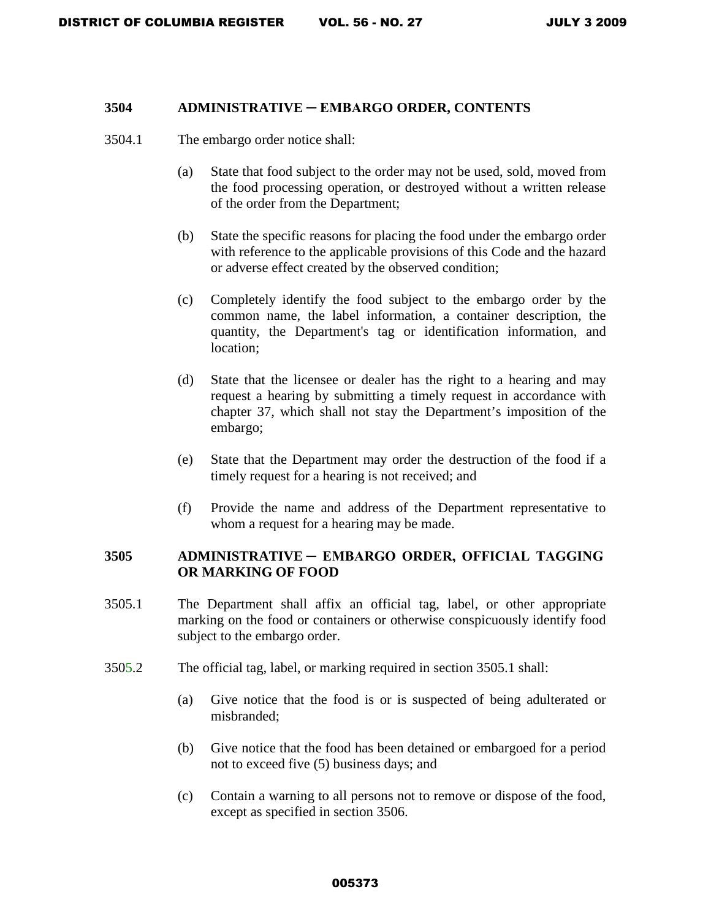### 3504 ADMINISTRATIVE ─ EMBARGO ORDER, CONTENTS

3504.1 The embargo order notice shall:

(a) State that food subject to the order may not be used, sold, moved from the food processing operation, or destroyed without a written release of the order from the Department;

(b) State the specific reasons for placing the food under the embargo order with reference to the applicable provisions of this Code and the hazard or adverse effect created by the observed condition;

(c) Completely identify the food subject to the embargo order by the common name, the label information, a container description, the quantity, the Department's tag or identification information, and location;

(d) State that the licensee or dealer has the right to a hearing and may request a hearing by submitting a timely request in accordance with chapter 37, which shall not stay the Department's imposition of the embargo;

(e) State that the Department may order the destruction of the food if a timely request for a hearing is not received; and

(f) Provide the name and address of the Department representative to whom a request for a hearing may be made.

### 3505 ADMINISTRATIVE ─ EMBARGO ORDER, OFFICIAL TAGGING OR MARKING OF FOOD

3505.1 The Department shall affix an official tag, label, or other appropriate marking on the food or containers or otherwise conspicuously identify food subject to the embargo order.

3505.2 The official tag, label, or marking required in section 3505.1 shall:

(a) Give notice that the food is or is suspected of being adulterated or misbranded;

(b) Give notice that the food has been detained or embargoed for a period not to exceed five (5) business days; and

(c) Contain a warning to all persons not to remove or dispose of the food, except as specified in section 3506.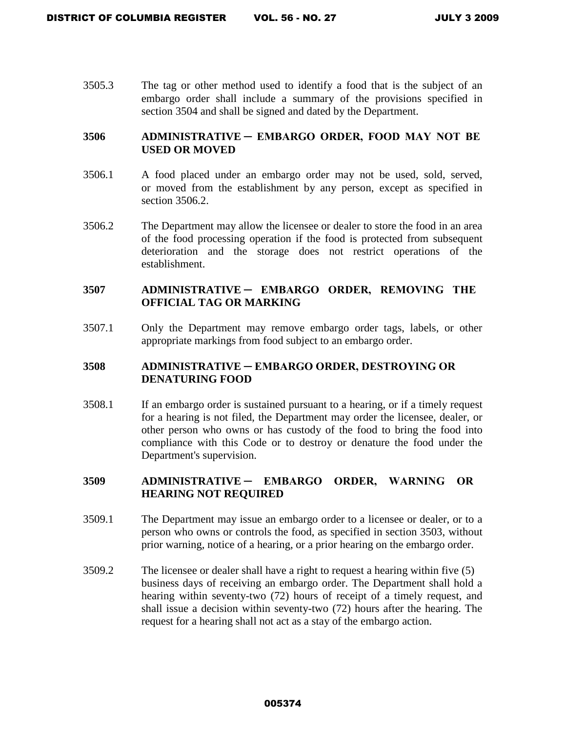3505.3 The tag or other method used to identify a food that is the subject of an embargo order shall include a summary of the provisions specified in section 3504 and shall be signed and dated by the Department.

### 3506 ADMINISTRATIVE – EMBARGO ORDER, FOOD MAY NOT BE USED OR MOVED

3506.1 A food placed under an embargo order may not be used, sold, served, or moved from the establishment by any person, except as specified in section 3506.2.

3506.2 The Department may allow the licensee or dealer to store the food in an area of the food processing operation if the food is protected from subsequent deterioration and the storage does not restrict operations of the establishment.

### 3507 ADMINISTRATIVE – EMBARGO ORDER, REMOVING THE OFFICIAL TAG OR MARKING

3507.1 Only the Department may remove embargo order tags, labels, or other appropriate markings from food subject to an embargo order.

### 3508 ADMINISTRATIVE – EMBARGO ORDER, DESTROYING OR DENATURING FOOD

3508.1 If an embargo order is sustained pursuant to a hearing, or if a timely request for a hearing is not filed, the Department may order the licensee, dealer, or other person who owns or has custody of the food to bring the food into compliance with this Code or to destroy or denature the food under the Department's supervision.

### 3509 ADMINISTRATIVE – EMBARGO ORDER, WARNING OR HEARING NOT REQUIRED

3509.1 The Department may issue an embargo order to a licensee or dealer, or to a person who owns or controls the food, as specified in section 3503, without prior warning, notice of a hearing, or a prior hearing on the embargo order.

3509.2 The licensee or dealer shall have a right to request a hearing within five (5) business days of receiving an embargo order. The Department shall hold a hearing within seventy-two (72) hours of receipt of a timely request, and shall issue a decision within seventy-two (72) hours after the hearing. The request for a hearing shall not act as a stay of the embargo action.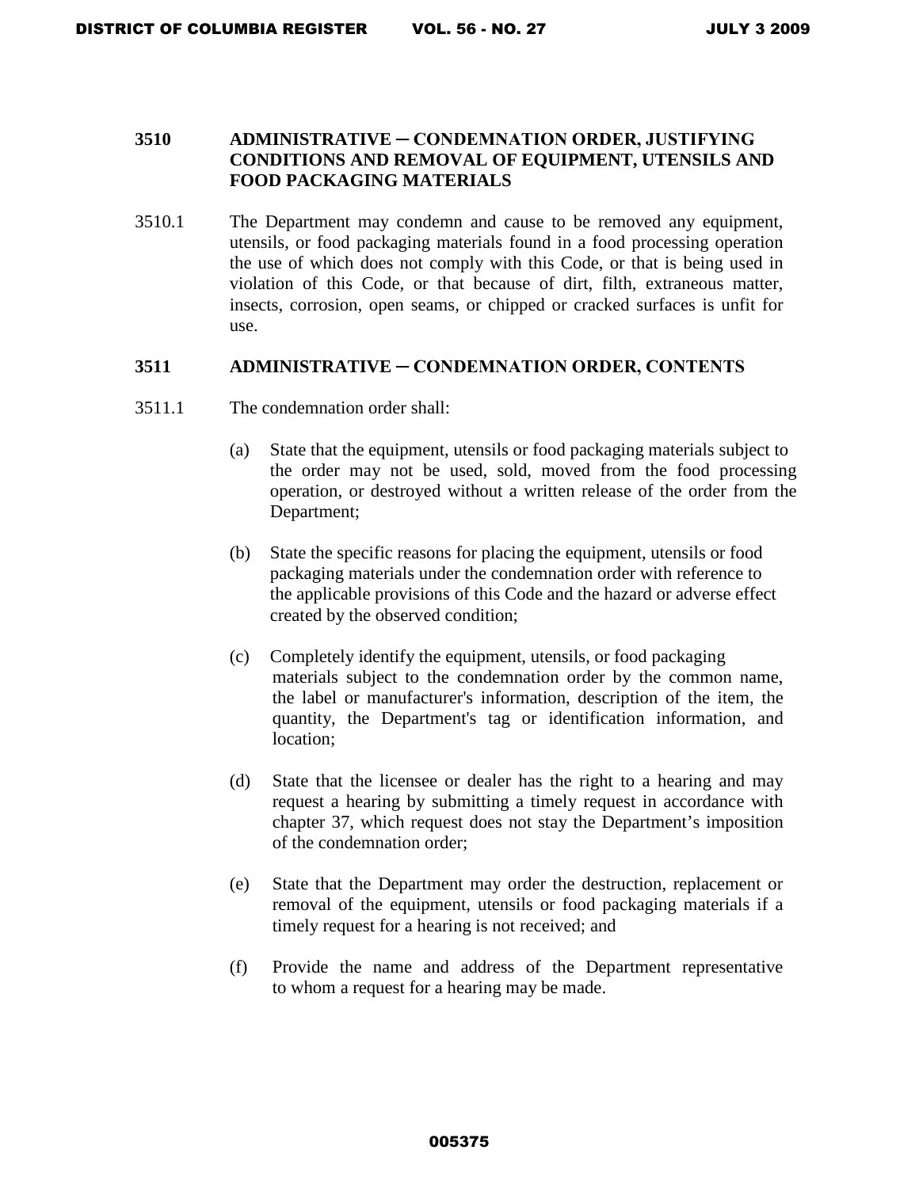### 3510 ADMINISTRATIVE ─ CONDEMNATION ORDER, JUSTIFYING CONDITIONS AND REMOVAL OF EQUIPMENT, UTENSILS AND FOOD PACKAGING MATERIALS

3510.1 The Department may condemn and cause to be removed any equipment, utensils, or food packaging materials found in a food processing operation the use of which does not comply with this Code, or that is being used in violation of this Code, or that because of dirt, filth, extraneous matter, insects, corrosion, open seams, or chipped or cracked surfaces is unfit for use.

### 3511 ADMINISTRATIVE ─ CONDEMNATION ORDER, CONTENTS

3511.1 The condemnation order shall:

(a) State that the equipment, utensils or food packaging materials subject to the order may not be used, sold, moved from the food processing operation, or destroyed without a written release of the order from the Department;

(b) State the specific reasons for placing the equipment, utensils or food packaging materials under the condemnation order with reference to the applicable provisions of this Code and the hazard or adverse effect created by the observed condition;

(c) Completely identify the equipment, utensils, or food packaging materials subject to the condemnation order by the common name, the label or manufacturer's information, description of the item, the quantity, the Department's tag or identification information, and location;

(d) State that the licensee or dealer has the right to a hearing and may request a hearing by submitting a timely request in accordance with chapter 37, which request does not stay the Department's imposition of the condemnation order;

(e) State that the Department may order the destruction, replacement or removal of the equipment, utensils or food packaging materials if a timely request for a hearing is not received; and

(f) Provide the name and address of the Department representative to whom a request for a hearing may be made.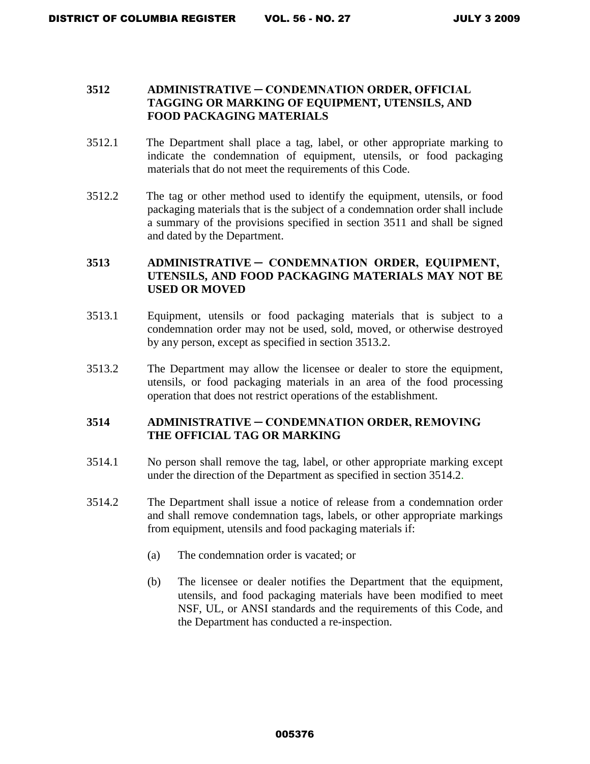## 3512 ADMINISTRATIVE ─ CONDEMNATION ORDER, OFFICIAL TAGGING OR MARKING OF EQUIPMENT, UTENSILS, AND FOOD PACKAGING MATERIALS

3512.1 The Department shall place a tag, label, or other appropriate marking to indicate the condemnation of equipment, utensils, or food packaging materials that do not meet the requirements of this Code.

3512.2 The tag or other method used to identify the equipment, utensils, or food packaging materials that is the subject of a condemnation order shall include a summary of the provisions specified in section 3511 and shall be signed and dated by the Department.

## 3513 ADMINISTRATIVE ─ CONDEMNATION ORDER, EQUIPMENT, UTENSILS, AND FOOD PACKAGING MATERIALS MAY NOT BE USED OR MOVED

3513.1 Equipment, utensils or food packaging materials that is subject to a condemnation order may not be used, sold, moved, or otherwise destroyed by any person, except as specified in section 3513.2.

3513.2 The Department may allow the licensee or dealer to store the equipment, utensils, or food packaging materials in an area of the food processing operation that does not restrict operations of the establishment.

## 3514 ADMINISTRATIVE ─ CONDEMNATION ORDER, REMOVING THE OFFICIAL TAG OR MARKING

3514.1 No person shall remove the tag, label, or other appropriate marking except under the direction of the Department as specified in section 3514.2.

3514.2 The Department shall issue a notice of release from a condemnation order and shall remove condemnation tags, labels, or other appropriate markings from equipment, utensils and food packaging materials if:

(a) The condemnation order is vacated; or

(b) The licensee or dealer notifies the Department that the equipment, utensils, and food packaging materials have been modified to meet NSF, UL, or ANSI standards and the requirements of this Code, and the Department has conducted a re-inspection.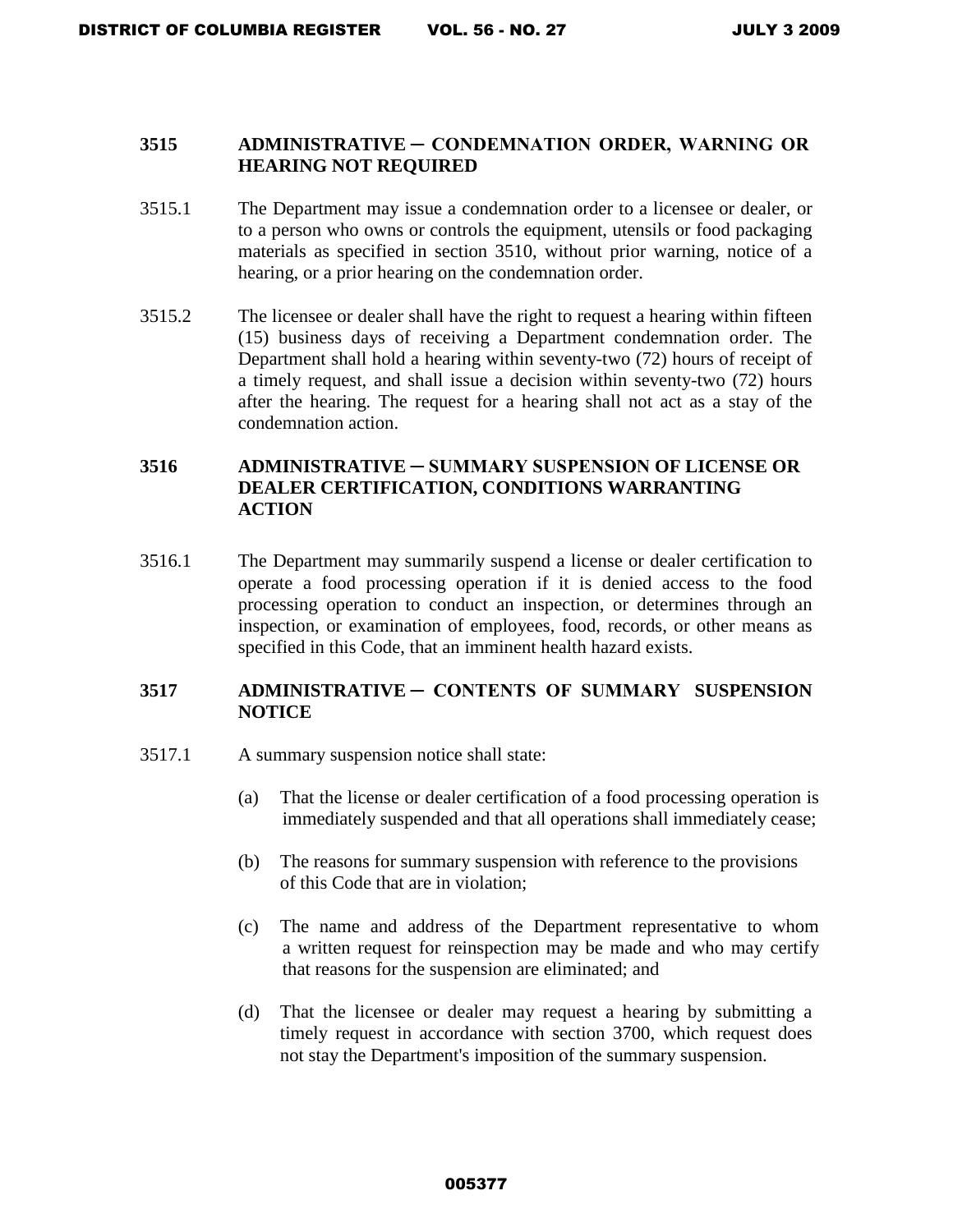## 3515 ADMINISTRATIVE ─ CONDEMNATION ORDER, WARNING OR HEARING NOT REQUIRED

3515.1 The Department may issue a condemnation order to a licensee or dealer, or to a person who owns or controls the equipment, utensils or food packaging materials as specified in section 3510, without prior warning, notice of a hearing, or a prior hearing on the condemnation order.

3515.2 The licensee or dealer shall have the right to request a hearing within fifteen (15) business days of receiving a Department condemnation order. The Department shall hold a hearing within seventy-two (72) hours of receipt of a timely request, and shall issue a decision within seventy-two (72) hours after the hearing. The request for a hearing shall not act as a stay of the condemnation action.

## 3516 ADMINISTRATIVE ─ SUMMARY SUSPENSION OF LICENSE OR DEALER CERTIFICATION, CONDITIONS WARRANTING ACTION

3516.1 The Department may summarily suspend a license or dealer certification to operate a food processing operation if it is denied access to the food processing operation to conduct an inspection, or determines through an inspection, or examination of employees, food, records, or other means as specified in this Code, that an imminent health hazard exists.

## 3517 ADMINISTRATIVE ─ CONTENTS OF SUMMARY SUSPENSION NOTICE

3517.1 A summary suspension notice shall state:

(a) That the license or dealer certification of a food processing operation is immediately suspended and that all operations shall immediately cease;

(b) The reasons for summary suspension with reference to the provisions of this Code that are in violation;

(c) The name and address of the Department representative to whom a written request for reinspection may be made and who may certify that reasons for the suspension are eliminated; and

(d) That the licensee or dealer may request a hearing by submitting a timely request in accordance with section 3700, which request does not stay the Department's imposition of the summary suspension.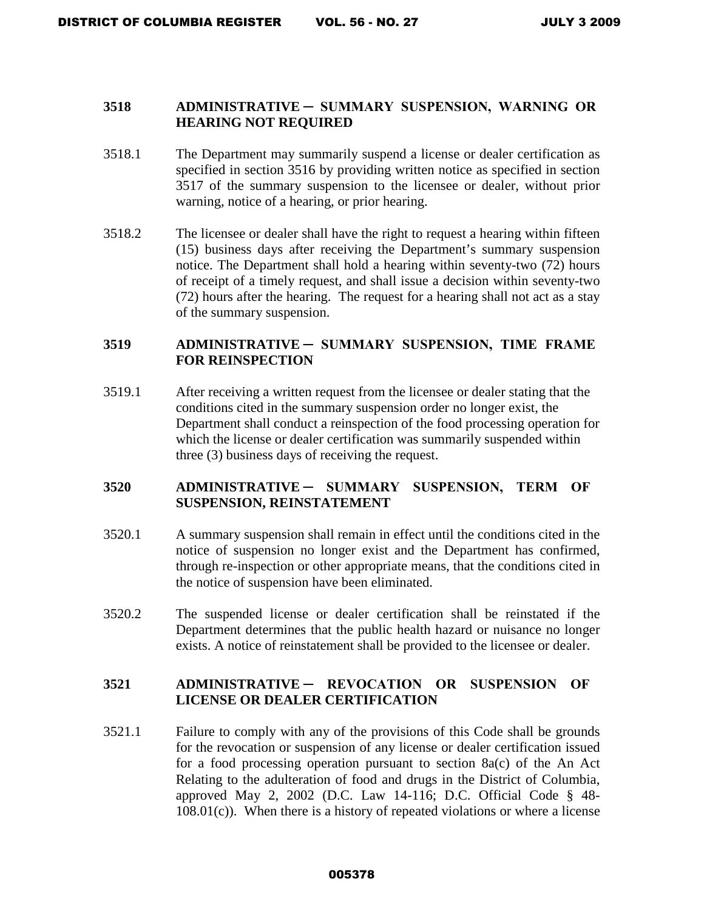### 3518 ADMINISTRATIVE ─ SUMMARY SUSPENSION, WARNING OR HEARING NOT REQUIRED

3518.1 The Department may summarily suspend a license or dealer certification as specified in section 3516 by providing written notice as specified in section 3517 of the summary suspension to the licensee or dealer, without prior warning, notice of a hearing, or prior hearing.

3518.2 The licensee or dealer shall have the right to request a hearing within fifteen (15) business days after receiving the Department's summary suspension notice. The Department shall hold a hearing within seventy-two (72) hours of receipt of a timely request, and shall issue a decision within seventy-two (72) hours after the hearing. The request for a hearing shall not act as a stay of the summary suspension.

### 3519 ADMINISTRATIVE ─ SUMMARY SUSPENSION, TIME FRAME FOR REINSPECTION

3519.1 After receiving a written request from the licensee or dealer stating that the conditions cited in the summary suspension order no longer exist, the Department shall conduct a reinspection of the food processing operation for which the license or dealer certification was summarily suspended within three (3) business days of receiving the request.

### 3520 ADMINISTRATIVE ─ SUMMARY SUSPENSION, TERM OF SUSPENSION, REINSTATEMENT

3520.1 A summary suspension shall remain in effect until the conditions cited in the notice of suspension no longer exist and the Department has confirmed, through re-inspection or other appropriate means, that the conditions cited in the notice of suspension have been eliminated.

3520.2 The suspended license or dealer certification shall be reinstated if the Department determines that the public health hazard or nuisance no longer exists. A notice of reinstatement shall be provided to the licensee or dealer.

### 3521 ADMINISTRATIVE ─ REVOCATION OR SUSPENSION OF LICENSE OR DEALER CERTIFICATION

3521.1 Failure to comply with any of the provisions of this Code shall be grounds for the revocation or suspension of any license or dealer certification issued for a food processing operation pursuant to section 8a(c) of the An Act Relating to the adulteration of food and drugs in the District of Columbia, approved May 2, 2002 (D.C. Law 14-116; D.C. Official Code § 48-108.01(c)). When there is a history of repeated violations or where a license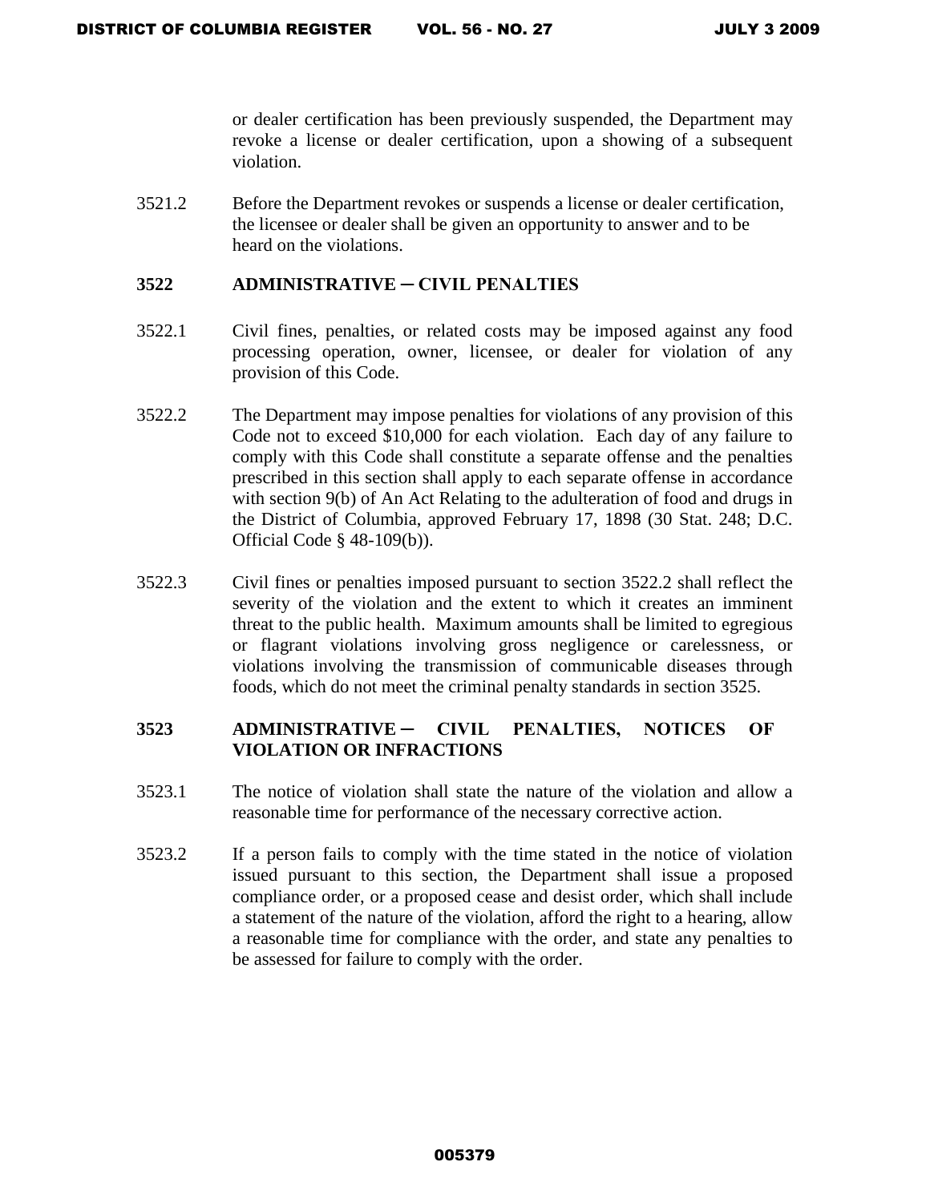or dealer certification has been previously suspended, the Department may revoke a license or dealer certification, upon a showing of a subsequent violation.

3521.2 Before the Department revokes or suspends a license or dealer certification, the licensee or dealer shall be given an opportunity to answer and to be heard on the violations.

## 3522 ADMINISTRATIVE ─ CIVIL PENALTIES

3522.1 Civil fines, penalties, or related costs may be imposed against any food processing operation, owner, licensee, or dealer for violation of any provision of this Code.

3522.2 The Department may impose penalties for violations of any provision of this Code not to exceed $10,000 for each violation. Each day of any failure to comply with this Code shall constitute a separate offense and the penalties prescribed in this section shall apply to each separate offense in accordance with section 9(b) of An Act Relating to the adulteration of food and drugs in the District of Columbia, approved February 17, 1898 (30 Stat. 248; D.C. Official Code § 48-109(b)).

3522.3 Civil fines or penalties imposed pursuant to section 3522.2 shall reflect the severity of the violation and the extent to which it creates an imminent threat to the public health. Maximum amounts shall be limited to egregious or flagrant violations involving gross negligence or carelessness, or violations involving the transmission of communicable diseases through foods, which do not meet the criminal penalty standards in section 3525.

## 3523 ADMINISTRATIVE ─ CIVIL PENALTIES, NOTICES OF VIOLATION OR INFRACTIONS

3523.1 The notice of violation shall state the nature of the violation and allow a reasonable time for performance of the necessary corrective action.

3523.2 If a person fails to comply with the time stated in the notice of violation issued pursuant to this section, the Department shall issue a proposed compliance order, or a proposed cease and desist order, which shall include a statement of the nature of the violation, afford the right to a hearing, allow a reasonable time for compliance with the order, and state any penalties to be assessed for failure to comply with the order.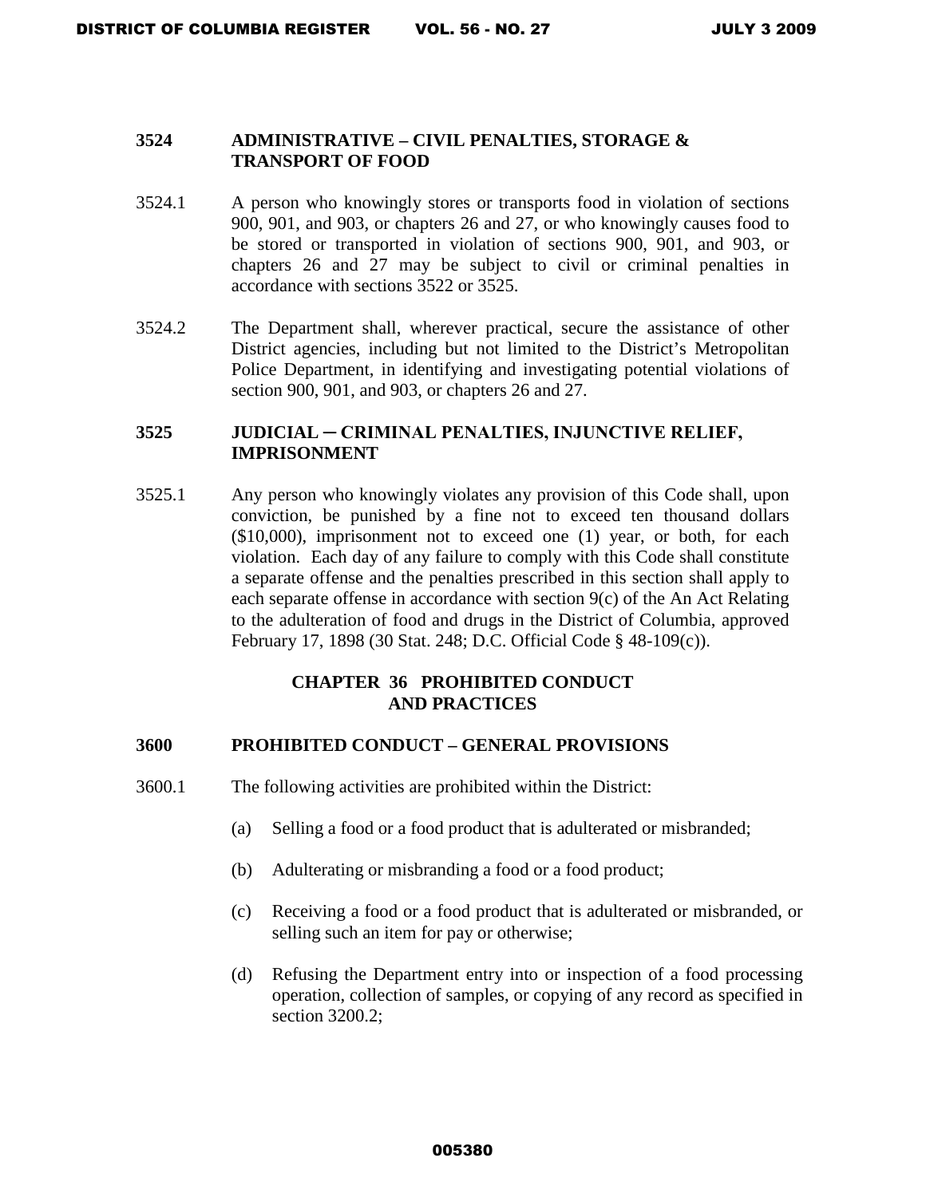### 3524 ADMINISTRATIVE – CIVIL PENALTIES, STORAGE & TRANSPORT OF FOOD

3524.1 A person who knowingly stores or transports food in violation of sections 900, 901, and 903, or chapters 26 and 27, or who knowingly causes food to be stored or transported in violation of sections 900, 901, and 903, or chapters 26 and 27 may be subject to civil or criminal penalties in accordance with sections 3522 or 3525.

3524.2 The Department shall, wherever practical, secure the assistance of other District agencies, including but not limited to the District's Metropolitan Police Department, in identifying and investigating potential violations of section 900, 901, and 903, or chapters 26 and 27.

### 3525 JUDICIAL ─ CRIMINAL PENALTIES, INJUNCTIVE RELIEF, IMPRISONMENT

3525.1 Any person who knowingly violates any provision of this Code shall, upon conviction, be punished by a fine not to exceed ten thousand dollars ($10,000), imprisonment not to exceed one (1) year, or both, for each violation. Each day of any failure to comply with this Code shall constitute a separate offense and the penalties prescribed in this section shall apply to each separate offense in accordance with section 9(c) of the An Act Relating to the adulteration of food and drugs in the District of Columbia, approved February 17, 1898 (30 Stat. 248; D.C. Official Code § 48-109(c)).

## CHAPTER 36 PROHIBITED CONDUCT AND PRACTICES

### 3600 PROHIBITED CONDUCT – GENERAL PROVISIONS

3600.1 The following activities are prohibited within the District:

(a) Selling a food or a food product that is adulterated or misbranded;

(b) Adulterating or misbranding a food or a food product;

(c) Receiving a food or a food product that is adulterated or misbranded, or selling such an item for pay or otherwise;

(d) Refusing the Department entry into or inspection of a food processing operation, collection of samples, or copying of any record as specified in section 3200.2;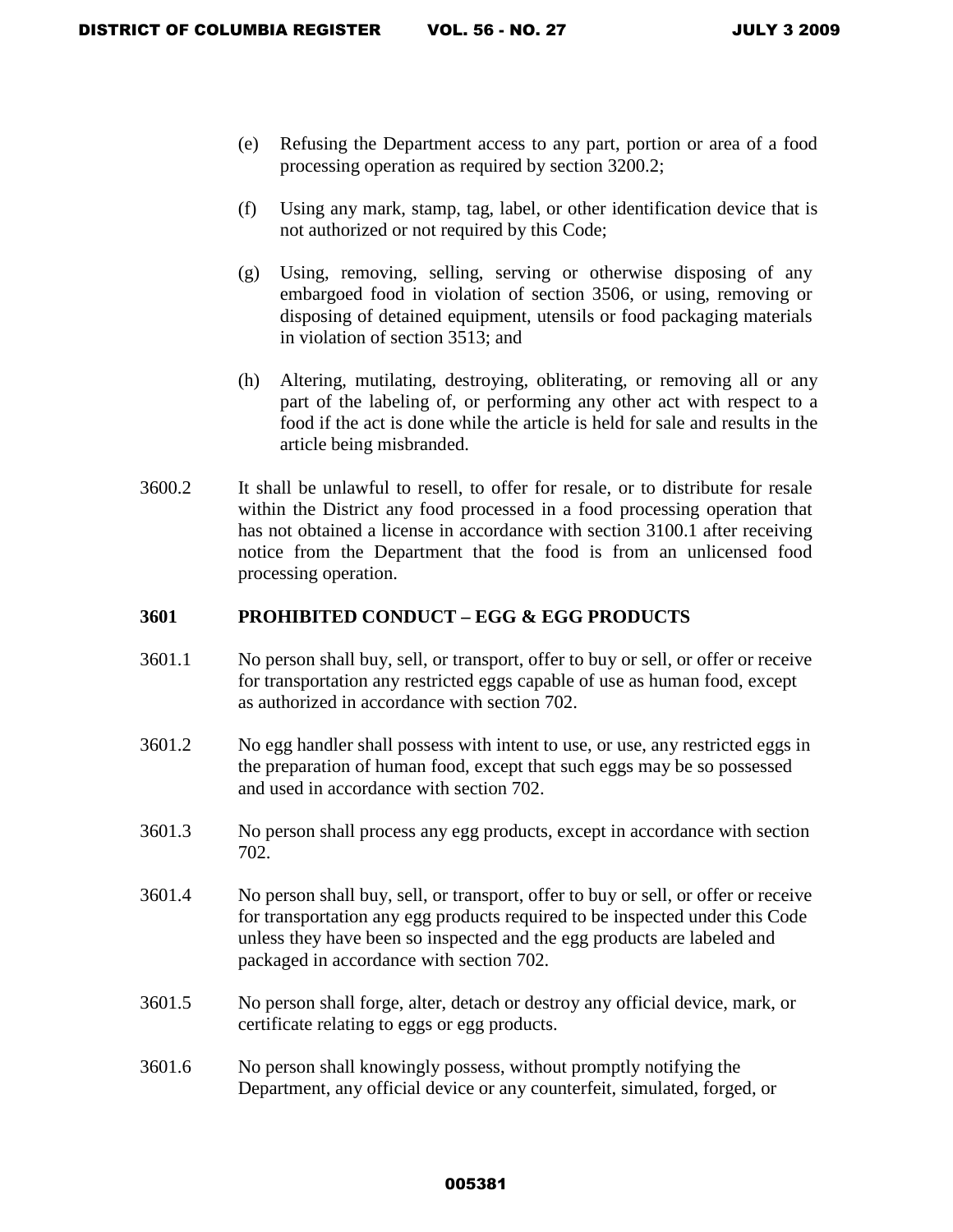(e) Refusing the Department access to any part, portion or area of a food processing operation as required by section 3200.2;

(f) Using any mark, stamp, tag, label, or other identification device that is not authorized or not required by this Code;

(g) Using, removing, selling, serving or otherwise disposing of any embargoed food in violation of section 3506, or using, removing or disposing of detained equipment, utensils or food packaging materials in violation of section 3513; and

(h) Altering, mutilating, destroying, obliterating, or removing all or any part of the labeling of, or performing any other act with respect to a food if the act is done while the article is held for sale and results in the article being misbranded.

3600.2 It shall be unlawful to resell, to offer for resale, or to distribute for resale within the District any food processed in a food processing operation that has not obtained a license in accordance with section 3100.1 after receiving notice from the Department that the food is from an unlicensed food processing operation.

**3601 PROHIBITED CONDUCT – EGG & EGG PRODUCTS**

3601.1 No person shall buy, sell, or transport, offer to buy or sell, or offer or receive for transportation any restricted eggs capable of use as human food, except as authorized in accordance with section 702.

3601.2 No egg handler shall possess with intent to use, or use, any restricted eggs in the preparation of human food, except that such eggs may be so possessed and used in accordance with section 702.

3601.3 No person shall process any egg products, except in accordance with section 702.

3601.4 No person shall buy, sell, or transport, offer to buy or sell, or offer or receive for transportation any egg products required to be inspected under this Code unless they have been so inspected and the egg products are labeled and packaged in accordance with section 702.

3601.5 No person shall forge, alter, detach or destroy any official device, mark, or certificate relating to eggs or egg products.

3601.6 No person shall knowingly possess, without promptly notifying the Department, any official device or any counterfeit, simulated, forged, or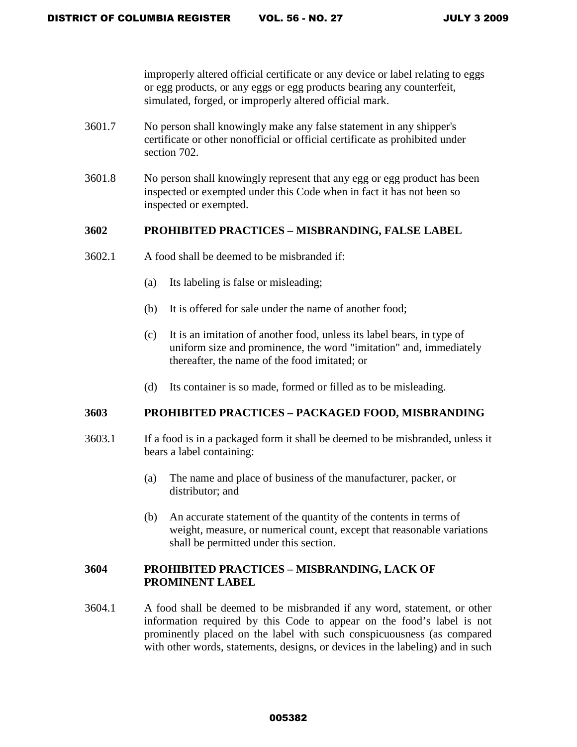improperly altered official certificate or any device or label relating to eggs or egg products, or any eggs or egg products bearing any counterfeit, simulated, forged, or improperly altered official mark.

3601.7 No person shall knowingly make any false statement in any shipper's certificate or other nonofficial or official certificate as prohibited under section 702.

3601.8 No person shall knowingly represent that any egg or egg product has been inspected or exempted under this Code when in fact it has not been so inspected or exempted.

### 3602 PROHIBITED PRACTICES – MISBRANDING, FALSE LABEL

3602.1 A food shall be deemed to be misbranded if:

(a) Its labeling is false or misleading;

(b) It is offered for sale under the name of another food;

(c) It is an imitation of another food, unless its label bears, in type of uniform size and prominence, the word "imitation" and, immediately thereafter, the name of the food imitated; or

(d) Its container is so made, formed or filled as to be misleading.

### 3603 PROHIBITED PRACTICES – PACKAGED FOOD, MISBRANDING

3603.1 If a food is in a packaged form it shall be deemed to be misbranded, unless it bears a label containing:

(a) The name and place of business of the manufacturer, packer, or distributor; and

(b) An accurate statement of the quantity of the contents in terms of weight, measure, or numerical count, except that reasonable variations shall be permitted under this section.

### 3604 PROHIBITED PRACTICES – MISBRANDING, LACK OF PROMINENT LABEL

3604.1 A food shall be deemed to be misbranded if any word, statement, or other information required by this Code to appear on the food's label is not prominently placed on the label with such conspicuousness (as compared with other words, statements, designs, or devices in the labeling) and in such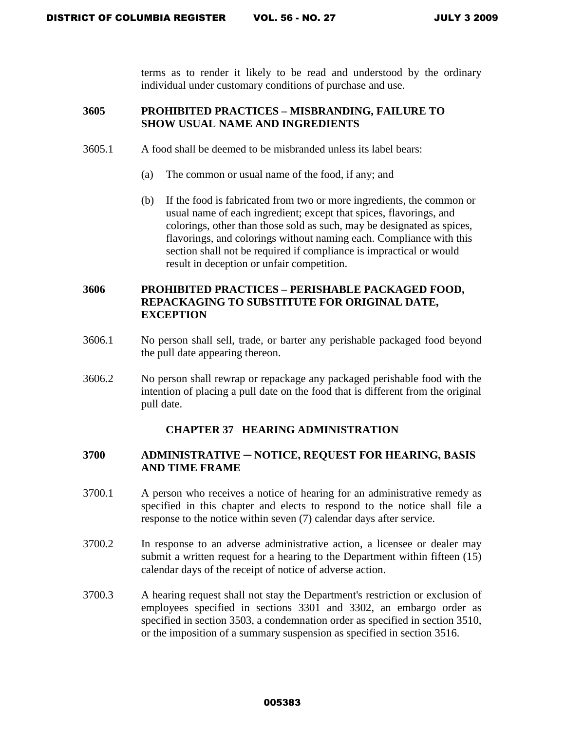terms as to render it likely to be read and understood by the ordinary individual under customary conditions of purchase and use.

### 3605 PROHIBITED PRACTICES – MISBRANDING, FAILURE TO SHOW USUAL NAME AND INGREDIENTS

3605.1 A food shall be deemed to be misbranded unless its label bears:

(a) The common or usual name of the food, if any; and

(b) If the food is fabricated from two or more ingredients, the common or usual name of each ingredient; except that spices, flavorings, and colorings, other than those sold as such, may be designated as spices, flavorings, and colorings without naming each. Compliance with this section shall not be required if compliance is impractical or would result in deception or unfair competition.

### 3606 PROHIBITED PRACTICES – PERISHABLE PACKAGED FOOD, REPACKAGING TO SUBSTITUTE FOR ORIGINAL DATE, EXCEPTION

3606.1 No person shall sell, trade, or barter any perishable packaged food beyond the pull date appearing thereon.

3606.2 No person shall rewrap or repackage any packaged perishable food with the intention of placing a pull date on the food that is different from the original pull date.

## CHAPTER 37 HEARING ADMINISTRATION

### 3700 ADMINISTRATIVE ─ NOTICE, REQUEST FOR HEARING, BASIS AND TIME FRAME

3700.1 A person who receives a notice of hearing for an administrative remedy as specified in this chapter and elects to respond to the notice shall file a response to the notice within seven (7) calendar days after service.

3700.2 In response to an adverse administrative action, a licensee or dealer may submit a written request for a hearing to the Department within fifteen (15) calendar days of the receipt of notice of adverse action.

3700.3 A hearing request shall not stay the Department's restriction or exclusion of employees specified in sections 3301 and 3302, an embargo order as specified in section 3503, a condemnation order as specified in section 3510, or the imposition of a summary suspension as specified in section 3516.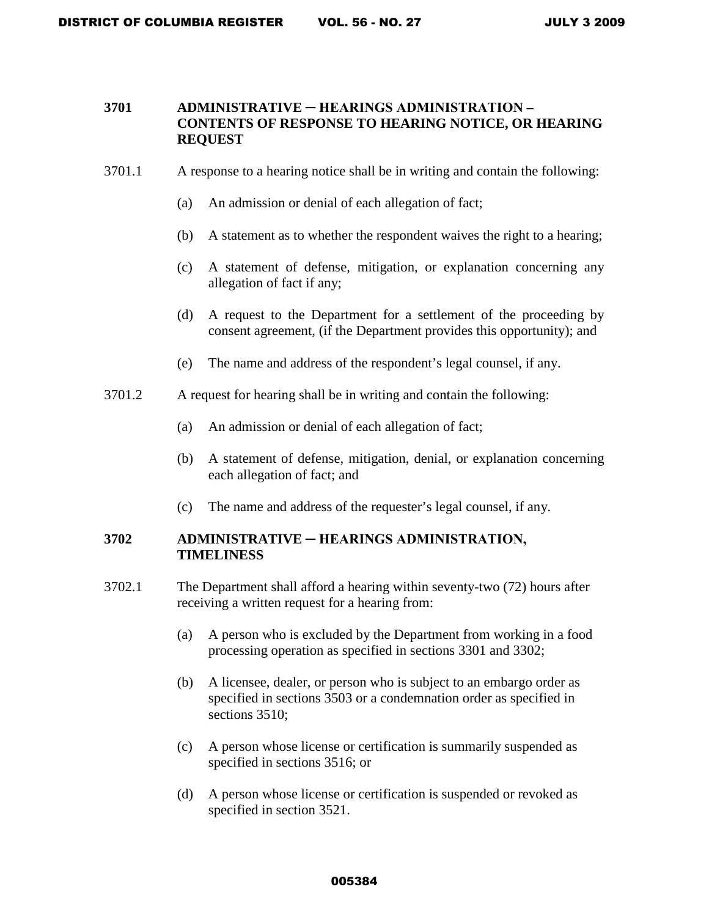### 3701 ADMINISTRATIVE ─ HEARINGS ADMINISTRATION – CONTENTS OF RESPONSE TO HEARING NOTICE, OR HEARING REQUEST

3701.1 A response to a hearing notice shall be in writing and contain the following:

(a) An admission or denial of each allegation of fact;

(b) A statement as to whether the respondent waives the right to a hearing;

(c) A statement of defense, mitigation, or explanation concerning any allegation of fact if any;

(d) A request to the Department for a settlement of the proceeding by consent agreement, (if the Department provides this opportunity); and

(e) The name and address of the respondent's legal counsel, if any.

3701.2 A request for hearing shall be in writing and contain the following:

(a) An admission or denial of each allegation of fact;

(b) A statement of defense, mitigation, denial, or explanation concerning each allegation of fact; and

(c) The name and address of the requester's legal counsel, if any.

### 3702 ADMINISTRATIVE ─ HEARINGS ADMINISTRATION, TIMELINESS

3702.1 The Department shall afford a hearing within seventy-two (72) hours after receiving a written request for a hearing from:

(a) A person who is excluded by the Department from working in a food processing operation as specified in sections 3301 and 3302;

(b) A licensee, dealer, or person who is subject to an embargo order as specified in sections 3503 or a condemnation order as specified in sections 3510;

(c) A person whose license or certification is summarily suspended as specified in sections 3516; or

(d) A person whose license or certification is suspended or revoked as specified in section 3521.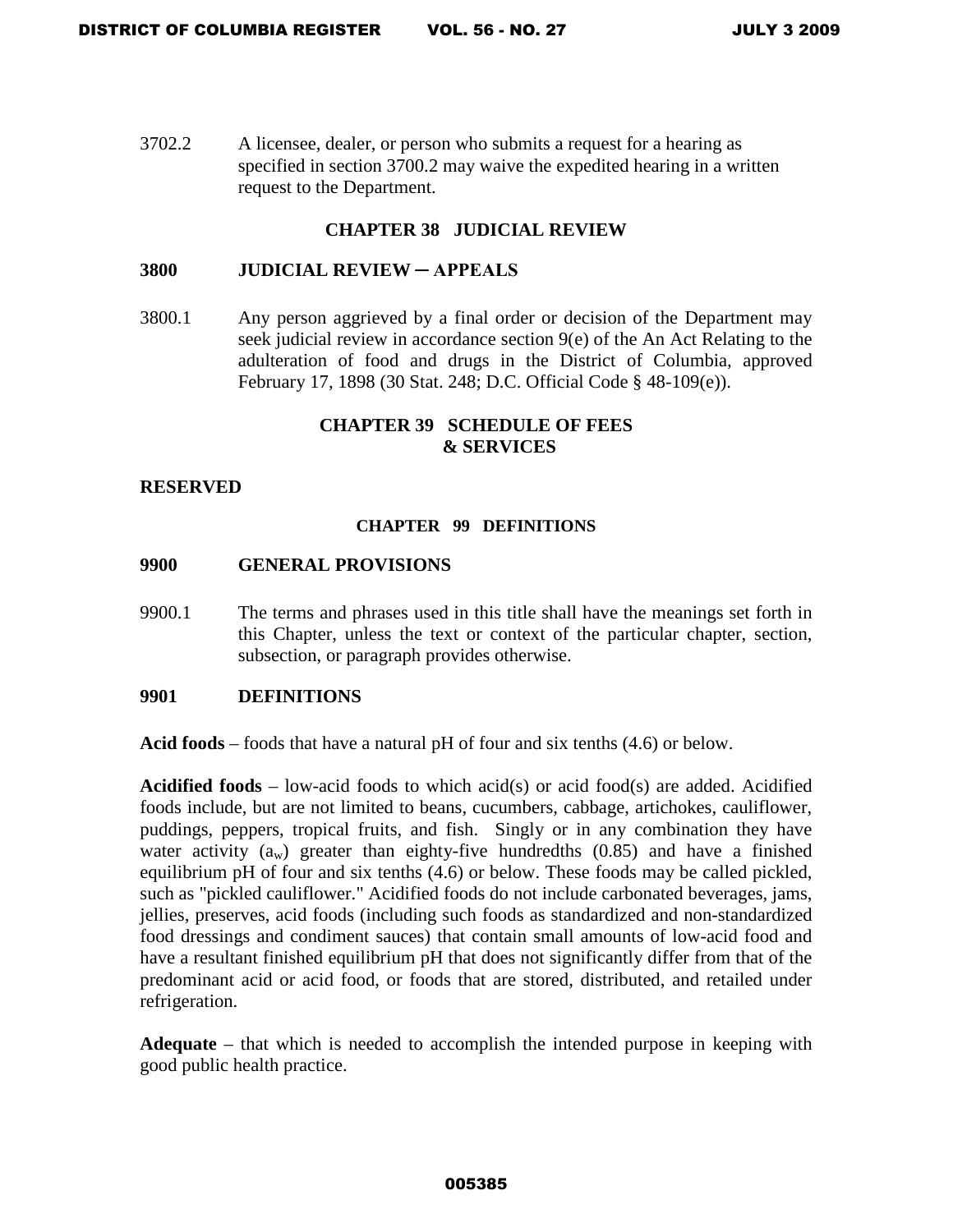3702.2 A licensee, dealer, or person who submits a request for a hearing as specified in section 3700.2 may waive the expedited hearing in a written request to the Department.

## CHAPTER 38 JUDICIAL REVIEW

### 3800 JUDICIAL REVIEW ─ APPEALS

3800.1 Any person aggrieved by a final order or decision of the Department may seek judicial review in accordance section 9(e) of the An Act Relating to the adulteration of food and drugs in the District of Columbia, approved February 17, 1898 (30 Stat. 248; D.C. Official Code § 48-109(e)).

## CHAPTER 39 SCHEDULE OF FEES & SERVICES

### RESERVED

## CHAPTER 99 DEFINITIONS

### 9900 GENERAL PROVISIONS

9900.1 The terms and phrases used in this title shall have the meanings set forth in this Chapter, unless the text or context of the particular chapter, section, subsection, or paragraph provides otherwise.

### 9901 DEFINITIONS

**Acid foods** – foods that have a natural pH of four and six tenths (4.6) or below.

**Acidified foods** – low-acid foods to which acid(s) or acid food(s) are added. Acidified foods include, but are not limited to beans, cucumbers, cabbage, artichokes, cauliflower, puddings, peppers, tropical fruits, and fish. Singly or in any combination they have water activity ($a_w$) greater than eighty-five hundredths (0.85) and have a finished equilibrium pH of four and six tenths (4.6) or below. These foods may be called pickled, such as "pickled cauliflower." Acidified foods do not include carbonated beverages, jams, jellies, preserves, acid foods (including such foods as standardized and non-standardized food dressings and condiment sauces) that contain small amounts of low-acid food and have a resultant finished equilibrium pH that does not significantly differ from that of the predominant acid or acid food, or foods that are stored, distributed, and retailed under refrigeration.

**Adequate** – that which is needed to accomplish the intended purpose in keeping with good public health practice.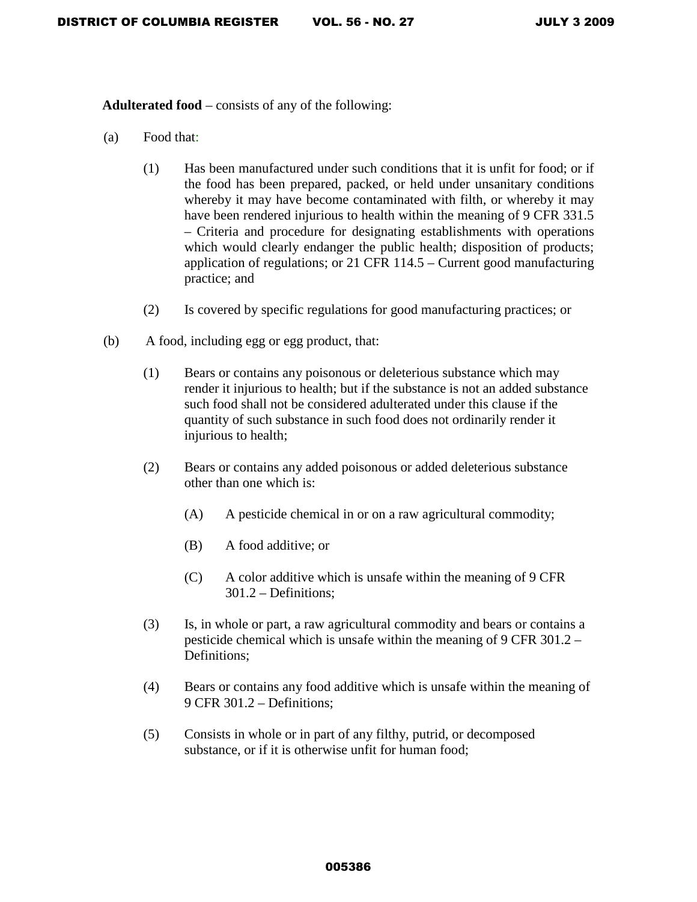**Adulterated food** – consists of any of the following:

(a) Food that:

(1) Has been manufactured under such conditions that it is unfit for food; or if the food has been prepared, packed, or held under unsanitary conditions whereby it may have become contaminated with filth, or whereby it may have been rendered injurious to health within the meaning of 9 CFR 331.5 – Criteria and procedure for designating establishments with operations which would clearly endanger the public health; disposition of products; application of regulations; or 21 CFR 114.5 – Current good manufacturing practice; and

(2) Is covered by specific regulations for good manufacturing practices; or

(b) A food, including egg or egg product, that:

(1) Bears or contains any poisonous or deleterious substance which may render it injurious to health; but if the substance is not an added substance such food shall not be considered adulterated under this clause if the quantity of such substance in such food does not ordinarily render it injurious to health;

(2) Bears or contains any added poisonous or added deleterious substance other than one which is:

(A) A pesticide chemical in or on a raw agricultural commodity;

(B) A food additive; or

(C) A color additive which is unsafe within the meaning of 9 CFR 301.2 – Definitions;

(3) Is, in whole or part, a raw agricultural commodity and bears or contains a pesticide chemical which is unsafe within the meaning of 9 CFR 301.2 – Definitions;

(4) Bears or contains any food additive which is unsafe within the meaning of 9 CFR 301.2 – Definitions;

(5) Consists in whole or in part of any filthy, putrid, or decomposed substance, or if it is otherwise unfit for human food;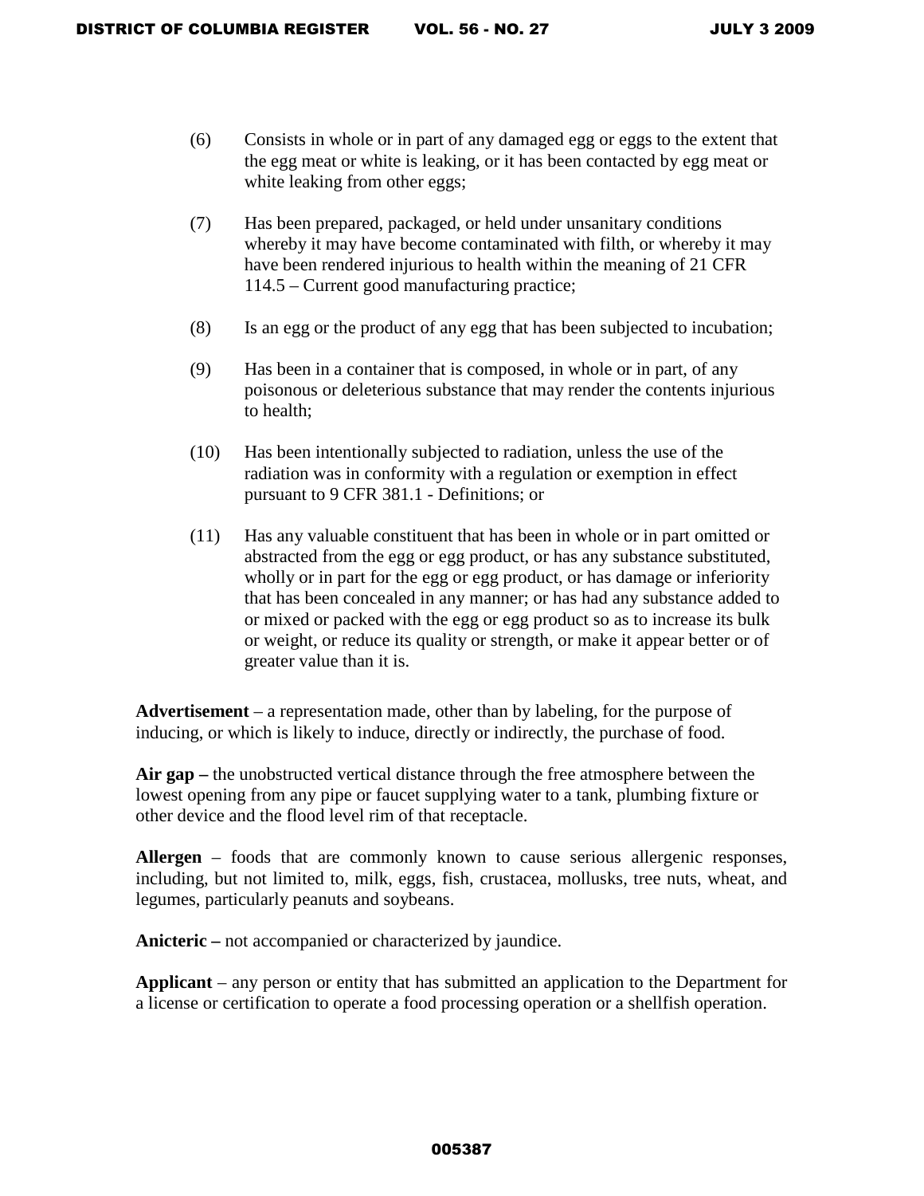(6) Consists in whole or in part of any damaged egg or eggs to the extent that the egg meat or white is leaking, or it has been contacted by egg meat or white leaking from other eggs;

(7) Has been prepared, packaged, or held under unsanitary conditions whereby it may have become contaminated with filth, or whereby it may have been rendered injurious to health within the meaning of 21 CFR 114.5 – Current good manufacturing practice;

(8) Is an egg or the product of any egg that has been subjected to incubation;

(9) Has been in a container that is composed, in whole or in part, of any poisonous or deleterious substance that may render the contents injurious to health;

(10) Has been intentionally subjected to radiation, unless the use of the radiation was in conformity with a regulation or exemption in effect pursuant to 9 CFR 381.1 - Definitions; or

(11) Has any valuable constituent that has been in whole or in part omitted or abstracted from the egg or egg product, or has any substance substituted, wholly or in part for the egg or egg product, or has damage or inferiority that has been concealed in any manner; or has had any substance added to or mixed or packed with the egg or egg product so as to increase its bulk or weight, or reduce its quality or strength, or make it appear better or of greater value than it is.

**Advertisement** – a representation made, other than by labeling, for the purpose of inducing, or which is likely to induce, directly or indirectly, the purchase of food.

**Air gap –** the unobstructed vertical distance through the free atmosphere between the lowest opening from any pipe or faucet supplying water to a tank, plumbing fixture or other device and the flood level rim of that receptacle.

**Allergen** – foods that are commonly known to cause serious allergenic responses, including, but not limited to, milk, eggs, fish, crustacea, mollusks, tree nuts, wheat, and legumes, particularly peanuts and soybeans.

**Anicteric –** not accompanied or characterized by jaundice.

**Applicant** – any person or entity that has submitted an application to the Department for a license or certification to operate a food processing operation or a shellfish operation.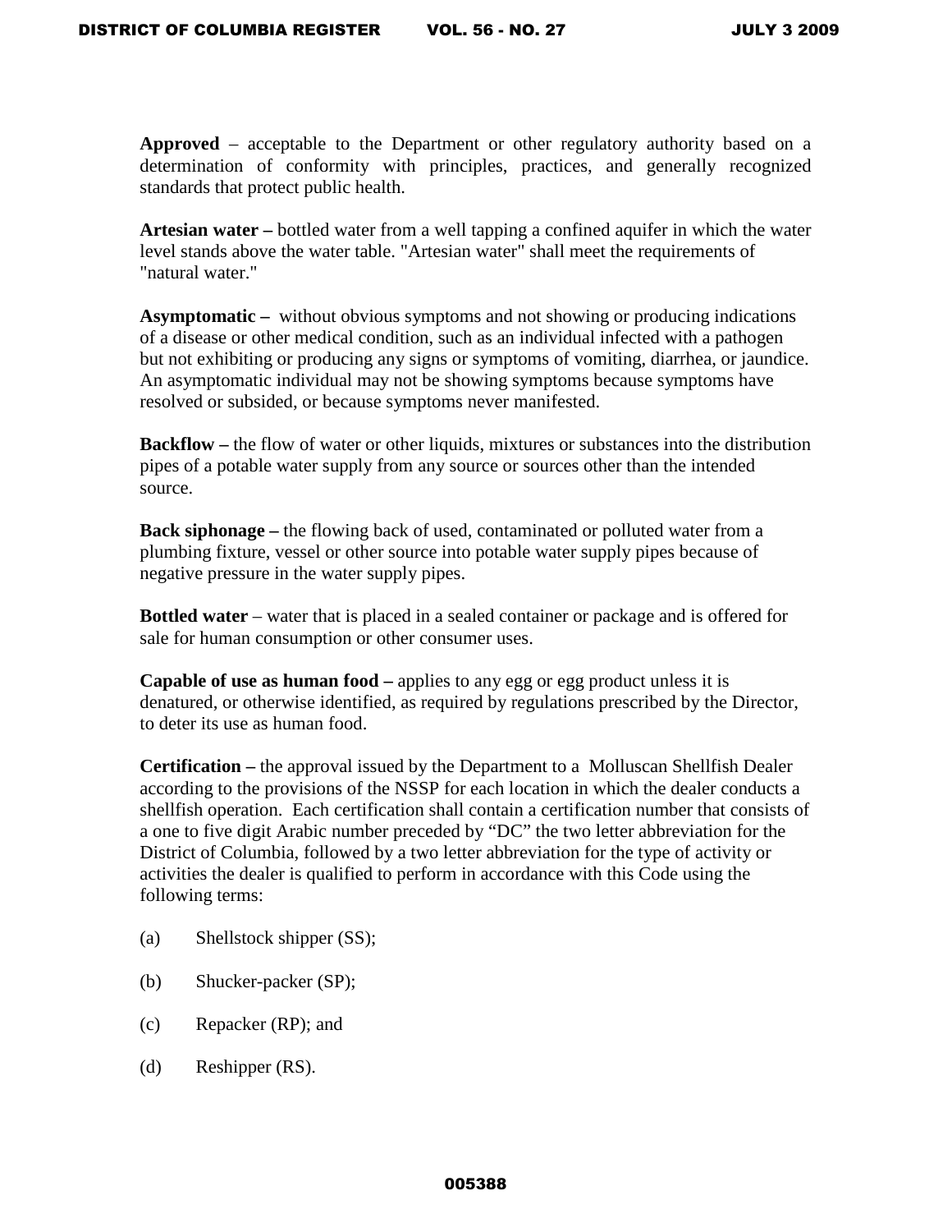**Approved** – acceptable to the Department or other regulatory authority based on a determination of conformity with principles, practices, and generally recognized standards that protect public health.

**Artesian water –** bottled water from a well tapping a confined aquifer in which the water level stands above the water table. "Artesian water" shall meet the requirements of "natural water."

**Asymptomatic –** without obvious symptoms and not showing or producing indications of a disease or other medical condition, such as an individual infected with a pathogen but not exhibiting or producing any signs or symptoms of vomiting, diarrhea, or jaundice. An asymptomatic individual may not be showing symptoms because symptoms have resolved or subsided, or because symptoms never manifested.

**Backflow –** the flow of water or other liquids, mixtures or substances into the distribution pipes of a potable water supply from any source or sources other than the intended source.

**Back siphonage –** the flowing back of used, contaminated or polluted water from a plumbing fixture, vessel or other source into potable water supply pipes because of negative pressure in the water supply pipes.

**Bottled water** – water that is placed in a sealed container or package and is offered for sale for human consumption or other consumer uses.

**Capable of use as human food –** applies to any egg or egg product unless it is denatured, or otherwise identified, as required by regulations prescribed by the Director, to deter its use as human food.

**Certification –** the approval issued by the Department to a Molluscan Shellfish Dealer according to the provisions of the NSSP for each location in which the dealer conducts a shellfish operation. Each certification shall contain a certification number that consists of a one to five digit Arabic number preceded by "DC" the two letter abbreviation for the District of Columbia, followed by a two letter abbreviation for the type of activity or activities the dealer is qualified to perform in accordance with this Code using the following terms:

(a) Shellstock shipper (SS);

(b) Shucker-packer (SP);

(c) Repacker (RP); and

(d) Reshipper (RS).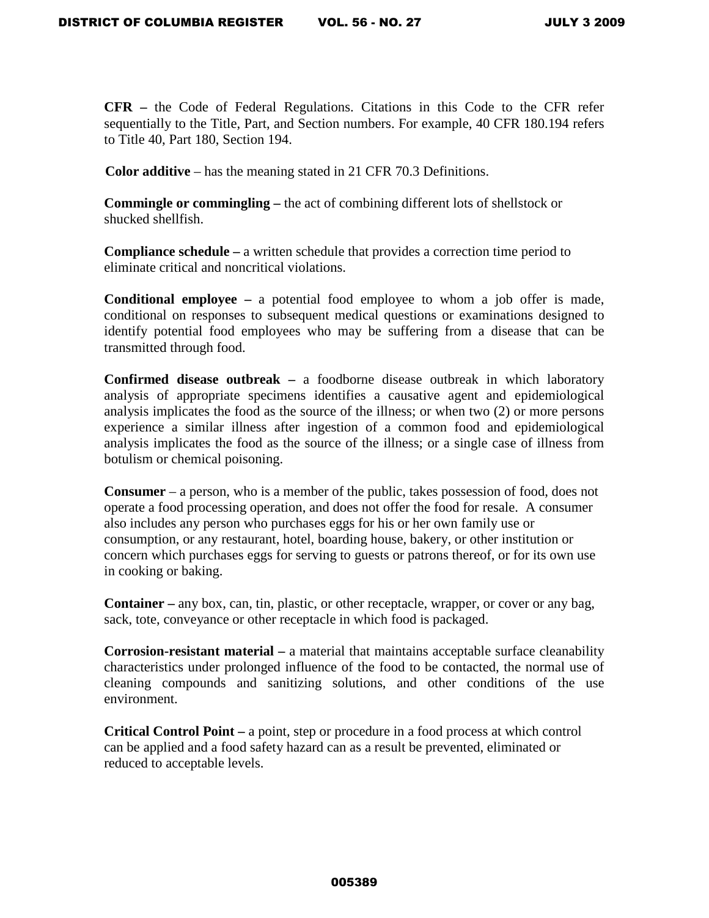**CFR –** the Code of Federal Regulations. Citations in this Code to the CFR refer sequentially to the Title, Part, and Section numbers. For example, 40 CFR 180.194 refers to Title 40, Part 180, Section 194.

**Color additive** – has the meaning stated in 21 CFR 70.3 Definitions.

**Commingle or commingling –** the act of combining different lots of shellstock or shucked shellfish.

**Compliance schedule –** a written schedule that provides a correction time period to eliminate critical and noncritical violations.

**Conditional employee –** a potential food employee to whom a job offer is made, conditional on responses to subsequent medical questions or examinations designed to identify potential food employees who may be suffering from a disease that can be transmitted through food.

**Confirmed disease outbreak –** a foodborne disease outbreak in which laboratory analysis of appropriate specimens identifies a causative agent and epidemiological analysis implicates the food as the source of the illness; or when two (2) or more persons experience a similar illness after ingestion of a common food and epidemiological analysis implicates the food as the source of the illness; or a single case of illness from botulism or chemical poisoning.

**Consumer** – a person, who is a member of the public, takes possession of food, does not operate a food processing operation, and does not offer the food for resale. A consumer also includes any person who purchases eggs for his or her own family use or consumption, or any restaurant, hotel, boarding house, bakery, or other institution or concern which purchases eggs for serving to guests or patrons thereof, or for its own use in cooking or baking.

**Container –** any box, can, tin, plastic, or other receptacle, wrapper, or cover or any bag, sack, tote, conveyance or other receptacle in which food is packaged.

**Corrosion-resistant material –** a material that maintains acceptable surface cleanability characteristics under prolonged influence of the food to be contacted, the normal use of cleaning compounds and sanitizing solutions, and other conditions of the use environment.

**Critical Control Point –** a point, step or procedure in a food process at which control can be applied and a food safety hazard can as a result be prevented, eliminated or reduced to acceptable levels.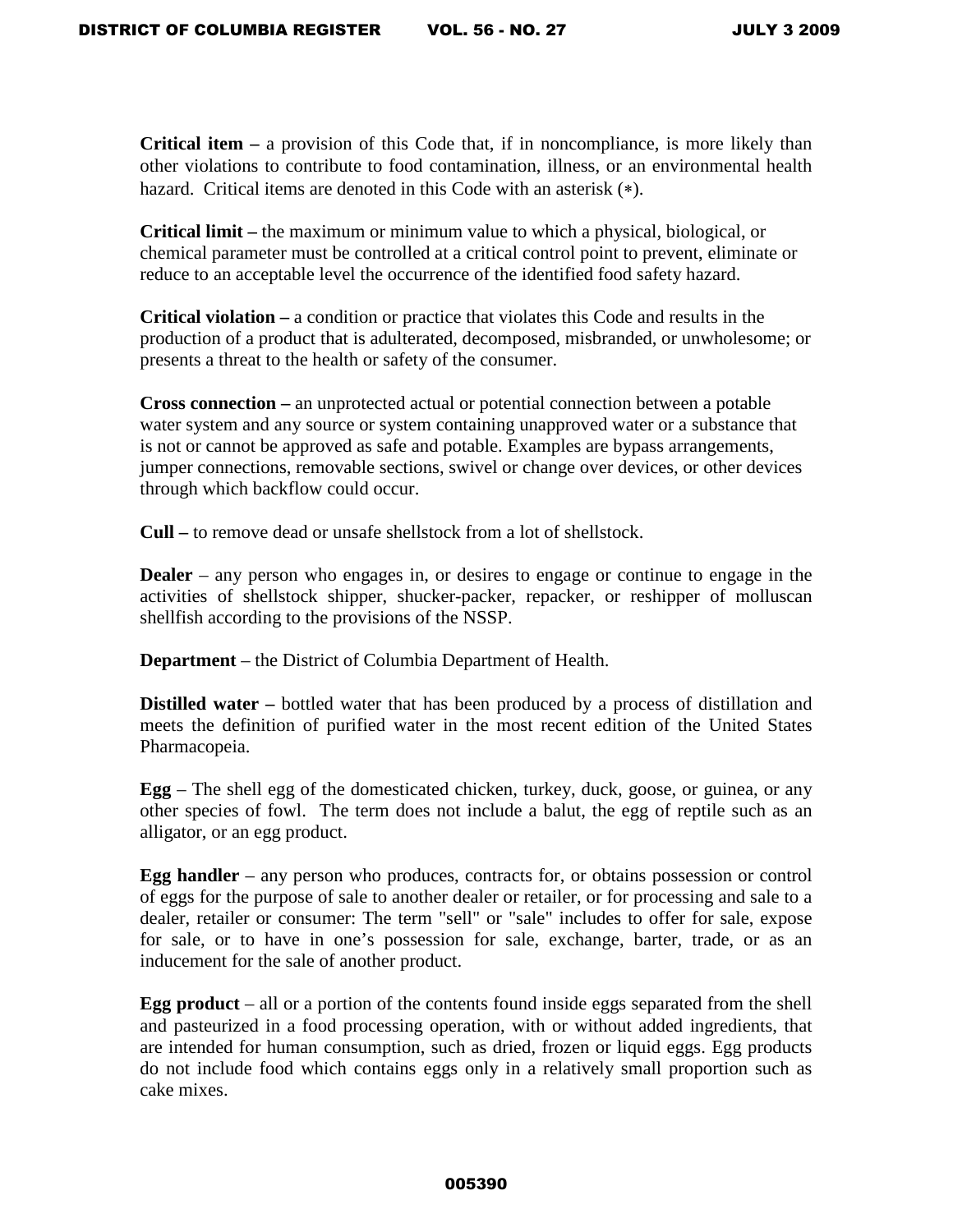**Critical item –** a provision of this Code that, if in noncompliance, is more likely than other violations to contribute to food contamination, illness, or an environmental health hazard. Critical items are denoted in this Code with an asterisk (∗).

**Critical limit –** the maximum or minimum value to which a physical, biological, or chemical parameter must be controlled at a critical control point to prevent, eliminate or reduce to an acceptable level the occurrence of the identified food safety hazard.

**Critical violation –** a condition or practice that violates this Code and results in the production of a product that is adulterated, decomposed, misbranded, or unwholesome; or presents a threat to the health or safety of the consumer.

**Cross connection –** an unprotected actual or potential connection between a potable water system and any source or system containing unapproved water or a substance that is not or cannot be approved as safe and potable. Examples are bypass arrangements, jumper connections, removable sections, swivel or change over devices, or other devices through which backflow could occur.

**Cull –** to remove dead or unsafe shellstock from a lot of shellstock.

**Dealer** – any person who engages in, or desires to engage or continue to engage in the activities of shellstock shipper, shucker-packer, repacker, or reshipper of molluscan shellfish according to the provisions of the NSSP.

**Department** – the District of Columbia Department of Health.

**Distilled water –** bottled water that has been produced by a process of distillation and meets the definition of purified water in the most recent edition of the United States Pharmacopeia.

**Egg** – The shell egg of the domesticated chicken, turkey, duck, goose, or guinea, or any other species of fowl. The term does not include a balut, the egg of reptile such as an alligator, or an egg product.

**Egg handler** – any person who produces, contracts for, or obtains possession or control of eggs for the purpose of sale to another dealer or retailer, or for processing and sale to a dealer, retailer or consumer: The term "sell" or "sale" includes to offer for sale, expose for sale, or to have in one's possession for sale, exchange, barter, trade, or as an inducement for the sale of another product.

**Egg product** – all or a portion of the contents found inside eggs separated from the shell and pasteurized in a food processing operation, with or without added ingredients, that are intended for human consumption, such as dried, frozen or liquid eggs. Egg products do not include food which contains eggs only in a relatively small proportion such as cake mixes.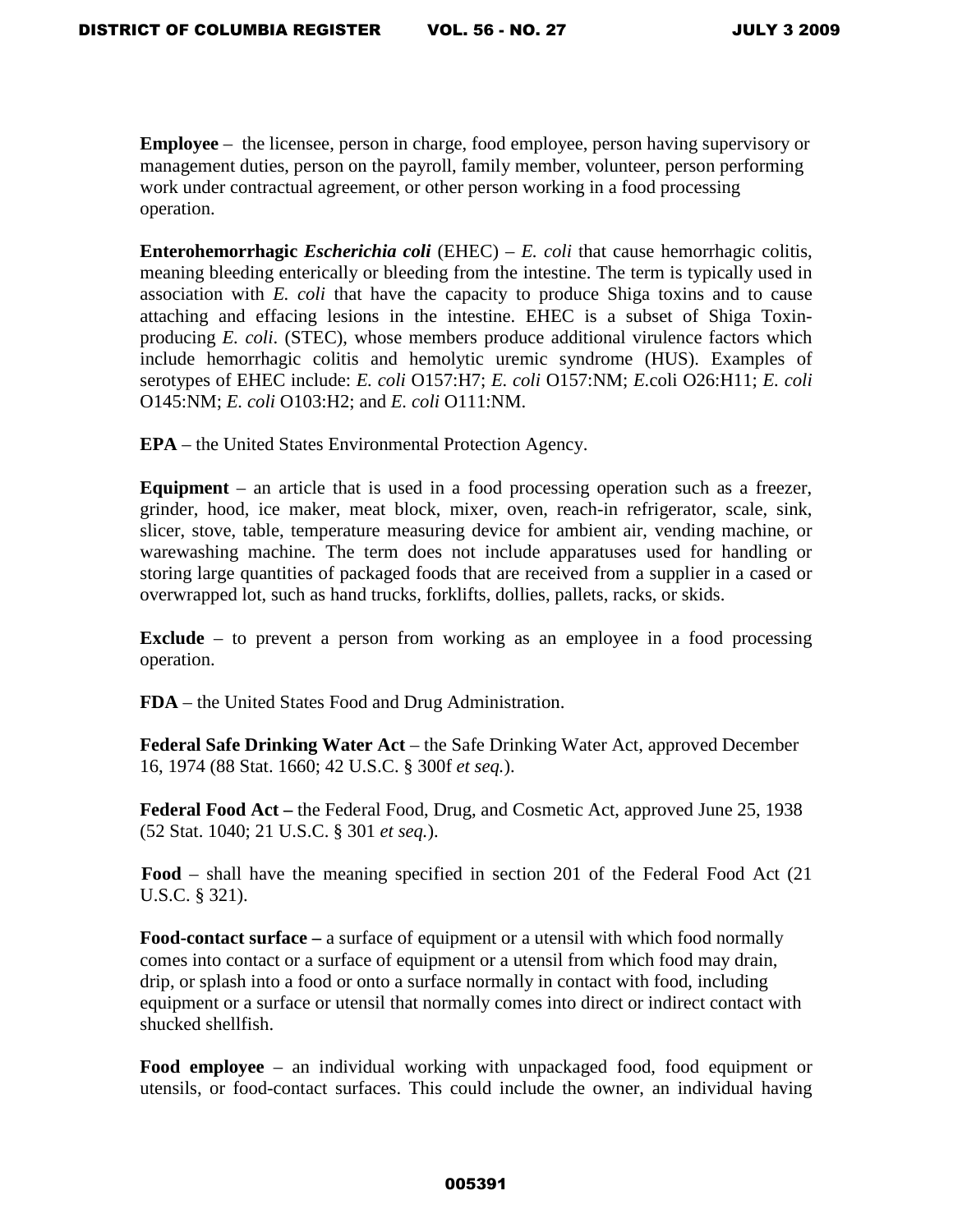**Employee** – the licensee, person in charge, food employee, person having supervisory or management duties, person on the payroll, family member, volunteer, person performing work under contractual agreement, or other person working in a food processing operation.

**Enterohemorrhagic *Escherichia coli*** (EHEC) – *E. coli* that cause hemorrhagic colitis, meaning bleeding enterically or bleeding from the intestine. The term is typically used in association with *E. coli* that have the capacity to produce Shiga toxins and to cause attaching and effacing lesions in the intestine. EHEC is a subset of Shiga Toxin-producing *E. coli*. (STEC), whose members produce additional virulence factors which include hemorrhagic colitis and hemolytic uremic syndrome (HUS). Examples of serotypes of EHEC include: *E. coli* O157:H7; *E. coli* O157:NM; *E.*coli O26:H11; *E. coli* O145:NM; *E. coli* O103:H2; and *E. coli* O111:NM.

**EPA** – the United States Environmental Protection Agency.

**Equipment** – an article that is used in a food processing operation such as a freezer, grinder, hood, ice maker, meat block, mixer, oven, reach-in refrigerator, scale, sink, slicer, stove, table, temperature measuring device for ambient air, vending machine, or warewashing machine. The term does not include apparatuses used for handling or storing large quantities of packaged foods that are received from a supplier in a cased or overwrapped lot, such as hand trucks, forklifts, dollies, pallets, racks, or skids.

**Exclude** – to prevent a person from working as an employee in a food processing operation.

**FDA** – the United States Food and Drug Administration.

**Federal Safe Drinking Water Act** – the Safe Drinking Water Act, approved December 16, 1974 (88 Stat. 1660; 42 U.S.C. § 300f *et seq.*).

**Federal Food Act –** the Federal Food, Drug, and Cosmetic Act, approved June 25, 1938 (52 Stat. 1040; 21 U.S.C. § 301 *et seq.*).

**Food** – shall have the meaning specified in section 201 of the Federal Food Act (21 U.S.C. § 321).

**Food-contact surface –** a surface of equipment or a utensil with which food normally comes into contact or a surface of equipment or a utensil from which food may drain, drip, or splash into a food or onto a surface normally in contact with food, including equipment or a surface or utensil that normally comes into direct or indirect contact with shucked shellfish.

**Food employee** – an individual working with unpackaged food, food equipment or utensils, or food-contact surfaces. This could include the owner, an individual having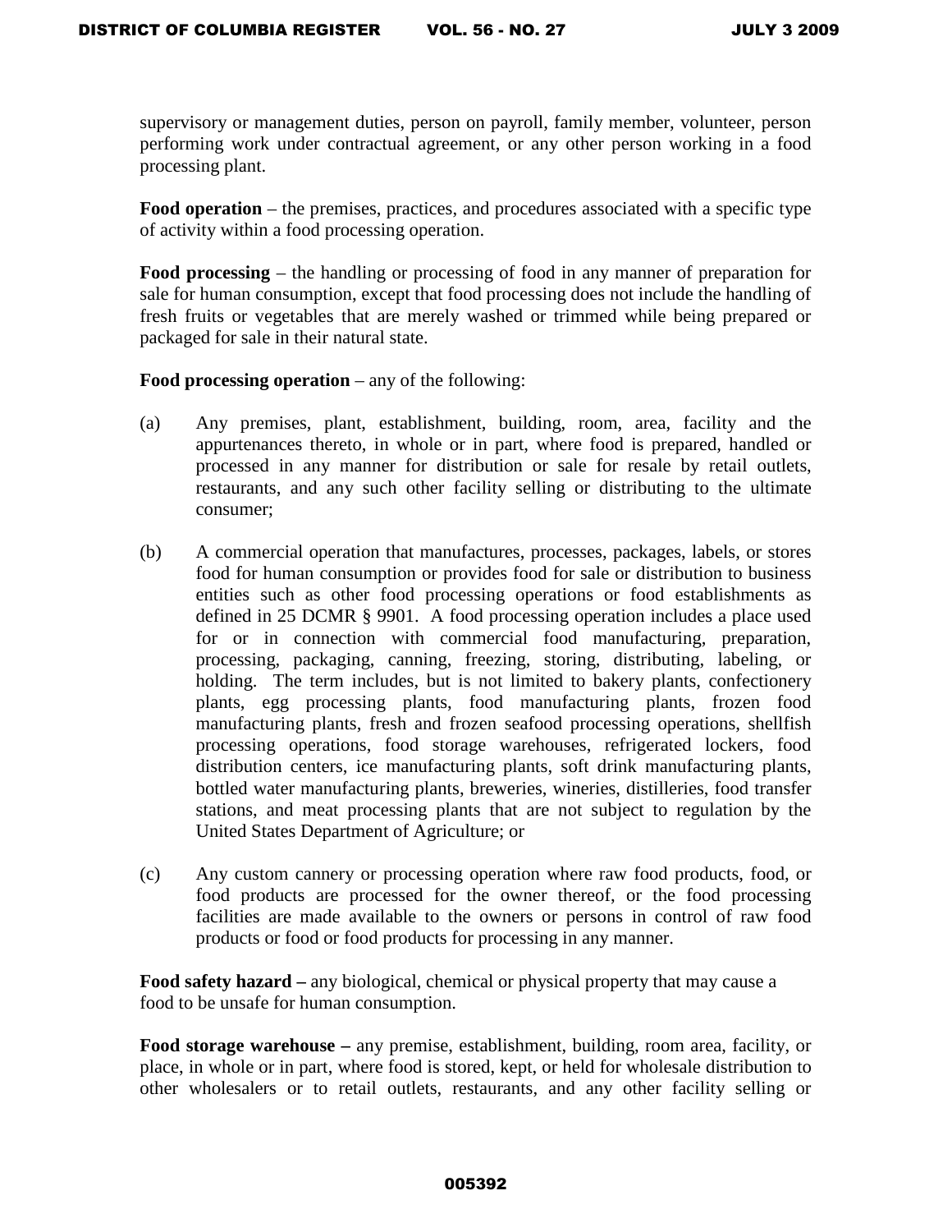supervisory or management duties, person on payroll, family member, volunteer, person performing work under contractual agreement, or any other person working in a food processing plant.

**Food operation** – the premises, practices, and procedures associated with a specific type of activity within a food processing operation.

**Food processing** – the handling or processing of food in any manner of preparation for sale for human consumption, except that food processing does not include the handling of fresh fruits or vegetables that are merely washed or trimmed while being prepared or packaged for sale in their natural state.

**Food processing operation** – any of the following:

(a) Any premises, plant, establishment, building, room, area, facility and the appurtenances thereto, in whole or in part, where food is prepared, handled or processed in any manner for distribution or sale for resale by retail outlets, restaurants, and any such other facility selling or distributing to the ultimate consumer;

(b) A commercial operation that manufactures, processes, packages, labels, or stores food for human consumption or provides food for sale or distribution to business entities such as other food processing operations or food establishments as defined in 25 DCMR § 9901. A food processing operation includes a place used for or in connection with commercial food manufacturing, preparation, processing, packaging, canning, freezing, storing, distributing, labeling, or holding. The term includes, but is not limited to bakery plants, confectionery plants, egg processing plants, food manufacturing plants, frozen food manufacturing plants, fresh and frozen seafood processing operations, shellfish processing operations, food storage warehouses, refrigerated lockers, food distribution centers, ice manufacturing plants, soft drink manufacturing plants, bottled water manufacturing plants, breweries, wineries, distilleries, food transfer stations, and meat processing plants that are not subject to regulation by the United States Department of Agriculture; or

(c) Any custom cannery or processing operation where raw food products, food, or food products are processed for the owner thereof, or the food processing facilities are made available to the owners or persons in control of raw food products or food or food products for processing in any manner.

**Food safety hazard –** any biological, chemical or physical property that may cause a food to be unsafe for human consumption.

**Food storage warehouse –** any premise, establishment, building, room area, facility, or place, in whole or in part, where food is stored, kept, or held for wholesale distribution to other wholesalers or to retail outlets, restaurants, and any other facility selling or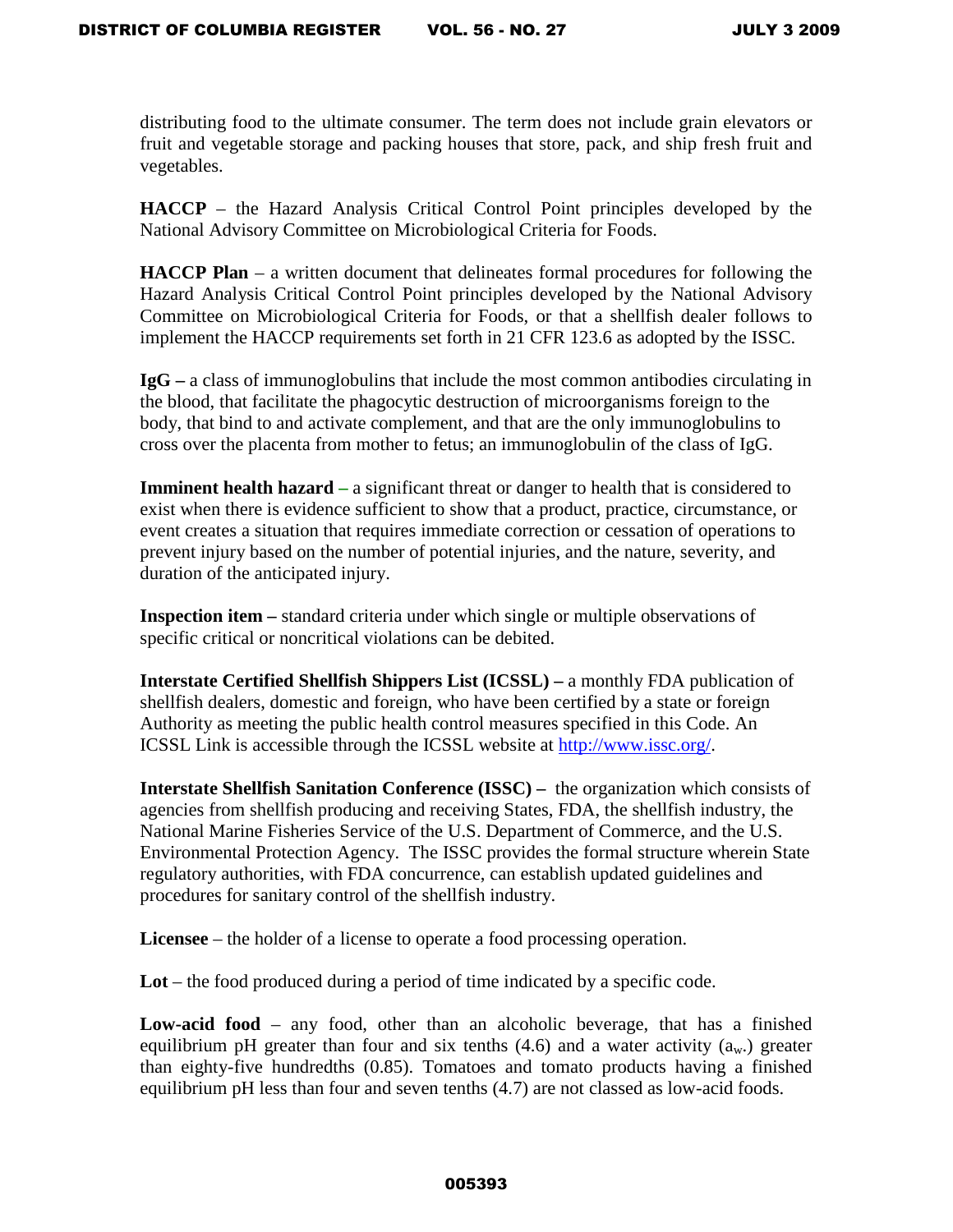distributing food to the ultimate consumer. The term does not include grain elevators or fruit and vegetable storage and packing houses that store, pack, and ship fresh fruit and vegetables.

**HACCP** – the Hazard Analysis Critical Control Point principles developed by the National Advisory Committee on Microbiological Criteria for Foods.

**HACCP Plan** – a written document that delineates formal procedures for following the Hazard Analysis Critical Control Point principles developed by the National Advisory Committee on Microbiological Criteria for Foods, or that a shellfish dealer follows to implement the HACCP requirements set forth in 21 CFR 123.6 as adopted by the ISSC.

**IgG –** a class of immunoglobulins that include the most common antibodies circulating in the blood, that facilitate the phagocytic destruction of microorganisms foreign to the body, that bind to and activate complement, and that are the only immunoglobulins to cross over the placenta from mother to fetus; an immunoglobulin of the class of IgG.

**Imminent health hazard –** a significant threat or danger to health that is considered to exist when there is evidence sufficient to show that a product, practice, circumstance, or event creates a situation that requires immediate correction or cessation of operations to prevent injury based on the number of potential injuries, and the nature, severity, and duration of the anticipated injury.

**Inspection item –** standard criteria under which single or multiple observations of specific critical or noncritical violations can be debited.

**Interstate Certified Shellfish Shippers List (ICSSL) –** a monthly FDA publication of shellfish dealers, domestic and foreign, who have been certified by a state or foreign Authority as meeting the public health control measures specified in this Code. An ICSSL Link is accessible through the ICSSL website at http://www.issc.org/.

**Interstate Shellfish Sanitation Conference (ISSC) –** the organization which consists of agencies from shellfish producing and receiving States, FDA, the shellfish industry, the National Marine Fisheries Service of the U.S. Department of Commerce, and the U.S. Environmental Protection Agency. The ISSC provides the formal structure wherein State regulatory authorities, with FDA concurrence, can establish updated guidelines and procedures for sanitary control of the shellfish industry.

**Licensee** – the holder of a license to operate a food processing operation.

**Lot** – the food produced during a period of time indicated by a specific code.

**Low-acid food** – any food, other than an alcoholic beverage, that has a finished equilibrium pH greater than four and six tenths (4.6) and a water activity ($a_w$.) greater than eighty-five hundredths (0.85). Tomatoes and tomato products having a finished equilibrium pH less than four and seven tenths (4.7) are not classed as low-acid foods.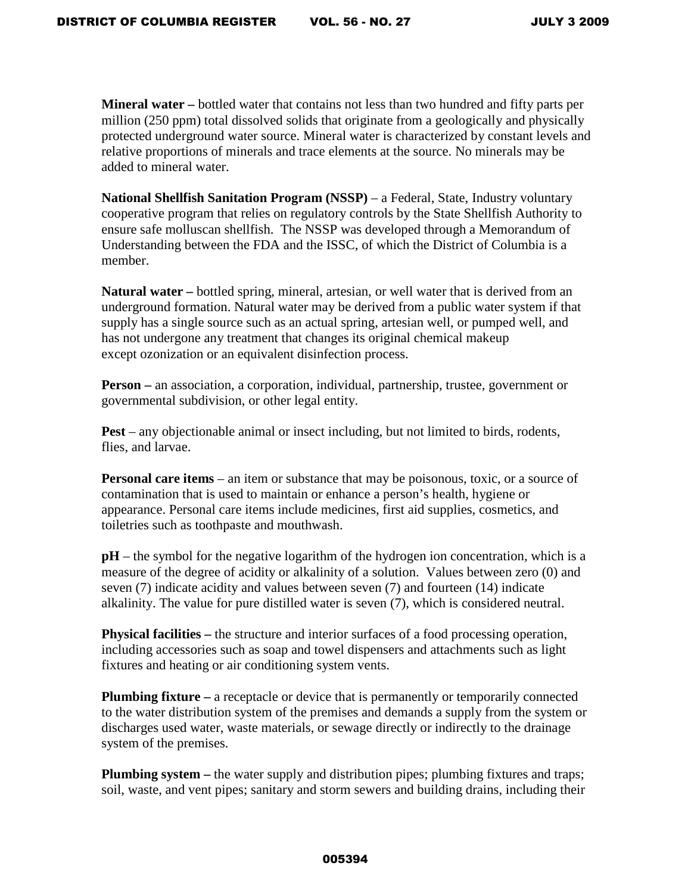**Mineral water –** bottled water that contains not less than two hundred and fifty parts per million (250 ppm) total dissolved solids that originate from a geologically and physically protected underground water source. Mineral water is characterized by constant levels and relative proportions of minerals and trace elements at the source. No minerals may be added to mineral water.

**National Shellfish Sanitation Program (NSSP)** – a Federal, State, Industry voluntary cooperative program that relies on regulatory controls by the State Shellfish Authority to ensure safe molluscan shellfish. The NSSP was developed through a Memorandum of Understanding between the FDA and the ISSC, of which the District of Columbia is a member.

**Natural water –** bottled spring, mineral, artesian, or well water that is derived from an underground formation. Natural water may be derived from a public water system if that supply has a single source such as an actual spring, artesian well, or pumped well, and has not undergone any treatment that changes its original chemical makeup except ozonization or an equivalent disinfection process.

**Person –** an association, a corporation, individual, partnership, trustee, government or governmental subdivision, or other legal entity.

**Pest** – any objectionable animal or insect including, but not limited to birds, rodents, flies, and larvae.

**Personal care items** – an item or substance that may be poisonous, toxic, or a source of contamination that is used to maintain or enhance a person's health, hygiene or appearance. Personal care items include medicines, first aid supplies, cosmetics, and toiletries such as toothpaste and mouthwash.

**pH** – the symbol for the negative logarithm of the hydrogen ion concentration, which is a measure of the degree of acidity or alkalinity of a solution. Values between zero (0) and seven (7) indicate acidity and values between seven (7) and fourteen (14) indicate alkalinity. The value for pure distilled water is seven (7), which is considered neutral.

**Physical facilities –** the structure and interior surfaces of a food processing operation, including accessories such as soap and towel dispensers and attachments such as light fixtures and heating or air conditioning system vents.

**Plumbing fixture –** a receptacle or device that is permanently or temporarily connected to the water distribution system of the premises and demands a supply from the system or discharges used water, waste materials, or sewage directly or indirectly to the drainage system of the premises.

**Plumbing system –** the water supply and distribution pipes; plumbing fixtures and traps; soil, waste, and vent pipes; sanitary and storm sewers and building drains, including their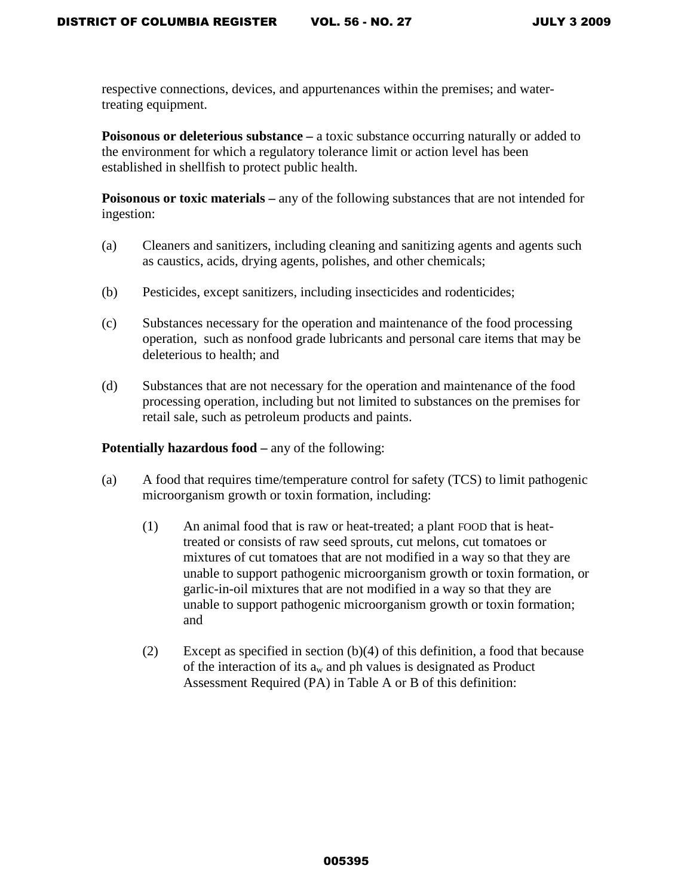respective connections, devices, and appurtenances within the premises; and water-treating equipment.

**Poisonous or deleterious substance –** a toxic substance occurring naturally or added to the environment for which a regulatory tolerance limit or action level has been established in shellfish to protect public health.

**Poisonous or toxic materials –** any of the following substances that are not intended for ingestion:

(a) Cleaners and sanitizers, including cleaning and sanitizing agents and agents such as caustics, acids, drying agents, polishes, and other chemicals;

(b) Pesticides, except sanitizers, including insecticides and rodenticides;

(c) Substances necessary for the operation and maintenance of the food processing operation, such as nonfood grade lubricants and personal care items that may be deleterious to health; and

(d) Substances that are not necessary for the operation and maintenance of the food processing operation, including but not limited to substances on the premises for retail sale, such as petroleum products and paints.

**Potentially hazardous food –** any of the following:

(a) A food that requires time/temperature control for safety (TCS) to limit pathogenic microorganism growth or toxin formation, including:

(1) An animal food that is raw or heat-treated; a plant FOOD that is heat-treated or consists of raw seed sprouts, cut melons, cut tomatoes or mixtures of cut tomatoes that are not modified in a way so that they are unable to support pathogenic microorganism growth or toxin formation, or garlic-in-oil mixtures that are not modified in a way so that they are unable to support pathogenic microorganism growth or toxin formation; and

(2) Except as specified in section (b)(4) of this definition, a food that because of the interaction of its $a_w$ and ph values is designated as Product Assessment Required (PA) in Table A or B of this definition: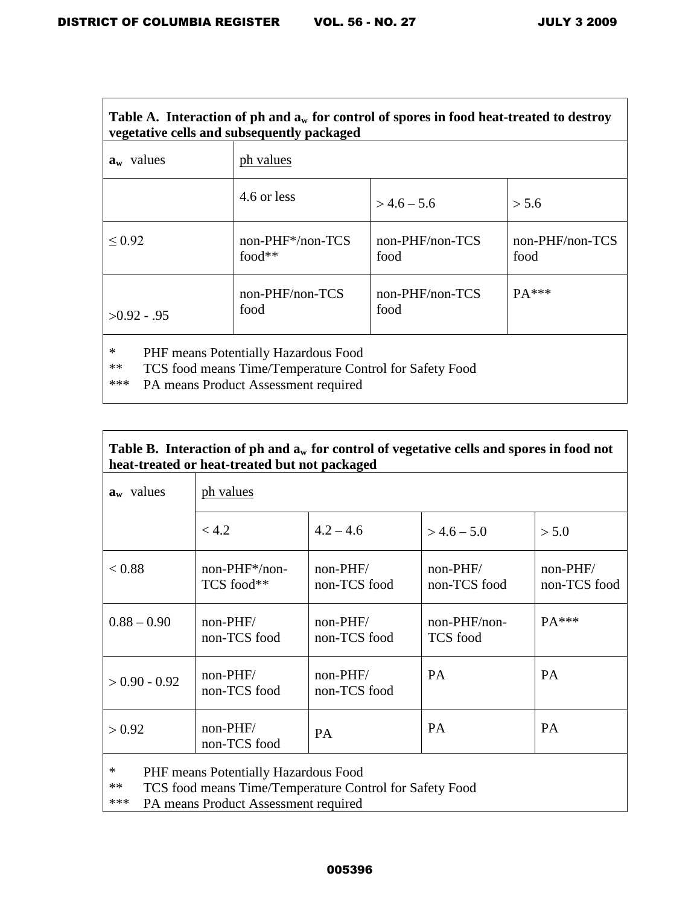**Table A. Interaction of ph and $a_w$ for control of spores in food heat-treated to destroy vegetative cells and subsequently packaged**

| $a_w$ values | ph values | | |
|---|---|---|---|
| | 4.6 or less | > 4.6 – 5.6 | > 5.6 |
| ≤ 0.92 | non-PHF*/non-TCS food** | non-PHF/non-TCS food | non-PHF/non-TCS food |
| >0.92 - .95 | non-PHF/non-TCS food | non-PHF/non-TCS food | PA*** |

\* PHF means Potentially Hazardous Food
\** TCS food means Time/Temperature Control for Safety Food
\*** PA means Product Assessment required

**Table B. Interaction of ph and $a_w$ for control of vegetative cells and spores in food not heat-treated or heat-treated but not packaged**

| $a_w$ values | ph values | | | |
|---|---|---|---|---|
| | < 4.2 | 4.2 – 4.6 | > 4.6 – 5.0 | > 5.0 |
| < 0.88 | non-PHF*/non-TCS food** | non-PHF/ non-TCS food | non-PHF/ non-TCS food | non-PHF/ non-TCS food |
| 0.88 – 0.90 | non-PHF/ non-TCS food | non-PHF/ non-TCS food | non-PHF/non-TCS food | PA*** |
| > 0.90 - 0.92 | non-PHF/ non-TCS food | non-PHF/ non-TCS food | PA | PA |
| > 0.92 | non-PHF/ non-TCS food | PA | PA | PA |

\* PHF means Potentially Hazardous Food
\** TCS food means Time/Temperature Control for Safety Food
\*** PA means Product Assessment required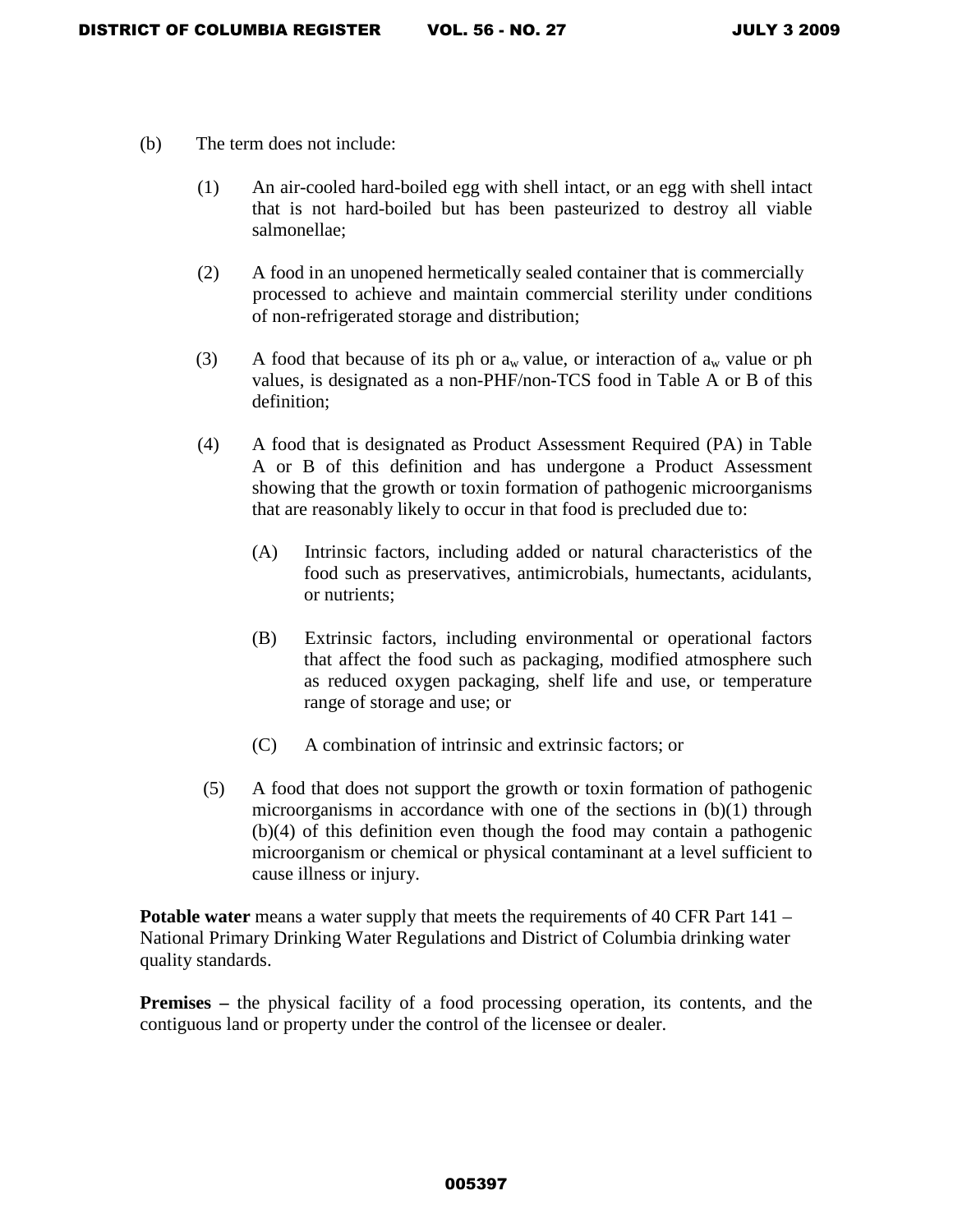(b) The term does not include:

(1) An air-cooled hard-boiled egg with shell intact, or an egg with shell intact that is not hard-boiled but has been pasteurized to destroy all viable salmonellae;

(2) A food in an unopened hermetically sealed container that is commercially processed to achieve and maintain commercial sterility under conditions of non-refrigerated storage and distribution;

(3) A food that because of its ph or $a_w$ value, or interaction of $a_w$ value or ph values, is designated as a non-PHF/non-TCS food in Table A or B of this definition;

(4) A food that is designated as Product Assessment Required (PA) in Table A or B of this definition and has undergone a Product Assessment showing that the growth or toxin formation of pathogenic microorganisms that are reasonably likely to occur in that food is precluded due to:

(A) Intrinsic factors, including added or natural characteristics of the food such as preservatives, antimicrobials, humectants, acidulants, or nutrients;

(B) Extrinsic factors, including environmental or operational factors that affect the food such as packaging, modified atmosphere such as reduced oxygen packaging, shelf life and use, or temperature range of storage and use; or

(C) A combination of intrinsic and extrinsic factors; or

(5) A food that does not support the growth or toxin formation of pathogenic microorganisms in accordance with one of the sections in (b)(1) through (b)(4) of this definition even though the food may contain a pathogenic microorganism or chemical or physical contaminant at a level sufficient to cause illness or injury.

**Potable water** means a water supply that meets the requirements of 40 CFR Part 141 – National Primary Drinking Water Regulations and District of Columbia drinking water quality standards.

**Premises –** the physical facility of a food processing operation, its contents, and the contiguous land or property under the control of the licensee or dealer.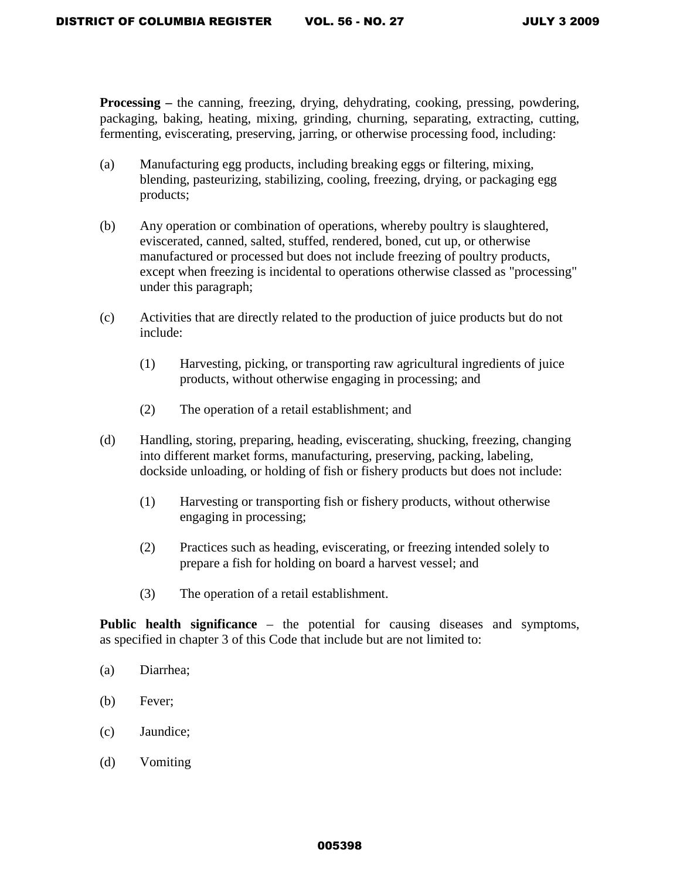**Processing –** the canning, freezing, drying, dehydrating, cooking, pressing, powdering, packaging, baking, heating, mixing, grinding, churning, separating, extracting, cutting, fermenting, eviscerating, preserving, jarring, or otherwise processing food, including:

(a) Manufacturing egg products, including breaking eggs or filtering, mixing, blending, pasteurizing, stabilizing, cooling, freezing, drying, or packaging egg products;

(b) Any operation or combination of operations, whereby poultry is slaughtered, eviscerated, canned, salted, stuffed, rendered, boned, cut up, or otherwise manufactured or processed but does not include freezing of poultry products, except when freezing is incidental to operations otherwise classed as "processing" under this paragraph;

(c) Activities that are directly related to the production of juice products but do not include:

  (1) Harvesting, picking, or transporting raw agricultural ingredients of juice products, without otherwise engaging in processing; and

  (2) The operation of a retail establishment; and

(d) Handling, storing, preparing, heading, eviscerating, shucking, freezing, changing into different market forms, manufacturing, preserving, packing, labeling, dockside unloading, or holding of fish or fishery products but does not include:

  (1) Harvesting or transporting fish or fishery products, without otherwise engaging in processing;

  (2) Practices such as heading, eviscerating, or freezing intended solely to prepare a fish for holding on board a harvest vessel; and

  (3) The operation of a retail establishment.

**Public health significance** – the potential for causing diseases and symptoms, as specified in chapter 3 of this Code that include but are not limited to:

(a) Diarrhea;

(b) Fever;

(c) Jaundice;

(d) Vomiting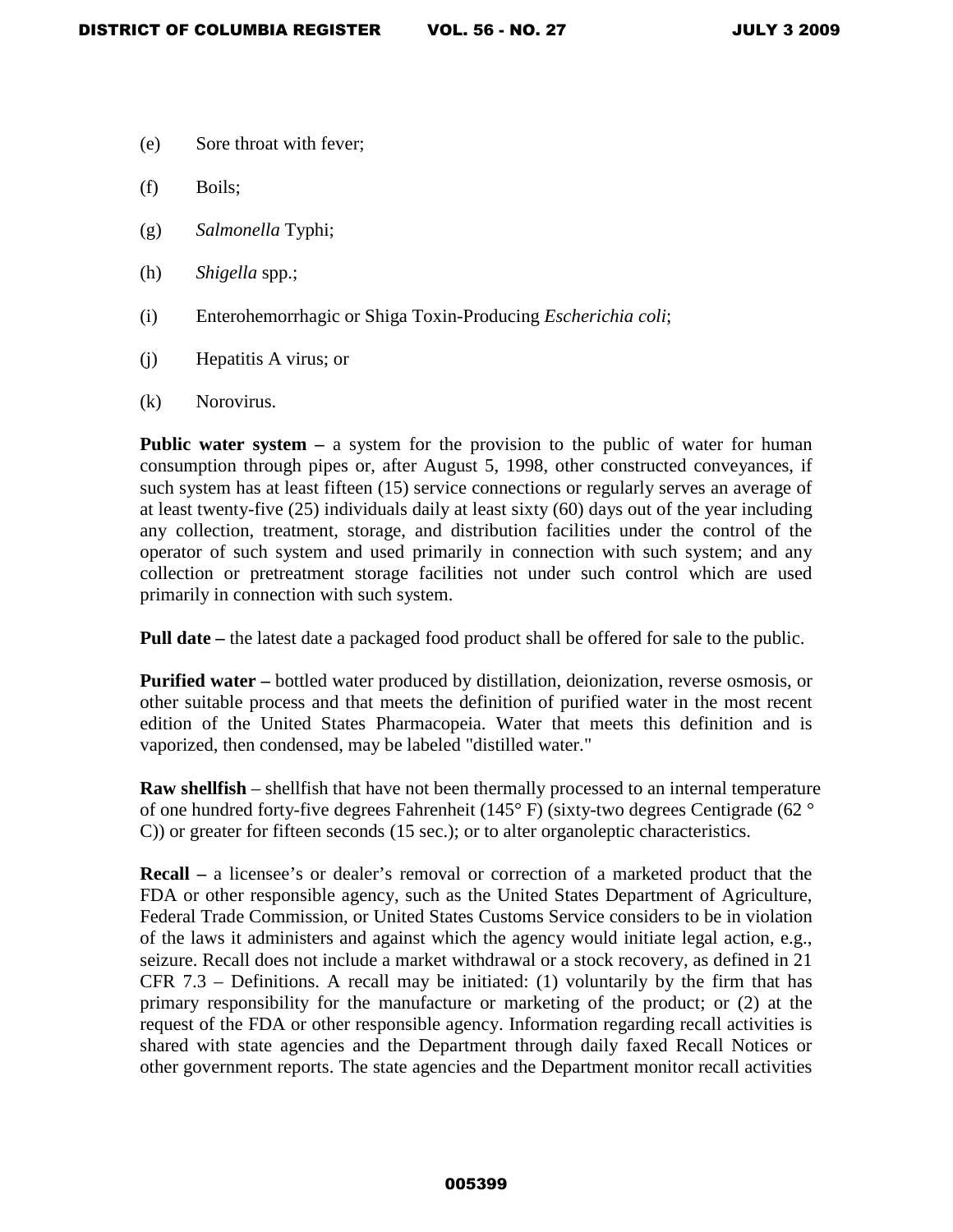(e) Sore throat with fever;

(f) Boils;

(g) *Salmonella* Typhi;

(h) *Shigella* spp.;

(i) Enterohemorrhagic or Shiga Toxin-Producing *Escherichia coli*;

(j) Hepatitis A virus; or

(k) Norovirus.

**Public water system –** a system for the provision to the public of water for human consumption through pipes or, after August 5, 1998, other constructed conveyances, if such system has at least fifteen (15) service connections or regularly serves an average of at least twenty-five (25) individuals daily at least sixty (60) days out of the year including any collection, treatment, storage, and distribution facilities under the control of the operator of such system and used primarily in connection with such system; and any collection or pretreatment storage facilities not under such control which are used primarily in connection with such system.

**Pull date –** the latest date a packaged food product shall be offered for sale to the public.

**Purified water –** bottled water produced by distillation, deionization, reverse osmosis, or other suitable process and that meets the definition of purified water in the most recent edition of the United States Pharmacopeia. Water that meets this definition and is vaporized, then condensed, may be labeled "distilled water."

**Raw shellfish** – shellfish that have not been thermally processed to an internal temperature of one hundred forty-five degrees Fahrenheit (145° F) (sixty-two degrees Centigrade (62 ° C)) or greater for fifteen seconds (15 sec.); or to alter organoleptic characteristics.

**Recall –** a licensee's or dealer's removal or correction of a marketed product that the FDA or other responsible agency, such as the United States Department of Agriculture, Federal Trade Commission, or United States Customs Service considers to be in violation of the laws it administers and against which the agency would initiate legal action, e.g., seizure. Recall does not include a market withdrawal or a stock recovery, as defined in 21 CFR 7.3 – Definitions. A recall may be initiated: (1) voluntarily by the firm that has primary responsibility for the manufacture or marketing of the product; or (2) at the request of the FDA or other responsible agency. Information regarding recall activities is shared with state agencies and the Department through daily faxed Recall Notices or other government reports. The state agencies and the Department monitor recall activities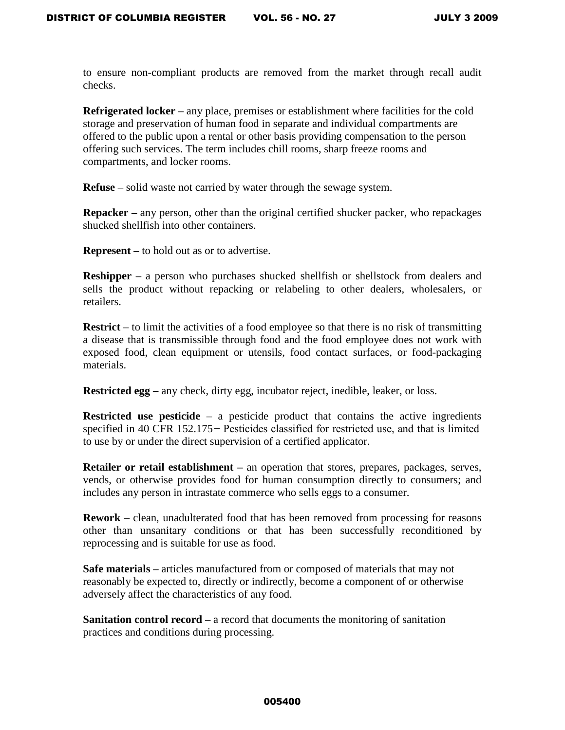to ensure non-compliant products are removed from the market through recall audit checks.

**Refrigerated locker** – any place, premises or establishment where facilities for the cold storage and preservation of human food in separate and individual compartments are offered to the public upon a rental or other basis providing compensation to the person offering such services. The term includes chill rooms, sharp freeze rooms and compartments, and locker rooms.

**Refuse** – solid waste not carried by water through the sewage system.

**Repacker –** any person, other than the original certified shucker packer, who repackages shucked shellfish into other containers.

**Represent –** to hold out as or to advertise.

**Reshipper** – a person who purchases shucked shellfish or shellstock from dealers and sells the product without repacking or relabeling to other dealers, wholesalers, or retailers.

**Restrict** – to limit the activities of a food employee so that there is no risk of transmitting a disease that is transmissible through food and the food employee does not work with exposed food, clean equipment or utensils, food contact surfaces, or food-packaging materials.

**Restricted egg –** any check, dirty egg, incubator reject, inedible, leaker, or loss.

**Restricted use pesticide** – a pesticide product that contains the active ingredients specified in 40 CFR 152.175− Pesticides classified for restricted use, and that is limited to use by or under the direct supervision of a certified applicator.

**Retailer or retail establishment –** an operation that stores, prepares, packages, serves, vends, or otherwise provides food for human consumption directly to consumers; and includes any person in intrastate commerce who sells eggs to a consumer.

**Rework** – clean, unadulterated food that has been removed from processing for reasons other than unsanitary conditions or that has been successfully reconditioned by reprocessing and is suitable for use as food.

**Safe materials** – articles manufactured from or composed of materials that may not reasonably be expected to, directly or indirectly, become a component of or otherwise adversely affect the characteristics of any food.

**Sanitation control record –** a record that documents the monitoring of sanitation practices and conditions during processing.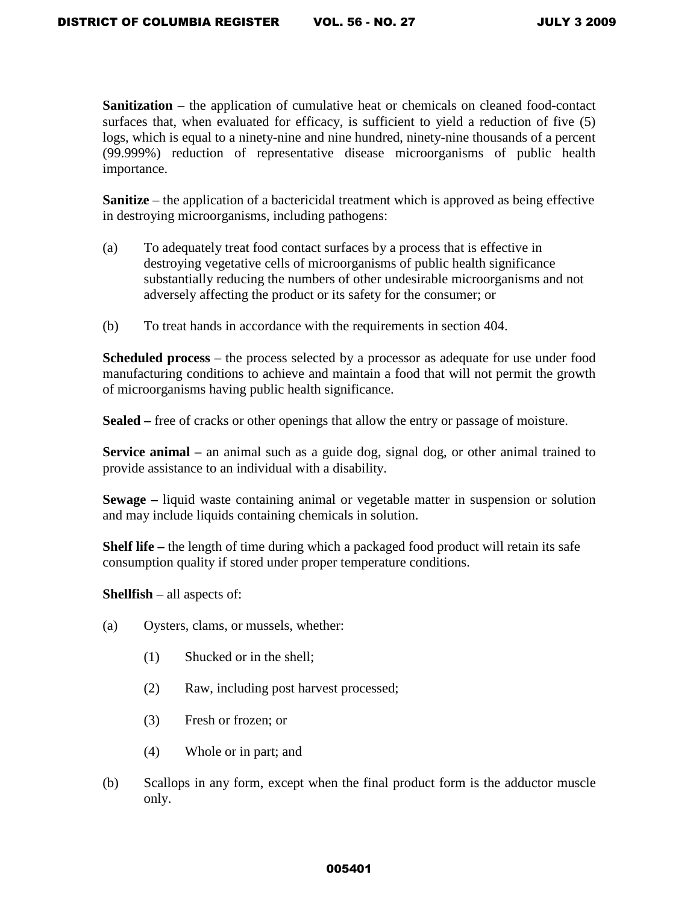**Sanitization** – the application of cumulative heat or chemicals on cleaned food-contact surfaces that, when evaluated for efficacy, is sufficient to yield a reduction of five (5) logs, which is equal to a ninety-nine and nine hundred, ninety-nine thousands of a percent (99.999%) reduction of representative disease microorganisms of public health importance.

**Sanitize** – the application of a bactericidal treatment which is approved as being effective in destroying microorganisms, including pathogens:

(a) To adequately treat food contact surfaces by a process that is effective in destroying vegetative cells of microorganisms of public health significance substantially reducing the numbers of other undesirable microorganisms and not adversely affecting the product or its safety for the consumer; or

(b) To treat hands in accordance with the requirements in section 404.

**Scheduled process** – the process selected by a processor as adequate for use under food manufacturing conditions to achieve and maintain a food that will not permit the growth of microorganisms having public health significance.

**Sealed –** free of cracks or other openings that allow the entry or passage of moisture.

**Service animal –** an animal such as a guide dog, signal dog, or other animal trained to provide assistance to an individual with a disability.

**Sewage –** liquid waste containing animal or vegetable matter in suspension or solution and may include liquids containing chemicals in solution.

**Shelf life –** the length of time during which a packaged food product will retain its safe consumption quality if stored under proper temperature conditions.

**Shellfish** – all aspects of:

(a) Oysters, clams, or mussels, whether:

    (1) Shucked or in the shell;

    (2) Raw, including post harvest processed;

    (3) Fresh or frozen; or

    (4) Whole or in part; and

(b) Scallops in any form, except when the final product form is the adductor muscle only.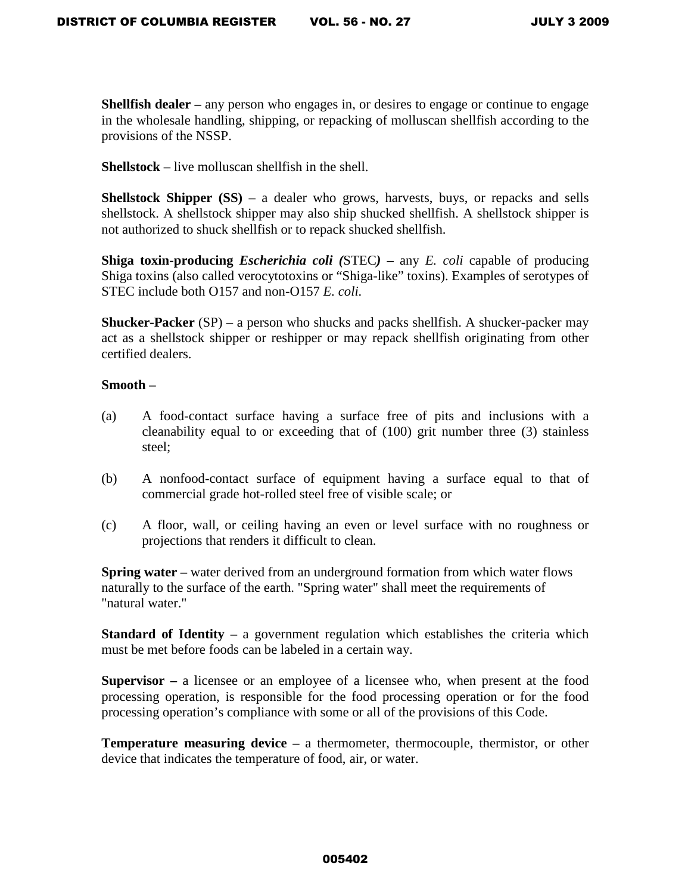**Shellfish dealer –** any person who engages in, or desires to engage or continue to engage in the wholesale handling, shipping, or repacking of molluscan shellfish according to the provisions of the NSSP.

**Shellstock** – live molluscan shellfish in the shell.

**Shellstock Shipper (SS)** – a dealer who grows, harvests, buys, or repacks and sells shellstock. A shellstock shipper may also ship shucked shellfish. A shellstock shipper is not authorized to shuck shellfish or to repack shucked shellfish.

**Shiga toxin-producing *Escherichia coli (*STEC*)* –** any *E. coli* capable of producing Shiga toxins (also called verocytotoxins or "Shiga-like" toxins). Examples of serotypes of STEC include both O157 and non-O157 *E. coli.*

**Shucker-Packer** (SP) – a person who shucks and packs shellfish. A shucker-packer may act as a shellstock shipper or reshipper or may repack shellfish originating from other certified dealers.

**Smooth –**

(a) A food-contact surface having a surface free of pits and inclusions with a cleanability equal to or exceeding that of (100) grit number three (3) stainless steel;

(b) A nonfood-contact surface of equipment having a surface equal to that of commercial grade hot-rolled steel free of visible scale; or

(c) A floor, wall, or ceiling having an even or level surface with no roughness or projections that renders it difficult to clean.

**Spring water –** water derived from an underground formation from which water flows naturally to the surface of the earth. "Spring water" shall meet the requirements of "natural water."

**Standard of Identity –** a government regulation which establishes the criteria which must be met before foods can be labeled in a certain way.

**Supervisor –** a licensee or an employee of a licensee who, when present at the food processing operation, is responsible for the food processing operation or for the food processing operation's compliance with some or all of the provisions of this Code.

**Temperature measuring device –** a thermometer, thermocouple, thermistor, or other device that indicates the temperature of food, air, or water.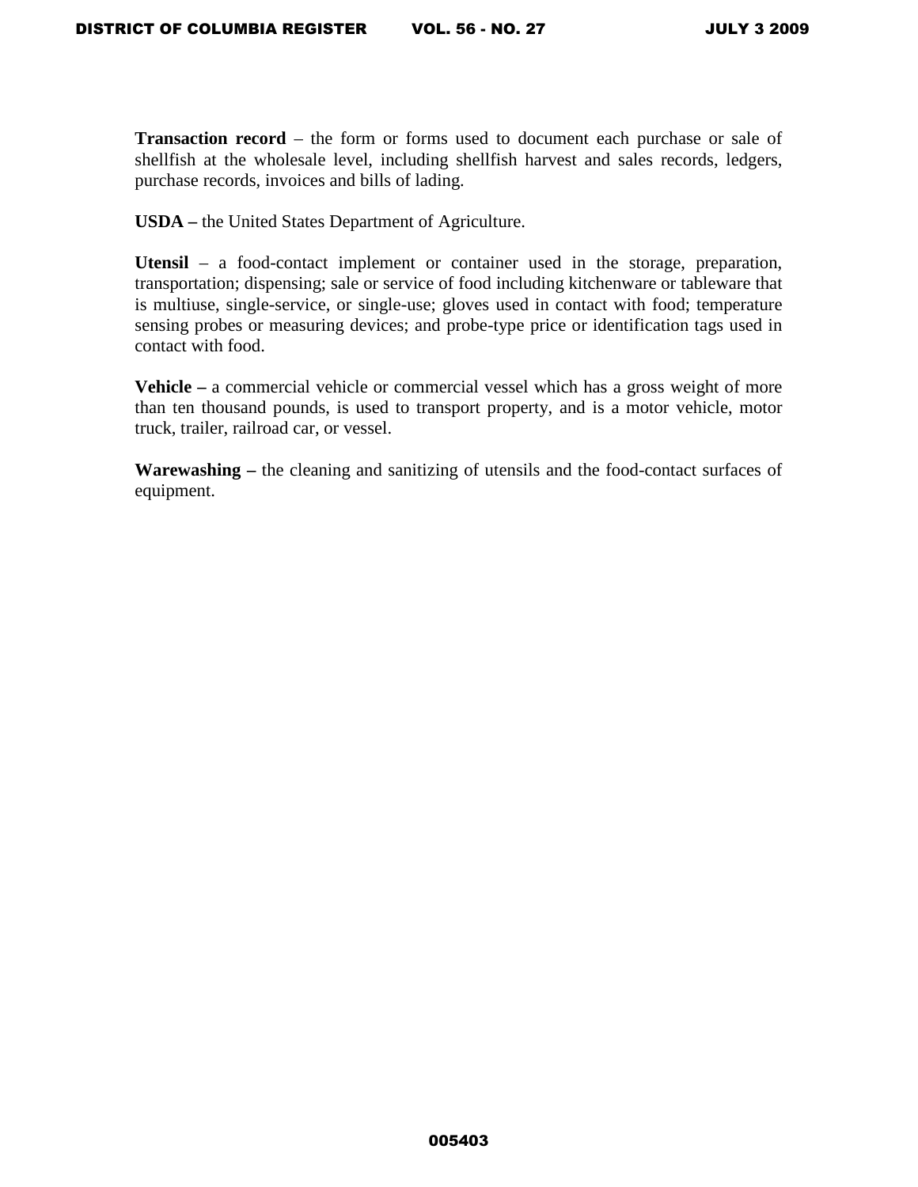**Transaction record** – the form or forms used to document each purchase or sale of shellfish at the wholesale level, including shellfish harvest and sales records, ledgers, purchase records, invoices and bills of lading.

**USDA –** the United States Department of Agriculture.

**Utensil** – a food-contact implement or container used in the storage, preparation, transportation; dispensing; sale or service of food including kitchenware or tableware that is multiuse, single-service, or single-use; gloves used in contact with food; temperature sensing probes or measuring devices; and probe-type price or identification tags used in contact with food.

**Vehicle –** a commercial vehicle or commercial vessel which has a gross weight of more than ten thousand pounds, is used to transport property, and is a motor vehicle, motor truck, trailer, railroad car, or vessel.

**Warewashing –** the cleaning and sanitizing of utensils and the food-contact surfaces of equipment.